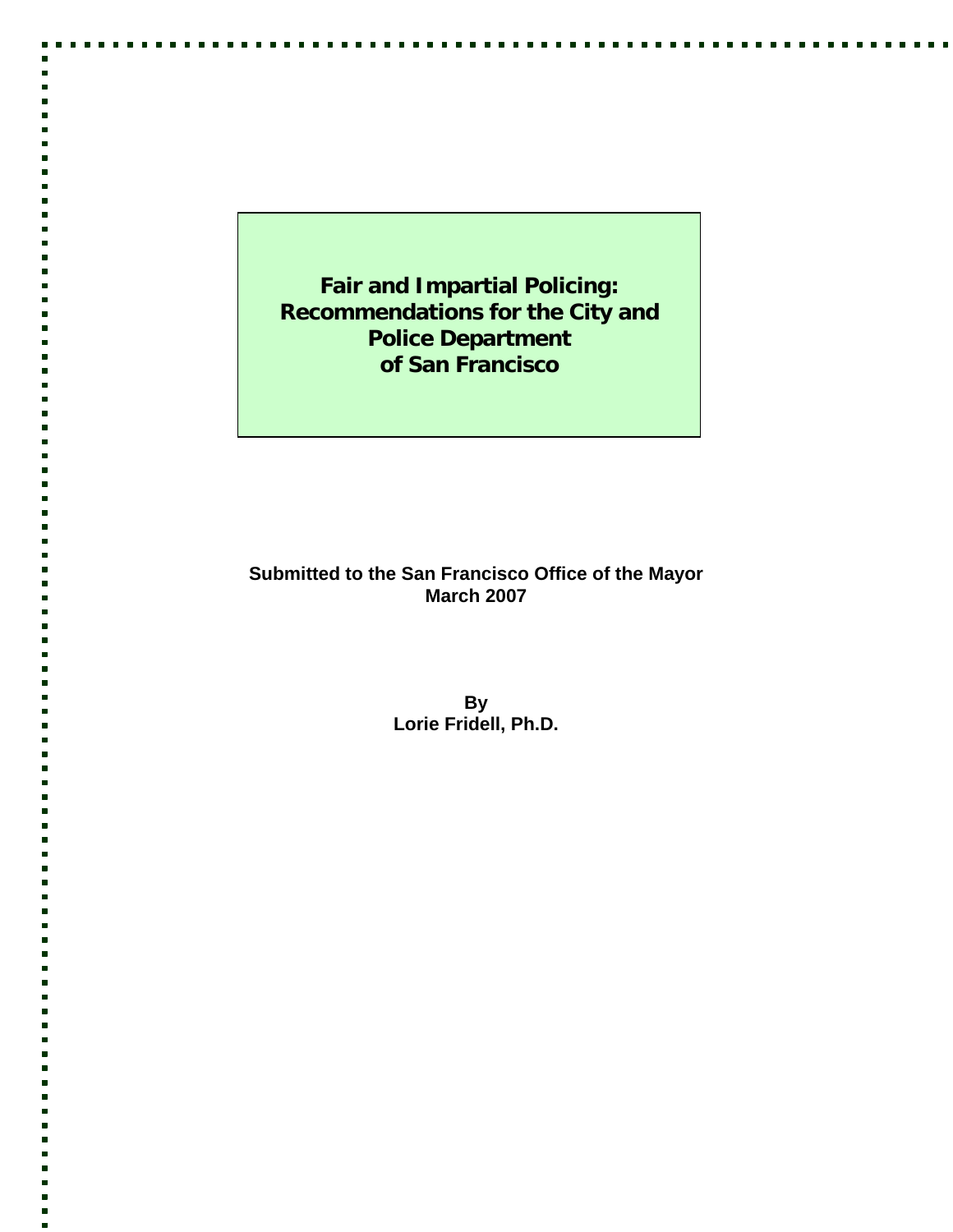# Fair and Impartial Policing: Recommendations for the City and Police Department of San Francisco

**Submitted to the San Francisco Office of the Mayor**
**March 2007**

**By**
**Lorie Fridell, Ph.D.**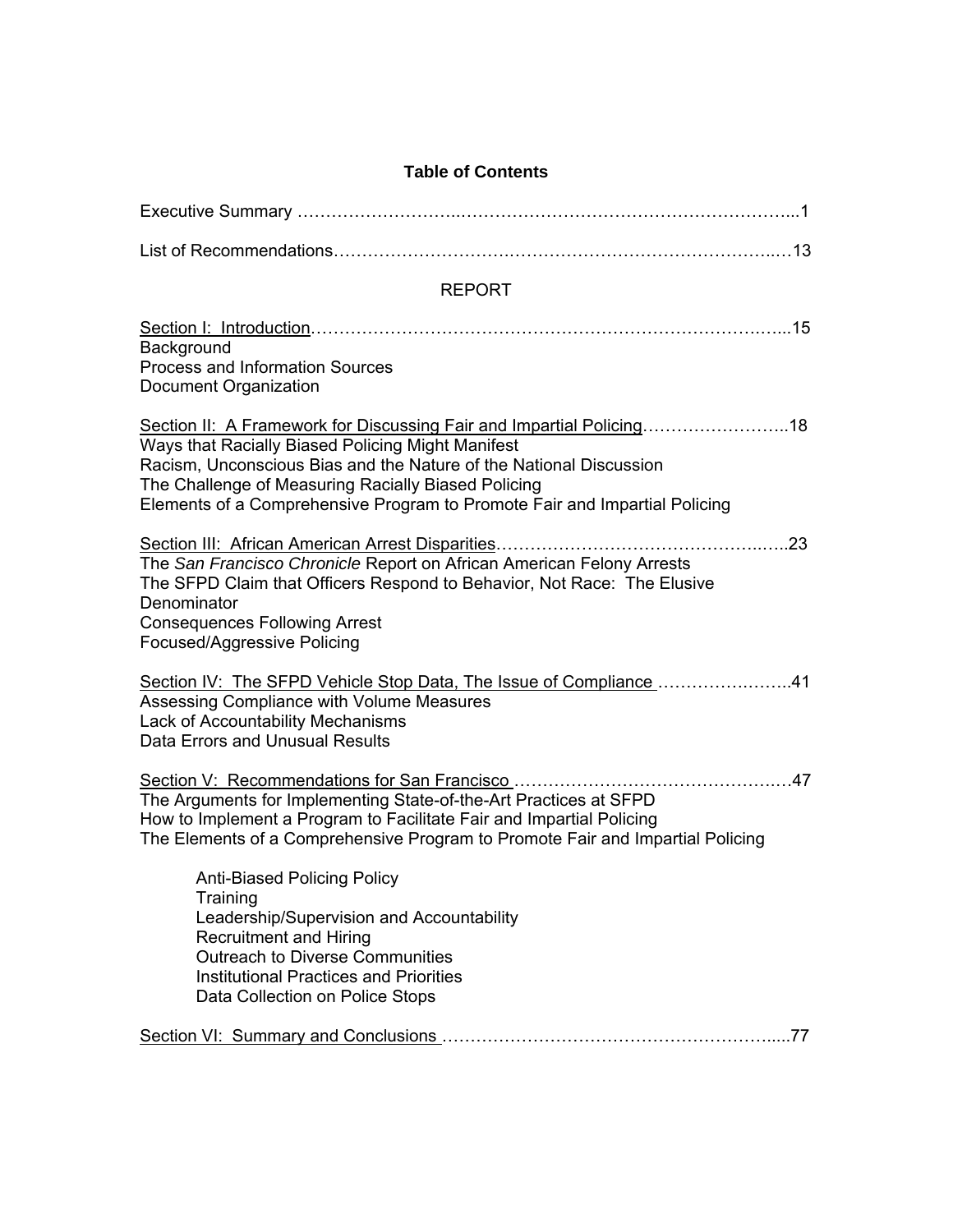# Table of Contents

Executive Summary ..........................................................................................1

List of Recommendations..................................................................................13

REPORT

Section I: Introduction.......................................................................................15
Background
Process and Information Sources
Document Organization

Section II: A Framework for Discussing Fair and Impartial Policing.........................18
Ways that Racially Biased Policing Might Manifest
Racism, Unconscious Bias and the Nature of the National Discussion
The Challenge of Measuring Racially Biased Policing
Elements of a Comprehensive Program to Promote Fair and Impartial Policing

Section III: African American Arrest Disparities................................................23
The *San Francisco Chronicle* Report on African American Felony Arrests
The SFPD Claim that Officers Respond to Behavior, Not Race: The Elusive Denominator
Consequences Following Arrest
Focused/Aggressive Policing

Section IV: The SFPD Vehicle Stop Data, The Issue of Compliance .........................41
Assessing Compliance with Volume Measures
Lack of Accountability Mechanisms
Data Errors and Unusual Results

Section V: Recommendations for San Francisco ..................................................47
The Arguments for Implementing State-of-the-Art Practices at SFPD
How to Implement a Program to Facilitate Fair and Impartial Policing
The Elements of a Comprehensive Program to Promote Fair and Impartial Policing

- Anti-Biased Policing Policy
- Training
- Leadership/Supervision and Accountability
- Recruitment and Hiring
- Outreach to Diverse Communities
- Institutional Practices and Priorities
- Data Collection on Police Stops

Section VI: Summary and Conclusions ..............................................................77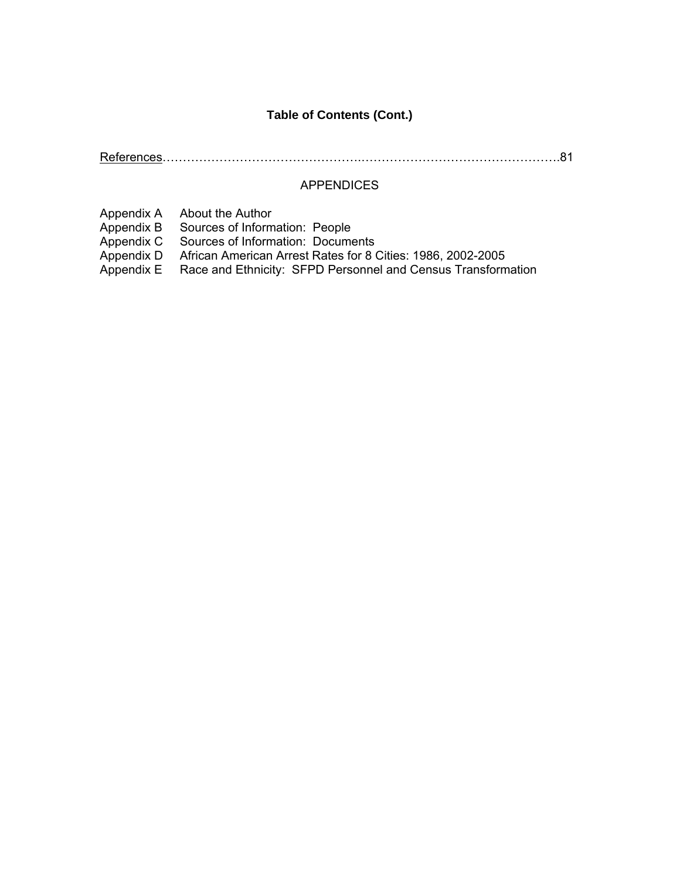## Table of Contents (Cont.)

References……………………………………….…………………………………………..81

APPENDICES

Appendix A    About the Author
Appendix B    Sources of Information:  People
Appendix C    Sources of Information:  Documents
Appendix D    African American Arrest Rates for 8 Cities: 1986, 2002-2005
Appendix E    Race and Ethnicity:  SFPD Personnel and Census Transformation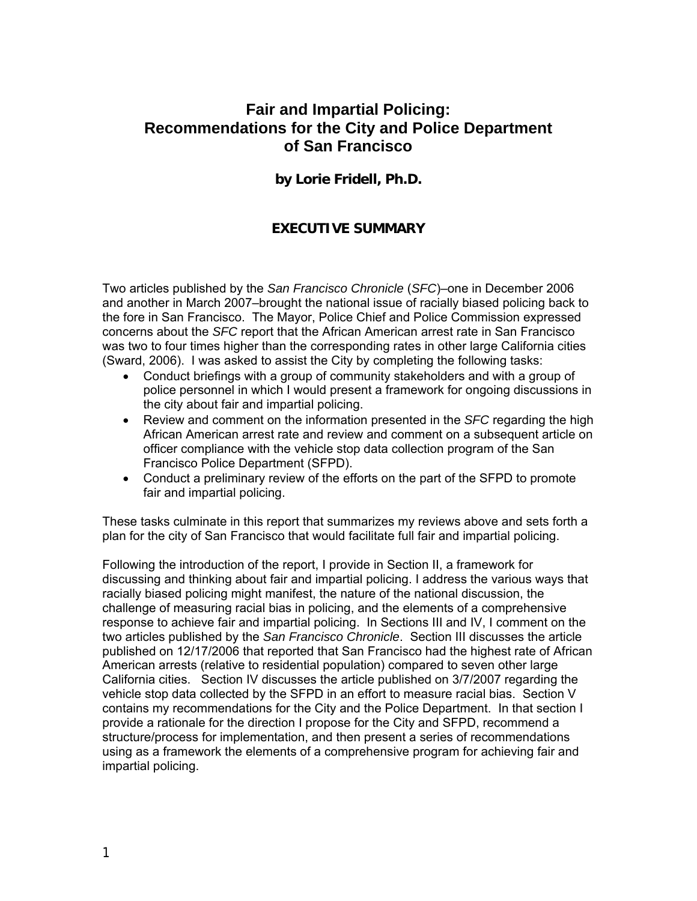# Fair and Impartial Policing: Recommendations for the City and Police Department of San Francisco

**by Lorie Fridell, Ph.D.**

## EXECUTIVE SUMMARY

Two articles published by the *San Francisco Chronicle* (*SFC*)–one in December 2006 and another in March 2007–brought the national issue of racially biased policing back to the fore in San Francisco. The Mayor, Police Chief and Police Commission expressed concerns about the *SFC* report that the African American arrest rate in San Francisco was two to four times higher than the corresponding rates in other large California cities (Sward, 2006). I was asked to assist the City by completing the following tasks:

- Conduct briefings with a group of community stakeholders and with a group of police personnel in which I would present a framework for ongoing discussions in the city about fair and impartial policing.
- Review and comment on the information presented in the *SFC* regarding the high African American arrest rate and review and comment on a subsequent article on officer compliance with the vehicle stop data collection program of the San Francisco Police Department (SFPD).
- Conduct a preliminary review of the efforts on the part of the SFPD to promote fair and impartial policing.

These tasks culminate in this report that summarizes my reviews above and sets forth a plan for the city of San Francisco that would facilitate full fair and impartial policing.

Following the introduction of the report, I provide in Section II, a framework for discussing and thinking about fair and impartial policing. I address the various ways that racially biased policing might manifest, the nature of the national discussion, the challenge of measuring racial bias in policing, and the elements of a comprehensive response to achieve fair and impartial policing. In Sections III and IV, I comment on the two articles published by the *San Francisco Chronicle*. Section III discusses the article published on 12/17/2006 that reported that San Francisco had the highest rate of African American arrests (relative to residential population) compared to seven other large California cities. Section IV discusses the article published on 3/7/2007 regarding the vehicle stop data collected by the SFPD in an effort to measure racial bias. Section V contains my recommendations for the City and the Police Department. In that section I provide a rationale for the direction I propose for the City and SFPD, recommend a structure/process for implementation, and then present a series of recommendations using as a framework the elements of a comprehensive program for achieving fair and impartial policing.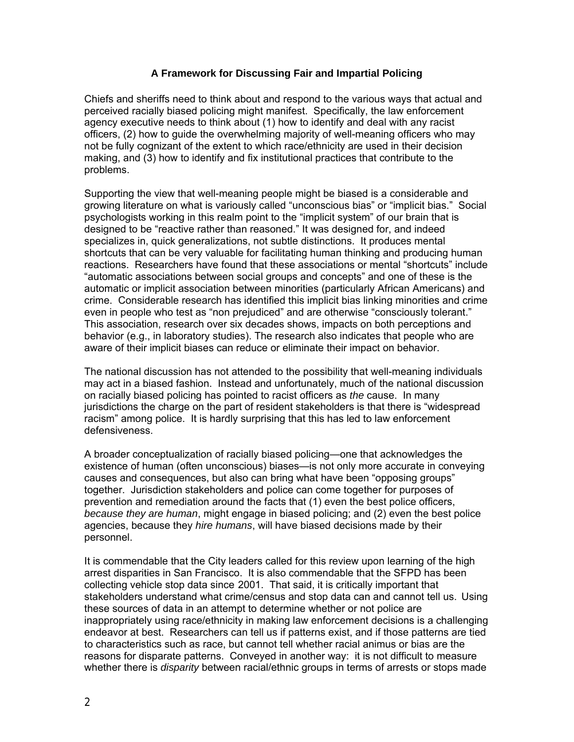### A Framework for Discussing Fair and Impartial Policing

Chiefs and sheriffs need to think about and respond to the various ways that actual and perceived racially biased policing might manifest. Specifically, the law enforcement agency executive needs to think about (1) how to identify and deal with any racist officers, (2) how to guide the overwhelming majority of well-meaning officers who may not be fully cognizant of the extent to which race/ethnicity are used in their decision making, and (3) how to identify and fix institutional practices that contribute to the problems.

Supporting the view that well-meaning people might be biased is a considerable and growing literature on what is variously called "unconscious bias" or "implicit bias." Social psychologists working in this realm point to the "implicit system" of our brain that is designed to be "reactive rather than reasoned." It was designed for, and indeed specializes in, quick generalizations, not subtle distinctions. It produces mental shortcuts that can be very valuable for facilitating human thinking and producing human reactions. Researchers have found that these associations or mental "shortcuts" include "automatic associations between social groups and concepts" and one of these is the automatic or implicit association between minorities (particularly African Americans) and crime. Considerable research has identified this implicit bias linking minorities and crime even in people who test as "non prejudiced" and are otherwise "consciously tolerant." This association, research over six decades shows, impacts on both perceptions and behavior (e.g., in laboratory studies). The research also indicates that people who are aware of their implicit biases can reduce or eliminate their impact on behavior.

The national discussion has not attended to the possibility that well-meaning individuals may act in a biased fashion. Instead and unfortunately, much of the national discussion on racially biased policing has pointed to racist officers as *the* cause. In many jurisdictions the charge on the part of resident stakeholders is that there is "widespread racism" among police. It is hardly surprising that this has led to law enforcement defensiveness.

A broader conceptualization of racially biased policing—one that acknowledges the existence of human (often unconscious) biases—is not only more accurate in conveying causes and consequences, but also can bring what have been "opposing groups" together. Jurisdiction stakeholders and police can come together for purposes of prevention and remediation around the facts that (1) even the best police officers, *because they are human*, might engage in biased policing; and (2) even the best police agencies, because they *hire humans*, will have biased decisions made by their personnel.

It is commendable that the City leaders called for this review upon learning of the high arrest disparities in San Francisco. It is also commendable that the SFPD has been collecting vehicle stop data since 2001. That said, it is critically important that stakeholders understand what crime/census and stop data can and cannot tell us. Using these sources of data in an attempt to determine whether or not police are inappropriately using race/ethnicity in making law enforcement decisions is a challenging endeavor at best. Researchers can tell us if patterns exist, and if those patterns are tied to characteristics such as race, but cannot tell whether racial animus or bias are the reasons for disparate patterns. Conveyed in another way: it is not difficult to measure whether there is *disparity* between racial/ethnic groups in terms of arrests or stops made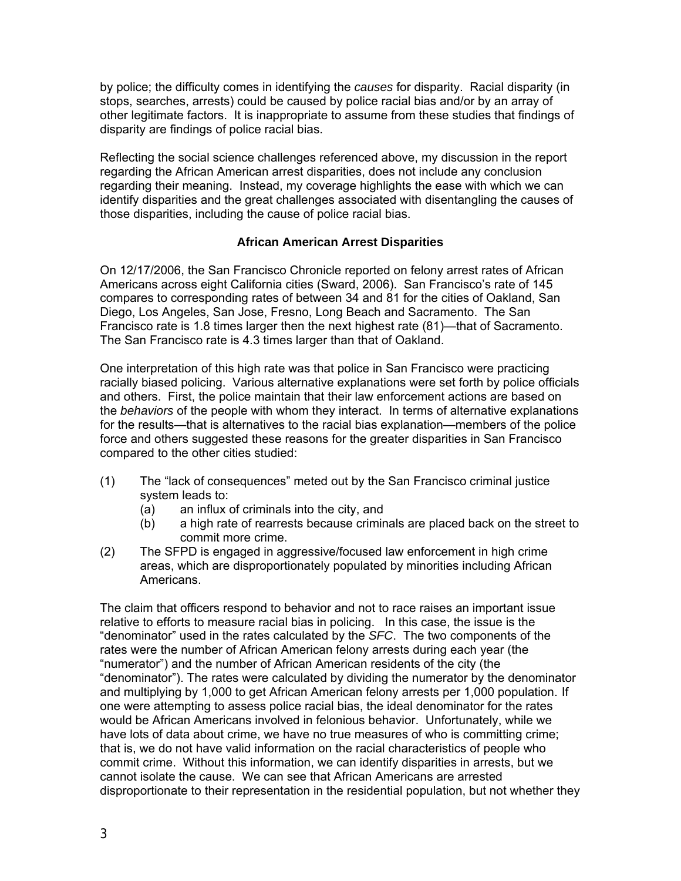by police; the difficulty comes in identifying the *causes* for disparity. Racial disparity (in stops, searches, arrests) could be caused by police racial bias and/or by an array of other legitimate factors. It is inappropriate to assume from these studies that findings of disparity are findings of police racial bias.

Reflecting the social science challenges referenced above, my discussion in the report regarding the African American arrest disparities, does not include any conclusion regarding their meaning. Instead, my coverage highlights the ease with which we can identify disparities and the great challenges associated with disentangling the causes of those disparities, including the cause of police racial bias.

### African American Arrest Disparities

On 12/17/2006, the San Francisco Chronicle reported on felony arrest rates of African Americans across eight California cities (Sward, 2006). San Francisco's rate of 145 compares to corresponding rates of between 34 and 81 for the cities of Oakland, San Diego, Los Angeles, San Jose, Fresno, Long Beach and Sacramento. The San Francisco rate is 1.8 times larger then the next highest rate (81)—that of Sacramento. The San Francisco rate is 4.3 times larger than that of Oakland.

One interpretation of this high rate was that police in San Francisco were practicing racially biased policing. Various alternative explanations were set forth by police officials and others. First, the police maintain that their law enforcement actions are based on the *behaviors* of the people with whom they interact. In terms of alternative explanations for the results—that is alternatives to the racial bias explanation—members of the police force and others suggested these reasons for the greater disparities in San Francisco compared to the other cities studied:

(1) The "lack of consequences" meted out by the San Francisco criminal justice system leads to:
   (a) an influx of criminals into the city, and
   (b) a high rate of rearrests because criminals are placed back on the street to commit more crime.

(2) The SFPD is engaged in aggressive/focused law enforcement in high crime areas, which are disproportionately populated by minorities including African Americans.

The claim that officers respond to behavior and not to race raises an important issue relative to efforts to measure racial bias in policing. In this case, the issue is the "denominator" used in the rates calculated by the *SFC*. The two components of the rates were the number of African American felony arrests during each year (the "numerator") and the number of African American residents of the city (the "denominator"). The rates were calculated by dividing the numerator by the denominator and multiplying by 1,000 to get African American felony arrests per 1,000 population. If one were attempting to assess police racial bias, the ideal denominator for the rates would be African Americans involved in felonious behavior. Unfortunately, while we have lots of data about crime, we have no true measures of who is committing crime; that is, we do not have valid information on the racial characteristics of people who commit crime. Without this information, we can identify disparities in arrests, but we cannot isolate the cause. We can see that African Americans are arrested disproportionate to their representation in the residential population, but not whether they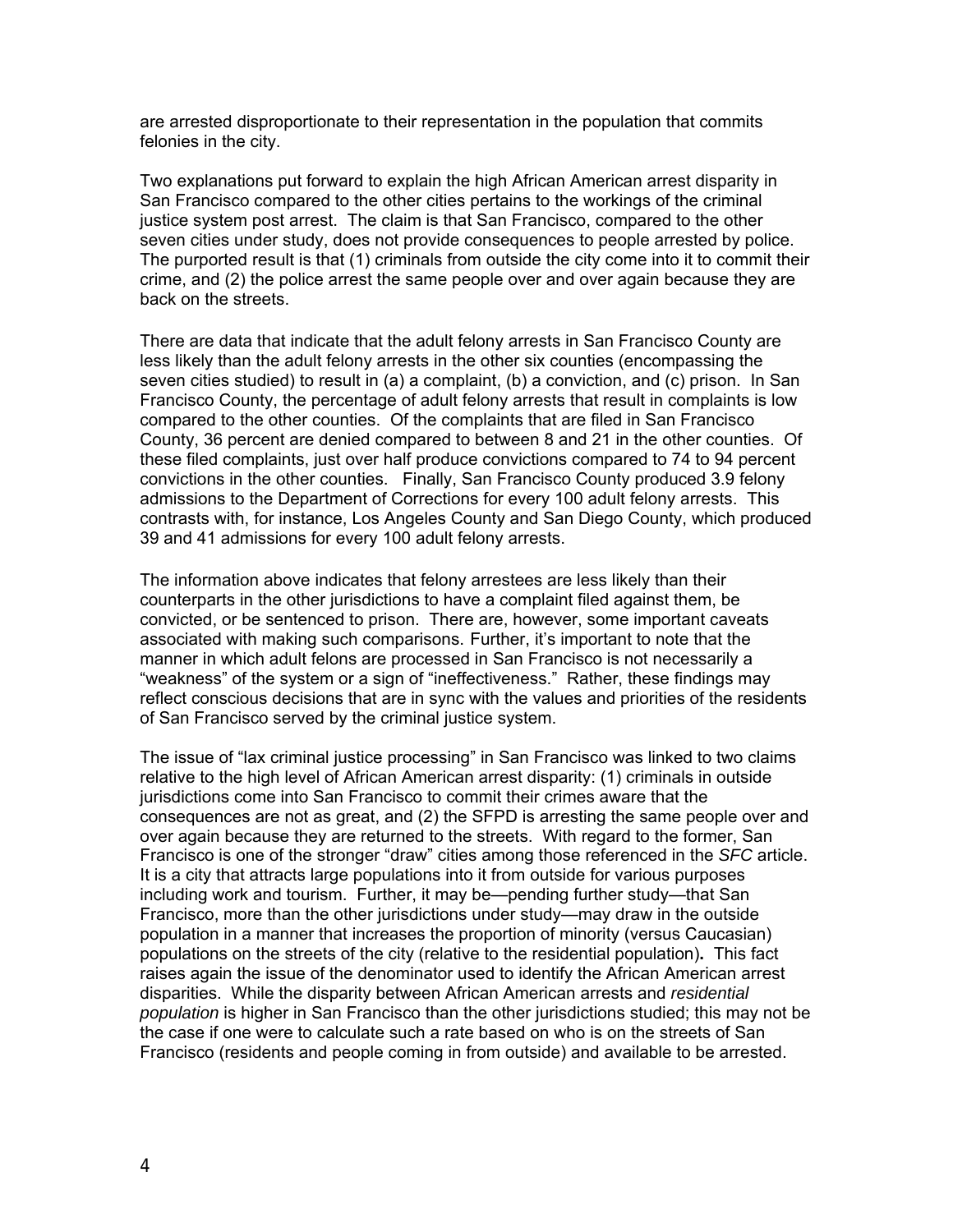are arrested disproportionate to their representation in the population that commits felonies in the city.

Two explanations put forward to explain the high African American arrest disparity in San Francisco compared to the other cities pertains to the workings of the criminal justice system post arrest. The claim is that San Francisco, compared to the other seven cities under study, does not provide consequences to people arrested by police. The purported result is that (1) criminals from outside the city come into it to commit their crime, and (2) the police arrest the same people over and over again because they are back on the streets.

There are data that indicate that the adult felony arrests in San Francisco County are less likely than the adult felony arrests in the other six counties (encompassing the seven cities studied) to result in (a) a complaint, (b) a conviction, and (c) prison. In San Francisco County, the percentage of adult felony arrests that result in complaints is low compared to the other counties. Of the complaints that are filed in San Francisco County, 36 percent are denied compared to between 8 and 21 in the other counties. Of these filed complaints, just over half produce convictions compared to 74 to 94 percent convictions in the other counties. Finally, San Francisco County produced 3.9 felony admissions to the Department of Corrections for every 100 adult felony arrests. This contrasts with, for instance, Los Angeles County and San Diego County, which produced 39 and 41 admissions for every 100 adult felony arrests.

The information above indicates that felony arrestees are less likely than their counterparts in the other jurisdictions to have a complaint filed against them, be convicted, or be sentenced to prison. There are, however, some important caveats associated with making such comparisons. Further, it's important to note that the manner in which adult felons are processed in San Francisco is not necessarily a "weakness" of the system or a sign of "ineffectiveness." Rather, these findings may reflect conscious decisions that are in sync with the values and priorities of the residents of San Francisco served by the criminal justice system.

The issue of "lax criminal justice processing" in San Francisco was linked to two claims relative to the high level of African American arrest disparity: (1) criminals in outside jurisdictions come into San Francisco to commit their crimes aware that the consequences are not as great, and (2) the SFPD is arresting the same people over and over again because they are returned to the streets. With regard to the former, San Francisco is one of the stronger "draw" cities among those referenced in the *SFC* article. It is a city that attracts large populations into it from outside for various purposes including work and tourism. Further, it may be—pending further study—that San Francisco, more than the other jurisdictions under study—may draw in the outside population in a manner that increases the proportion of minority (versus Caucasian) populations on the streets of the city (relative to the residential population)**.** This fact raises again the issue of the denominator used to identify the African American arrest disparities. While the disparity between African American arrests and *residential population* is higher in San Francisco than the other jurisdictions studied; this may not be the case if one were to calculate such a rate based on who is on the streets of San Francisco (residents and people coming in from outside) and available to be arrested.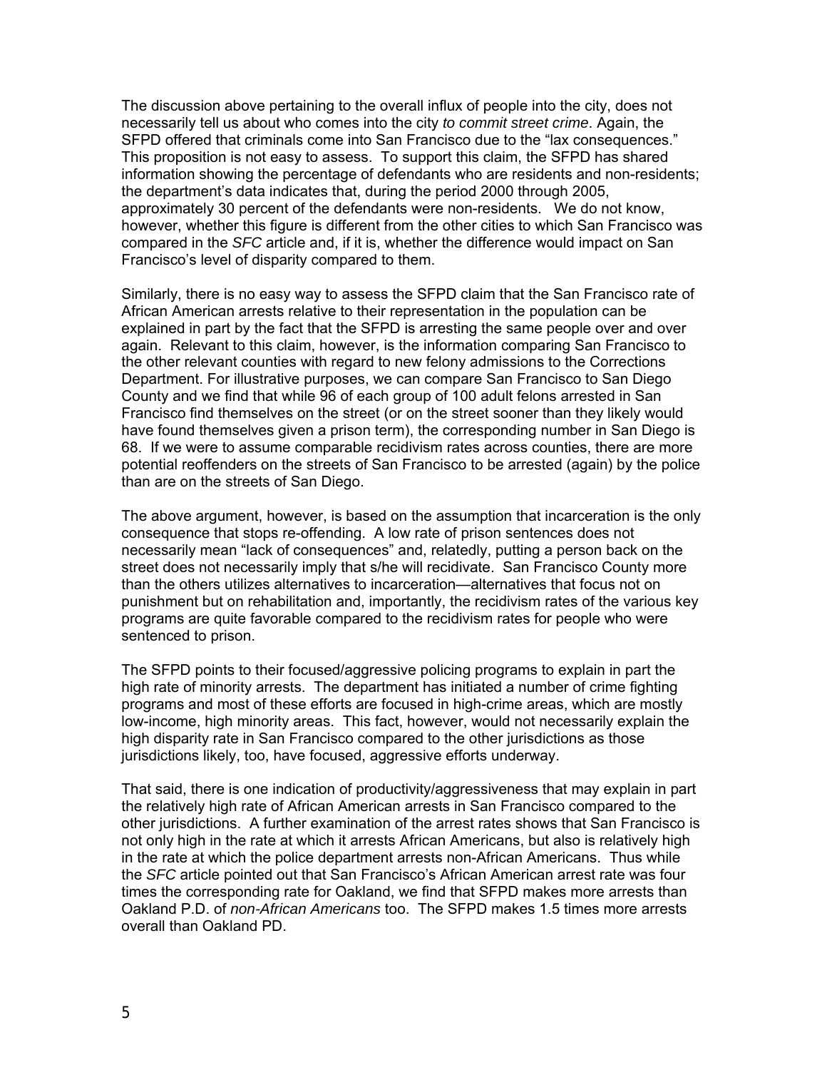The discussion above pertaining to the overall influx of people into the city, does not necessarily tell us about who comes into the city *to commit street crime*. Again, the SFPD offered that criminals come into San Francisco due to the "lax consequences." This proposition is not easy to assess. To support this claim, the SFPD has shared information showing the percentage of defendants who are residents and non-residents; the department's data indicates that, during the period 2000 through 2005, approximately 30 percent of the defendants were non-residents. We do not know, however, whether this figure is different from the other cities to which San Francisco was compared in the *SFC* article and, if it is, whether the difference would impact on San Francisco's level of disparity compared to them.

Similarly, there is no easy way to assess the SFPD claim that the San Francisco rate of African American arrests relative to their representation in the population can be explained in part by the fact that the SFPD is arresting the same people over and over again. Relevant to this claim, however, is the information comparing San Francisco to the other relevant counties with regard to new felony admissions to the Corrections Department. For illustrative purposes, we can compare San Francisco to San Diego County and we find that while 96 of each group of 100 adult felons arrested in San Francisco find themselves on the street (or on the street sooner than they likely would have found themselves given a prison term), the corresponding number in San Diego is 68. If we were to assume comparable recidivism rates across counties, there are more potential reoffenders on the streets of San Francisco to be arrested (again) by the police than are on the streets of San Diego.

The above argument, however, is based on the assumption that incarceration is the only consequence that stops re-offending. A low rate of prison sentences does not necessarily mean "lack of consequences" and, relatedly, putting a person back on the street does not necessarily imply that s/he will recidivate. San Francisco County more than the others utilizes alternatives to incarceration—alternatives that focus not on punishment but on rehabilitation and, importantly, the recidivism rates of the various key programs are quite favorable compared to the recidivism rates for people who were sentenced to prison.

The SFPD points to their focused/aggressive policing programs to explain in part the high rate of minority arrests. The department has initiated a number of crime fighting programs and most of these efforts are focused in high-crime areas, which are mostly low-income, high minority areas. This fact, however, would not necessarily explain the high disparity rate in San Francisco compared to the other jurisdictions as those jurisdictions likely, too, have focused, aggressive efforts underway.

That said, there is one indication of productivity/aggressiveness that may explain in part the relatively high rate of African American arrests in San Francisco compared to the other jurisdictions. A further examination of the arrest rates shows that San Francisco is not only high in the rate at which it arrests African Americans, but also is relatively high in the rate at which the police department arrests non-African Americans. Thus while the *SFC* article pointed out that San Francisco's African American arrest rate was four times the corresponding rate for Oakland, we find that SFPD makes more arrests than Oakland P.D. of *non-African Americans* too. The SFPD makes 1.5 times more arrests overall than Oakland PD.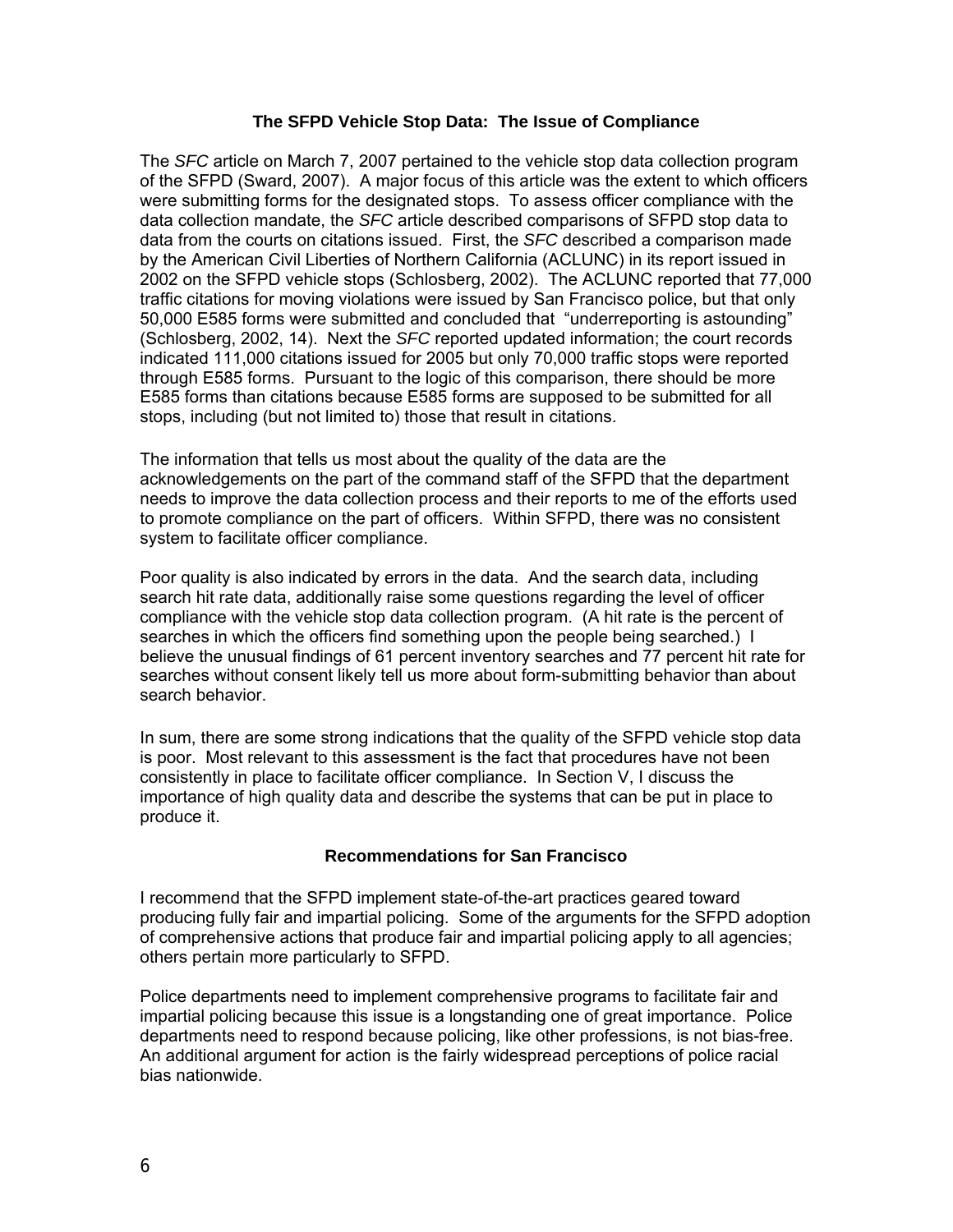### The SFPD Vehicle Stop Data: The Issue of Compliance

The *SFC* article on March 7, 2007 pertained to the vehicle stop data collection program of the SFPD (Sward, 2007). A major focus of this article was the extent to which officers were submitting forms for the designated stops. To assess officer compliance with the data collection mandate, the *SFC* article described comparisons of SFPD stop data to data from the courts on citations issued. First, the *SFC* described a comparison made by the American Civil Liberties of Northern California (ACLUNC) in its report issued in 2002 on the SFPD vehicle stops (Schlosberg, 2002). The ACLUNC reported that 77,000 traffic citations for moving violations were issued by San Francisco police, but that only 50,000 E585 forms were submitted and concluded that "underreporting is astounding" (Schlosberg, 2002, 14). Next the *SFC* reported updated information; the court records indicated 111,000 citations issued for 2005 but only 70,000 traffic stops were reported through E585 forms. Pursuant to the logic of this comparison, there should be more E585 forms than citations because E585 forms are supposed to be submitted for all stops, including (but not limited to) those that result in citations.

The information that tells us most about the quality of the data are the acknowledgements on the part of the command staff of the SFPD that the department needs to improve the data collection process and their reports to me of the efforts used to promote compliance on the part of officers. Within SFPD, there was no consistent system to facilitate officer compliance.

Poor quality is also indicated by errors in the data. And the search data, including search hit rate data, additionally raise some questions regarding the level of officer compliance with the vehicle stop data collection program. (A hit rate is the percent of searches in which the officers find something upon the people being searched.) I believe the unusual findings of 61 percent inventory searches and 77 percent hit rate for searches without consent likely tell us more about form-submitting behavior than about search behavior.

In sum, there are some strong indications that the quality of the SFPD vehicle stop data is poor. Most relevant to this assessment is the fact that procedures have not been consistently in place to facilitate officer compliance. In Section V, I discuss the importance of high quality data and describe the systems that can be put in place to produce it.

### Recommendations for San Francisco

I recommend that the SFPD implement state-of-the-art practices geared toward producing fully fair and impartial policing. Some of the arguments for the SFPD adoption of comprehensive actions that produce fair and impartial policing apply to all agencies; others pertain more particularly to SFPD.

Police departments need to implement comprehensive programs to facilitate fair and impartial policing because this issue is a longstanding one of great importance. Police departments need to respond because policing, like other professions, is not bias-free. An additional argument for action is the fairly widespread perceptions of police racial bias nationwide.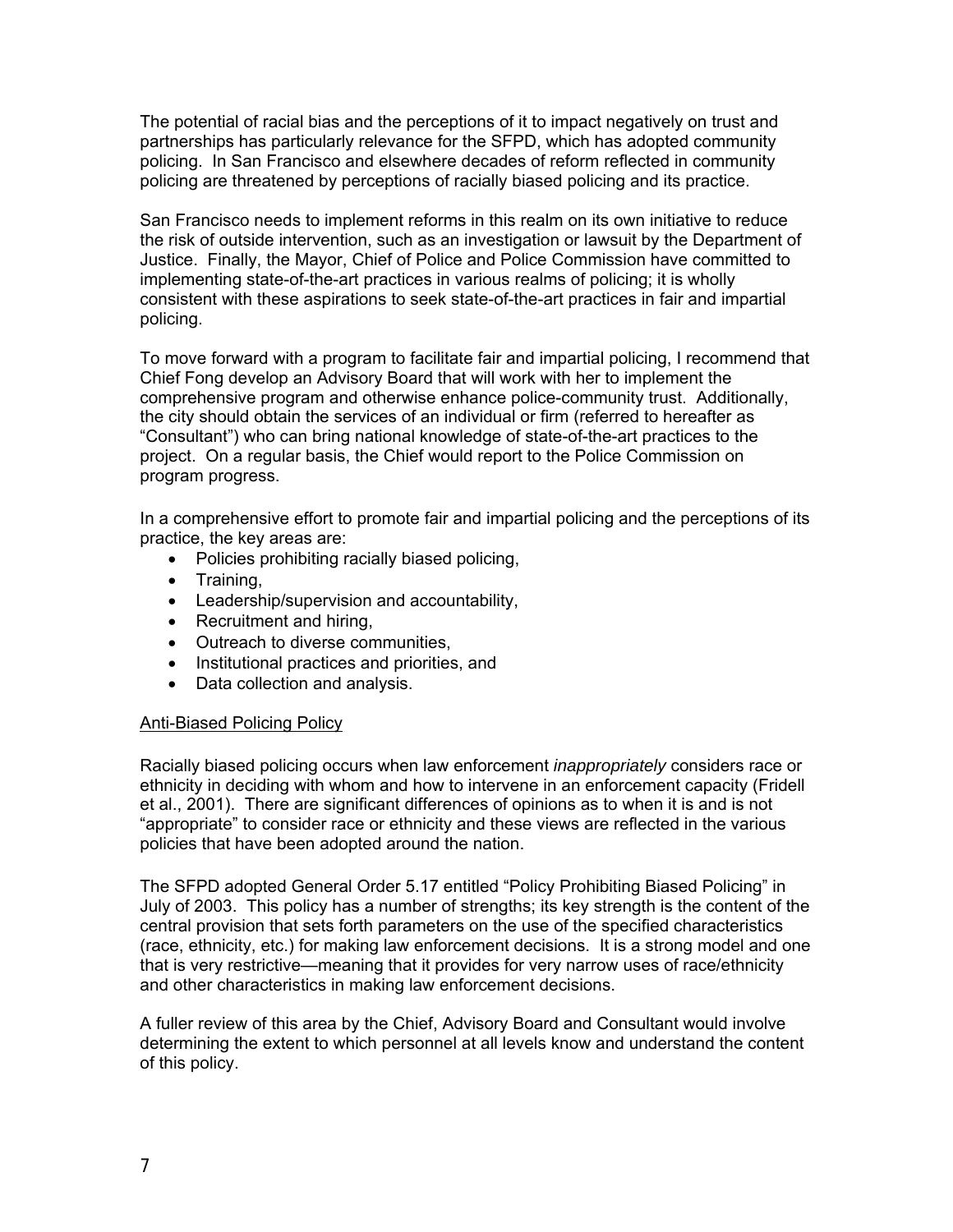The potential of racial bias and the perceptions of it to impact negatively on trust and partnerships has particularly relevance for the SFPD, which has adopted community policing. In San Francisco and elsewhere decades of reform reflected in community policing are threatened by perceptions of racially biased policing and its practice.

San Francisco needs to implement reforms in this realm on its own initiative to reduce the risk of outside intervention, such as an investigation or lawsuit by the Department of Justice. Finally, the Mayor, Chief of Police and Police Commission have committed to implementing state-of-the-art practices in various realms of policing; it is wholly consistent with these aspirations to seek state-of-the-art practices in fair and impartial policing.

To move forward with a program to facilitate fair and impartial policing, I recommend that Chief Fong develop an Advisory Board that will work with her to implement the comprehensive program and otherwise enhance police-community trust. Additionally, the city should obtain the services of an individual or firm (referred to hereafter as "Consultant") who can bring national knowledge of state-of-the-art practices to the project. On a regular basis, the Chief would report to the Police Commission on program progress.

In a comprehensive effort to promote fair and impartial policing and the perceptions of its practice, the key areas are:

- Policies prohibiting racially biased policing,
- Training,
- Leadership/supervision and accountability,
- Recruitment and hiring,
- Outreach to diverse communities,
- Institutional practices and priorities, and
- Data collection and analysis.

## Anti-Biased Policing Policy

Racially biased policing occurs when law enforcement *inappropriately* considers race or ethnicity in deciding with whom and how to intervene in an enforcement capacity (Fridell et al., 2001). There are significant differences of opinions as to when it is and is not "appropriate" to consider race or ethnicity and these views are reflected in the various policies that have been adopted around the nation.

The SFPD adopted General Order 5.17 entitled "Policy Prohibiting Biased Policing" in July of 2003. This policy has a number of strengths; its key strength is the content of the central provision that sets forth parameters on the use of the specified characteristics (race, ethnicity, etc.) for making law enforcement decisions. It is a strong model and one that is very restrictive—meaning that it provides for very narrow uses of race/ethnicity and other characteristics in making law enforcement decisions.

A fuller review of this area by the Chief, Advisory Board and Consultant would involve determining the extent to which personnel at all levels know and understand the content of this policy.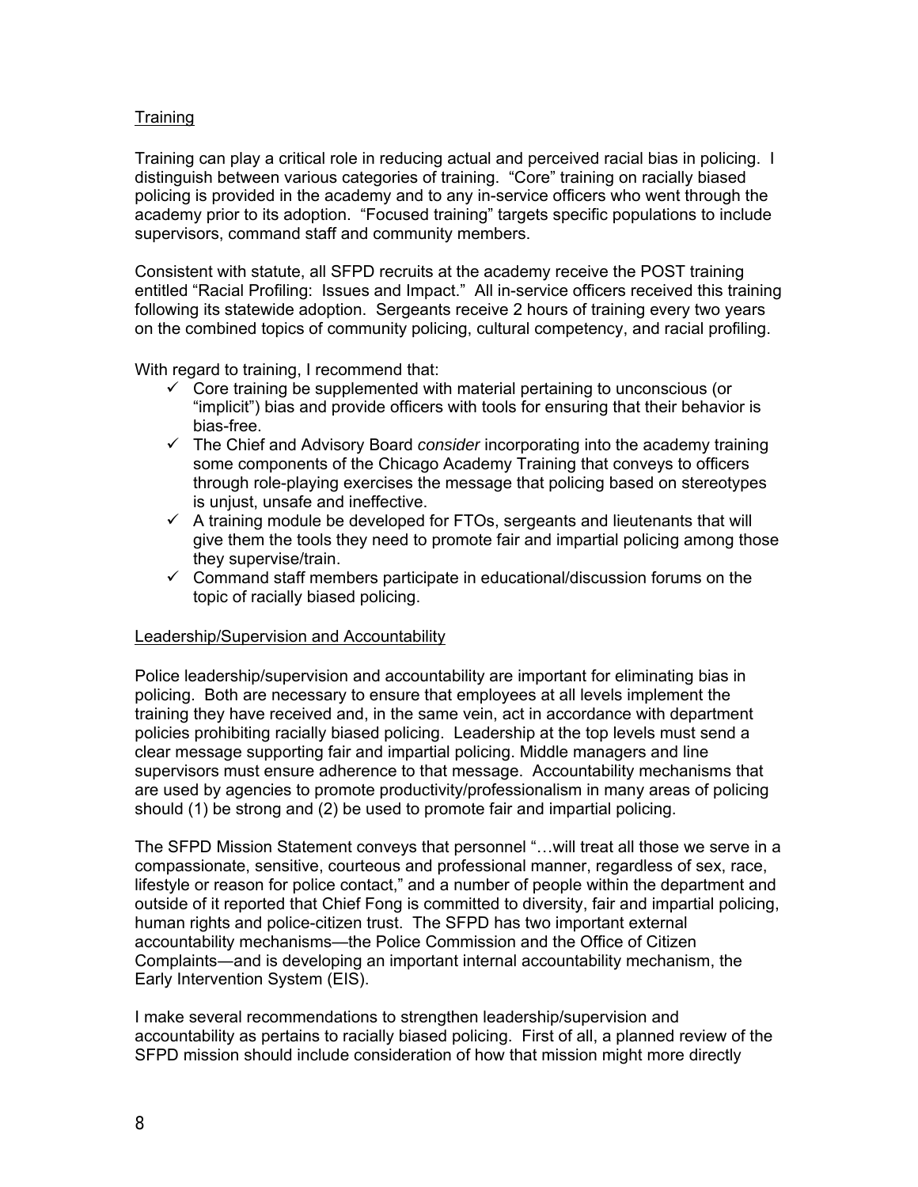Training

Training can play a critical role in reducing actual and perceived racial bias in policing. I distinguish between various categories of training. "Core" training on racially biased policing is provided in the academy and to any in-service officers who went through the academy prior to its adoption. "Focused training" targets specific populations to include supervisors, command staff and community members.

Consistent with statute, all SFPD recruits at the academy receive the POST training entitled "Racial Profiling: Issues and Impact." All in-service officers received this training following its statewide adoption. Sergeants receive 2 hours of training every two years on the combined topics of community policing, cultural competency, and racial profiling.

With regard to training, I recommend that:

- ✓ Core training be supplemented with material pertaining to unconscious (or "implicit") bias and provide officers with tools for ensuring that their behavior is bias-free.
- ✓ The Chief and Advisory Board *consider* incorporating into the academy training some components of the Chicago Academy Training that conveys to officers through role-playing exercises the message that policing based on stereotypes is unjust, unsafe and ineffective.
- ✓ A training module be developed for FTOs, sergeants and lieutenants that will give them the tools they need to promote fair and impartial policing among those they supervise/train.
- ✓ Command staff members participate in educational/discussion forums on the topic of racially biased policing.

Leadership/Supervision and Accountability

Police leadership/supervision and accountability are important for eliminating bias in policing. Both are necessary to ensure that employees at all levels implement the training they have received and, in the same vein, act in accordance with department policies prohibiting racially biased policing. Leadership at the top levels must send a clear message supporting fair and impartial policing. Middle managers and line supervisors must ensure adherence to that message. Accountability mechanisms that are used by agencies to promote productivity/professionalism in many areas of policing should (1) be strong and (2) be used to promote fair and impartial policing.

The SFPD Mission Statement conveys that personnel "…will treat all those we serve in a compassionate, sensitive, courteous and professional manner, regardless of sex, race, lifestyle or reason for police contact," and a number of people within the department and outside of it reported that Chief Fong is committed to diversity, fair and impartial policing, human rights and police-citizen trust. The SFPD has two important external accountability mechanisms—the Police Commission and the Office of Citizen Complaints—and is developing an important internal accountability mechanism, the Early Intervention System (EIS).

I make several recommendations to strengthen leadership/supervision and accountability as pertains to racially biased policing. First of all, a planned review of the SFPD mission should include consideration of how that mission might more directly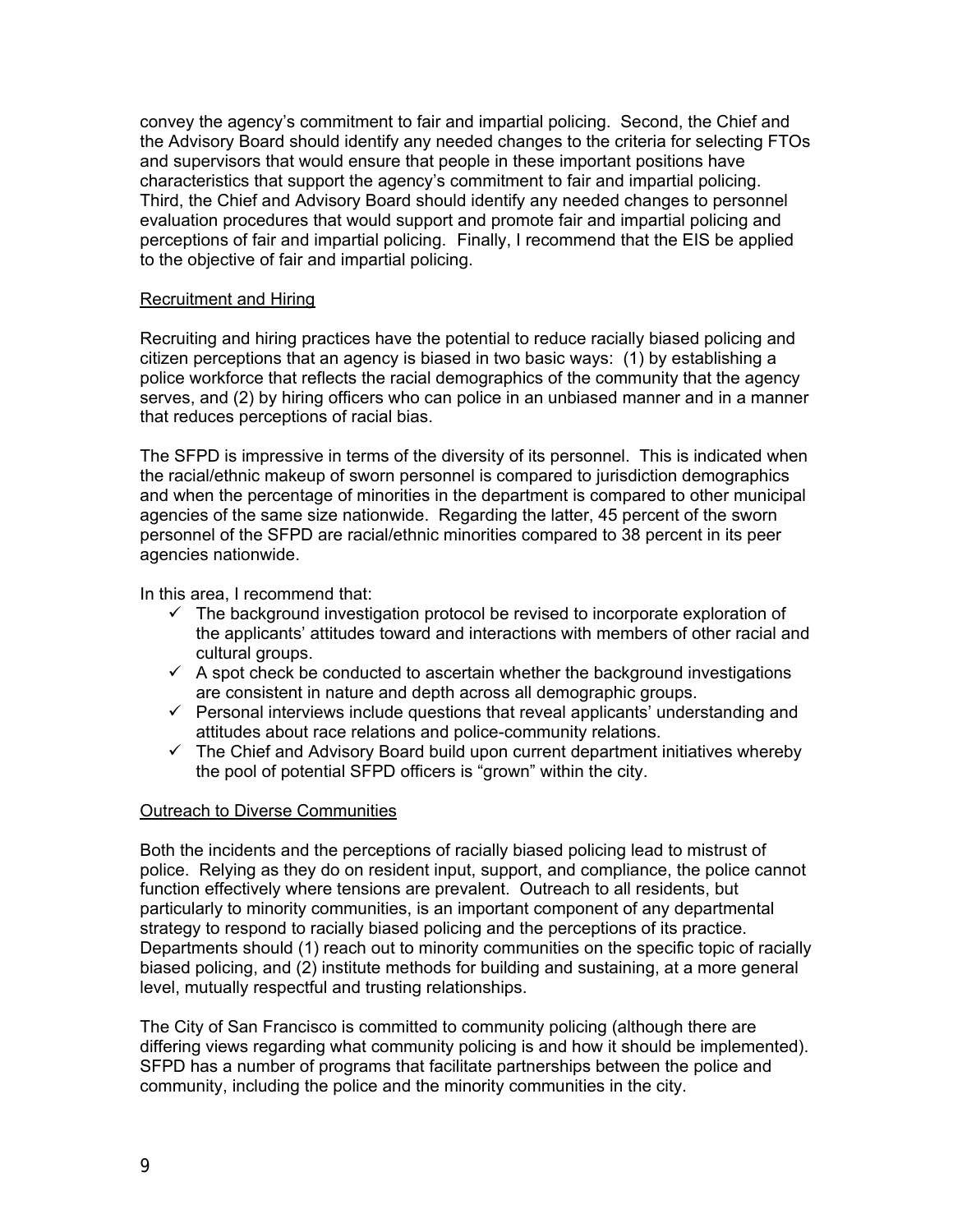convey the agency's commitment to fair and impartial policing. Second, the Chief and the Advisory Board should identify any needed changes to the criteria for selecting FTOs and supervisors that would ensure that people in these important positions have characteristics that support the agency's commitment to fair and impartial policing. Third, the Chief and Advisory Board should identify any needed changes to personnel evaluation procedures that would support and promote fair and impartial policing and perceptions of fair and impartial policing. Finally, I recommend that the EIS be applied to the objective of fair and impartial policing.

<u>Recruitment and Hiring</u>

Recruiting and hiring practices have the potential to reduce racially biased policing and citizen perceptions that an agency is biased in two basic ways: (1) by establishing a police workforce that reflects the racial demographics of the community that the agency serves, and (2) by hiring officers who can police in an unbiased manner and in a manner that reduces perceptions of racial bias.

The SFPD is impressive in terms of the diversity of its personnel. This is indicated when the racial/ethnic makeup of sworn personnel is compared to jurisdiction demographics and when the percentage of minorities in the department is compared to other municipal agencies of the same size nationwide. Regarding the latter, 45 percent of the sworn personnel of the SFPD are racial/ethnic minorities compared to 38 percent in its peer agencies nationwide.

In this area, I recommend that:

- ✓ The background investigation protocol be revised to incorporate exploration of the applicants' attitudes toward and interactions with members of other racial and cultural groups.
- ✓ A spot check be conducted to ascertain whether the background investigations are consistent in nature and depth across all demographic groups.
- ✓ Personal interviews include questions that reveal applicants' understanding and attitudes about race relations and police-community relations.
- ✓ The Chief and Advisory Board build upon current department initiatives whereby the pool of potential SFPD officers is "grown" within the city.

<u>Outreach to Diverse Communities</u>

Both the incidents and the perceptions of racially biased policing lead to mistrust of police. Relying as they do on resident input, support, and compliance, the police cannot function effectively where tensions are prevalent. Outreach to all residents, but particularly to minority communities, is an important component of any departmental strategy to respond to racially biased policing and the perceptions of its practice. Departments should (1) reach out to minority communities on the specific topic of racially biased policing, and (2) institute methods for building and sustaining, at a more general level, mutually respectful and trusting relationships.

The City of San Francisco is committed to community policing (although there are differing views regarding what community policing is and how it should be implemented). SFPD has a number of programs that facilitate partnerships between the police and community, including the police and the minority communities in the city.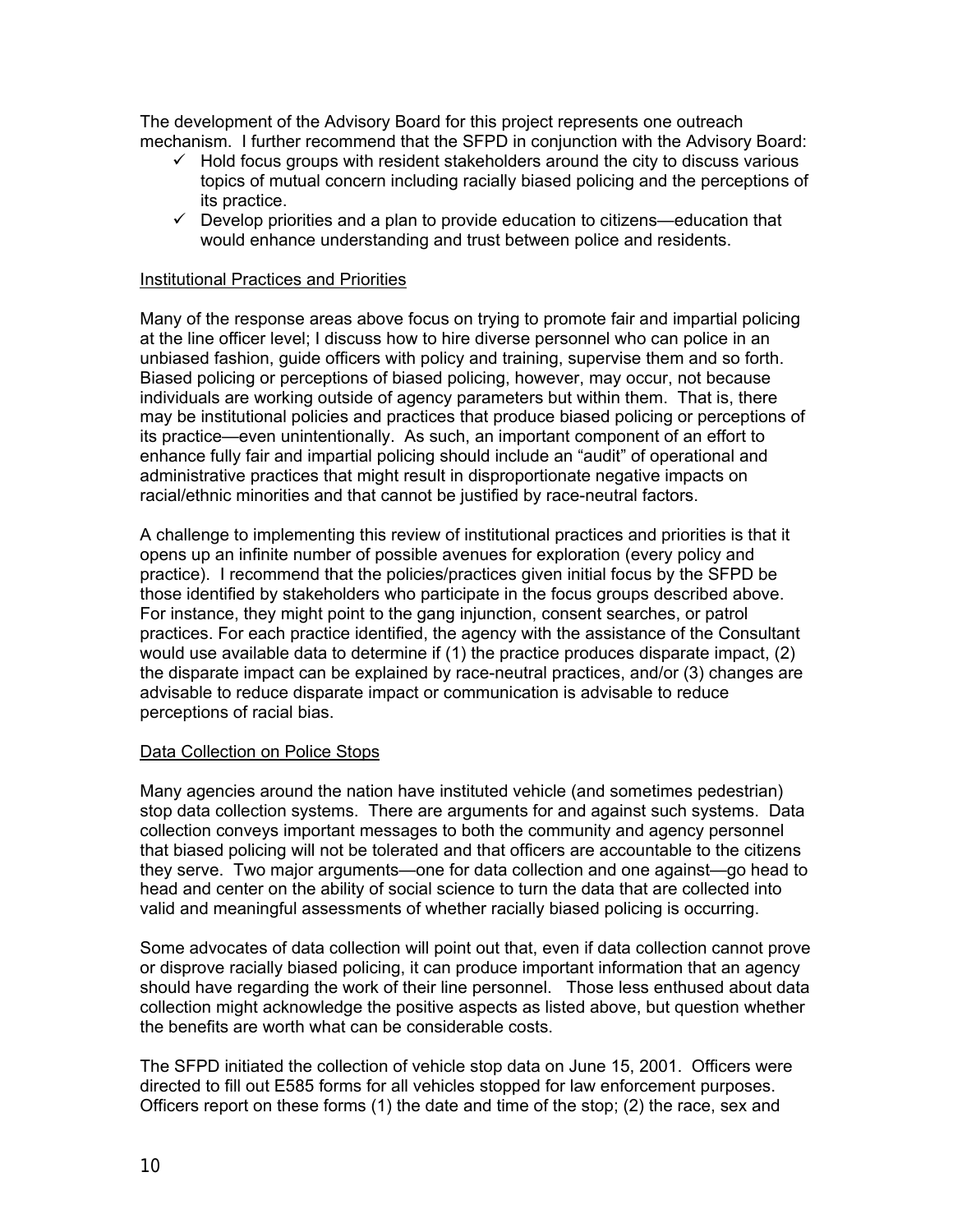The development of the Advisory Board for this project represents one outreach mechanism. I further recommend that the SFPD in conjunction with the Advisory Board:

- ✓ Hold focus groups with resident stakeholders around the city to discuss various topics of mutual concern including racially biased policing and the perceptions of its practice.
- ✓ Develop priorities and a plan to provide education to citizens—education that would enhance understanding and trust between police and residents.

<u>Institutional Practices and Priorities</u>

Many of the response areas above focus on trying to promote fair and impartial policing at the line officer level; I discuss how to hire diverse personnel who can police in an unbiased fashion, guide officers with policy and training, supervise them and so forth. Biased policing or perceptions of biased policing, however, may occur, not because individuals are working outside of agency parameters but within them. That is, there may be institutional policies and practices that produce biased policing or perceptions of its practice—even unintentionally. As such, an important component of an effort to enhance fully fair and impartial policing should include an "audit" of operational and administrative practices that might result in disproportionate negative impacts on racial/ethnic minorities and that cannot be justified by race-neutral factors.

A challenge to implementing this review of institutional practices and priorities is that it opens up an infinite number of possible avenues for exploration (every policy and practice). I recommend that the policies/practices given initial focus by the SFPD be those identified by stakeholders who participate in the focus groups described above. For instance, they might point to the gang injunction, consent searches, or patrol practices. For each practice identified, the agency with the assistance of the Consultant would use available data to determine if (1) the practice produces disparate impact, (2) the disparate impact can be explained by race-neutral practices, and/or (3) changes are advisable to reduce disparate impact or communication is advisable to reduce perceptions of racial bias.

<u>Data Collection on Police Stops</u>

Many agencies around the nation have instituted vehicle (and sometimes pedestrian) stop data collection systems. There are arguments for and against such systems. Data collection conveys important messages to both the community and agency personnel that biased policing will not be tolerated and that officers are accountable to the citizens they serve. Two major arguments—one for data collection and one against—go head to head and center on the ability of social science to turn the data that are collected into valid and meaningful assessments of whether racially biased policing is occurring.

Some advocates of data collection will point out that, even if data collection cannot prove or disprove racially biased policing, it can produce important information that an agency should have regarding the work of their line personnel. Those less enthused about data collection might acknowledge the positive aspects as listed above, but question whether the benefits are worth what can be considerable costs.

The SFPD initiated the collection of vehicle stop data on June 15, 2001. Officers were directed to fill out E585 forms for all vehicles stopped for law enforcement purposes. Officers report on these forms (1) the date and time of the stop; (2) the race, sex and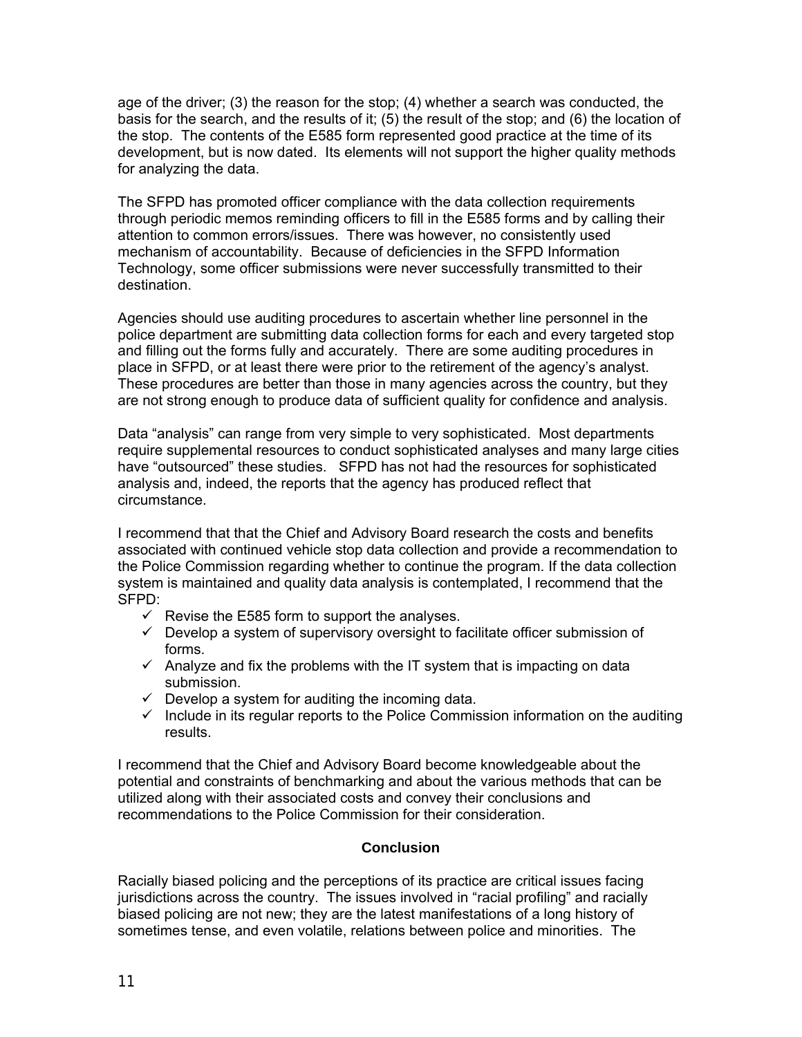age of the driver; (3) the reason for the stop; (4) whether a search was conducted, the basis for the search, and the results of it; (5) the result of the stop; and (6) the location of the stop. The contents of the E585 form represented good practice at the time of its development, but is now dated. Its elements will not support the higher quality methods for analyzing the data.

The SFPD has promoted officer compliance with the data collection requirements through periodic memos reminding officers to fill in the E585 forms and by calling their attention to common errors/issues. There was however, no consistently used mechanism of accountability. Because of deficiencies in the SFPD Information Technology, some officer submissions were never successfully transmitted to their destination.

Agencies should use auditing procedures to ascertain whether line personnel in the police department are submitting data collection forms for each and every targeted stop and filling out the forms fully and accurately. There are some auditing procedures in place in SFPD, or at least there were prior to the retirement of the agency's analyst. These procedures are better than those in many agencies across the country, but they are not strong enough to produce data of sufficient quality for confidence and analysis.

Data "analysis" can range from very simple to very sophisticated. Most departments require supplemental resources to conduct sophisticated analyses and many large cities have "outsourced" these studies. SFPD has not had the resources for sophisticated analysis and, indeed, the reports that the agency has produced reflect that circumstance.

I recommend that that the Chief and Advisory Board research the costs and benefits associated with continued vehicle stop data collection and provide a recommendation to the Police Commission regarding whether to continue the program. If the data collection system is maintained and quality data analysis is contemplated, I recommend that the SFPD:

- ✓ Revise the E585 form to support the analyses.
- ✓ Develop a system of supervisory oversight to facilitate officer submission of forms.
- ✓ Analyze and fix the problems with the IT system that is impacting on data submission.
- ✓ Develop a system for auditing the incoming data.
- ✓ Include in its regular reports to the Police Commission information on the auditing results.

I recommend that the Chief and Advisory Board become knowledgeable about the potential and constraints of benchmarking and about the various methods that can be utilized along with their associated costs and convey their conclusions and recommendations to the Police Commission for their consideration.

## Conclusion

Racially biased policing and the perceptions of its practice are critical issues facing jurisdictions across the country. The issues involved in "racial profiling" and racially biased policing are not new; they are the latest manifestations of a long history of sometimes tense, and even volatile, relations between police and minorities. The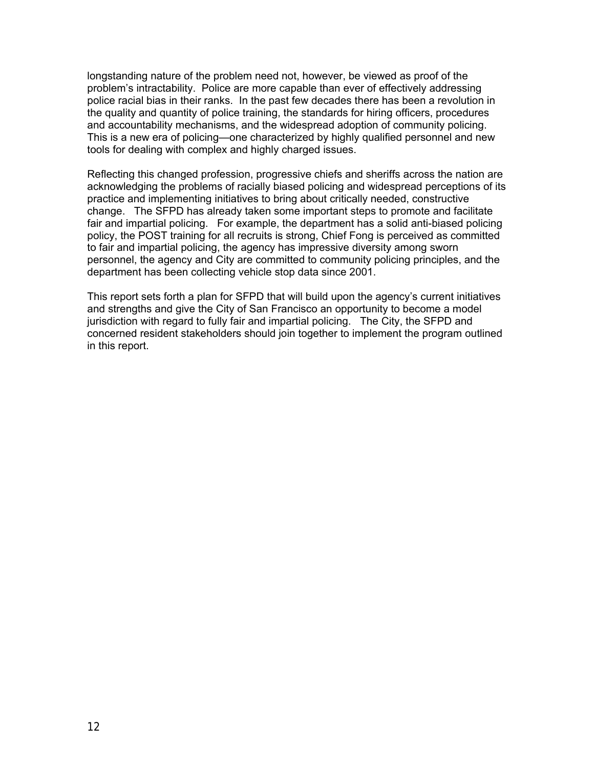longstanding nature of the problem need not, however, be viewed as proof of the problem's intractability. Police are more capable than ever of effectively addressing police racial bias in their ranks. In the past few decades there has been a revolution in the quality and quantity of police training, the standards for hiring officers, procedures and accountability mechanisms, and the widespread adoption of community policing. This is a new era of policing—one characterized by highly qualified personnel and new tools for dealing with complex and highly charged issues.

Reflecting this changed profession, progressive chiefs and sheriffs across the nation are acknowledging the problems of racially biased policing and widespread perceptions of its practice and implementing initiatives to bring about critically needed, constructive change. The SFPD has already taken some important steps to promote and facilitate fair and impartial policing. For example, the department has a solid anti-biased policing policy, the POST training for all recruits is strong, Chief Fong is perceived as committed to fair and impartial policing, the agency has impressive diversity among sworn personnel, the agency and City are committed to community policing principles, and the department has been collecting vehicle stop data since 2001.

This report sets forth a plan for SFPD that will build upon the agency's current initiatives and strengths and give the City of San Francisco an opportunity to become a model jurisdiction with regard to fully fair and impartial policing. The City, the SFPD and concerned resident stakeholders should join together to implement the program outlined in this report.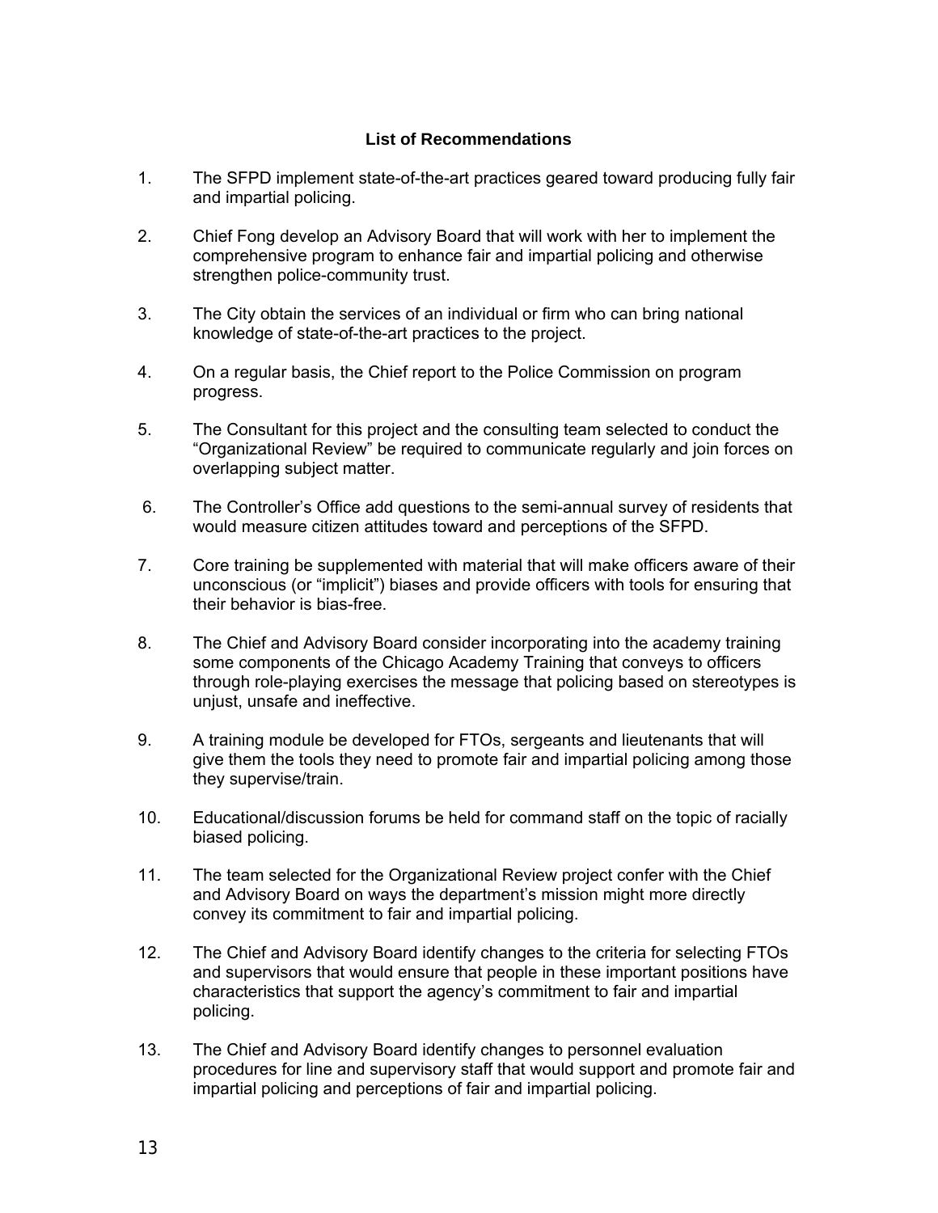### List of Recommendations

1. The SFPD implement state-of-the-art practices geared toward producing fully fair and impartial policing.

2. Chief Fong develop an Advisory Board that will work with her to implement the comprehensive program to enhance fair and impartial policing and otherwise strengthen police-community trust.

3. The City obtain the services of an individual or firm who can bring national knowledge of state-of-the-art practices to the project.

4. On a regular basis, the Chief report to the Police Commission on program progress.

5. The Consultant for this project and the consulting team selected to conduct the "Organizational Review" be required to communicate regularly and join forces on overlapping subject matter.

6. The Controller's Office add questions to the semi-annual survey of residents that would measure citizen attitudes toward and perceptions of the SFPD.

7. Core training be supplemented with material that will make officers aware of their unconscious (or "implicit") biases and provide officers with tools for ensuring that their behavior is bias-free.

8. The Chief and Advisory Board consider incorporating into the academy training some components of the Chicago Academy Training that conveys to officers through role-playing exercises the message that policing based on stereotypes is unjust, unsafe and ineffective.

9. A training module be developed for FTOs, sergeants and lieutenants that will give them the tools they need to promote fair and impartial policing among those they supervise/train.

10. Educational/discussion forums be held for command staff on the topic of racially biased policing.

11. The team selected for the Organizational Review project confer with the Chief and Advisory Board on ways the department's mission might more directly convey its commitment to fair and impartial policing.

12. The Chief and Advisory Board identify changes to the criteria for selecting FTOs and supervisors that would ensure that people in these important positions have characteristics that support the agency's commitment to fair and impartial policing.

13. The Chief and Advisory Board identify changes to personnel evaluation procedures for line and supervisory staff that would support and promote fair and impartial policing and perceptions of fair and impartial policing.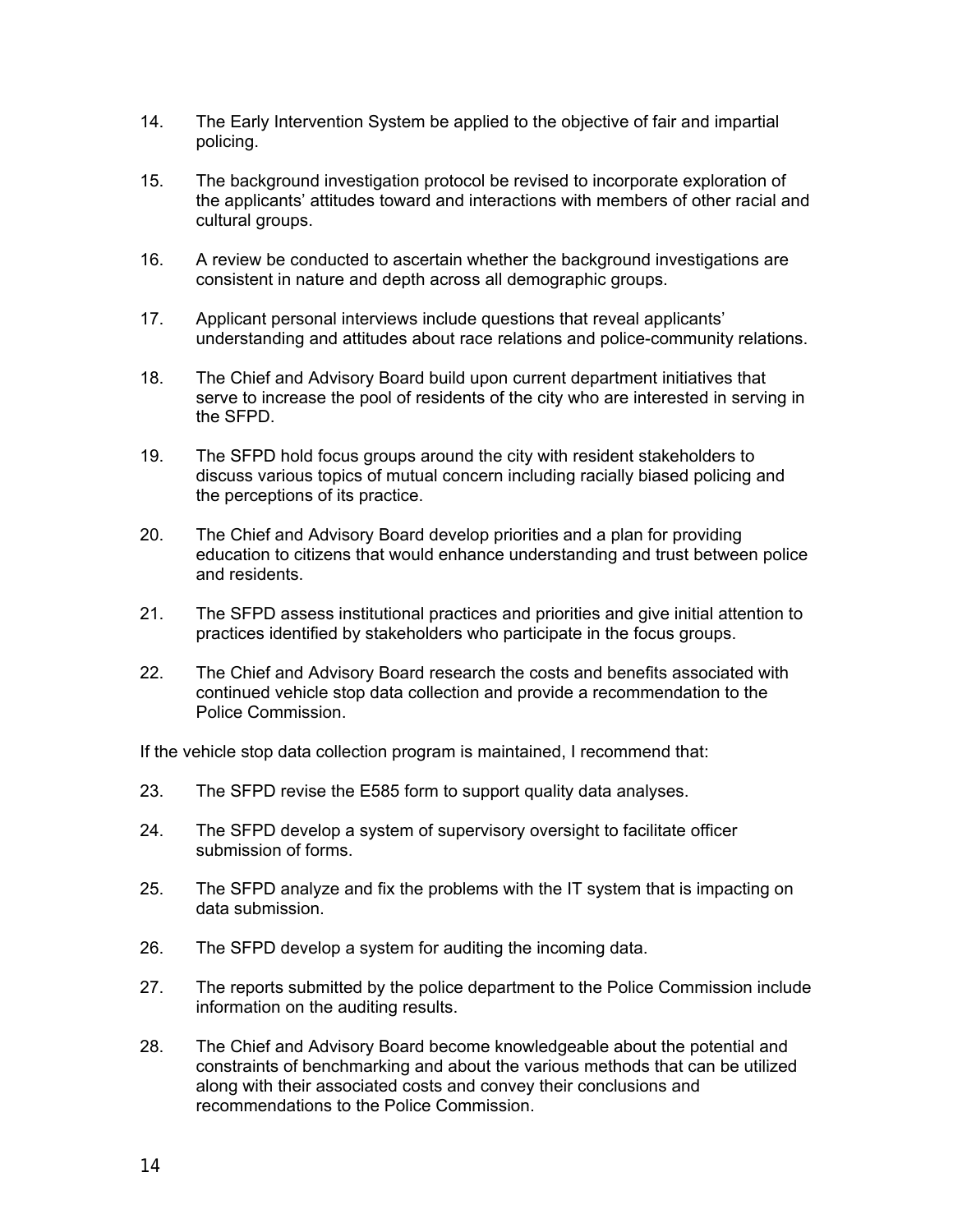14. The Early Intervention System be applied to the objective of fair and impartial policing.

15. The background investigation protocol be revised to incorporate exploration of the applicants' attitudes toward and interactions with members of other racial and cultural groups.

16. A review be conducted to ascertain whether the background investigations are consistent in nature and depth across all demographic groups.

17. Applicant personal interviews include questions that reveal applicants' understanding and attitudes about race relations and police-community relations.

18. The Chief and Advisory Board build upon current department initiatives that serve to increase the pool of residents of the city who are interested in serving in the SFPD.

19. The SFPD hold focus groups around the city with resident stakeholders to discuss various topics of mutual concern including racially biased policing and the perceptions of its practice.

20. The Chief and Advisory Board develop priorities and a plan for providing education to citizens that would enhance understanding and trust between police and residents.

21. The SFPD assess institutional practices and priorities and give initial attention to practices identified by stakeholders who participate in the focus groups.

22. The Chief and Advisory Board research the costs and benefits associated with continued vehicle stop data collection and provide a recommendation to the Police Commission.

If the vehicle stop data collection program is maintained, I recommend that:

23. The SFPD revise the E585 form to support quality data analyses.

24. The SFPD develop a system of supervisory oversight to facilitate officer submission of forms.

25. The SFPD analyze and fix the problems with the IT system that is impacting on data submission.

26. The SFPD develop a system for auditing the incoming data.

27. The reports submitted by the police department to the Police Commission include information on the auditing results.

28. The Chief and Advisory Board become knowledgeable about the potential and constraints of benchmarking and about the various methods that can be utilized along with their associated costs and convey their conclusions and recommendations to the Police Commission.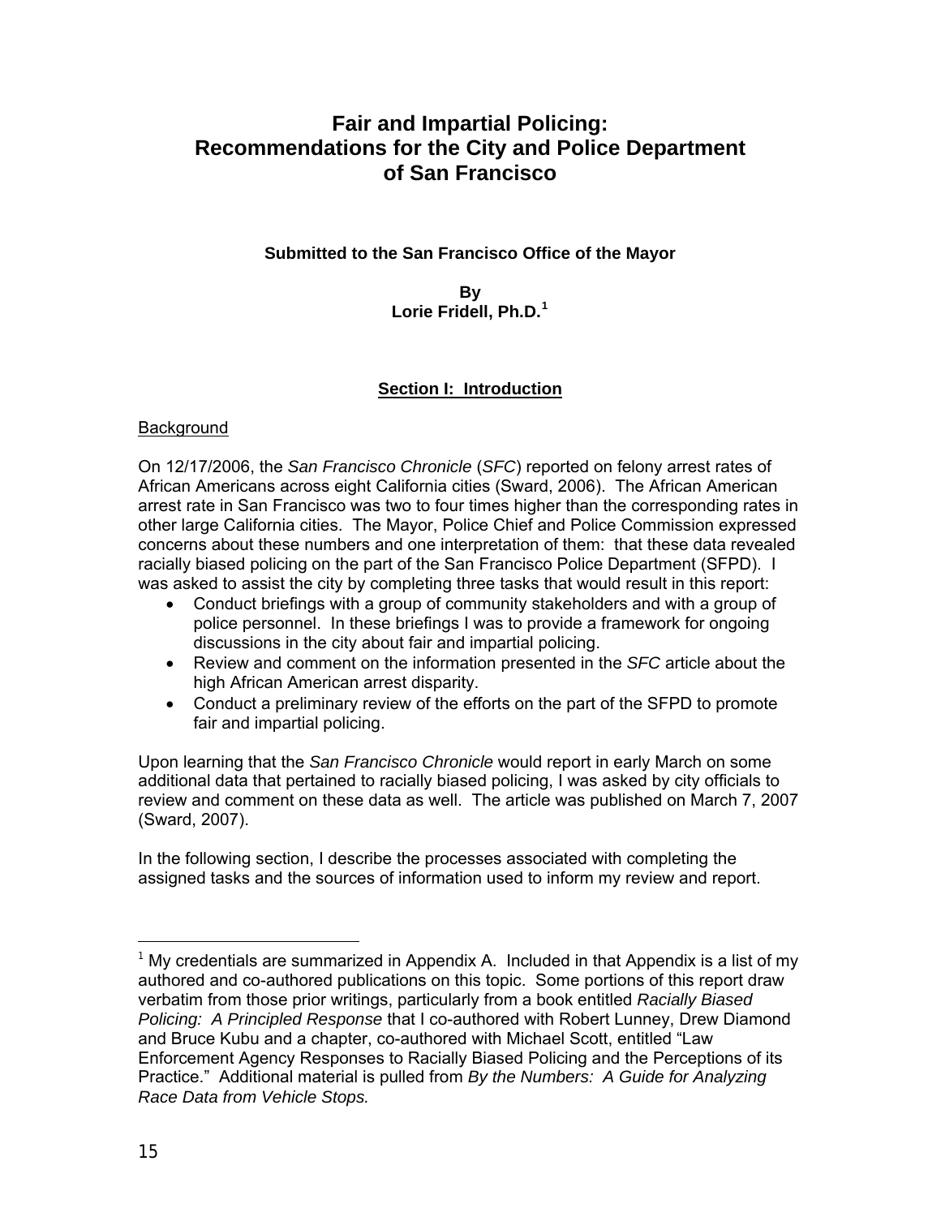# Fair and Impartial Policing: Recommendations for the City and Police Department of San Francisco

**Submitted to the San Francisco Office of the Mayor**

**By**
**Lorie Fridell, Ph.D.[1]**

## Section I: Introduction

Background

On 12/17/2006, the *San Francisco Chronicle* (*SFC*) reported on felony arrest rates of African Americans across eight California cities (Sward, 2006). The African American arrest rate in San Francisco was two to four times higher than the corresponding rates in other large California cities. The Mayor, Police Chief and Police Commission expressed concerns about these numbers and one interpretation of them: that these data revealed racially biased policing on the part of the San Francisco Police Department (SFPD). I was asked to assist the city by completing three tasks that would result in this report:

- Conduct briefings with a group of community stakeholders and with a group of police personnel. In these briefings I was to provide a framework for ongoing discussions in the city about fair and impartial policing.
- Review and comment on the information presented in the *SFC* article about the high African American arrest disparity.
- Conduct a preliminary review of the efforts on the part of the SFPD to promote fair and impartial policing.

Upon learning that the *San Francisco Chronicle* would report in early March on some additional data that pertained to racially biased policing, I was asked by city officials to review and comment on these data as well. The article was published on March 7, 2007 (Sward, 2007).

In the following section, I describe the processes associated with completing the assigned tasks and the sources of information used to inform my review and report.

[1] My credentials are summarized in Appendix A. Included in that Appendix is a list of my authored and co-authored publications on this topic. Some portions of this report draw verbatim from those prior writings, particularly from a book entitled *Racially Biased Policing: A Principled Response* that I co-authored with Robert Lunney, Drew Diamond and Bruce Kubu and a chapter, co-authored with Michael Scott, entitled "Law Enforcement Agency Responses to Racially Biased Policing and the Perceptions of its Practice." Additional material is pulled from *By the Numbers: A Guide for Analyzing Race Data from Vehicle Stops.*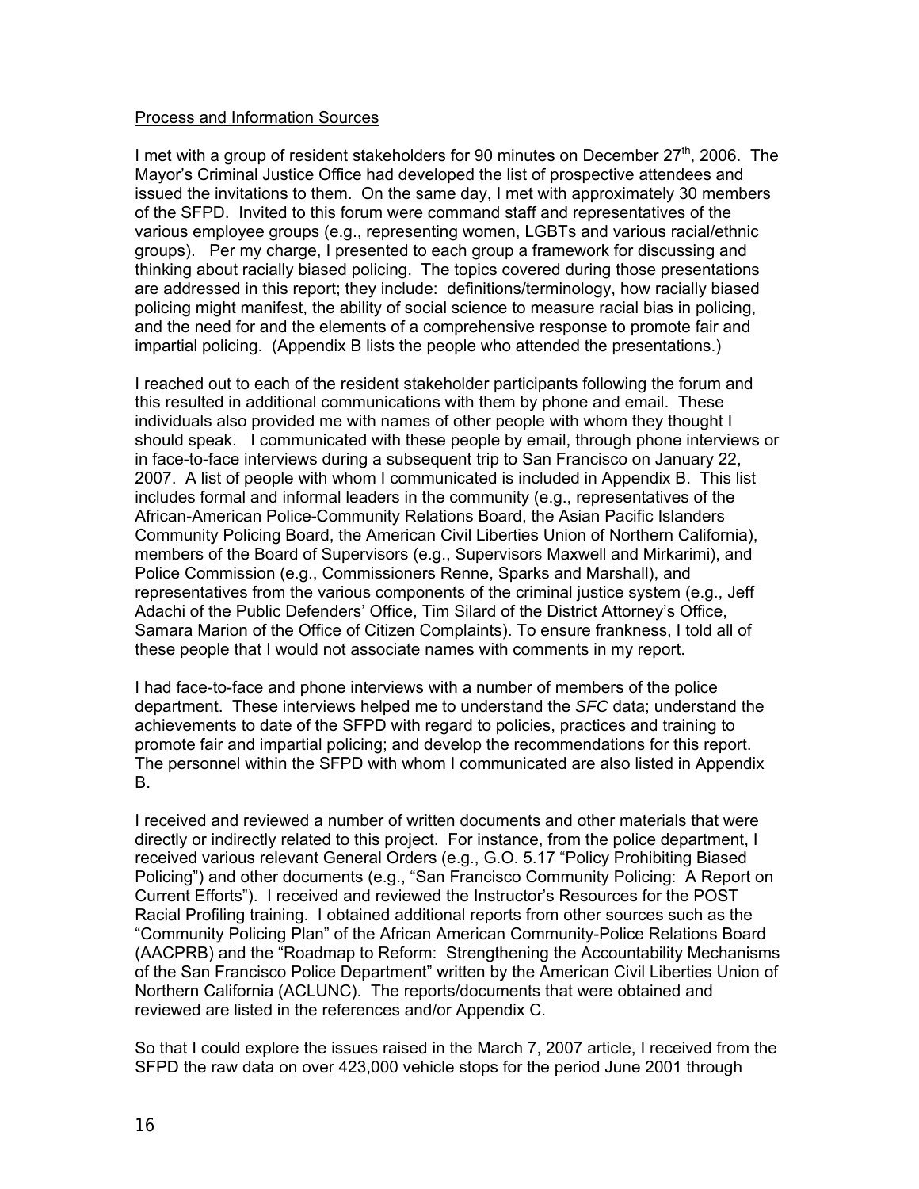Process and Information Sources

I met with a group of resident stakeholders for 90 minutes on December 27th, 2006. The Mayor's Criminal Justice Office had developed the list of prospective attendees and issued the invitations to them. On the same day, I met with approximately 30 members of the SFPD. Invited to this forum were command staff and representatives of the various employee groups (e.g., representing women, LGBTs and various racial/ethnic groups). Per my charge, I presented to each group a framework for discussing and thinking about racially biased policing. The topics covered during those presentations are addressed in this report; they include: definitions/terminology, how racially biased policing might manifest, the ability of social science to measure racial bias in policing, and the need for and the elements of a comprehensive response to promote fair and impartial policing. (Appendix B lists the people who attended the presentations.)

I reached out to each of the resident stakeholder participants following the forum and this resulted in additional communications with them by phone and email. These individuals also provided me with names of other people with whom they thought I should speak. I communicated with these people by email, through phone interviews or in face-to-face interviews during a subsequent trip to San Francisco on January 22, 2007. A list of people with whom I communicated is included in Appendix B. This list includes formal and informal leaders in the community (e.g., representatives of the African-American Police-Community Relations Board, the Asian Pacific Islanders Community Policing Board, the American Civil Liberties Union of Northern California), members of the Board of Supervisors (e.g., Supervisors Maxwell and Mirkarimi), and Police Commission (e.g., Commissioners Renne, Sparks and Marshall), and representatives from the various components of the criminal justice system (e.g., Jeff Adachi of the Public Defenders' Office, Tim Silard of the District Attorney's Office, Samara Marion of the Office of Citizen Complaints). To ensure frankness, I told all of these people that I would not associate names with comments in my report.

I had face-to-face and phone interviews with a number of members of the police department. These interviews helped me to understand the *SFC* data; understand the achievements to date of the SFPD with regard to policies, practices and training to promote fair and impartial policing; and develop the recommendations for this report. The personnel within the SFPD with whom I communicated are also listed in Appendix B.

I received and reviewed a number of written documents and other materials that were directly or indirectly related to this project. For instance, from the police department, I received various relevant General Orders (e.g., G.O. 5.17 "Policy Prohibiting Biased Policing") and other documents (e.g., "San Francisco Community Policing: A Report on Current Efforts"). I received and reviewed the Instructor's Resources for the POST Racial Profiling training. I obtained additional reports from other sources such as the "Community Policing Plan" of the African American Community-Police Relations Board (AACPRB) and the "Roadmap to Reform: Strengthening the Accountability Mechanisms of the San Francisco Police Department" written by the American Civil Liberties Union of Northern California (ACLUNC). The reports/documents that were obtained and reviewed are listed in the references and/or Appendix C.

So that I could explore the issues raised in the March 7, 2007 article, I received from the SFPD the raw data on over 423,000 vehicle stops for the period June 2001 through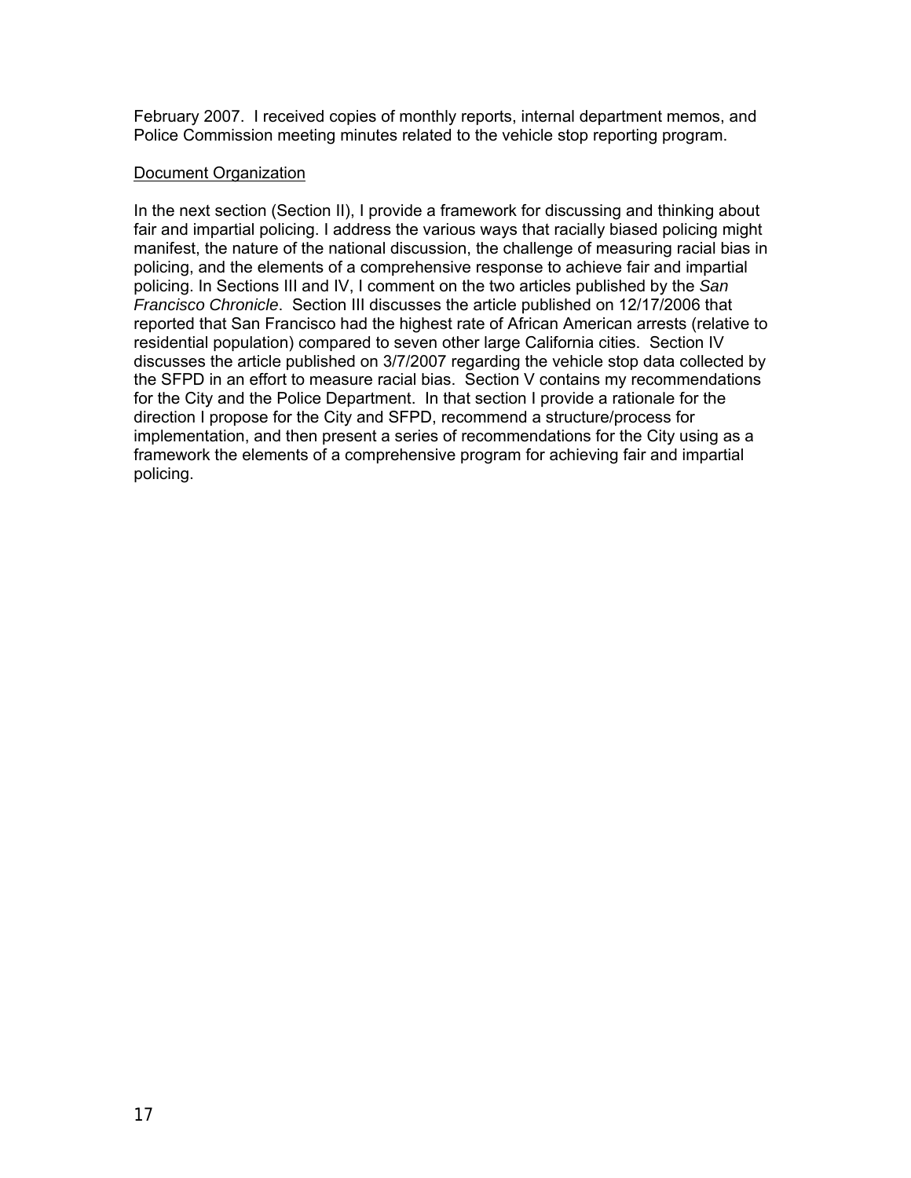February 2007. I received copies of monthly reports, internal department memos, and Police Commission meeting minutes related to the vehicle stop reporting program.

<u>Document Organization</u>

In the next section (Section II), I provide a framework for discussing and thinking about fair and impartial policing. I address the various ways that racially biased policing might manifest, the nature of the national discussion, the challenge of measuring racial bias in policing, and the elements of a comprehensive response to achieve fair and impartial policing. In Sections III and IV, I comment on the two articles published by the *San Francisco Chronicle*. Section III discusses the article published on 12/17/2006 that reported that San Francisco had the highest rate of African American arrests (relative to residential population) compared to seven other large California cities. Section IV discusses the article published on 3/7/2007 regarding the vehicle stop data collected by the SFPD in an effort to measure racial bias. Section V contains my recommendations for the City and the Police Department. In that section I provide a rationale for the direction I propose for the City and SFPD, recommend a structure/process for implementation, and then present a series of recommendations for the City using as a framework the elements of a comprehensive program for achieving fair and impartial policing.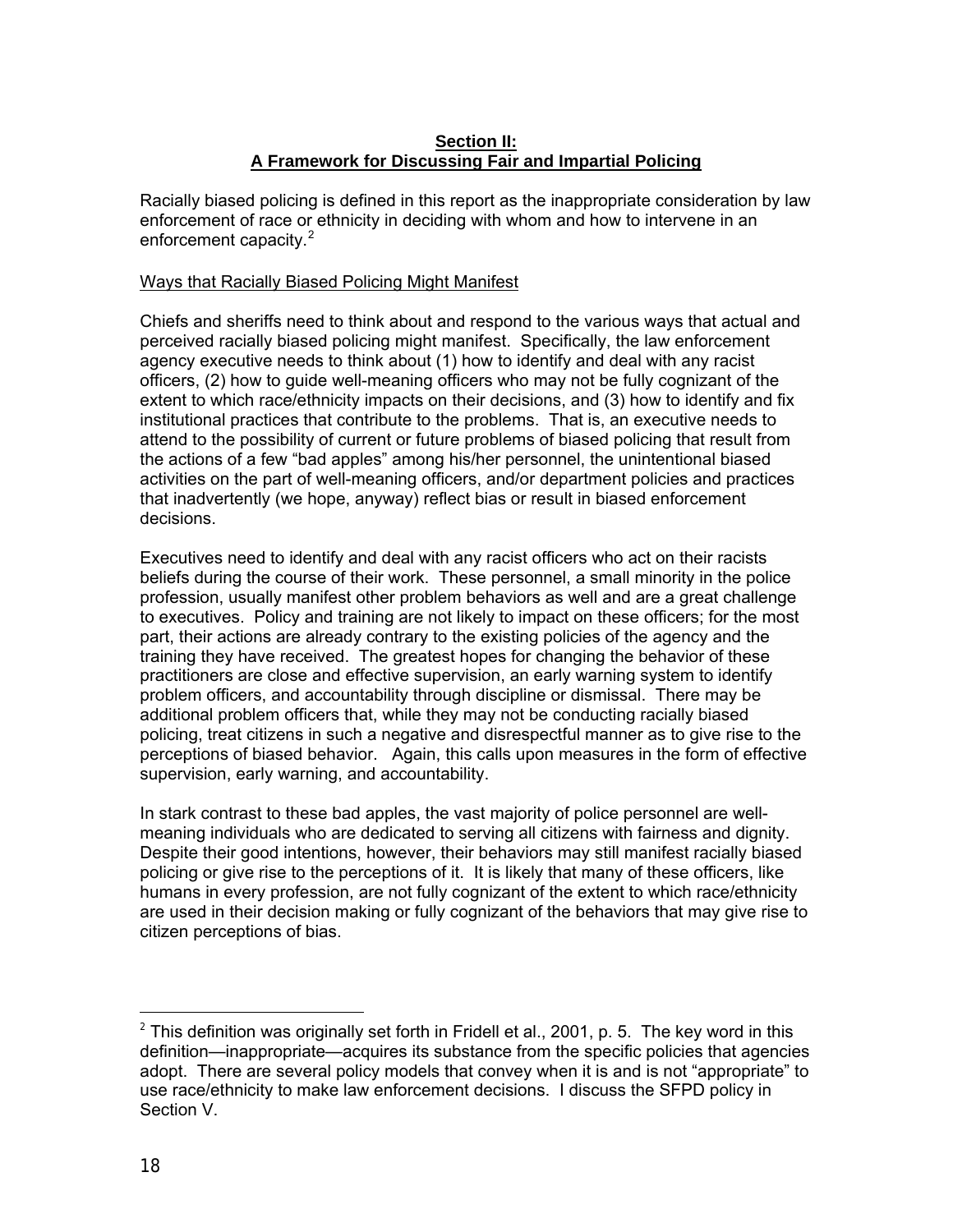## Section II:
## A Framework for Discussing Fair and Impartial Policing

Racially biased policing is defined in this report as the inappropriate consideration by law enforcement of race or ethnicity in deciding with whom and how to intervene in an enforcement capacity.[2]

Ways that Racially Biased Policing Might Manifest

Chiefs and sheriffs need to think about and respond to the various ways that actual and perceived racially biased policing might manifest. Specifically, the law enforcement agency executive needs to think about (1) how to identify and deal with any racist officers, (2) how to guide well-meaning officers who may not be fully cognizant of the extent to which race/ethnicity impacts on their decisions, and (3) how to identify and fix institutional practices that contribute to the problems. That is, an executive needs to attend to the possibility of current or future problems of biased policing that result from the actions of a few "bad apples" among his/her personnel, the unintentional biased activities on the part of well-meaning officers, and/or department policies and practices that inadvertently (we hope, anyway) reflect bias or result in biased enforcement decisions.

Executives need to identify and deal with any racist officers who act on their racists beliefs during the course of their work. These personnel, a small minority in the police profession, usually manifest other problem behaviors as well and are a great challenge to executives. Policy and training are not likely to impact on these officers; for the most part, their actions are already contrary to the existing policies of the agency and the training they have received. The greatest hopes for changing the behavior of these practitioners are close and effective supervision, an early warning system to identify problem officers, and accountability through discipline or dismissal. There may be additional problem officers that, while they may not be conducting racially biased policing, treat citizens in such a negative and disrespectful manner as to give rise to the perceptions of biased behavior. Again, this calls upon measures in the form of effective supervision, early warning, and accountability.

In stark contrast to these bad apples, the vast majority of police personnel are well-meaning individuals who are dedicated to serving all citizens with fairness and dignity. Despite their good intentions, however, their behaviors may still manifest racially biased policing or give rise to the perceptions of it. It is likely that many of these officers, like humans in every profession, are not fully cognizant of the extent to which race/ethnicity are used in their decision making or fully cognizant of the behaviors that may give rise to citizen perceptions of bias.

---

[2] This definition was originally set forth in Fridell et al., 2001, p. 5. The key word in this definition—inappropriate—acquires its substance from the specific policies that agencies adopt. There are several policy models that convey when it is and is not "appropriate" to use race/ethnicity to make law enforcement decisions. I discuss the SFPD policy in Section V.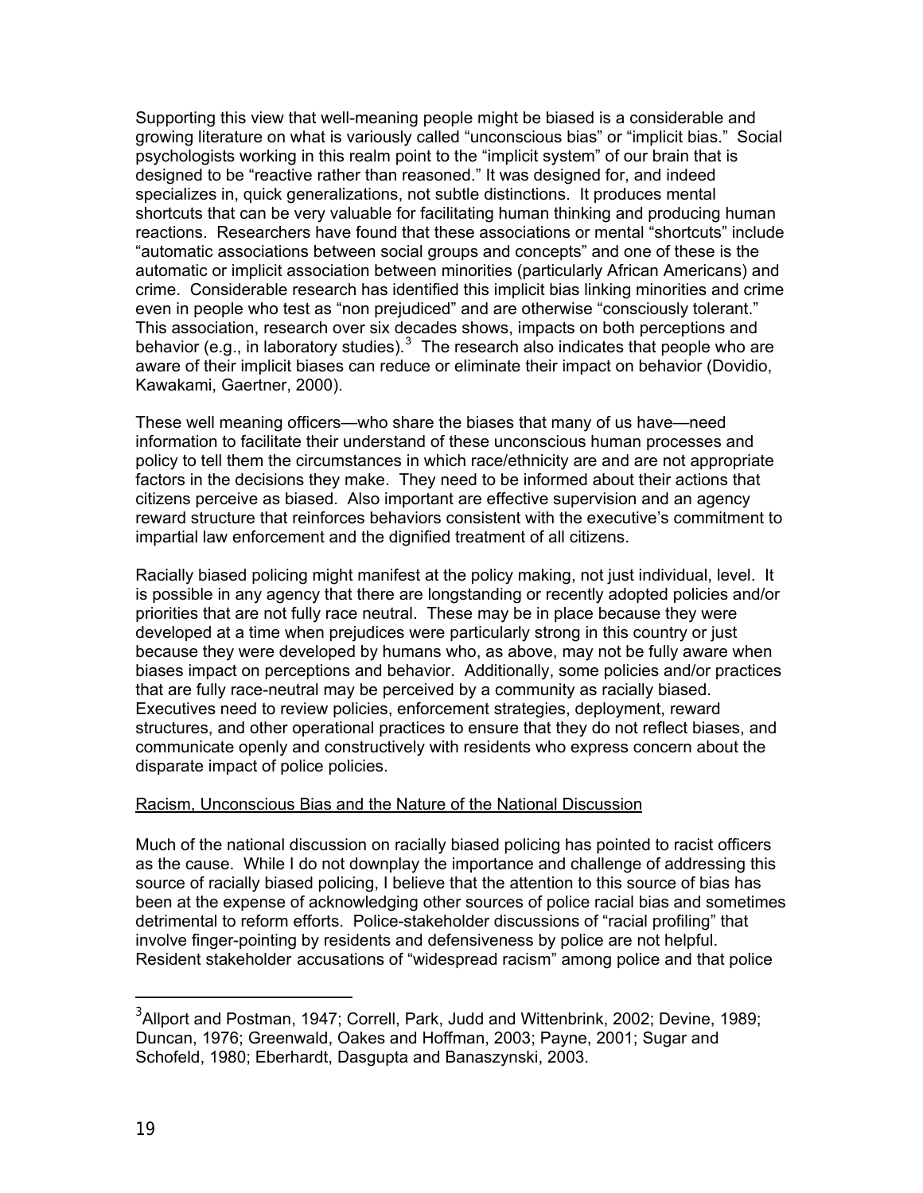Supporting this view that well-meaning people might be biased is a considerable and growing literature on what is variously called "unconscious bias" or "implicit bias." Social psychologists working in this realm point to the "implicit system" of our brain that is designed to be "reactive rather than reasoned." It was designed for, and indeed specializes in, quick generalizations, not subtle distinctions. It produces mental shortcuts that can be very valuable for facilitating human thinking and producing human reactions. Researchers have found that these associations or mental "shortcuts" include "automatic associations between social groups and concepts" and one of these is the automatic or implicit association between minorities (particularly African Americans) and crime. Considerable research has identified this implicit bias linking minorities and crime even in people who test as "non prejudiced" and are otherwise "consciously tolerant." This association, research over six decades shows, impacts on both perceptions and behavior (e.g., in laboratory studies).[3] The research also indicates that people who are aware of their implicit biases can reduce or eliminate their impact on behavior (Dovidio, Kawakami, Gaertner, 2000).

These well meaning officers—who share the biases that many of us have—need information to facilitate their understand of these unconscious human processes and policy to tell them the circumstances in which race/ethnicity are and are not appropriate factors in the decisions they make. They need to be informed about their actions that citizens perceive as biased. Also important are effective supervision and an agency reward structure that reinforces behaviors consistent with the executive's commitment to impartial law enforcement and the dignified treatment of all citizens.

Racially biased policing might manifest at the policy making, not just individual, level. It is possible in any agency that there are longstanding or recently adopted policies and/or priorities that are not fully race neutral. These may be in place because they were developed at a time when prejudices were particularly strong in this country or just because they were developed by humans who, as above, may not be fully aware when biases impact on perceptions and behavior. Additionally, some policies and/or practices that are fully race-neutral may be perceived by a community as racially biased. Executives need to review policies, enforcement strategies, deployment, reward structures, and other operational practices to ensure that they do not reflect biases, and communicate openly and constructively with residents who express concern about the disparate impact of police policies.

<u>Racism, Unconscious Bias and the Nature of the National Discussion</u>

Much of the national discussion on racially biased policing has pointed to racist officers as the cause. While I do not downplay the importance and challenge of addressing this source of racially biased policing, I believe that the attention to this source of bias has been at the expense of acknowledging other sources of police racial bias and sometimes detrimental to reform efforts. Police-stakeholder discussions of "racial profiling" that involve finger-pointing by residents and defensiveness by police are not helpful. Resident stakeholder accusations of "widespread racism" among police and that police

---

[3] Allport and Postman, 1947; Correll, Park, Judd and Wittenbrink, 2002; Devine, 1989; Duncan, 1976; Greenwald, Oakes and Hoffman, 2003; Payne, 2001; Sugar and Schofeld, 1980; Eberhardt, Dasgupta and Banaszynski, 2003.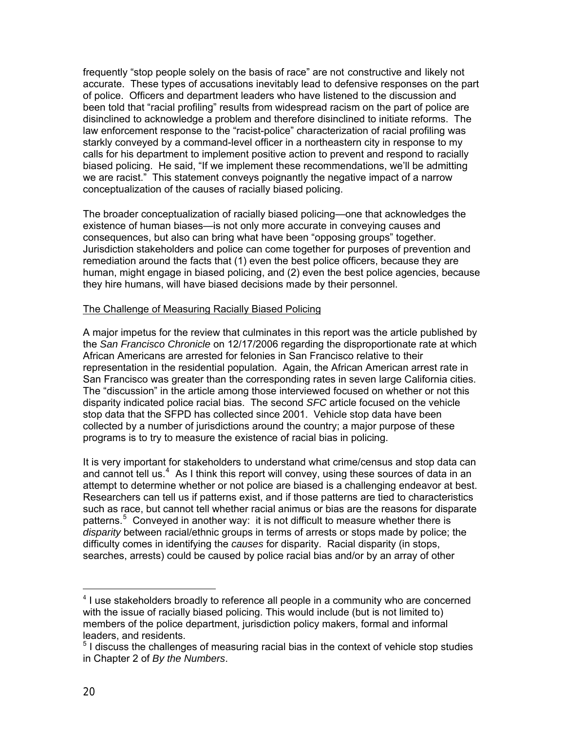frequently "stop people solely on the basis of race" are not constructive and likely not accurate. These types of accusations inevitably lead to defensive responses on the part of police. Officers and department leaders who have listened to the discussion and been told that "racial profiling" results from widespread racism on the part of police are disinclined to acknowledge a problem and therefore disinclined to initiate reforms. The law enforcement response to the "racist-police" characterization of racial profiling was starkly conveyed by a command-level officer in a northeastern city in response to my calls for his department to implement positive action to prevent and respond to racially biased policing. He said, "If we implement these recommendations, we'll be admitting we are racist." This statement conveys poignantly the negative impact of a narrow conceptualization of the causes of racially biased policing.

The broader conceptualization of racially biased policing—one that acknowledges the existence of human biases—is not only more accurate in conveying causes and consequences, but also can bring what have been "opposing groups" together. Jurisdiction stakeholders and police can come together for purposes of prevention and remediation around the facts that (1) even the best police officers, because they are human, might engage in biased policing, and (2) even the best police agencies, because they hire humans, will have biased decisions made by their personnel.

## The Challenge of Measuring Racially Biased Policing

A major impetus for the review that culminates in this report was the article published by the *San Francisco Chronicle* on 12/17/2006 regarding the disproportionate rate at which African Americans are arrested for felonies in San Francisco relative to their representation in the residential population. Again, the African American arrest rate in San Francisco was greater than the corresponding rates in seven large California cities. The "discussion" in the article among those interviewed focused on whether or not this disparity indicated police racial bias. The second *SFC* article focused on the vehicle stop data that the SFPD has collected since 2001. Vehicle stop data have been collected by a number of jurisdictions around the country; a major purpose of these programs is to try to measure the existence of racial bias in policing.

It is very important for stakeholders to understand what crime/census and stop data can and cannot tell us.[4] As I think this report will convey, using these sources of data in an attempt to determine whether or not police are biased is a challenging endeavor at best. Researchers can tell us if patterns exist, and if those patterns are tied to characteristics such as race, but cannot tell whether racial animus or bias are the reasons for disparate patterns.[5] Conveyed in another way: it is not difficult to measure whether there is *disparity* between racial/ethnic groups in terms of arrests or stops made by police; the difficulty comes in identifying the *causes* for disparity. Racial disparity (in stops, searches, arrests) could be caused by police racial bias and/or by an array of other

[4] I use stakeholders broadly to reference all people in a community who are concerned with the issue of racially biased policing. This would include (but is not limited to) members of the police department, jurisdiction policy makers, formal and informal leaders, and residents.

[5] I discuss the challenges of measuring racial bias in the context of vehicle stop studies in Chapter 2 of *By the Numbers*.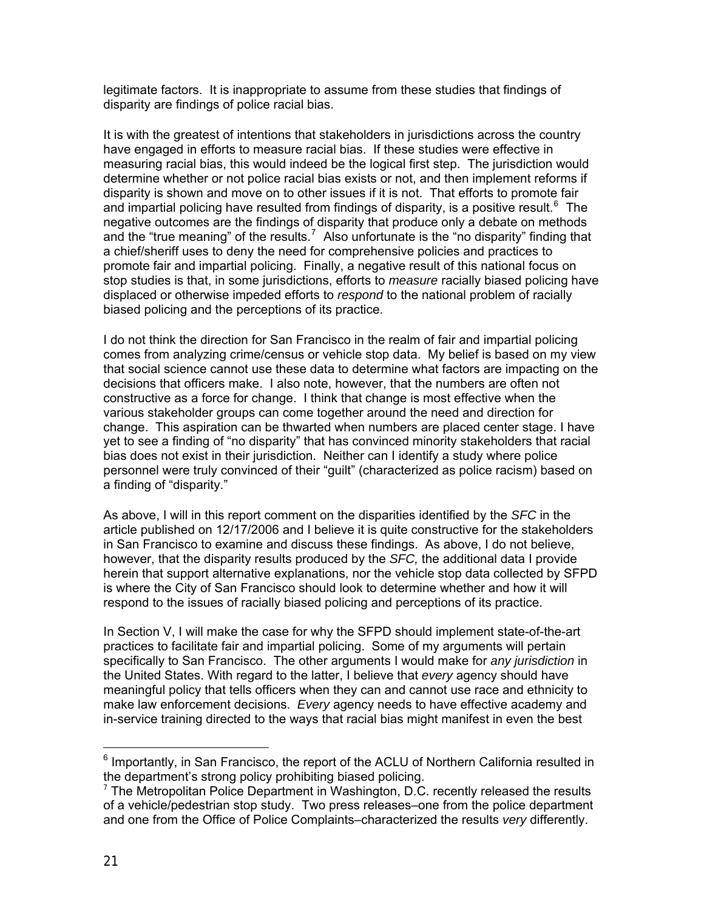legitimate factors. It is inappropriate to assume from these studies that findings of disparity are findings of police racial bias.

It is with the greatest of intentions that stakeholders in jurisdictions across the country have engaged in efforts to measure racial bias. If these studies were effective in measuring racial bias, this would indeed be the logical first step. The jurisdiction would determine whether or not police racial bias exists or not, and then implement reforms if disparity is shown and move on to other issues if it is not. That efforts to promote fair and impartial policing have resulted from findings of disparity, is a positive result.[6] The negative outcomes are the findings of disparity that produce only a debate on methods and the "true meaning" of the results.[7] Also unfortunate is the "no disparity" finding that a chief/sheriff uses to deny the need for comprehensive policies and practices to promote fair and impartial policing. Finally, a negative result of this national focus on stop studies is that, in some jurisdictions, efforts to *measure* racially biased policing have displaced or otherwise impeded efforts to *respond* to the national problem of racially biased policing and the perceptions of its practice.

I do not think the direction for San Francisco in the realm of fair and impartial policing comes from analyzing crime/census or vehicle stop data. My belief is based on my view that social science cannot use these data to determine what factors are impacting on the decisions that officers make. I also note, however, that the numbers are often not constructive as a force for change. I think that change is most effective when the various stakeholder groups can come together around the need and direction for change. This aspiration can be thwarted when numbers are placed center stage. I have yet to see a finding of "no disparity" that has convinced minority stakeholders that racial bias does not exist in their jurisdiction. Neither can I identify a study where police personnel were truly convinced of their "guilt" (characterized as police racism) based on a finding of "disparity."

As above, I will in this report comment on the disparities identified by the *SFC* in the article published on 12/17/2006 and I believe it is quite constructive for the stakeholders in San Francisco to examine and discuss these findings. As above, I do not believe, however, that the disparity results produced by the *SFC,* the additional data I provide herein that support alternative explanations, nor the vehicle stop data collected by SFPD is where the City of San Francisco should look to determine whether and how it will respond to the issues of racially biased policing and perceptions of its practice.

In Section V, I will make the case for why the SFPD should implement state-of-the-art practices to facilitate fair and impartial policing. Some of my arguments will pertain specifically to San Francisco. The other arguments I would make for *any jurisdiction* in the United States. With regard to the latter, I believe that *every* agency should have meaningful policy that tells officers when they can and cannot use race and ethnicity to make law enforcement decisions. *Every* agency needs to have effective academy and in-service training directed to the ways that racial bias might manifest in even the best

---

[6] Importantly, in San Francisco, the report of the ACLU of Northern California resulted in the department's strong policy prohibiting biased policing.

[7] The Metropolitan Police Department in Washington, D.C. recently released the results of a vehicle/pedestrian stop study. Two press releases–one from the police department and one from the Office of Police Complaints–characterized the results *very* differently.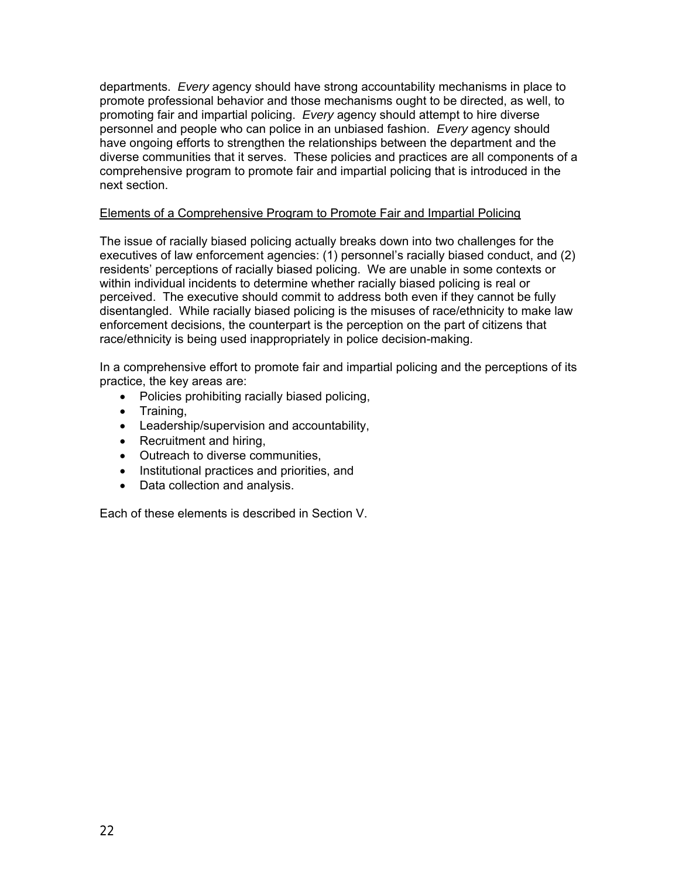departments. *Every* agency should have strong accountability mechanisms in place to promote professional behavior and those mechanisms ought to be directed, as well, to promoting fair and impartial policing. *Every* agency should attempt to hire diverse personnel and people who can police in an unbiased fashion. *Every* agency should have ongoing efforts to strengthen the relationships between the department and the diverse communities that it serves. These policies and practices are all components of a comprehensive program to promote fair and impartial policing that is introduced in the next section.

## Elements of a Comprehensive Program to Promote Fair and Impartial Policing

The issue of racially biased policing actually breaks down into two challenges for the executives of law enforcement agencies: (1) personnel's racially biased conduct, and (2) residents' perceptions of racially biased policing. We are unable in some contexts or within individual incidents to determine whether racially biased policing is real or perceived. The executive should commit to address both even if they cannot be fully disentangled. While racially biased policing is the misuses of race/ethnicity to make law enforcement decisions, the counterpart is the perception on the part of citizens that race/ethnicity is being used inappropriately in police decision-making.

In a comprehensive effort to promote fair and impartial policing and the perceptions of its practice, the key areas are:

- Policies prohibiting racially biased policing,
- Training,
- Leadership/supervision and accountability,
- Recruitment and hiring,
- Outreach to diverse communities,
- Institutional practices and priorities, and
- Data collection and analysis.

Each of these elements is described in Section V.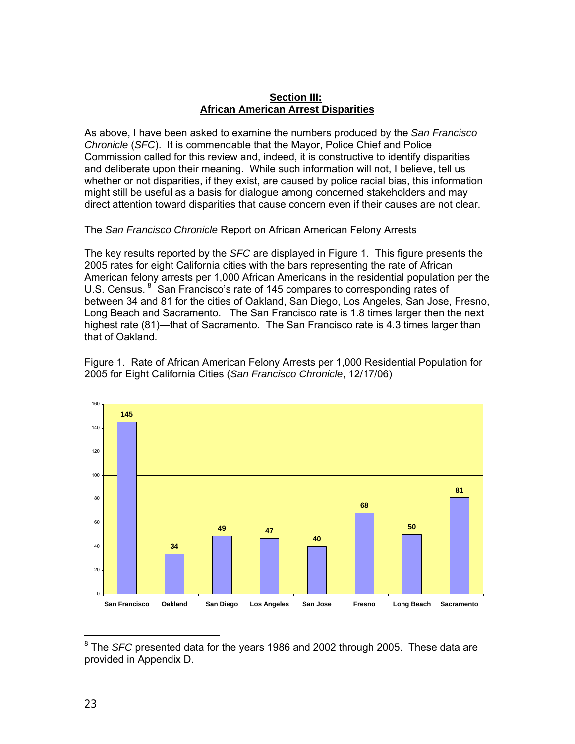## Section III: African American Arrest Disparities

As above, I have been asked to examine the numbers produced by the *San Francisco Chronicle* (*SFC*). It is commendable that the Mayor, Police Chief and Police Commission called for this review and, indeed, it is constructive to identify disparities and deliberate upon their meaning. While such information will not, I believe, tell us whether or not disparities, if they exist, are caused by police racial bias, this information might still be useful as a basis for dialogue among concerned stakeholders and may direct attention toward disparities that cause concern even if their causes are not clear.

### The *San Francisco Chronicle* Report on African American Felony Arrests

The key results reported by the *SFC* are displayed in Figure 1. This figure presents the 2005 rates for eight California cities with the bars representing the rate of African American felony arrests per 1,000 African Americans in the residential population per the U.S. Census.[8] San Francisco's rate of 145 compares to corresponding rates of between 34 and 81 for the cities of Oakland, San Diego, Los Angeles, San Jose, Fresno, Long Beach and Sacramento. The San Francisco rate is 1.8 times larger then the next highest rate (81)—that of Sacramento. The San Francisco rate is 4.3 times larger than that of Oakland.

Figure 1. Rate of African American Felony Arrests per 1,000 Residential Population for 2005 for Eight California Cities (*San Francisco Chronicle*, 12/17/06)

| San Francisco | Oakland | San Diego | Los Angeles | San Jose | Fresno | Long Beach | Sacramento |
|---|---|---|---|---|---|---|---|
| 145 | 34 | 49 | 47 | 40 | 68 | 50 | 81 |

[8] The *SFC* presented data for the years 1986 and 2002 through 2005. These data are provided in Appendix D.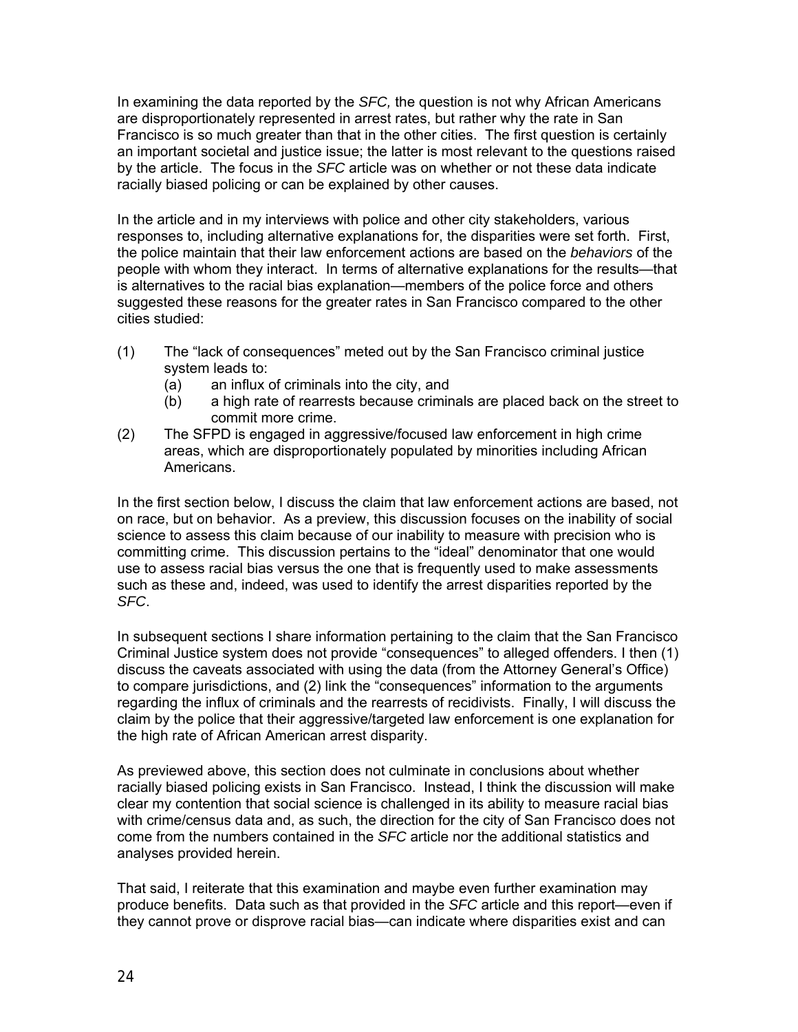In examining the data reported by the *SFC,* the question is not why African Americans are disproportionately represented in arrest rates, but rather why the rate in San Francisco is so much greater than that in the other cities. The first question is certainly an important societal and justice issue; the latter is most relevant to the questions raised by the article. The focus in the *SFC* article was on whether or not these data indicate racially biased policing or can be explained by other causes.

In the article and in my interviews with police and other city stakeholders, various responses to, including alternative explanations for, the disparities were set forth. First, the police maintain that their law enforcement actions are based on the *behaviors* of the people with whom they interact. In terms of alternative explanations for the results—that is alternatives to the racial bias explanation—members of the police force and others suggested these reasons for the greater rates in San Francisco compared to the other cities studied:

(1) The "lack of consequences" meted out by the San Francisco criminal justice system leads to:
  (a) an influx of criminals into the city, and
  (b) a high rate of rearrests because criminals are placed back on the street to commit more crime.

(2) The SFPD is engaged in aggressive/focused law enforcement in high crime areas, which are disproportionately populated by minorities including African Americans.

In the first section below, I discuss the claim that law enforcement actions are based, not on race, but on behavior. As a preview, this discussion focuses on the inability of social science to assess this claim because of our inability to measure with precision who is committing crime. This discussion pertains to the "ideal" denominator that one would use to assess racial bias versus the one that is frequently used to make assessments such as these and, indeed, was used to identify the arrest disparities reported by the *SFC*.

In subsequent sections I share information pertaining to the claim that the San Francisco Criminal Justice system does not provide "consequences" to alleged offenders. I then (1) discuss the caveats associated with using the data (from the Attorney General's Office) to compare jurisdictions, and (2) link the "consequences" information to the arguments regarding the influx of criminals and the rearrests of recidivists. Finally, I will discuss the claim by the police that their aggressive/targeted law enforcement is one explanation for the high rate of African American arrest disparity.

As previewed above, this section does not culminate in conclusions about whether racially biased policing exists in San Francisco. Instead, I think the discussion will make clear my contention that social science is challenged in its ability to measure racial bias with crime/census data and, as such, the direction for the city of San Francisco does not come from the numbers contained in the *SFC* article nor the additional statistics and analyses provided herein.

That said, I reiterate that this examination and maybe even further examination may produce benefits. Data such as that provided in the *SFC* article and this report—even if they cannot prove or disprove racial bias—can indicate where disparities exist and can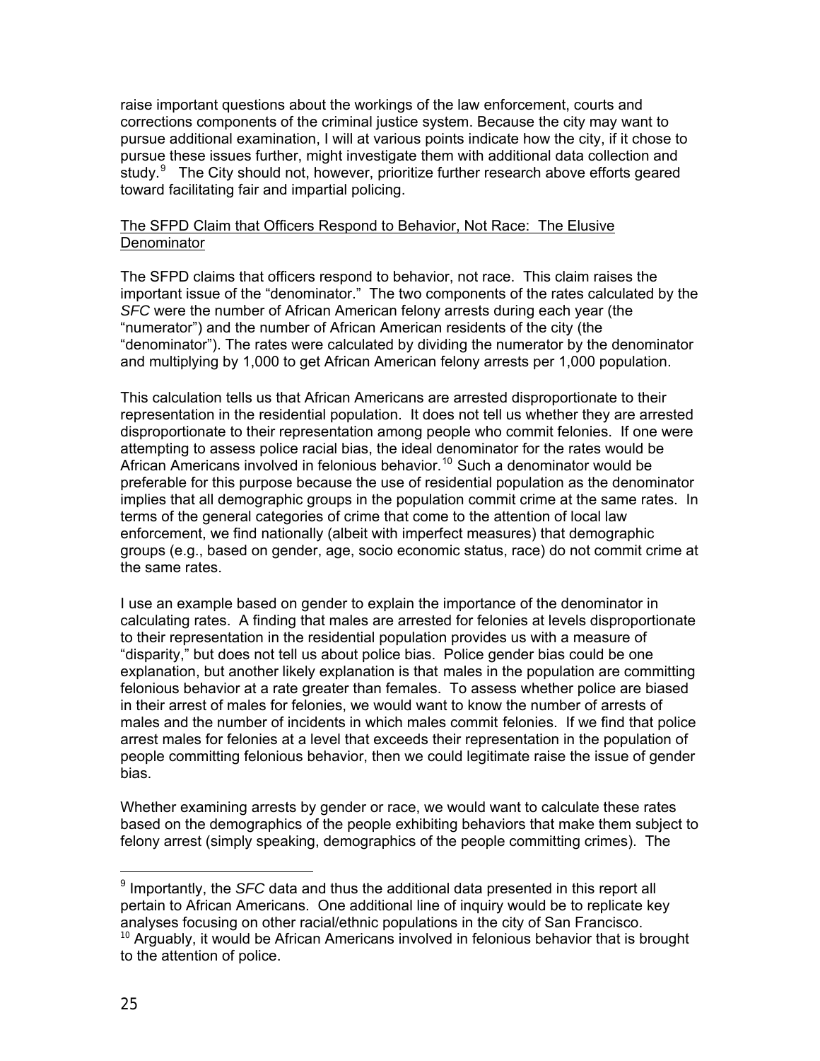raise important questions about the workings of the law enforcement, courts and corrections components of the criminal justice system. Because the city may want to pursue additional examination, I will at various points indicate how the city, if it chose to pursue these issues further, might investigate them with additional data collection and study.[9] The City should not, however, prioritize further research above efforts geared toward facilitating fair and impartial policing.

## The SFPD Claim that Officers Respond to Behavior, Not Race: The Elusive Denominator

The SFPD claims that officers respond to behavior, not race. This claim raises the important issue of the "denominator." The two components of the rates calculated by the *SFC* were the number of African American felony arrests during each year (the "numerator") and the number of African American residents of the city (the "denominator"). The rates were calculated by dividing the numerator by the denominator and multiplying by 1,000 to get African American felony arrests per 1,000 population.

This calculation tells us that African Americans are arrested disproportionate to their representation in the residential population. It does not tell us whether they are arrested disproportionate to their representation among people who commit felonies. If one were attempting to assess police racial bias, the ideal denominator for the rates would be African Americans involved in felonious behavior.[10] Such a denominator would be preferable for this purpose because the use of residential population as the denominator implies that all demographic groups in the population commit crime at the same rates. In terms of the general categories of crime that come to the attention of local law enforcement, we find nationally (albeit with imperfect measures) that demographic groups (e.g., based on gender, age, socio economic status, race) do not commit crime at the same rates.

I use an example based on gender to explain the importance of the denominator in calculating rates. A finding that males are arrested for felonies at levels disproportionate to their representation in the residential population provides us with a measure of "disparity," but does not tell us about police bias. Police gender bias could be one explanation, but another likely explanation is that males in the population are committing felonious behavior at a rate greater than females. To assess whether police are biased in their arrest of males for felonies, we would want to know the number of arrests of males and the number of incidents in which males commit felonies. If we find that police arrest males for felonies at a level that exceeds their representation in the population of people committing felonious behavior, then we could legitimate raise the issue of gender bias.

Whether examining arrests by gender or race, we would want to calculate these rates based on the demographics of the people exhibiting behaviors that make them subject to felony arrest (simply speaking, demographics of the people committing crimes). The

---

[9] Importantly, the *SFC* data and thus the additional data presented in this report all pertain to African Americans. One additional line of inquiry would be to replicate key analyses focusing on other racial/ethnic populations in the city of San Francisco.

[10] Arguably, it would be African Americans involved in felonious behavior that is brought to the attention of police.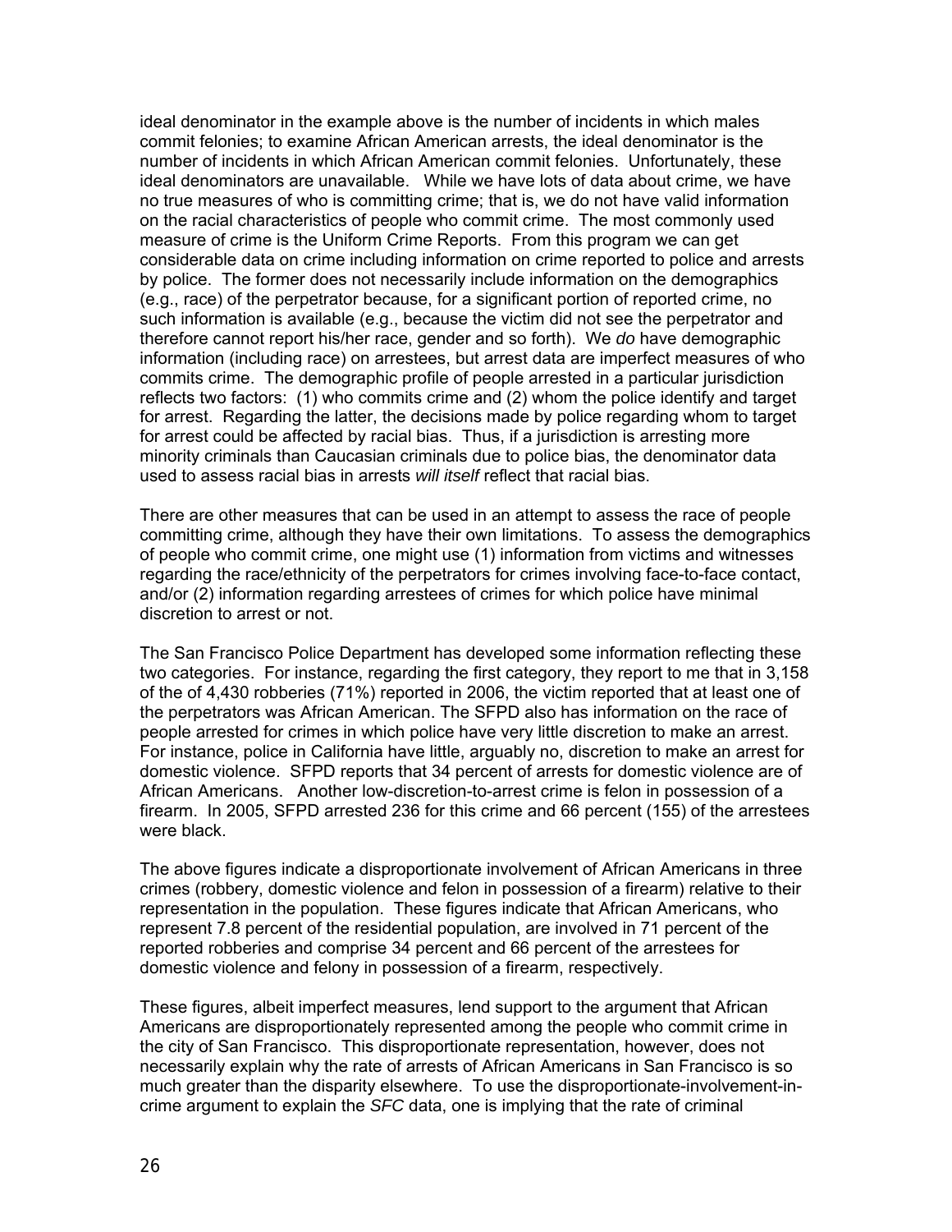ideal denominator in the example above is the number of incidents in which males commit felonies; to examine African American arrests, the ideal denominator is the number of incidents in which African American commit felonies. Unfortunately, these ideal denominators are unavailable. While we have lots of data about crime, we have no true measures of who is committing crime; that is, we do not have valid information on the racial characteristics of people who commit crime. The most commonly used measure of crime is the Uniform Crime Reports. From this program we can get considerable data on crime including information on crime reported to police and arrests by police. The former does not necessarily include information on the demographics (e.g., race) of the perpetrator because, for a significant portion of reported crime, no such information is available (e.g., because the victim did not see the perpetrator and therefore cannot report his/her race, gender and so forth). We *do* have demographic information (including race) on arrestees, but arrest data are imperfect measures of who commits crime. The demographic profile of people arrested in a particular jurisdiction reflects two factors: (1) who commits crime and (2) whom the police identify and target for arrest. Regarding the latter, the decisions made by police regarding whom to target for arrest could be affected by racial bias. Thus, if a jurisdiction is arresting more minority criminals than Caucasian criminals due to police bias, the denominator data used to assess racial bias in arrests *will itself* reflect that racial bias.

There are other measures that can be used in an attempt to assess the race of people committing crime, although they have their own limitations. To assess the demographics of people who commit crime, one might use (1) information from victims and witnesses regarding the race/ethnicity of the perpetrators for crimes involving face-to-face contact, and/or (2) information regarding arrestees of crimes for which police have minimal discretion to arrest or not.

The San Francisco Police Department has developed some information reflecting these two categories. For instance, regarding the first category, they report to me that in 3,158 of the of 4,430 robberies (71%) reported in 2006, the victim reported that at least one of the perpetrators was African American. The SFPD also has information on the race of people arrested for crimes in which police have very little discretion to make an arrest. For instance, police in California have little, arguably no, discretion to make an arrest for domestic violence. SFPD reports that 34 percent of arrests for domestic violence are of African Americans. Another low-discretion-to-arrest crime is felon in possession of a firearm. In 2005, SFPD arrested 236 for this crime and 66 percent (155) of the arrestees were black.

The above figures indicate a disproportionate involvement of African Americans in three crimes (robbery, domestic violence and felon in possession of a firearm) relative to their representation in the population. These figures indicate that African Americans, who represent 7.8 percent of the residential population, are involved in 71 percent of the reported robberies and comprise 34 percent and 66 percent of the arrestees for domestic violence and felony in possession of a firearm, respectively.

These figures, albeit imperfect measures, lend support to the argument that African Americans are disproportionately represented among the people who commit crime in the city of San Francisco. This disproportionate representation, however, does not necessarily explain why the rate of arrests of African Americans in San Francisco is so much greater than the disparity elsewhere. To use the disproportionate-involvement-in-crime argument to explain the *SFC* data, one is implying that the rate of criminal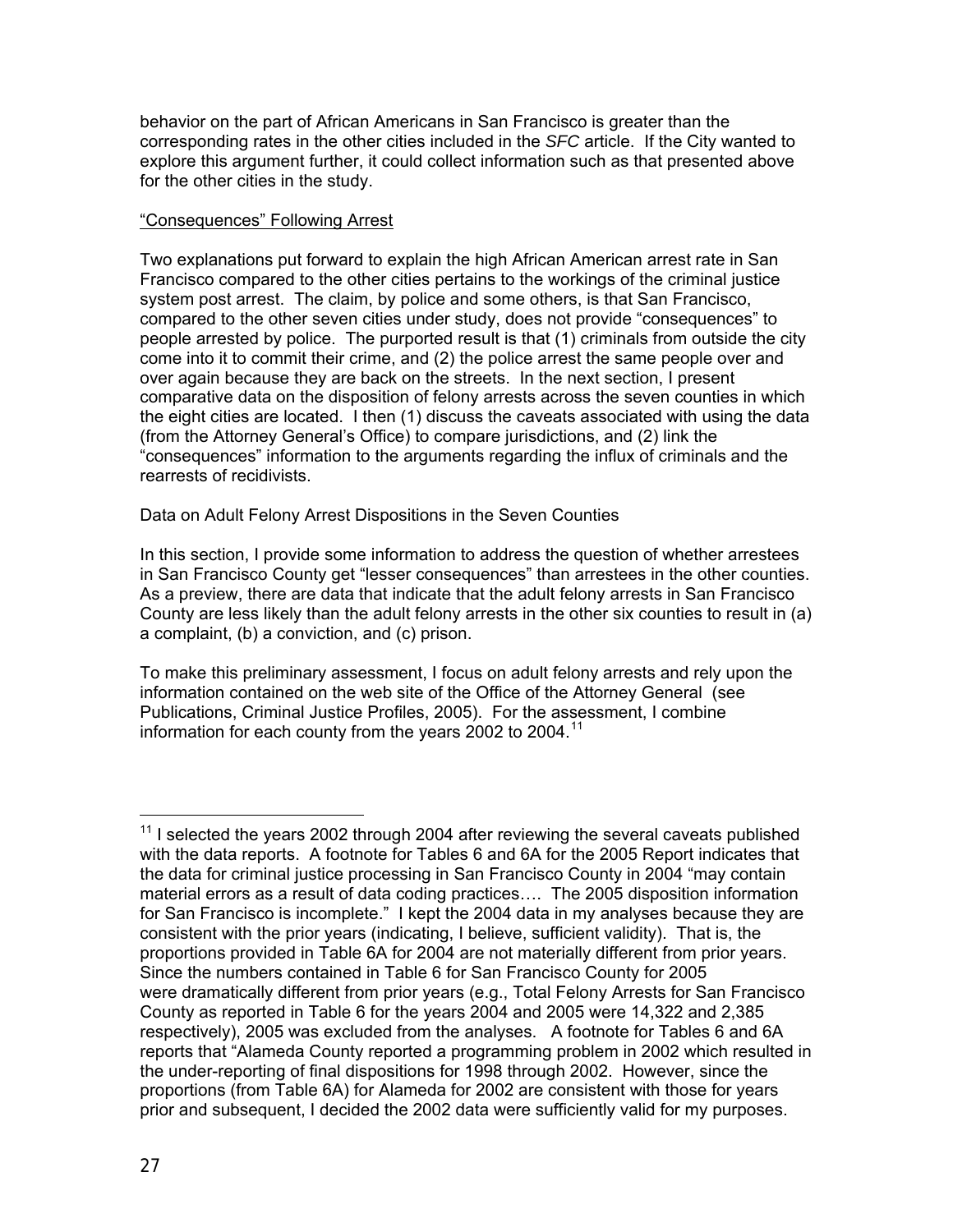behavior on the part of African Americans in San Francisco is greater than the corresponding rates in the other cities included in the *SFC* article. If the City wanted to explore this argument further, it could collect information such as that presented above for the other cities in the study.

<u>"Consequences" Following Arrest</u>

Two explanations put forward to explain the high African American arrest rate in San Francisco compared to the other cities pertains to the workings of the criminal justice system post arrest. The claim, by police and some others, is that San Francisco, compared to the other seven cities under study, does not provide "consequences" to people arrested by police. The purported result is that (1) criminals from outside the city come into it to commit their crime, and (2) the police arrest the same people over and over again because they are back on the streets. In the next section, I present comparative data on the disposition of felony arrests across the seven counties in which the eight cities are located. I then (1) discuss the caveats associated with using the data (from the Attorney General's Office) to compare jurisdictions, and (2) link the "consequences" information to the arguments regarding the influx of criminals and the rearrests of recidivists.

Data on Adult Felony Arrest Dispositions in the Seven Counties

In this section, I provide some information to address the question of whether arrestees in San Francisco County get "lesser consequences" than arrestees in the other counties. As a preview, there are data that indicate that the adult felony arrests in San Francisco County are less likely than the adult felony arrests in the other six counties to result in (a) a complaint, (b) a conviction, and (c) prison.

To make this preliminary assessment, I focus on adult felony arrests and rely upon the information contained on the web site of the Office of the Attorney General (see Publications, Criminal Justice Profiles, 2005). For the assessment, I combine information for each county from the years 2002 to 2004.[11]

---

[11] I selected the years 2002 through 2004 after reviewing the several caveats published with the data reports. A footnote for Tables 6 and 6A for the 2005 Report indicates that the data for criminal justice processing in San Francisco County in 2004 "may contain material errors as a result of data coding practices…. The 2005 disposition information for San Francisco is incomplete." I kept the 2004 data in my analyses because they are consistent with the prior years (indicating, I believe, sufficient validity). That is, the proportions provided in Table 6A for 2004 are not materially different from prior years. Since the numbers contained in Table 6 for San Francisco County for 2005 were dramatically different from prior years (e.g., Total Felony Arrests for San Francisco County as reported in Table 6 for the years 2004 and 2005 were 14,322 and 2,385 respectively), 2005 was excluded from the analyses. A footnote for Tables 6 and 6A reports that "Alameda County reported a programming problem in 2002 which resulted in the under-reporting of final dispositions for 1998 through 2002. However, since the proportions (from Table 6A) for Alameda for 2002 are consistent with those for years prior and subsequent, I decided the 2002 data were sufficiently valid for my purposes.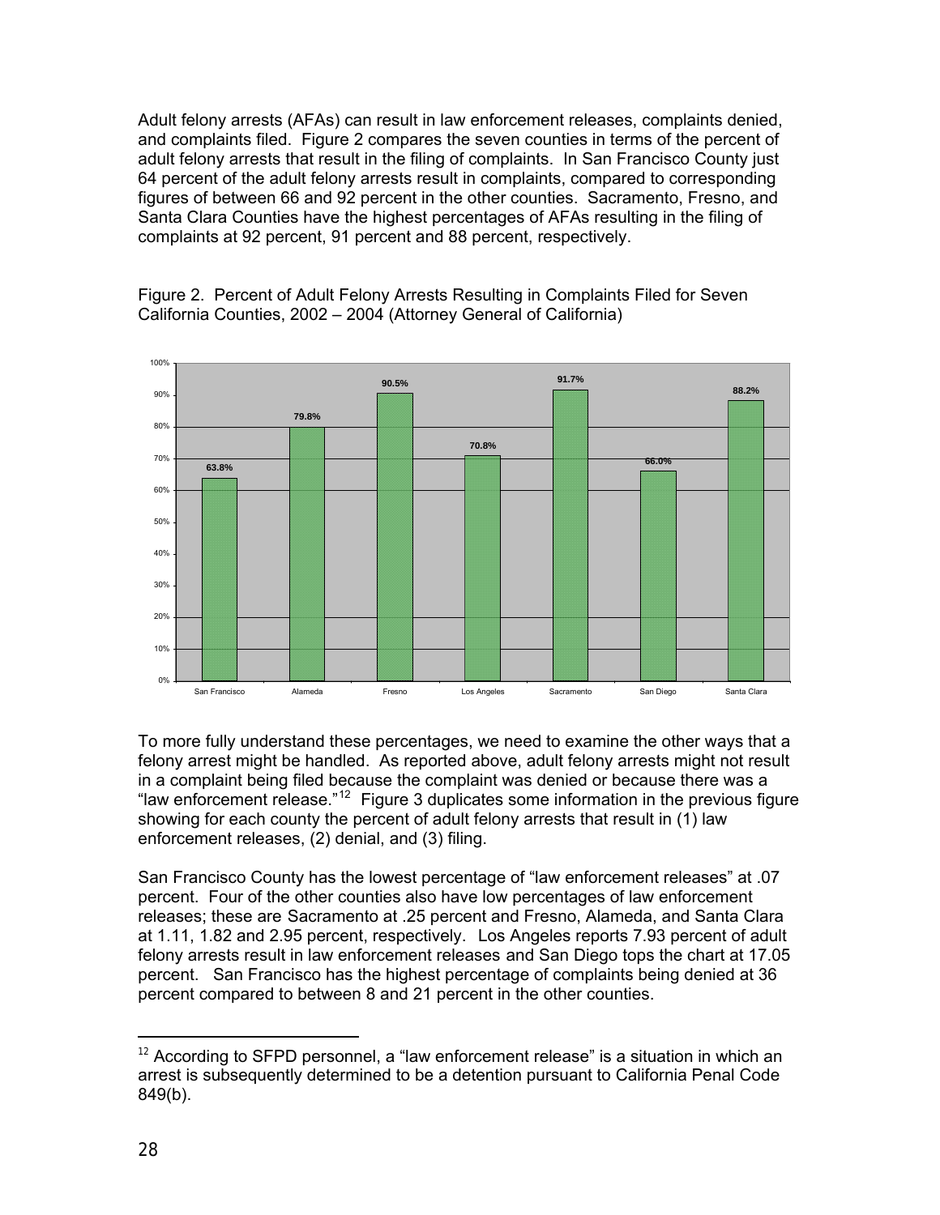Adult felony arrests (AFAs) can result in law enforcement releases, complaints denied, and complaints filed. Figure 2 compares the seven counties in terms of the percent of adult felony arrests that result in the filing of complaints. In San Francisco County just 64 percent of the adult felony arrests result in complaints, compared to corresponding figures of between 66 and 92 percent in the other counties. Sacramento, Fresno, and Santa Clara Counties have the highest percentages of AFAs resulting in the filing of complaints at 92 percent, 91 percent and 88 percent, respectively.

Figure 2. Percent of Adult Felony Arrests Resulting in Complaints Filed for Seven California Counties, 2002 – 2004 (Attorney General of California)

| County | Percent |
|---|---|
| San Francisco | 63.8% |
| Alameda | 79.8% |
| Fresno | 90.5% |
| Los Angeles | 70.8% |
| Sacramento | 91.7% |
| San Diego | 66.0% |
| Santa Clara | 88.2% |

To more fully understand these percentages, we need to examine the other ways that a felony arrest might be handled. As reported above, adult felony arrests might not result in a complaint being filed because the complaint was denied or because there was a "law enforcement release."[12] Figure 3 duplicates some information in the previous figure showing for each county the percent of adult felony arrests that result in (1) law enforcement releases, (2) denial, and (3) filing.

San Francisco County has the lowest percentage of "law enforcement releases" at .07 percent. Four of the other counties also have low percentages of law enforcement releases; these are Sacramento at .25 percent and Fresno, Alameda, and Santa Clara at 1.11, 1.82 and 2.95 percent, respectively. Los Angeles reports 7.93 percent of adult felony arrests result in law enforcement releases and San Diego tops the chart at 17.05 percent. San Francisco has the highest percentage of complaints being denied at 36 percent compared to between 8 and 21 percent in the other counties.

[12] According to SFPD personnel, a "law enforcement release" is a situation in which an arrest is subsequently determined to be a detention pursuant to California Penal Code 849(b).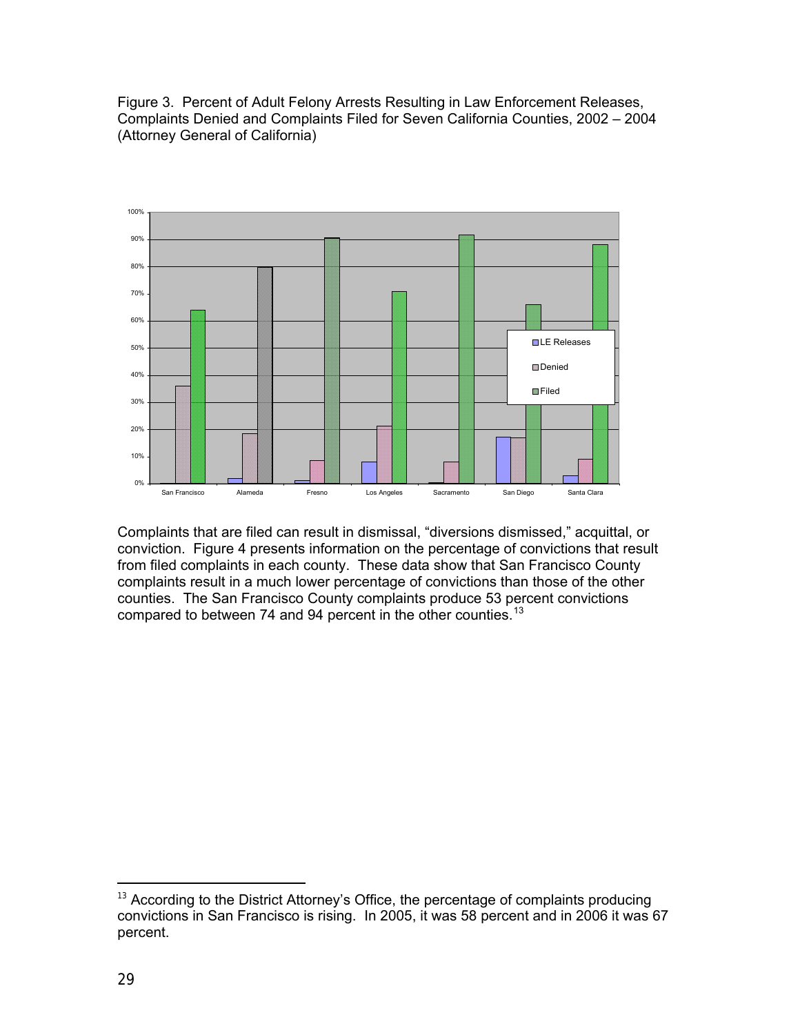Figure 3. Percent of Adult Felony Arrests Resulting in Law Enforcement Releases, Complaints Denied and Complaints Filed for Seven California Counties, 2002 – 2004 (Attorney General of California)

Complaints that are filed can result in dismissal, "diversions dismissed," acquittal, or conviction. Figure 4 presents information on the percentage of convictions that result from filed complaints in each county. These data show that San Francisco County complaints result in a much lower percentage of convictions than those of the other counties. The San Francisco County complaints produce 53 percent convictions compared to between 74 and 94 percent in the other counties.[13]

[13] According to the District Attorney's Office, the percentage of complaints producing convictions in San Francisco is rising. In 2005, it was 58 percent and in 2006 it was 67 percent.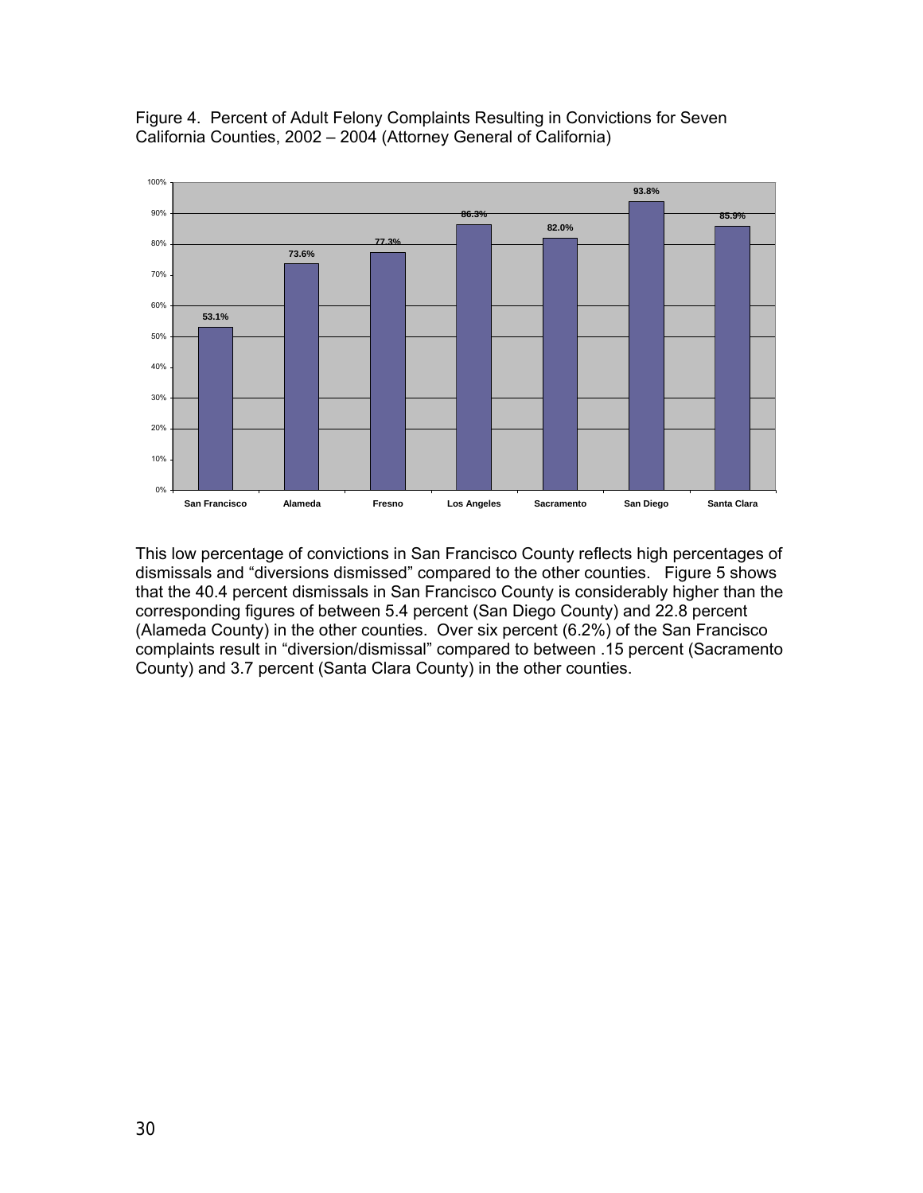Figure 4. Percent of Adult Felony Complaints Resulting in Convictions for Seven California Counties, 2002 – 2004 (Attorney General of California)

| County | Percent |
|---|---|
| San Francisco | 53.1% |
| Alameda | 73.6% |
| Fresno | 77.3% |
| Los Angeles | 86.3% |
| Sacramento | 82.0% |
| San Diego | 93.8% |
| Santa Clara | 85.9% |

This low percentage of convictions in San Francisco County reflects high percentages of dismissals and "diversions dismissed" compared to the other counties. Figure 5 shows that the 40.4 percent dismissals in San Francisco County is considerably higher than the corresponding figures of between 5.4 percent (San Diego County) and 22.8 percent (Alameda County) in the other counties. Over six percent (6.2%) of the San Francisco complaints result in "diversion/dismissal" compared to between .15 percent (Sacramento County) and 3.7 percent (Santa Clara County) in the other counties.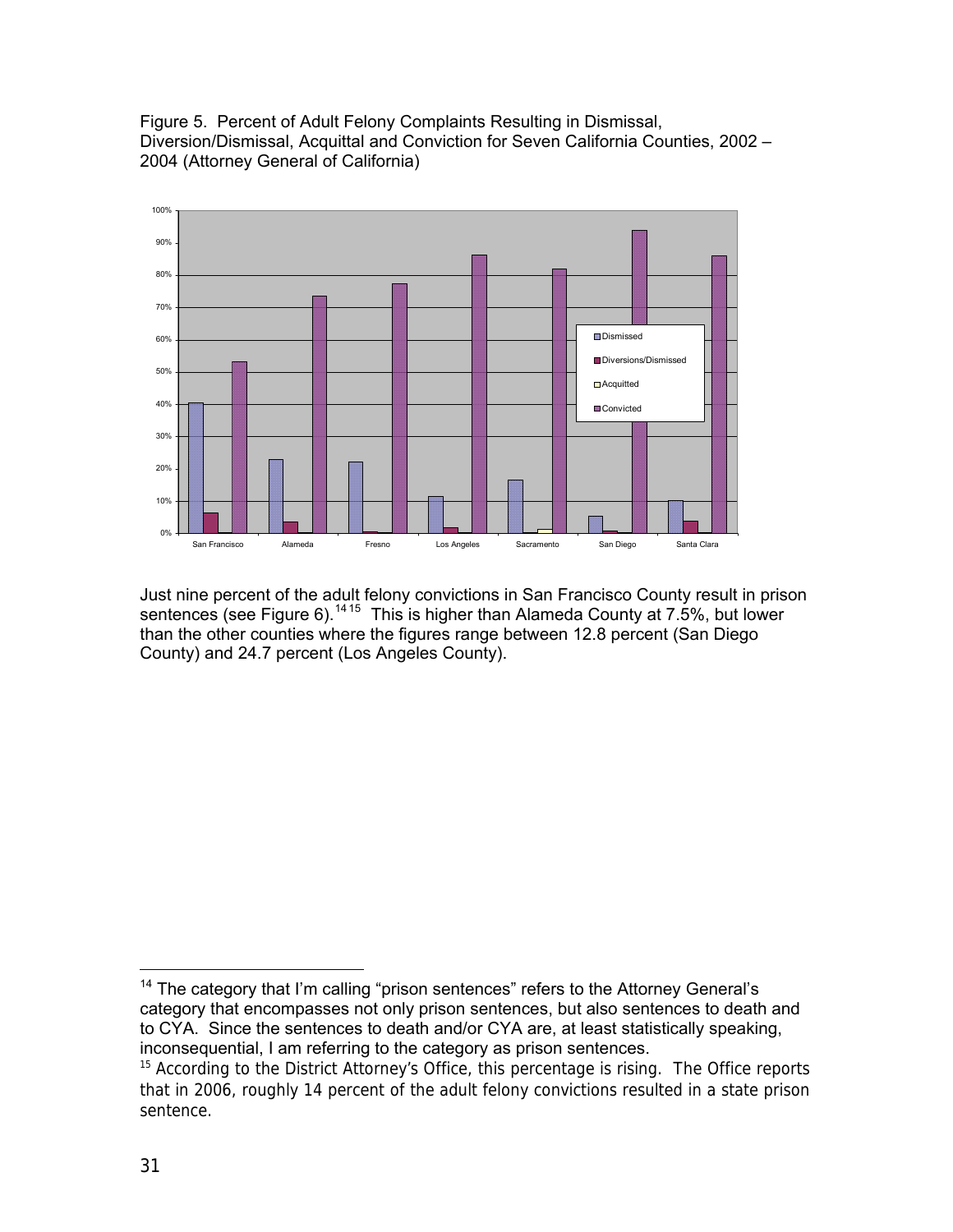Figure 5. Percent of Adult Felony Complaints Resulting in Dismissal, Diversion/Dismissal, Acquittal and Conviction for Seven California Counties, 2002 – 2004 (Attorney General of California)

Just nine percent of the adult felony convictions in San Francisco County result in prison sentences (see Figure 6).[14][15] This is higher than Alameda County at 7.5%, but lower than the other counties where the figures range between 12.8 percent (San Diego County) and 24.7 percent (Los Angeles County).

[14] The category that I'm calling "prison sentences" refers to the Attorney General's category that encompasses not only prison sentences, but also sentences to death and to CYA. Since the sentences to death and/or CYA are, at least statistically speaking, inconsequential, I am referring to the category as prison sentences.

[15] According to the District Attorney's Office, this percentage is rising. The Office reports that in 2006, roughly 14 percent of the adult felony convictions resulted in a state prison sentence.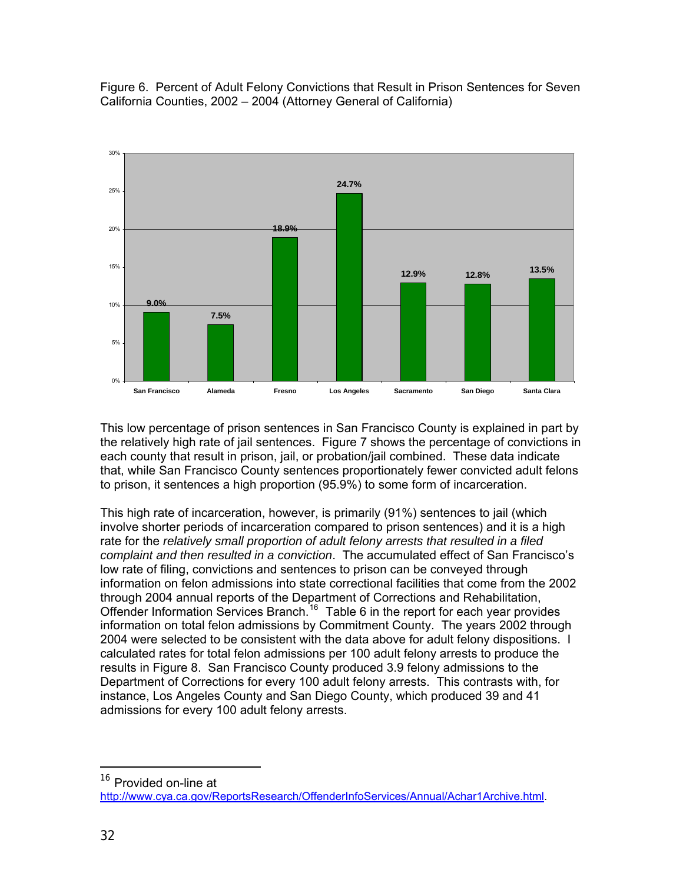Figure 6. Percent of Adult Felony Convictions that Result in Prison Sentences for Seven California Counties, 2002 – 2004 (Attorney General of California)

| County | Percent |
|---|---|
| San Francisco | 9.0% |
| Alameda | 7.5% |
| Fresno | 18.9% |
| Los Angeles | 24.7% |
| Sacramento | 12.9% |
| San Diego | 12.8% |
| Santa Clara | 13.5% |

This low percentage of prison sentences in San Francisco County is explained in part by the relatively high rate of jail sentences. Figure 7 shows the percentage of convictions in each county that result in prison, jail, or probation/jail combined. These data indicate that, while San Francisco County sentences proportionately fewer convicted adult felons to prison, it sentences a high proportion (95.9%) to some form of incarceration.

This high rate of incarceration, however, is primarily (91%) sentences to jail (which involve shorter periods of incarceration compared to prison sentences) and it is a high rate for the *relatively small proportion of adult felony arrests that resulted in a filed complaint and then resulted in a conviction*. The accumulated effect of San Francisco's low rate of filing, convictions and sentences to prison can be conveyed through information on felon admissions into state correctional facilities that come from the 2002 through 2004 annual reports of the Department of Corrections and Rehabilitation, Offender Information Services Branch.[16] Table 6 in the report for each year provides information on total felon admissions by Commitment County. The years 2002 through 2004 were selected to be consistent with the data above for adult felony dispositions. I calculated rates for total felon admissions per 100 adult felony arrests to produce the results in Figure 8. San Francisco County produced 3.9 felony admissions to the Department of Corrections for every 100 adult felony arrests. This contrasts with, for instance, Los Angeles County and San Diego County, which produced 39 and 41 admissions for every 100 adult felony arrests.

---

[16] Provided on-line at http://www.cya.ca.gov/ReportsResearch/OffenderInfoServices/Annual/Achar1Archive.html.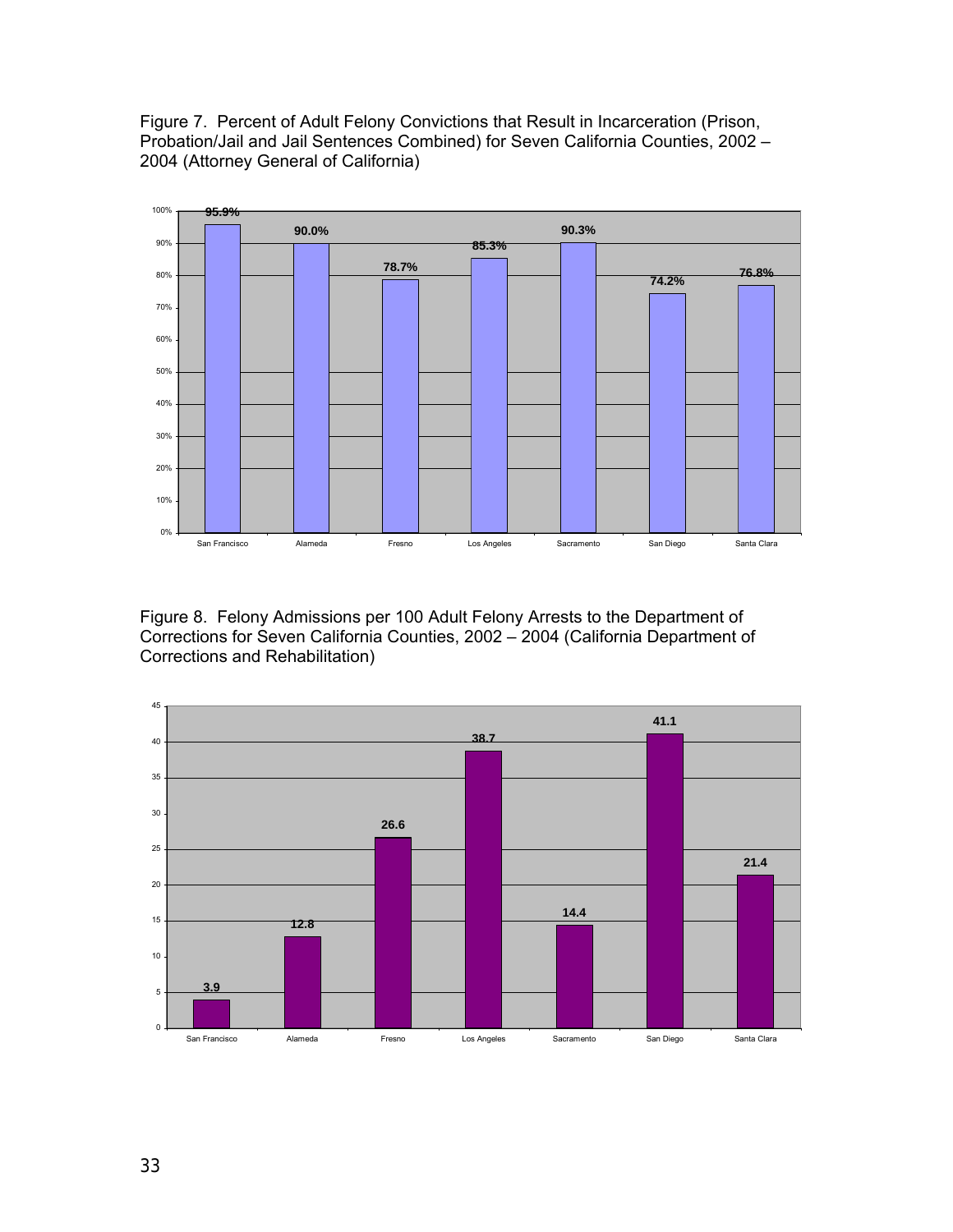Figure 7. Percent of Adult Felony Convictions that Result in Incarceration (Prison, Probation/Jail and Jail Sentences Combined) for Seven California Counties, 2002 – 2004 (Attorney General of California)

| County | Percent |
| --- | --- |
| San Francisco | 95.9% |
| Alameda | 90.0% |
| Fresno | 78.7% |
| Los Angeles | 85.3% |
| Sacramento | 90.3% |
| San Diego | 74.2% |
| Santa Clara | 76.8% |

Figure 8. Felony Admissions per 100 Adult Felony Arrests to the Department of Corrections for Seven California Counties, 2002 – 2004 (California Department of Corrections and Rehabilitation)

| County | Admissions per 100 Arrests |
| --- | --- |
| San Francisco | 3.9 |
| Alameda | 12.8 |
| Fresno | 26.6 |
| Los Angeles | 38.7 |
| Sacramento | 14.4 |
| San Diego | 41.1 |
| Santa Clara | 21.4 |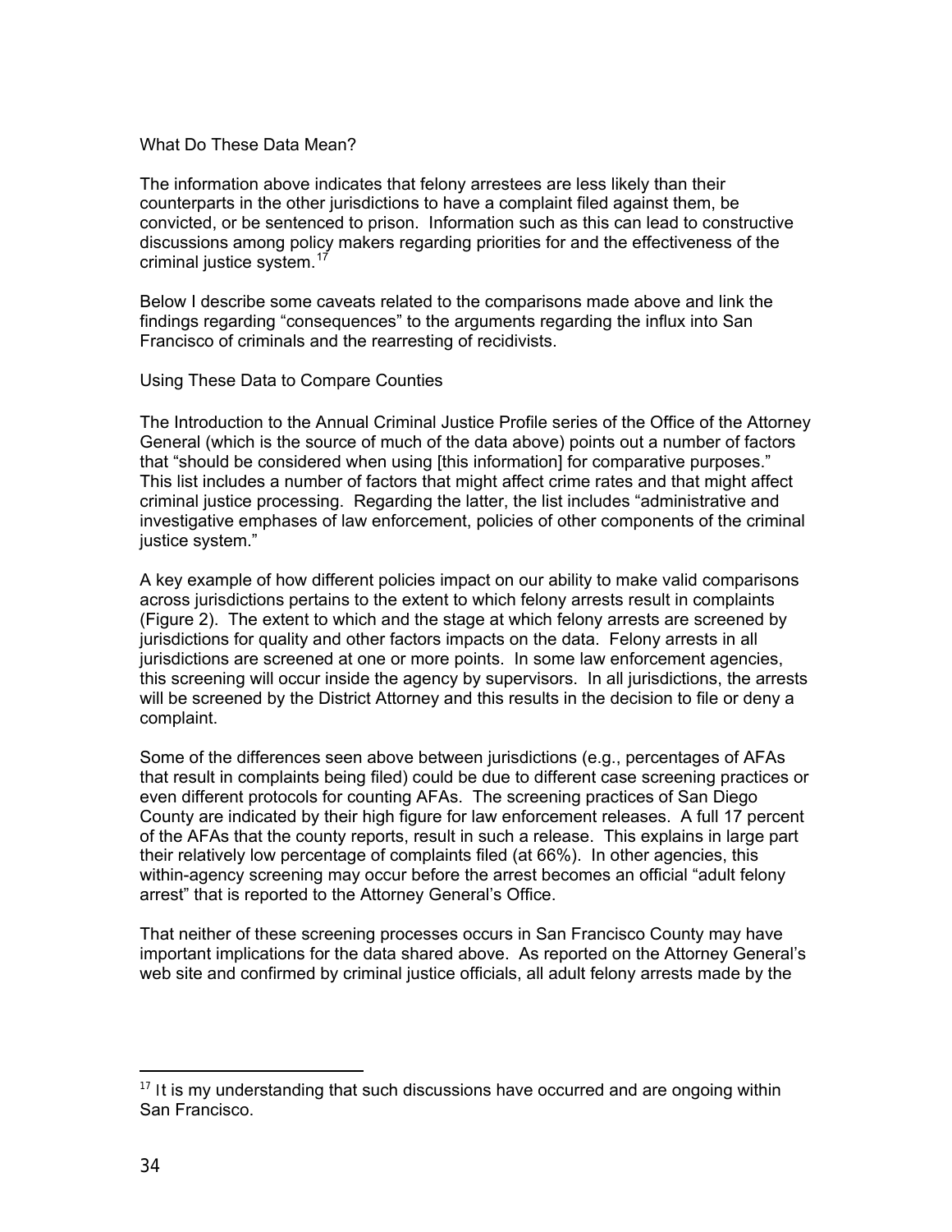## What Do These Data Mean?

The information above indicates that felony arrestees are less likely than their counterparts in the other jurisdictions to have a complaint filed against them, be convicted, or be sentenced to prison. Information such as this can lead to constructive discussions among policy makers regarding priorities for and the effectiveness of the criminal justice system.[17]

Below I describe some caveats related to the comparisons made above and link the findings regarding "consequences" to the arguments regarding the influx into San Francisco of criminals and the rearresting of recidivists.

### Using These Data to Compare Counties

The Introduction to the Annual Criminal Justice Profile series of the Office of the Attorney General (which is the source of much of the data above) points out a number of factors that "should be considered when using [this information] for comparative purposes." This list includes a number of factors that might affect crime rates and that might affect criminal justice processing. Regarding the latter, the list includes "administrative and investigative emphases of law enforcement, policies of other components of the criminal justice system."

A key example of how different policies impact on our ability to make valid comparisons across jurisdictions pertains to the extent to which felony arrests result in complaints (Figure 2). The extent to which and the stage at which felony arrests are screened by jurisdictions for quality and other factors impacts on the data. Felony arrests in all jurisdictions are screened at one or more points. In some law enforcement agencies, this screening will occur inside the agency by supervisors. In all jurisdictions, the arrests will be screened by the District Attorney and this results in the decision to file or deny a complaint.

Some of the differences seen above between jurisdictions (e.g., percentages of AFAs that result in complaints being filed) could be due to different case screening practices or even different protocols for counting AFAs. The screening practices of San Diego County are indicated by their high figure for law enforcement releases. A full 17 percent of the AFAs that the county reports, result in such a release. This explains in large part their relatively low percentage of complaints filed (at 66%). In other agencies, this within-agency screening may occur before the arrest becomes an official "adult felony arrest" that is reported to the Attorney General's Office.

That neither of these screening processes occurs in San Francisco County may have important implications for the data shared above. As reported on the Attorney General's web site and confirmed by criminal justice officials, all adult felony arrests made by the

---

[17] It is my understanding that such discussions have occurred and are ongoing within San Francisco.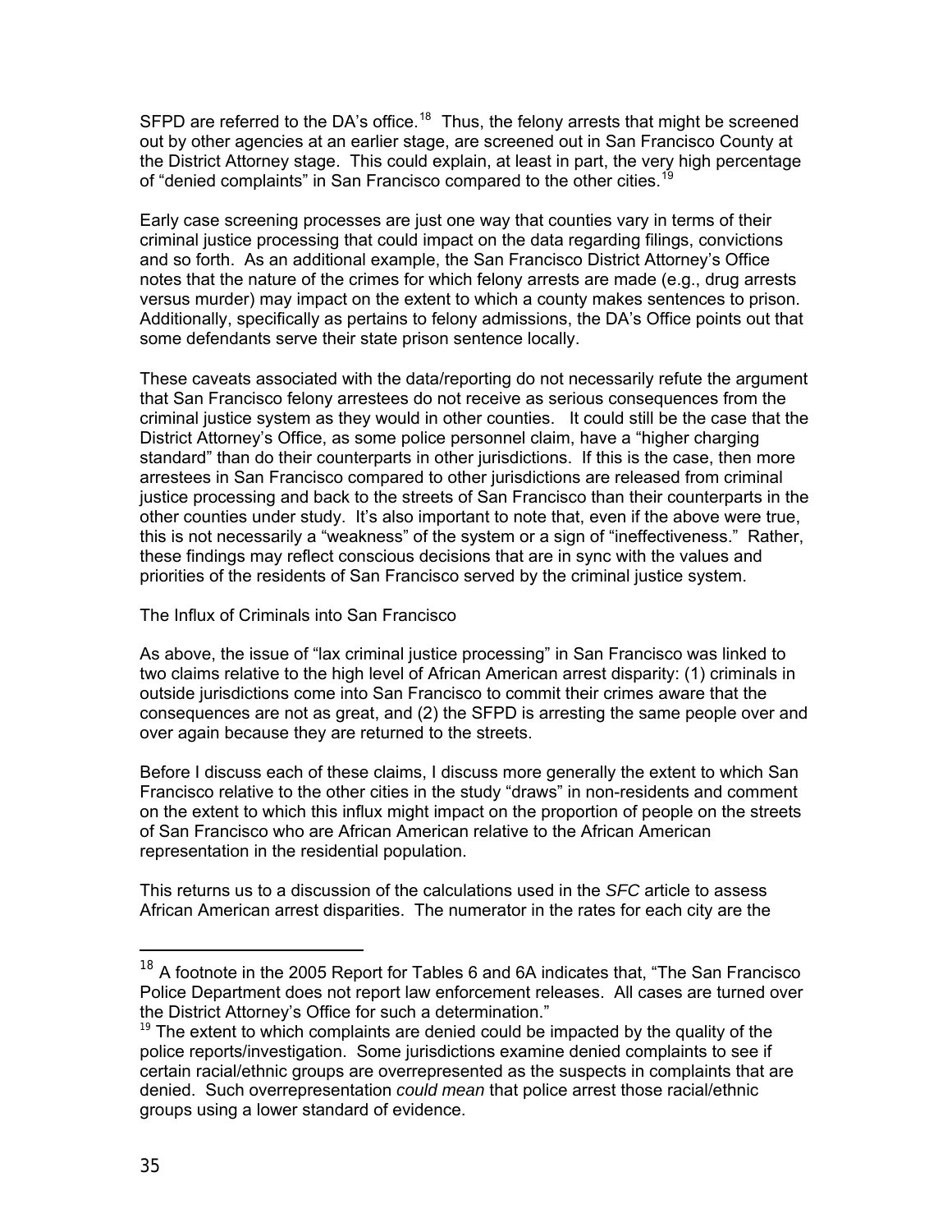SFPD are referred to the DA's office.[18] Thus, the felony arrests that might be screened out by other agencies at an earlier stage, are screened out in San Francisco County at the District Attorney stage. This could explain, at least in part, the very high percentage of "denied complaints" in San Francisco compared to the other cities.[19]

Early case screening processes are just one way that counties vary in terms of their criminal justice processing that could impact on the data regarding filings, convictions and so forth. As an additional example, the San Francisco District Attorney's Office notes that the nature of the crimes for which felony arrests are made (e.g., drug arrests versus murder) may impact on the extent to which a county makes sentences to prison. Additionally, specifically as pertains to felony admissions, the DA's Office points out that some defendants serve their state prison sentence locally.

These caveats associated with the data/reporting do not necessarily refute the argument that San Francisco felony arrestees do not receive as serious consequences from the criminal justice system as they would in other counties. It could still be the case that the District Attorney's Office, as some police personnel claim, have a "higher charging standard" than do their counterparts in other jurisdictions. If this is the case, then more arrestees in San Francisco compared to other jurisdictions are released from criminal justice processing and back to the streets of San Francisco than their counterparts in the other counties under study. It's also important to note that, even if the above were true, this is not necessarily a "weakness" of the system or a sign of "ineffectiveness." Rather, these findings may reflect conscious decisions that are in sync with the values and priorities of the residents of San Francisco served by the criminal justice system.

## The Influx of Criminals into San Francisco

As above, the issue of "lax criminal justice processing" in San Francisco was linked to two claims relative to the high level of African American arrest disparity: (1) criminals in outside jurisdictions come into San Francisco to commit their crimes aware that the consequences are not as great, and (2) the SFPD is arresting the same people over and over again because they are returned to the streets.

Before I discuss each of these claims, I discuss more generally the extent to which San Francisco relative to the other cities in the study "draws" in non-residents and comment on the extent to which this influx might impact on the proportion of people on the streets of San Francisco who are African American relative to the African American representation in the residential population.

This returns us to a discussion of the calculations used in the *SFC* article to assess African American arrest disparities. The numerator in the rates for each city are the

---

[18] A footnote in the 2005 Report for Tables 6 and 6A indicates that, "The San Francisco Police Department does not report law enforcement releases. All cases are turned over the District Attorney's Office for such a determination."

[19] The extent to which complaints are denied could be impacted by the quality of the police reports/investigation. Some jurisdictions examine denied complaints to see if certain racial/ethnic groups are overrepresented as the suspects in complaints that are denied. Such overrepresentation *could mean* that police arrest those racial/ethnic groups using a lower standard of evidence.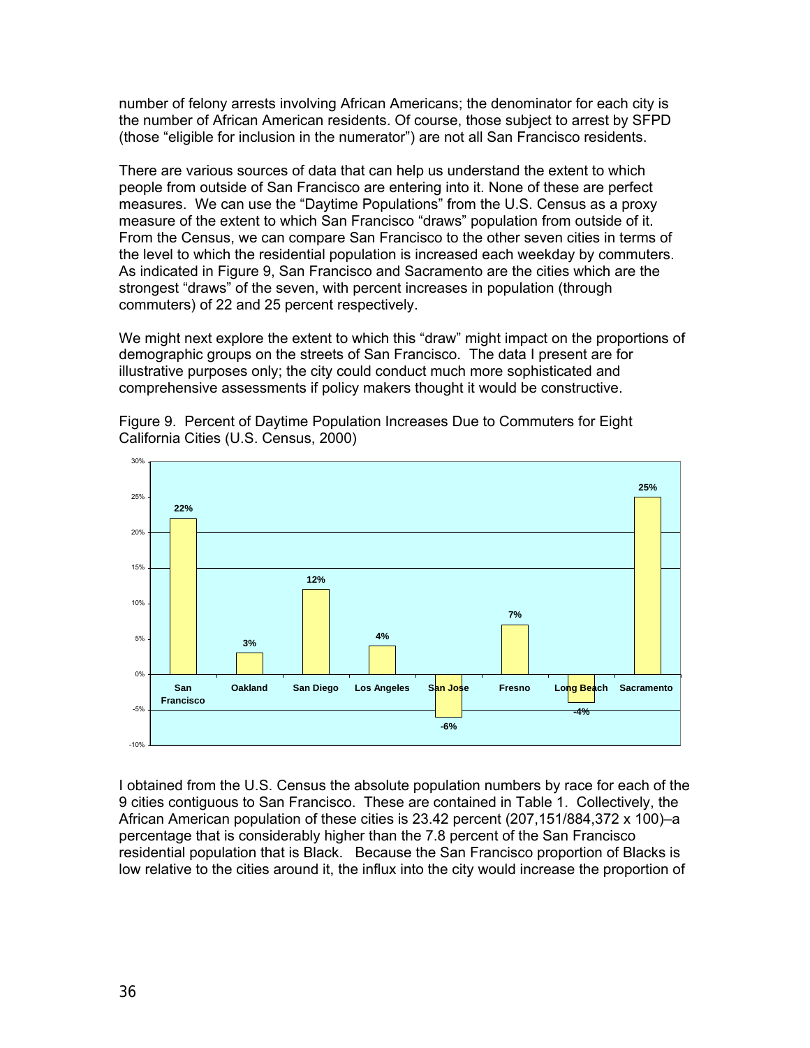number of felony arrests involving African Americans; the denominator for each city is the number of African American residents. Of course, those subject to arrest by SFPD (those "eligible for inclusion in the numerator") are not all San Francisco residents.

There are various sources of data that can help us understand the extent to which people from outside of San Francisco are entering into it. None of these are perfect measures. We can use the "Daytime Populations" from the U.S. Census as a proxy measure of the extent to which San Francisco "draws" population from outside of it. From the Census, we can compare San Francisco to the other seven cities in terms of the level to which the residential population is increased each weekday by commuters. As indicated in Figure 9, San Francisco and Sacramento are the cities which are the strongest "draws" of the seven, with percent increases in population (through commuters) of 22 and 25 percent respectively.

We might next explore the extent to which this "draw" might impact on the proportions of demographic groups on the streets of San Francisco. The data I present are for illustrative purposes only; the city could conduct much more sophisticated and comprehensive assessments if policy makers thought it would be constructive.

Figure 9. Percent of Daytime Population Increases Due to Commuters for Eight California Cities (U.S. Census, 2000)

| City | Percent Increase |
|---|---|
| San Francisco | 22% |
| Oakland | 3% |
| San Diego | 12% |
| Los Angeles | 4% |
| San Jose | -6% |
| Fresno | 7% |
| Long Beach | -4% |
| Sacramento | 25% |

I obtained from the U.S. Census the absolute population numbers by race for each of the 9 cities contiguous to San Francisco. These are contained in Table 1. Collectively, the African American population of these cities is 23.42 percent (207,151/884,372 x 100)–a percentage that is considerably higher than the 7.8 percent of the San Francisco residential population that is Black. Because the San Francisco proportion of Blacks is low relative to the cities around it, the influx into the city would increase the proportion of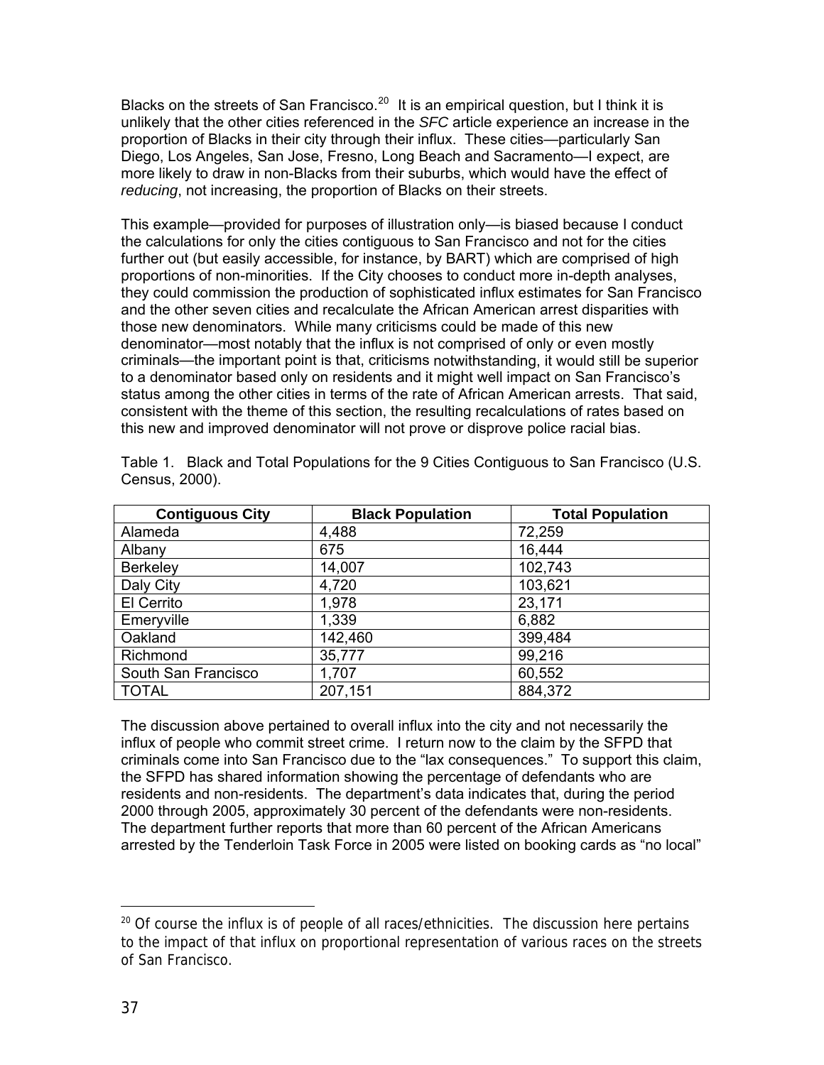Blacks on the streets of San Francisco.[20] It is an empirical question, but I think it is unlikely that the other cities referenced in the *SFC* article experience an increase in the proportion of Blacks in their city through their influx. These cities—particularly San Diego, Los Angeles, San Jose, Fresno, Long Beach and Sacramento—I expect, are more likely to draw in non-Blacks from their suburbs, which would have the effect of *reducing*, not increasing, the proportion of Blacks on their streets.

This example—provided for purposes of illustration only—is biased because I conduct the calculations for only the cities contiguous to San Francisco and not for the cities further out (but easily accessible, for instance, by BART) which are comprised of high proportions of non-minorities. If the City chooses to conduct more in-depth analyses, they could commission the production of sophisticated influx estimates for San Francisco and the other seven cities and recalculate the African American arrest disparities with those new denominators. While many criticisms could be made of this new denominator—most notably that the influx is not comprised of only or even mostly criminals—the important point is that, criticisms notwithstanding, it would still be superior to a denominator based only on residents and it might well impact on San Francisco's status among the other cities in terms of the rate of African American arrests. That said, consistent with the theme of this section, the resulting recalculations of rates based on this new and improved denominator will not prove or disprove police racial bias.

Table 1. Black and Total Populations for the 9 Cities Contiguous to San Francisco (U.S. Census, 2000).

| Contiguous City | Black Population | Total Population |
|---|---|---|
| Alameda | 4,488 | 72,259 |
| Albany | 675 | 16,444 |
| Berkeley | 14,007 | 102,743 |
| Daly City | 4,720 | 103,621 |
| El Cerrito | 1,978 | 23,171 |
| Emeryville | 1,339 | 6,882 |
| Oakland | 142,460 | 399,484 |
| Richmond | 35,777 | 99,216 |
| South San Francisco | 1,707 | 60,552 |
| TOTAL | 207,151 | 884,372 |

The discussion above pertained to overall influx into the city and not necessarily the influx of people who commit street crime. I return now to the claim by the SFPD that criminals come into San Francisco due to the "lax consequences." To support this claim, the SFPD has shared information showing the percentage of defendants who are residents and non-residents. The department's data indicates that, during the period 2000 through 2005, approximately 30 percent of the defendants were non-residents. The department further reports that more than 60 percent of the African Americans arrested by the Tenderloin Task Force in 2005 were listed on booking cards as "no local"

[20] Of course the influx is of people of all races/ethnicities. The discussion here pertains to the impact of that influx on proportional representation of various races on the streets of San Francisco.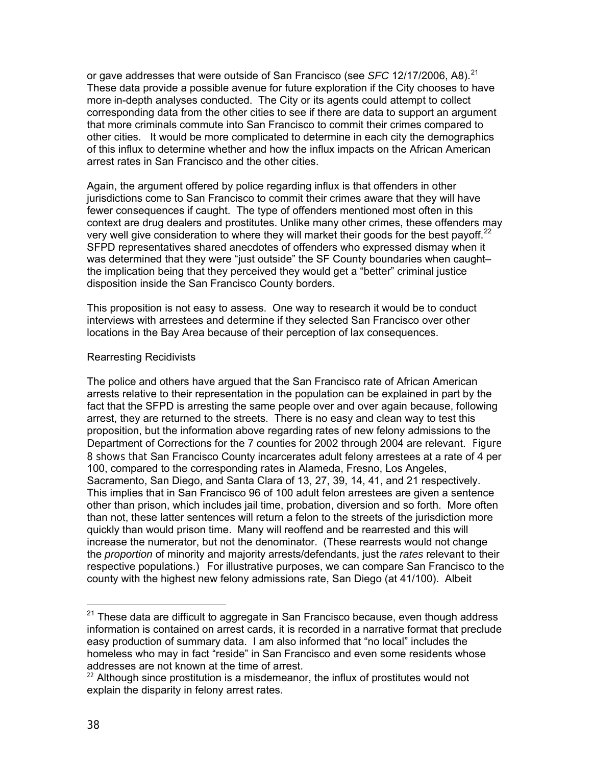or gave addresses that were outside of San Francisco (see *SFC* 12/17/2006, A8).[21] These data provide a possible avenue for future exploration if the City chooses to have more in-depth analyses conducted. The City or its agents could attempt to collect corresponding data from the other cities to see if there are data to support an argument that more criminals commute into San Francisco to commit their crimes compared to other cities. It would be more complicated to determine in each city the demographics of this influx to determine whether and how the influx impacts on the African American arrest rates in San Francisco and the other cities.

Again, the argument offered by police regarding influx is that offenders in other jurisdictions come to San Francisco to commit their crimes aware that they will have fewer consequences if caught. The type of offenders mentioned most often in this context are drug dealers and prostitutes. Unlike many other crimes, these offenders may very well give consideration to where they will market their goods for the best payoff.[22] SFPD representatives shared anecdotes of offenders who expressed dismay when it was determined that they were "just outside" the SF County boundaries when caught– the implication being that they perceived they would get a "better" criminal justice disposition inside the San Francisco County borders.

This proposition is not easy to assess. One way to research it would be to conduct interviews with arrestees and determine if they selected San Francisco over other locations in the Bay Area because of their perception of lax consequences.

Rearresting Recidivists

The police and others have argued that the San Francisco rate of African American arrests relative to their representation in the population can be explained in part by the fact that the SFPD is arresting the same people over and over again because, following arrest, they are returned to the streets. There is no easy and clean way to test this proposition, but the information above regarding rates of new felony admissions to the Department of Corrections for the 7 counties for 2002 through 2004 are relevant. Figure 8 shows that San Francisco County incarcerates adult felony arrestees at a rate of 4 per 100, compared to the corresponding rates in Alameda, Fresno, Los Angeles, Sacramento, San Diego, and Santa Clara of 13, 27, 39, 14, 41, and 21 respectively. This implies that in San Francisco 96 of 100 adult felon arrestees are given a sentence other than prison, which includes jail time, probation, diversion and so forth. More often than not, these latter sentences will return a felon to the streets of the jurisdiction more quickly than would prison time. Many will reoffend and be rearrested and this will increase the numerator, but not the denominator. (These rearrests would not change the *proportion* of minority and majority arrests/defendants, just the *rates* relevant to their respective populations.) For illustrative purposes, we can compare San Francisco to the county with the highest new felony admissions rate, San Diego (at 41/100). Albeit

[21] These data are difficult to aggregate in San Francisco because, even though address information is contained on arrest cards, it is recorded in a narrative format that preclude easy production of summary data. I am also informed that "no local" includes the homeless who may in fact "reside" in San Francisco and even some residents whose addresses are not known at the time of arrest.

[22] Although since prostitution is a misdemeanor, the influx of prostitutes would not explain the disparity in felony arrest rates.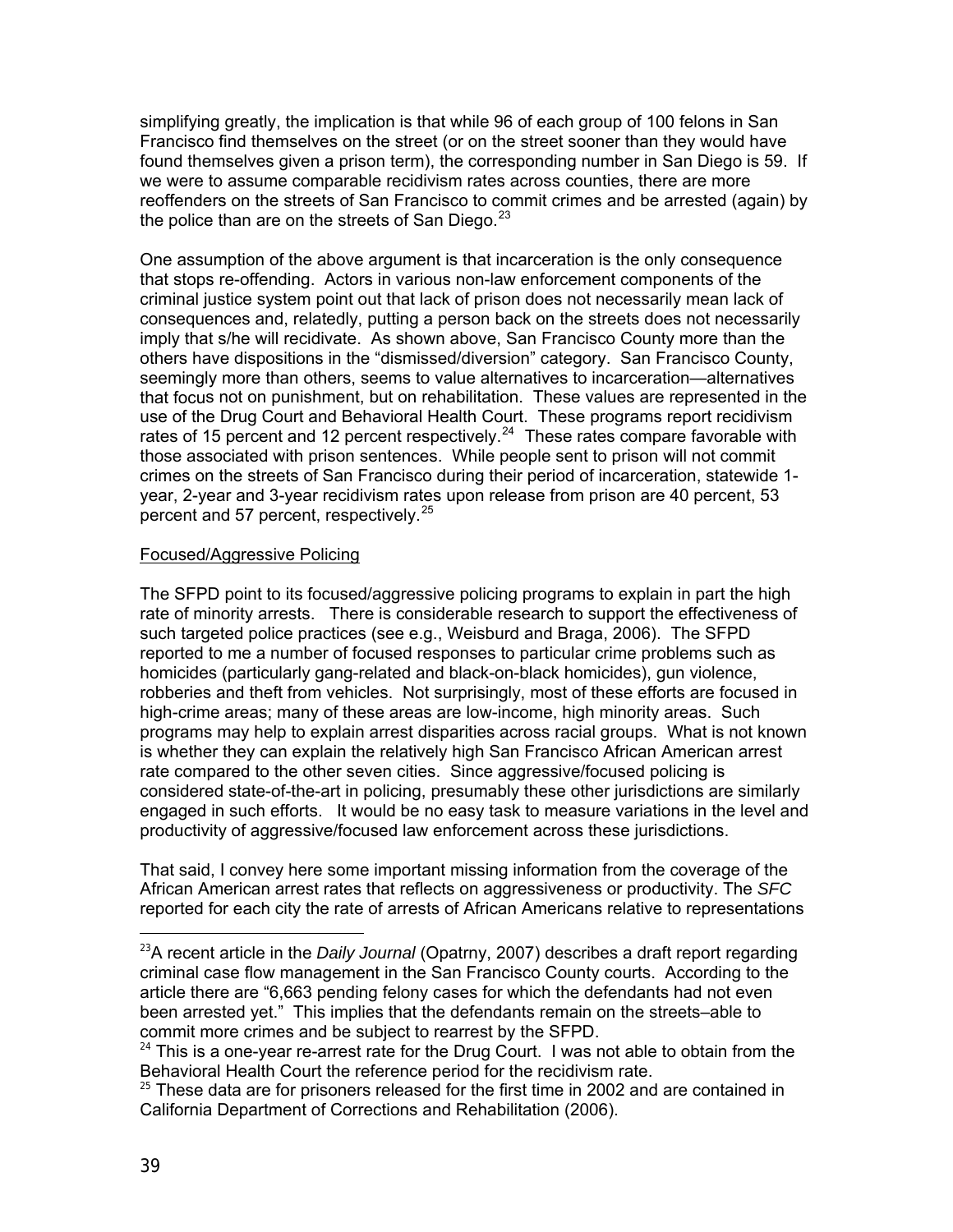simplifying greatly, the implication is that while 96 of each group of 100 felons in San Francisco find themselves on the street (or on the street sooner than they would have found themselves given a prison term), the corresponding number in San Diego is 59. If we were to assume comparable recidivism rates across counties, there are more reoffenders on the streets of San Francisco to commit crimes and be arrested (again) by the police than are on the streets of San Diego.[23]

One assumption of the above argument is that incarceration is the only consequence that stops re-offending. Actors in various non-law enforcement components of the criminal justice system point out that lack of prison does not necessarily mean lack of consequences and, relatedly, putting a person back on the streets does not necessarily imply that s/he will recidivate. As shown above, San Francisco County more than the others have dispositions in the "dismissed/diversion" category. San Francisco County, seemingly more than others, seems to value alternatives to incarceration—alternatives that focus not on punishment, but on rehabilitation. These values are represented in the use of the Drug Court and Behavioral Health Court. These programs report recidivism rates of 15 percent and 12 percent respectively.[24] These rates compare favorable with those associated with prison sentences. While people sent to prison will not commit crimes on the streets of San Francisco during their period of incarceration, statewide 1-year, 2-year and 3-year recidivism rates upon release from prison are 40 percent, 53 percent and 57 percent, respectively.[25]

Focused/Aggressive Policing

The SFPD point to its focused/aggressive policing programs to explain in part the high rate of minority arrests. There is considerable research to support the effectiveness of such targeted police practices (see e.g., Weisburd and Braga, 2006). The SFPD reported to me a number of focused responses to particular crime problems such as homicides (particularly gang-related and black-on-black homicides), gun violence, robberies and theft from vehicles. Not surprisingly, most of these efforts are focused in high-crime areas; many of these areas are low-income, high minority areas. Such programs may help to explain arrest disparities across racial groups. What is not known is whether they can explain the relatively high San Francisco African American arrest rate compared to the other seven cities. Since aggressive/focused policing is considered state-of-the-art in policing, presumably these other jurisdictions are similarly engaged in such efforts. It would be no easy task to measure variations in the level and productivity of aggressive/focused law enforcement across these jurisdictions.

That said, I convey here some important missing information from the coverage of the African American arrest rates that reflects on aggressiveness or productivity. The *SFC* reported for each city the rate of arrests of African Americans relative to representations

---

[23] A recent article in the *Daily Journal* (Opatrny, 2007) describes a draft report regarding criminal case flow management in the San Francisco County courts. According to the article there are "6,663 pending felony cases for which the defendants had not even been arrested yet." This implies that the defendants remain on the streets–able to commit more crimes and be subject to rearrest by the SFPD.

[24] This is a one-year re-arrest rate for the Drug Court. I was not able to obtain from the Behavioral Health Court the reference period for the recidivism rate.

[25] These data are for prisoners released for the first time in 2002 and are contained in California Department of Corrections and Rehabilitation (2006).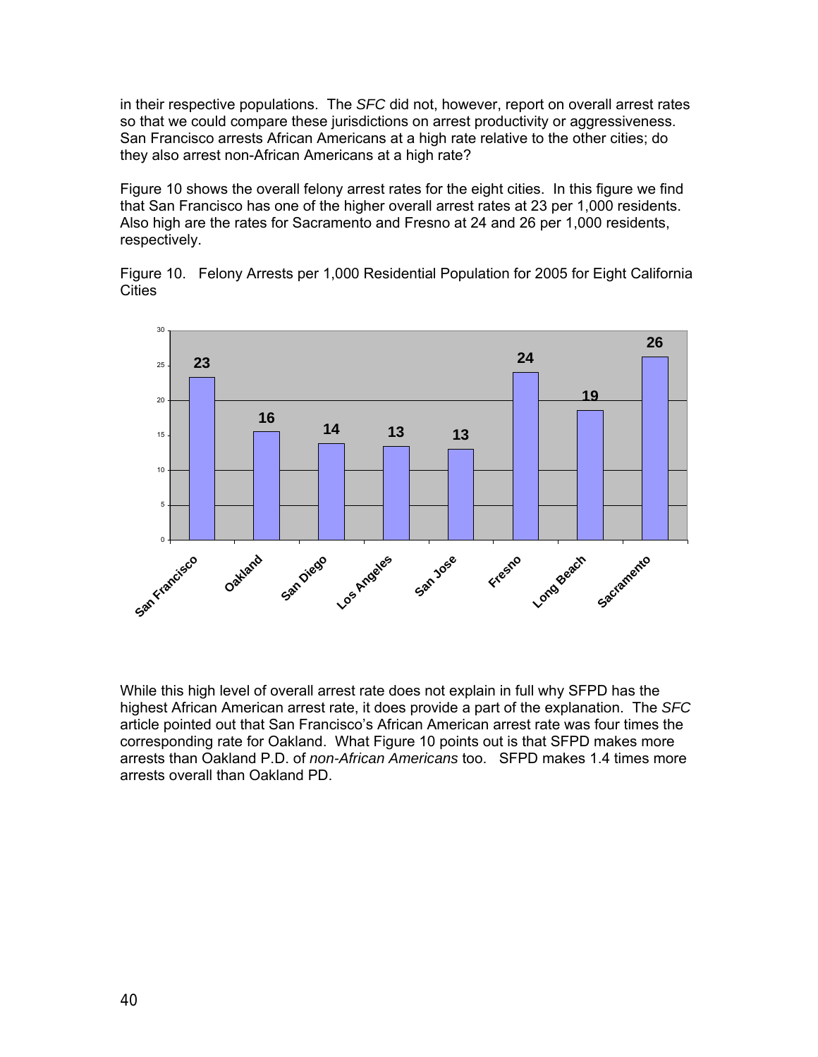in their respective populations. The *SFC* did not, however, report on overall arrest rates so that we could compare these jurisdictions on arrest productivity or aggressiveness. San Francisco arrests African Americans at a high rate relative to the other cities; do they also arrest non-African Americans at a high rate?

Figure 10 shows the overall felony arrest rates for the eight cities. In this figure we find that San Francisco has one of the higher overall arrest rates at 23 per 1,000 residents. Also high are the rates for Sacramento and Fresno at 24 and 26 per 1,000 residents, respectively.

Figure 10. Felony Arrests per 1,000 Residential Population for 2005 for Eight California Cities

| City | Felony Arrests per 1,000 |
| --- | --- |
| San Francisco | 23 |
| Oakland | 16 |
| San Diego | 14 |
| Los Angeles | 13 |
| San Jose | 13 |
| Fresno | 24 |
| Long Beach | 19 |
| Sacramento | 26 |

While this high level of overall arrest rate does not explain in full why SFPD has the highest African American arrest rate, it does provide a part of the explanation. The *SFC* article pointed out that San Francisco's African American arrest rate was four times the corresponding rate for Oakland. What Figure 10 points out is that SFPD makes more arrests than Oakland P.D. of *non-African Americans* too. SFPD makes 1.4 times more arrests overall than Oakland PD.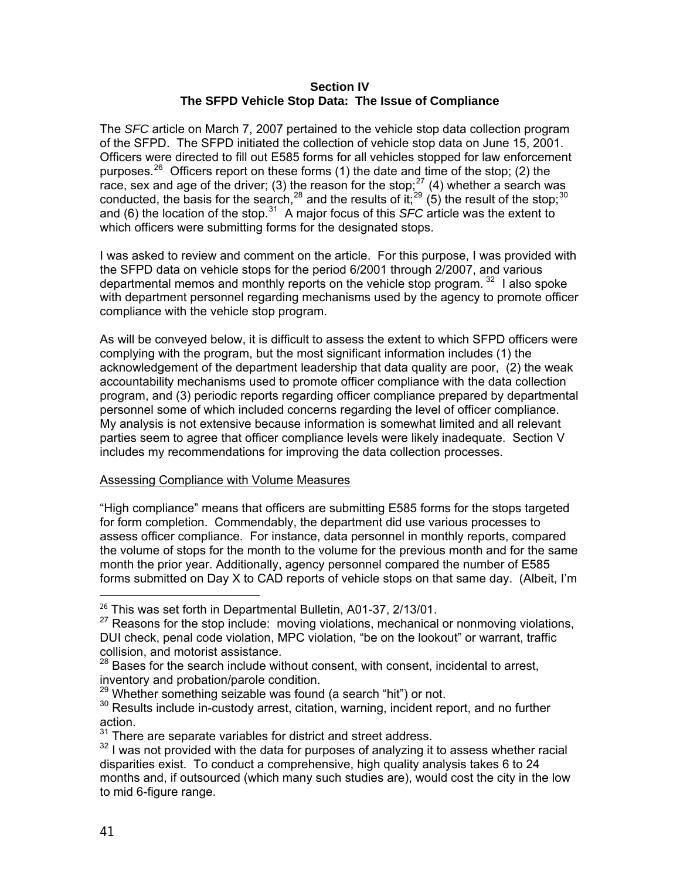## Section IV
## The SFPD Vehicle Stop Data: The Issue of Compliance

The *SFC* article on March 7, 2007 pertained to the vehicle stop data collection program of the SFPD. The SFPD initiated the collection of vehicle stop data on June 15, 2001. Officers were directed to fill out E585 forms for all vehicles stopped for law enforcement purposes.[26] Officers report on these forms (1) the date and time of the stop; (2) the race, sex and age of the driver; (3) the reason for the stop;[27] (4) whether a search was conducted, the basis for the search,[28] and the results of it;[29] (5) the result of the stop;[30] and (6) the location of the stop.[31] A major focus of this *SFC* article was the extent to which officers were submitting forms for the designated stops.

I was asked to review and comment on the article. For this purpose, I was provided with the SFPD data on vehicle stops for the period 6/2001 through 2/2007, and various departmental memos and monthly reports on the vehicle stop program.[32] I also spoke with department personnel regarding mechanisms used by the agency to promote officer compliance with the vehicle stop program.

As will be conveyed below, it is difficult to assess the extent to which SFPD officers were complying with the program, but the most significant information includes (1) the acknowledgement of the department leadership that data quality are poor, (2) the weak accountability mechanisms used to promote officer compliance with the data collection program, and (3) periodic reports regarding officer compliance prepared by departmental personnel some of which included concerns regarding the level of officer compliance. My analysis is not extensive because information is somewhat limited and all relevant parties seem to agree that officer compliance levels were likely inadequate. Section V includes my recommendations for improving the data collection processes.

<u>Assessing Compliance with Volume Measures</u>

"High compliance" means that officers are submitting E585 forms for the stops targeted for form completion. Commendably, the department did use various processes to assess officer compliance. For instance, data personnel in monthly reports, compared the volume of stops for the month to the volume for the previous month and for the same month the prior year. Additionally, agency personnel compared the number of E585 forms submitted on Day X to CAD reports of vehicle stops on that same day. (Albeit, I'm

---

[26] This was set forth in Departmental Bulletin, A01-37, 2/13/01.

[27] Reasons for the stop include: moving violations, mechanical or nonmoving violations, DUI check, penal code violation, MPC violation, "be on the lookout" or warrant, traffic collision, and motorist assistance.

[28] Bases for the search include without consent, with consent, incidental to arrest, inventory and probation/parole condition.

[29] Whether something seizable was found (a search "hit") or not.

[30] Results include in-custody arrest, citation, warning, incident report, and no further action.

[31] There are separate variables for district and street address.

[32] I was not provided with the data for purposes of analyzing it to assess whether racial disparities exist. To conduct a comprehensive, high quality analysis takes 6 to 24 months and, if outsourced (which many such studies are), would cost the city in the low to mid 6-figure range.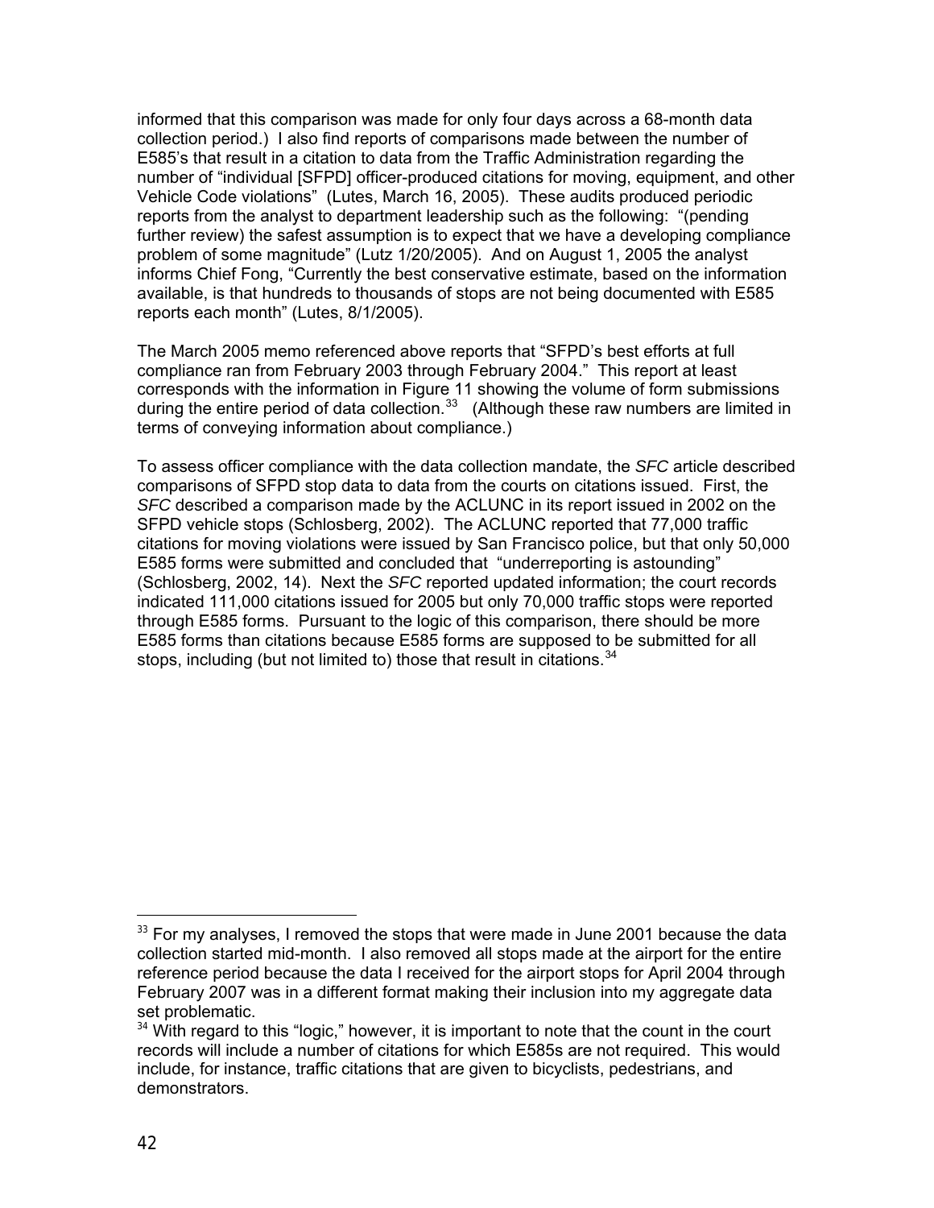informed that this comparison was made for only four days across a 68-month data collection period.) I also find reports of comparisons made between the number of E585's that result in a citation to data from the Traffic Administration regarding the number of "individual [SFPD] officer-produced citations for moving, equipment, and other Vehicle Code violations" (Lutes, March 16, 2005). These audits produced periodic reports from the analyst to department leadership such as the following: "(pending further review) the safest assumption is to expect that we have a developing compliance problem of some magnitude" (Lutz 1/20/2005). And on August 1, 2005 the analyst informs Chief Fong, "Currently the best conservative estimate, based on the information available, is that hundreds to thousands of stops are not being documented with E585 reports each month" (Lutes, 8/1/2005).

The March 2005 memo referenced above reports that "SFPD's best efforts at full compliance ran from February 2003 through February 2004." This report at least corresponds with the information in Figure 11 showing the volume of form submissions during the entire period of data collection.[33] (Although these raw numbers are limited in terms of conveying information about compliance.)

To assess officer compliance with the data collection mandate, the *SFC* article described comparisons of SFPD stop data to data from the courts on citations issued. First, the *SFC* described a comparison made by the ACLUNC in its report issued in 2002 on the SFPD vehicle stops (Schlosberg, 2002). The ACLUNC reported that 77,000 traffic citations for moving violations were issued by San Francisco police, but that only 50,000 E585 forms were submitted and concluded that "underreporting is astounding" (Schlosberg, 2002, 14). Next the *SFC* reported updated information; the court records indicated 111,000 citations issued for 2005 but only 70,000 traffic stops were reported through E585 forms. Pursuant to the logic of this comparison, there should be more E585 forms than citations because E585 forms are supposed to be submitted for all stops, including (but not limited to) those that result in citations.[34]

---

[33] For my analyses, I removed the stops that were made in June 2001 because the data collection started mid-month. I also removed all stops made at the airport for the entire reference period because the data I received for the airport stops for April 2004 through February 2007 was in a different format making their inclusion into my aggregate data set problematic.

[34] With regard to this "logic," however, it is important to note that the count in the court records will include a number of citations for which E585s are not required. This would include, for instance, traffic citations that are given to bicyclists, pedestrians, and demonstrators.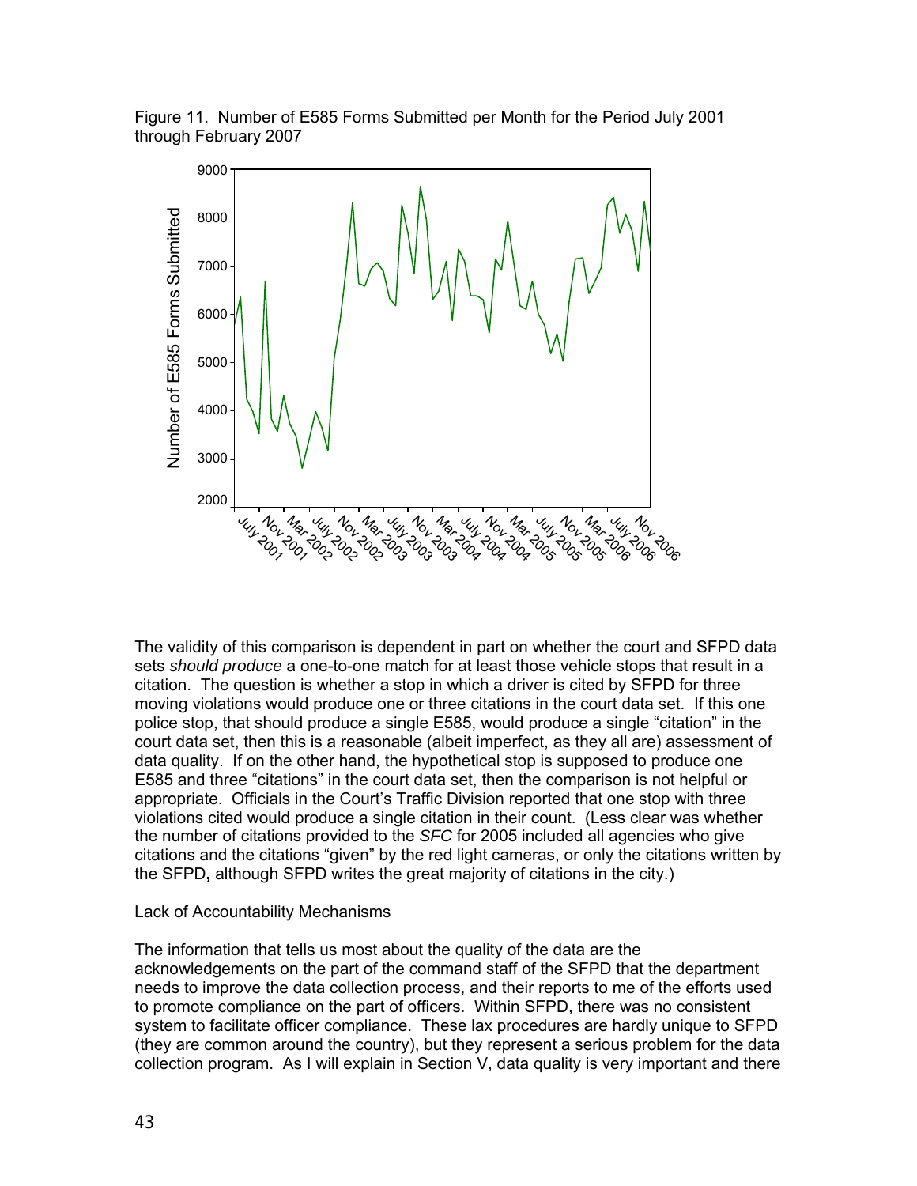Figure 11. Number of E585 Forms Submitted per Month for the Period July 2001 through February 2007

The validity of this comparison is dependent in part on whether the court and SFPD data sets *should produce* a one-to-one match for at least those vehicle stops that result in a citation. The question is whether a stop in which a driver is cited by SFPD for three moving violations would produce one or three citations in the court data set. If this one police stop, that should produce a single E585, would produce a single "citation" in the court data set, then this is a reasonable (albeit imperfect, as they all are) assessment of data quality. If on the other hand, the hypothetical stop is supposed to produce one E585 and three "citations" in the court data set, then the comparison is not helpful or appropriate. Officials in the Court's Traffic Division reported that one stop with three violations cited would produce a single citation in their count. (Less clear was whether the number of citations provided to the *SFC* for 2005 included all agencies who give citations and the citations "given" by the red light cameras, or only the citations written by the SFPD**,** although SFPD writes the great majority of citations in the city.)

Lack of Accountability Mechanisms

The information that tells us most about the quality of the data are the acknowledgements on the part of the command staff of the SFPD that the department needs to improve the data collection process, and their reports to me of the efforts used to promote compliance on the part of officers. Within SFPD, there was no consistent system to facilitate officer compliance. These lax procedures are hardly unique to SFPD (they are common around the country), but they represent a serious problem for the data collection program. As I will explain in Section V, data quality is very important and there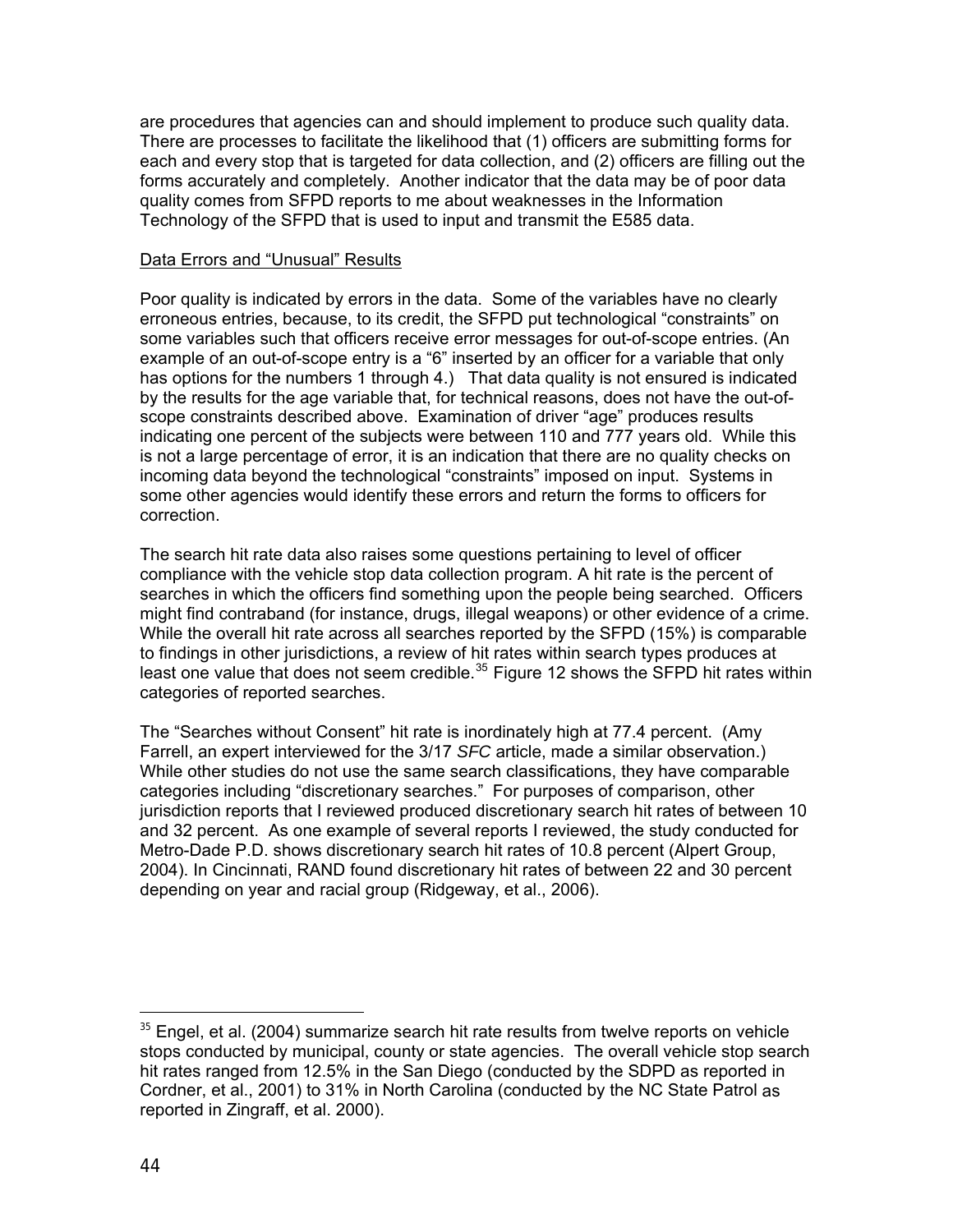are procedures that agencies can and should implement to produce such quality data. There are processes to facilitate the likelihood that (1) officers are submitting forms for each and every stop that is targeted for data collection, and (2) officers are filling out the forms accurately and completely. Another indicator that the data may be of poor data quality comes from SFPD reports to me about weaknesses in the Information Technology of the SFPD that is used to input and transmit the E585 data.

### Data Errors and "Unusual" Results

Poor quality is indicated by errors in the data. Some of the variables have no clearly erroneous entries, because, to its credit, the SFPD put technological "constraints" on some variables such that officers receive error messages for out-of-scope entries. (An example of an out-of-scope entry is a "6" inserted by an officer for a variable that only has options for the numbers 1 through 4.) That data quality is not ensured is indicated by the results for the age variable that, for technical reasons, does not have the out-of-scope constraints described above. Examination of driver "age" produces results indicating one percent of the subjects were between 110 and 777 years old. While this is not a large percentage of error, it is an indication that there are no quality checks on incoming data beyond the technological "constraints" imposed on input. Systems in some other agencies would identify these errors and return the forms to officers for correction.

The search hit rate data also raises some questions pertaining to level of officer compliance with the vehicle stop data collection program. A hit rate is the percent of searches in which the officers find something upon the people being searched. Officers might find contraband (for instance, drugs, illegal weapons) or other evidence of a crime. While the overall hit rate across all searches reported by the SFPD (15%) is comparable to findings in other jurisdictions, a review of hit rates within search types produces at least one value that does not seem credible.[35] Figure 12 shows the SFPD hit rates within categories of reported searches.

The "Searches without Consent" hit rate is inordinately high at 77.4 percent. (Amy Farrell, an expert interviewed for the 3/17 *SFC* article, made a similar observation.) While other studies do not use the same search classifications, they have comparable categories including "discretionary searches." For purposes of comparison, other jurisdiction reports that I reviewed produced discretionary search hit rates of between 10 and 32 percent. As one example of several reports I reviewed, the study conducted for Metro-Dade P.D. shows discretionary search hit rates of 10.8 percent (Alpert Group, 2004). In Cincinnati, RAND found discretionary hit rates of between 22 and 30 percent depending on year and racial group (Ridgeway, et al., 2006).

---

[35] Engel, et al. (2004) summarize search hit rate results from twelve reports on vehicle stops conducted by municipal, county or state agencies. The overall vehicle stop search hit rates ranged from 12.5% in the San Diego (conducted by the SDPD as reported in Cordner, et al., 2001) to 31% in North Carolina (conducted by the NC State Patrol as reported in Zingraff, et al. 2000).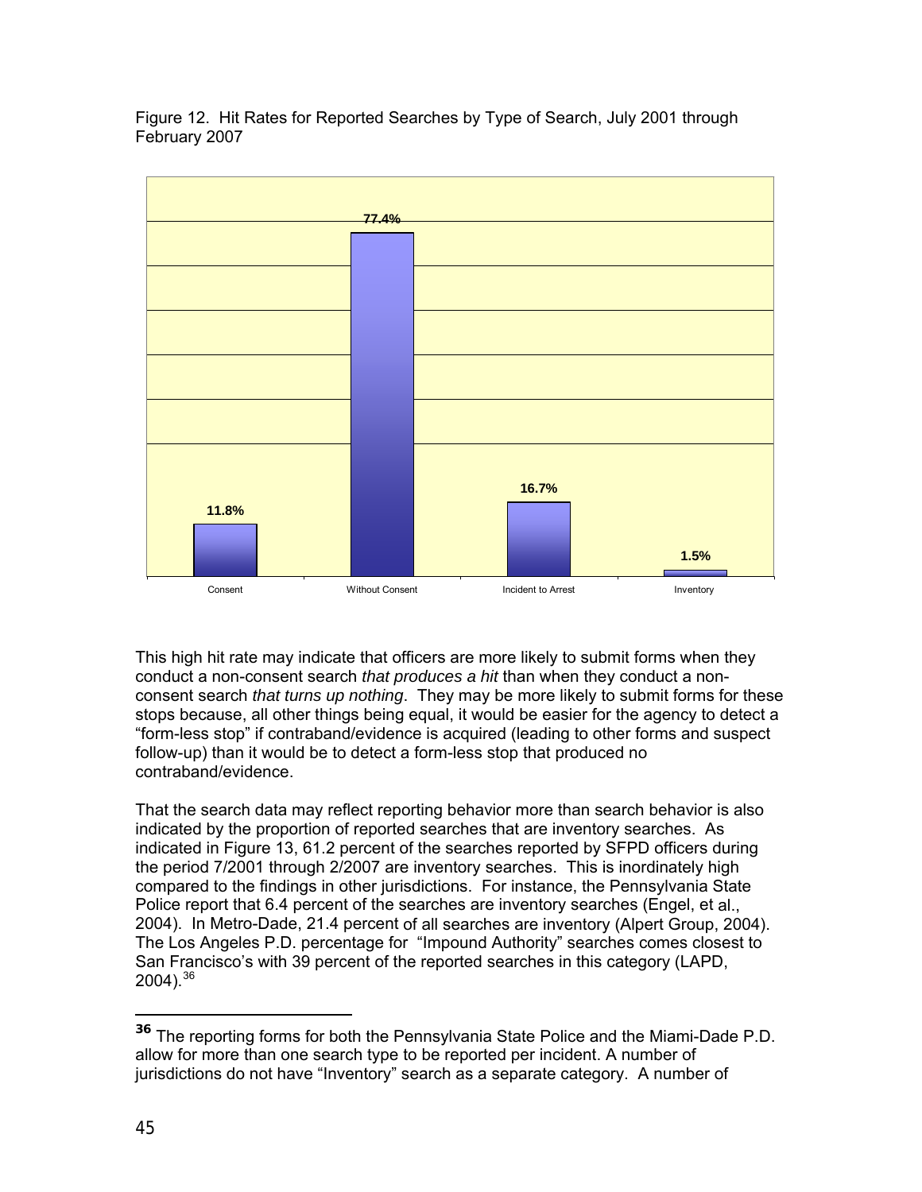Figure 12. Hit Rates for Reported Searches by Type of Search, July 2001 through February 2007

| Consent | Without Consent | Incident to Arrest | Inventory |
| --- | --- | --- | --- |
| 11.8% | 77.4% | 16.7% | 1.5% |

This high hit rate may indicate that officers are more likely to submit forms when they conduct a non-consent search *that produces a hit* than when they conduct a non-consent search *that turns up nothing*. They may be more likely to submit forms for these stops because, all other things being equal, it would be easier for the agency to detect a "form-less stop" if contraband/evidence is acquired (leading to other forms and suspect follow-up) than it would be to detect a form-less stop that produced no contraband/evidence.

That the search data may reflect reporting behavior more than search behavior is also indicated by the proportion of reported searches that are inventory searches. As indicated in Figure 13, 61.2 percent of the searches reported by SFPD officers during the period 7/2001 through 2/2007 are inventory searches. This is inordinately high compared to the findings in other jurisdictions. For instance, the Pennsylvania State Police report that 6.4 percent of the searches are inventory searches (Engel, et al., 2004). In Metro-Dade, 21.4 percent of all searches are inventory (Alpert Group, 2004). The Los Angeles P.D. percentage for "Impound Authority" searches comes closest to San Francisco's with 39 percent of the reported searches in this category (LAPD, 2004).[36]

[36] The reporting forms for both the Pennsylvania State Police and the Miami-Dade P.D. allow for more than one search type to be reported per incident. A number of jurisdictions do not have "Inventory" search as a separate category. A number of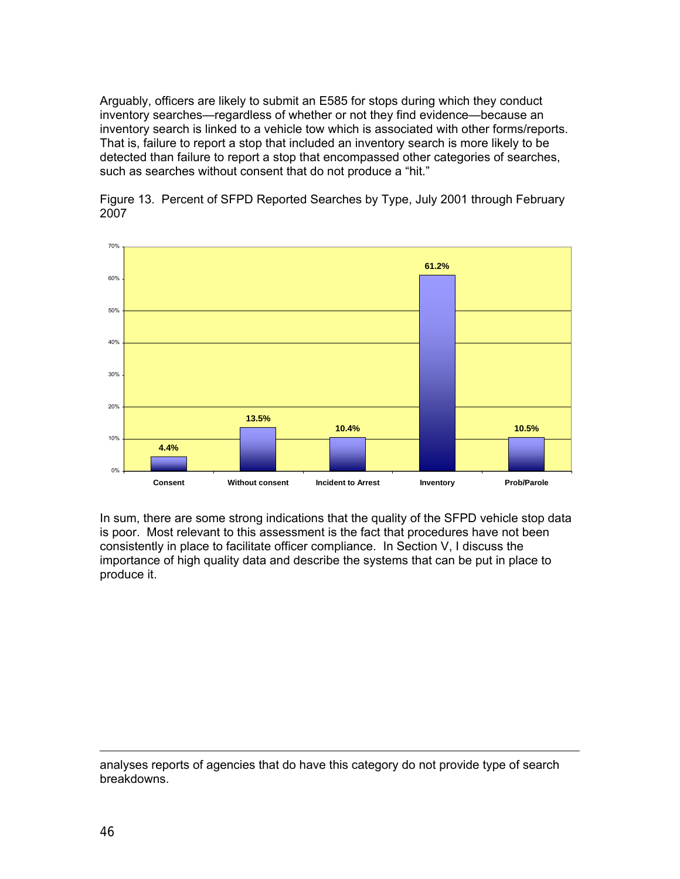Arguably, officers are likely to submit an E585 for stops during which they conduct inventory searches—regardless of whether or not they find evidence—because an inventory search is linked to a vehicle tow which is associated with other forms/reports. That is, failure to report a stop that included an inventory search is more likely to be detected than failure to report a stop that encompassed other categories of searches, such as searches without consent that do not produce a "hit."

Figure 13. Percent of SFPD Reported Searches by Type, July 2001 through February 2007

| Search Type | Percent |
| --- | --- |
| Consent | 4.4% |
| Without consent | 13.5% |
| Incident to Arrest | 10.4% |
| Inventory | 61.2% |
| Prob/Parole | 10.5% |

In sum, there are some strong indications that the quality of the SFPD vehicle stop data is poor. Most relevant to this assessment is the fact that procedures have not been consistently in place to facilitate officer compliance. In Section V, I discuss the importance of high quality data and describe the systems that can be put in place to produce it.

---

analyses reports of agencies that do have this category do not provide type of search breakdowns.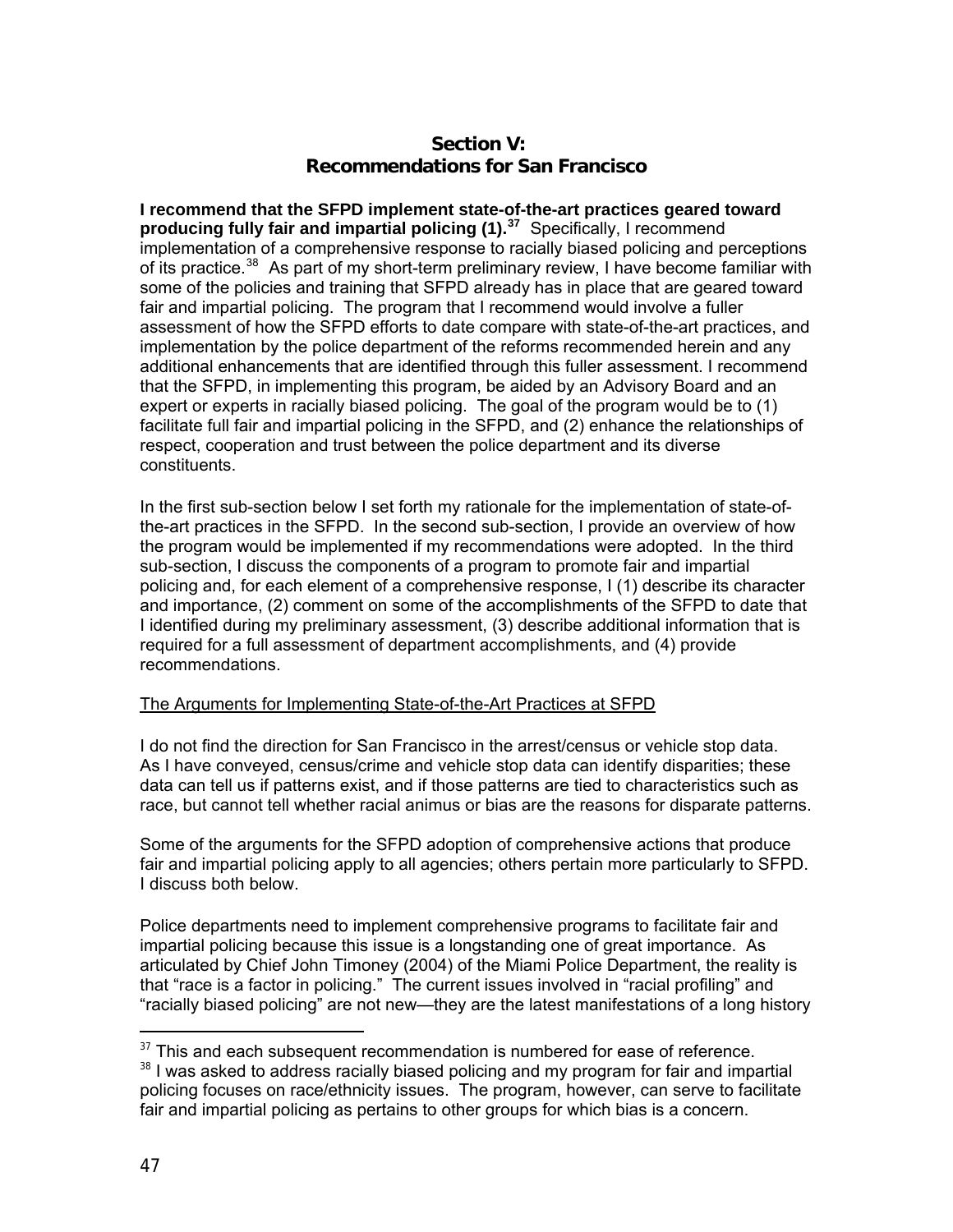## Section V: Recommendations for San Francisco

**I recommend that the SFPD implement state-of-the-art practices geared toward producing fully fair and impartial policing (1).**[37] Specifically, I recommend implementation of a comprehensive response to racially biased policing and perceptions of its practice.[38] As part of my short-term preliminary review, I have become familiar with some of the policies and training that SFPD already has in place that are geared toward fair and impartial policing. The program that I recommend would involve a fuller assessment of how the SFPD efforts to date compare with state-of-the-art practices, and implementation by the police department of the reforms recommended herein and any additional enhancements that are identified through this fuller assessment. I recommend that the SFPD, in implementing this program, be aided by an Advisory Board and an expert or experts in racially biased policing. The goal of the program would be to (1) facilitate full fair and impartial policing in the SFPD, and (2) enhance the relationships of respect, cooperation and trust between the police department and its diverse constituents.

In the first sub-section below I set forth my rationale for the implementation of state-of-the-art practices in the SFPD. In the second sub-section, I provide an overview of how the program would be implemented if my recommendations were adopted. In the third sub-section, I discuss the components of a program to promote fair and impartial policing and, for each element of a comprehensive response, I (1) describe its character and importance, (2) comment on some of the accomplishments of the SFPD to date that I identified during my preliminary assessment, (3) describe additional information that is required for a full assessment of department accomplishments, and (4) provide recommendations.

<u>The Arguments for Implementing State-of-the-Art Practices at SFPD</u>

I do not find the direction for San Francisco in the arrest/census or vehicle stop data. As I have conveyed, census/crime and vehicle stop data can identify disparities; these data can tell us if patterns exist, and if those patterns are tied to characteristics such as race, but cannot tell whether racial animus or bias are the reasons for disparate patterns.

Some of the arguments for the SFPD adoption of comprehensive actions that produce fair and impartial policing apply to all agencies; others pertain more particularly to SFPD. I discuss both below.

Police departments need to implement comprehensive programs to facilitate fair and impartial policing because this issue is a longstanding one of great importance. As articulated by Chief John Timoney (2004) of the Miami Police Department, the reality is that "race is a factor in policing." The current issues involved in "racial profiling" and "racially biased policing" are not new—they are the latest manifestations of a long history

---

[37] This and each subsequent recommendation is numbered for ease of reference.

[38] I was asked to address racially biased policing and my program for fair and impartial policing focuses on race/ethnicity issues. The program, however, can serve to facilitate fair and impartial policing as pertains to other groups for which bias is a concern.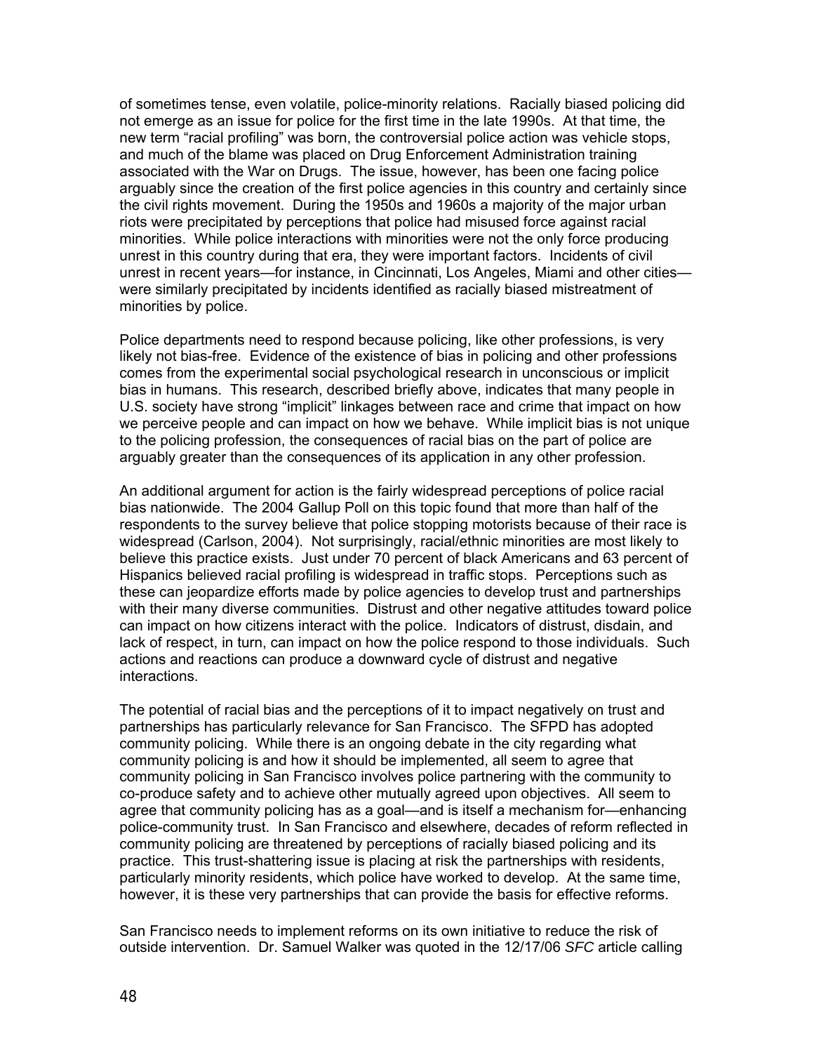of sometimes tense, even volatile, police-minority relations. Racially biased policing did not emerge as an issue for police for the first time in the late 1990s. At that time, the new term "racial profiling" was born, the controversial police action was vehicle stops, and much of the blame was placed on Drug Enforcement Administration training associated with the War on Drugs. The issue, however, has been one facing police arguably since the creation of the first police agencies in this country and certainly since the civil rights movement. During the 1950s and 1960s a majority of the major urban riots were precipitated by perceptions that police had misused force against racial minorities. While police interactions with minorities were not the only force producing unrest in this country during that era, they were important factors. Incidents of civil unrest in recent years—for instance, in Cincinnati, Los Angeles, Miami and other cities—were similarly precipitated by incidents identified as racially biased mistreatment of minorities by police.

Police departments need to respond because policing, like other professions, is very likely not bias-free. Evidence of the existence of bias in policing and other professions comes from the experimental social psychological research in unconscious or implicit bias in humans. This research, described briefly above, indicates that many people in U.S. society have strong "implicit" linkages between race and crime that impact on how we perceive people and can impact on how we behave. While implicit bias is not unique to the policing profession, the consequences of racial bias on the part of police are arguably greater than the consequences of its application in any other profession.

An additional argument for action is the fairly widespread perceptions of police racial bias nationwide. The 2004 Gallup Poll on this topic found that more than half of the respondents to the survey believe that police stopping motorists because of their race is widespread (Carlson, 2004). Not surprisingly, racial/ethnic minorities are most likely to believe this practice exists. Just under 70 percent of black Americans and 63 percent of Hispanics believed racial profiling is widespread in traffic stops. Perceptions such as these can jeopardize efforts made by police agencies to develop trust and partnerships with their many diverse communities. Distrust and other negative attitudes toward police can impact on how citizens interact with the police. Indicators of distrust, disdain, and lack of respect, in turn, can impact on how the police respond to those individuals. Such actions and reactions can produce a downward cycle of distrust and negative interactions.

The potential of racial bias and the perceptions of it to impact negatively on trust and partnerships has particularly relevance for San Francisco. The SFPD has adopted community policing. While there is an ongoing debate in the city regarding what community policing is and how it should be implemented, all seem to agree that community policing in San Francisco involves police partnering with the community to co-produce safety and to achieve other mutually agreed upon objectives. All seem to agree that community policing has as a goal—and is itself a mechanism for—enhancing police-community trust. In San Francisco and elsewhere, decades of reform reflected in community policing are threatened by perceptions of racially biased policing and its practice. This trust-shattering issue is placing at risk the partnerships with residents, particularly minority residents, which police have worked to develop. At the same time, however, it is these very partnerships that can provide the basis for effective reforms.

San Francisco needs to implement reforms on its own initiative to reduce the risk of outside intervention. Dr. Samuel Walker was quoted in the 12/17/06 *SFC* article calling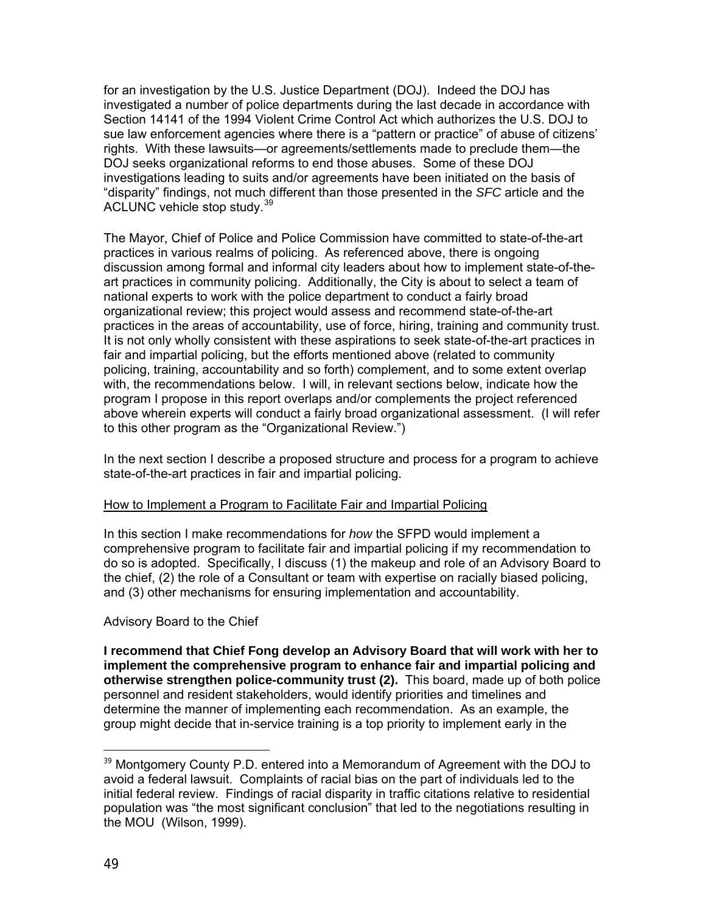for an investigation by the U.S. Justice Department (DOJ). Indeed the DOJ has investigated a number of police departments during the last decade in accordance with Section 14141 of the 1994 Violent Crime Control Act which authorizes the U.S. DOJ to sue law enforcement agencies where there is a "pattern or practice" of abuse of citizens' rights. With these lawsuits—or agreements/settlements made to preclude them—the DOJ seeks organizational reforms to end those abuses. Some of these DOJ investigations leading to suits and/or agreements have been initiated on the basis of "disparity" findings, not much different than those presented in the *SFC* article and the ACLUNC vehicle stop study.[39]

The Mayor, Chief of Police and Police Commission have committed to state-of-the-art practices in various realms of policing. As referenced above, there is ongoing discussion among formal and informal city leaders about how to implement state-of-the-art practices in community policing. Additionally, the City is about to select a team of national experts to work with the police department to conduct a fairly broad organizational review; this project would assess and recommend state-of-the-art practices in the areas of accountability, use of force, hiring, training and community trust. It is not only wholly consistent with these aspirations to seek state-of-the-art practices in fair and impartial policing, but the efforts mentioned above (related to community policing, training, accountability and so forth) complement, and to some extent overlap with, the recommendations below. I will, in relevant sections below, indicate how the program I propose in this report overlaps and/or complements the project referenced above wherein experts will conduct a fairly broad organizational assessment. (I will refer to this other program as the "Organizational Review.")

In the next section I describe a proposed structure and process for a program to achieve state-of-the-art practices in fair and impartial policing.

## How to Implement a Program to Facilitate Fair and Impartial Policing

In this section I make recommendations for *how* the SFPD would implement a comprehensive program to facilitate fair and impartial policing if my recommendation to do so is adopted. Specifically, I discuss (1) the makeup and role of an Advisory Board to the chief, (2) the role of a Consultant or team with expertise on racially biased policing, and (3) other mechanisms for ensuring implementation and accountability.

### Advisory Board to the Chief

**I recommend that Chief Fong develop an Advisory Board that will work with her to implement the comprehensive program to enhance fair and impartial policing and otherwise strengthen police-community trust (2).** This board, made up of both police personnel and resident stakeholders, would identify priorities and timelines and determine the manner of implementing each recommendation. As an example, the group might decide that in-service training is a top priority to implement early in the

---

[39] Montgomery County P.D. entered into a Memorandum of Agreement with the DOJ to avoid a federal lawsuit. Complaints of racial bias on the part of individuals led to the initial federal review. Findings of racial disparity in traffic citations relative to residential population was "the most significant conclusion" that led to the negotiations resulting in the MOU (Wilson, 1999).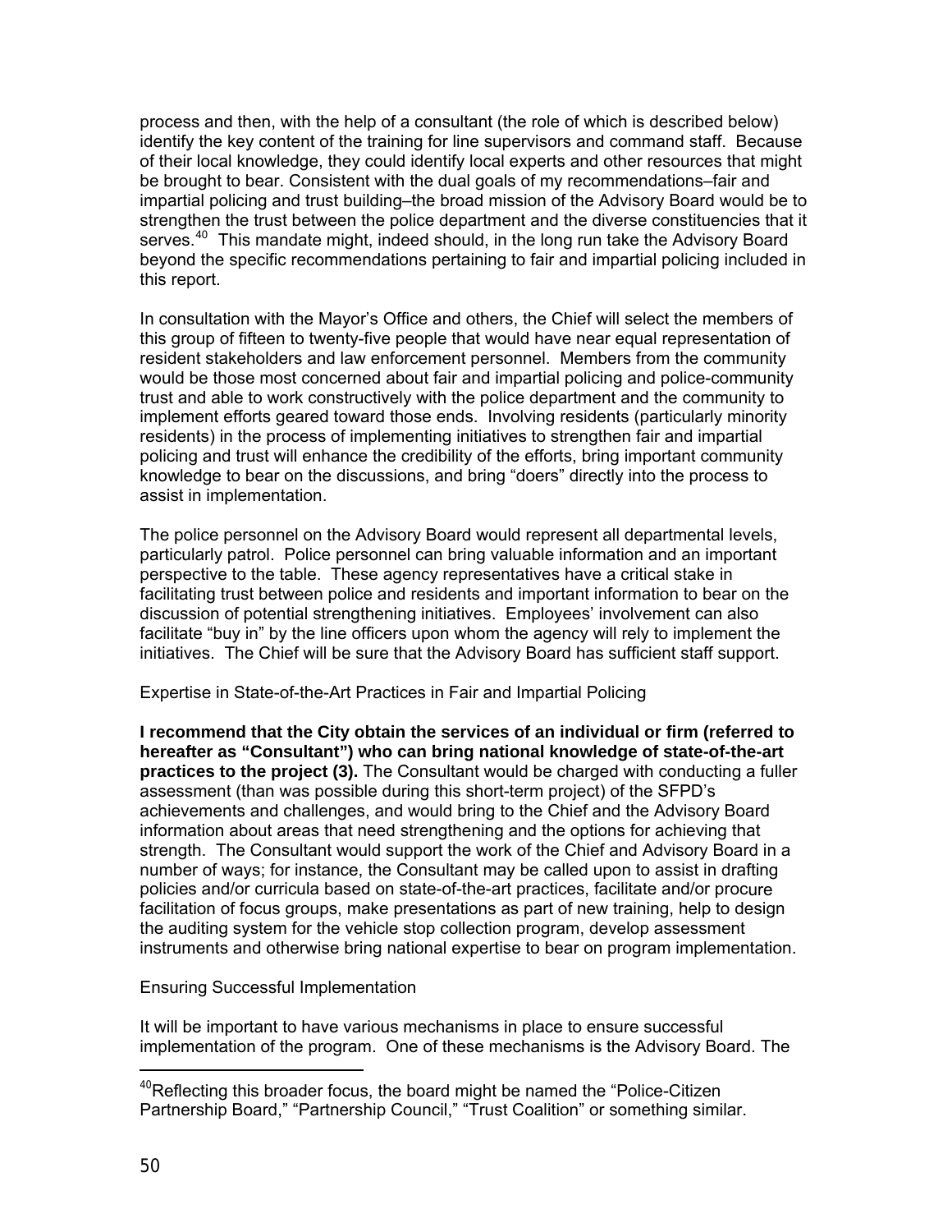process and then, with the help of a consultant (the role of which is described below) identify the key content of the training for line supervisors and command staff. Because of their local knowledge, they could identify local experts and other resources that might be brought to bear. Consistent with the dual goals of my recommendations–fair and impartial policing and trust building–the broad mission of the Advisory Board would be to strengthen the trust between the police department and the diverse constituencies that it serves.[40] This mandate might, indeed should, in the long run take the Advisory Board beyond the specific recommendations pertaining to fair and impartial policing included in this report.

In consultation with the Mayor's Office and others, the Chief will select the members of this group of fifteen to twenty-five people that would have near equal representation of resident stakeholders and law enforcement personnel. Members from the community would be those most concerned about fair and impartial policing and police-community trust and able to work constructively with the police department and the community to implement efforts geared toward those ends. Involving residents (particularly minority residents) in the process of implementing initiatives to strengthen fair and impartial policing and trust will enhance the credibility of the efforts, bring important community knowledge to bear on the discussions, and bring "doers" directly into the process to assist in implementation.

The police personnel on the Advisory Board would represent all departmental levels, particularly patrol. Police personnel can bring valuable information and an important perspective to the table. These agency representatives have a critical stake in facilitating trust between police and residents and important information to bear on the discussion of potential strengthening initiatives. Employees' involvement can also facilitate "buy in" by the line officers upon whom the agency will rely to implement the initiatives. The Chief will be sure that the Advisory Board has sufficient staff support.

Expertise in State-of-the-Art Practices in Fair and Impartial Policing

**I recommend that the City obtain the services of an individual or firm (referred to hereafter as "Consultant") who can bring national knowledge of state-of-the-art practices to the project (3).** The Consultant would be charged with conducting a fuller assessment (than was possible during this short-term project) of the SFPD's achievements and challenges, and would bring to the Chief and the Advisory Board information about areas that need strengthening and the options for achieving that strength. The Consultant would support the work of the Chief and Advisory Board in a number of ways; for instance, the Consultant may be called upon to assist in drafting policies and/or curricula based on state-of-the-art practices, facilitate and/or procure facilitation of focus groups, make presentations as part of new training, help to design the auditing system for the vehicle stop collection program, develop assessment instruments and otherwise bring national expertise to bear on program implementation.

Ensuring Successful Implementation

It will be important to have various mechanisms in place to ensure successful implementation of the program. One of these mechanisms is the Advisory Board. The

---

[40] Reflecting this broader focus, the board might be named the "Police-Citizen Partnership Board," "Partnership Council," "Trust Coalition" or something similar.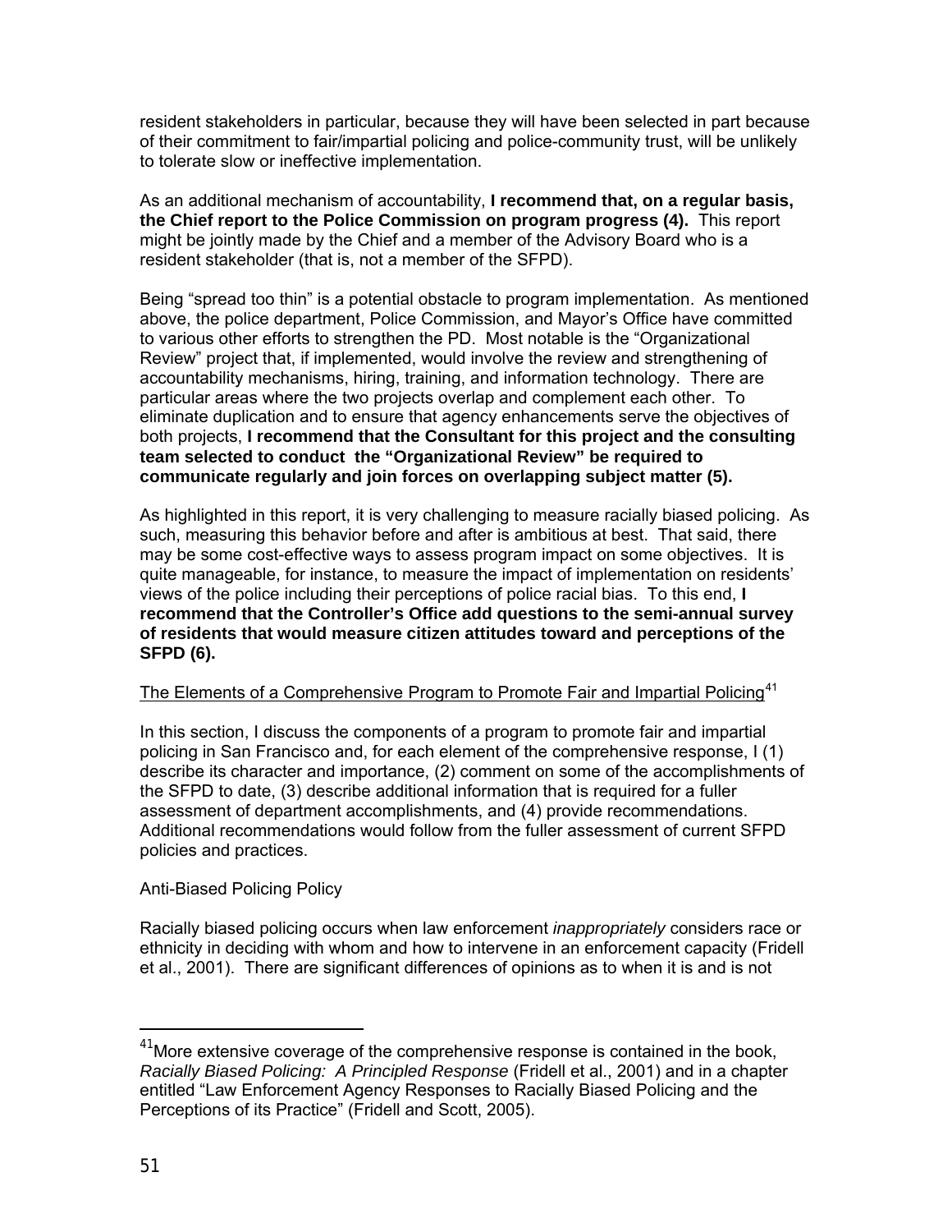resident stakeholders in particular, because they will have been selected in part because of their commitment to fair/impartial policing and police-community trust, will be unlikely to tolerate slow or ineffective implementation.

As an additional mechanism of accountability, **I recommend that, on a regular basis, the Chief report to the Police Commission on program progress (4).** This report might be jointly made by the Chief and a member of the Advisory Board who is a resident stakeholder (that is, not a member of the SFPD).

Being "spread too thin" is a potential obstacle to program implementation. As mentioned above, the police department, Police Commission, and Mayor's Office have committed to various other efforts to strengthen the PD. Most notable is the "Organizational Review" project that, if implemented, would involve the review and strengthening of accountability mechanisms, hiring, training, and information technology. There are particular areas where the two projects overlap and complement each other. To eliminate duplication and to ensure that agency enhancements serve the objectives of both projects, **I recommend that the Consultant for this project and the consulting team selected to conduct the "Organizational Review" be required to communicate regularly and join forces on overlapping subject matter (5).**

As highlighted in this report, it is very challenging to measure racially biased policing. As such, measuring this behavior before and after is ambitious at best. That said, there may be some cost-effective ways to assess program impact on some objectives. It is quite manageable, for instance, to measure the impact of implementation on residents' views of the police including their perceptions of police racial bias. To this end, **I recommend that the Controller's Office add questions to the semi-annual survey of residents that would measure citizen attitudes toward and perceptions of the SFPD (6).**

## The Elements of a Comprehensive Program to Promote Fair and Impartial Policing[41]

In this section, I discuss the components of a program to promote fair and impartial policing in San Francisco and, for each element of the comprehensive response, I (1) describe its character and importance, (2) comment on some of the accomplishments of the SFPD to date, (3) describe additional information that is required for a fuller assessment of department accomplishments, and (4) provide recommendations. Additional recommendations would follow from the fuller assessment of current SFPD policies and practices.

### Anti-Biased Policing Policy

Racially biased policing occurs when law enforcement *inappropriately* considers race or ethnicity in deciding with whom and how to intervene in an enforcement capacity (Fridell et al., 2001). There are significant differences of opinions as to when it is and is not

---

[41] More extensive coverage of the comprehensive response is contained in the book, *Racially Biased Policing: A Principled Response* (Fridell et al., 2001) and in a chapter entitled "Law Enforcement Agency Responses to Racially Biased Policing and the Perceptions of its Practice" (Fridell and Scott, 2005).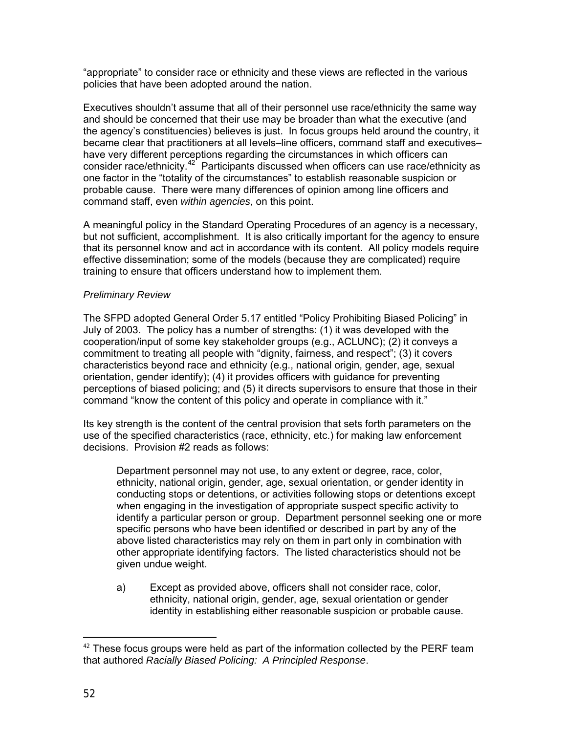"appropriate" to consider race or ethnicity and these views are reflected in the various policies that have been adopted around the nation.

Executives shouldn't assume that all of their personnel use race/ethnicity the same way and should be concerned that their use may be broader than what the executive (and the agency's constituencies) believes is just. In focus groups held around the country, it became clear that practitioners at all levels–line officers, command staff and executives–have very different perceptions regarding the circumstances in which officers can consider race/ethnicity.[42] Participants discussed when officers can use race/ethnicity as one factor in the "totality of the circumstances" to establish reasonable suspicion or probable cause. There were many differences of opinion among line officers and command staff, even *within agencies*, on this point.

A meaningful policy in the Standard Operating Procedures of an agency is a necessary, but not sufficient, accomplishment. It is also critically important for the agency to ensure that its personnel know and act in accordance with its content. All policy models require effective dissemination; some of the models (because they are complicated) require training to ensure that officers understand how to implement them.

*Preliminary Review*

The SFPD adopted General Order 5.17 entitled "Policy Prohibiting Biased Policing" in July of 2003. The policy has a number of strengths: (1) it was developed with the cooperation/input of some key stakeholder groups (e.g., ACLUNC); (2) it conveys a commitment to treating all people with "dignity, fairness, and respect"; (3) it covers characteristics beyond race and ethnicity (e.g., national origin, gender, age, sexual orientation, gender identify); (4) it provides officers with guidance for preventing perceptions of biased policing; and (5) it directs supervisors to ensure that those in their command "know the content of this policy and operate in compliance with it."

Its key strength is the content of the central provision that sets forth parameters on the use of the specified characteristics (race, ethnicity, etc.) for making law enforcement decisions. Provision #2 reads as follows:

> Department personnel may not use, to any extent or degree, race, color, ethnicity, national origin, gender, age, sexual orientation, or gender identity in conducting stops or detentions, or activities following stops or detentions except when engaging in the investigation of appropriate suspect specific activity to identify a particular person or group. Department personnel seeking one or more specific persons who have been identified or described in part by any of the above listed characteristics may rely on them in part only in combination with other appropriate identifying factors. The listed characteristics should not be given undue weight.
>
> a) Except as provided above, officers shall not consider race, color, ethnicity, national origin, gender, age, sexual orientation or gender identity in establishing either reasonable suspicion or probable cause.

[42] These focus groups were held as part of the information collected by the PERF team that authored *Racially Biased Policing: A Principled Response*.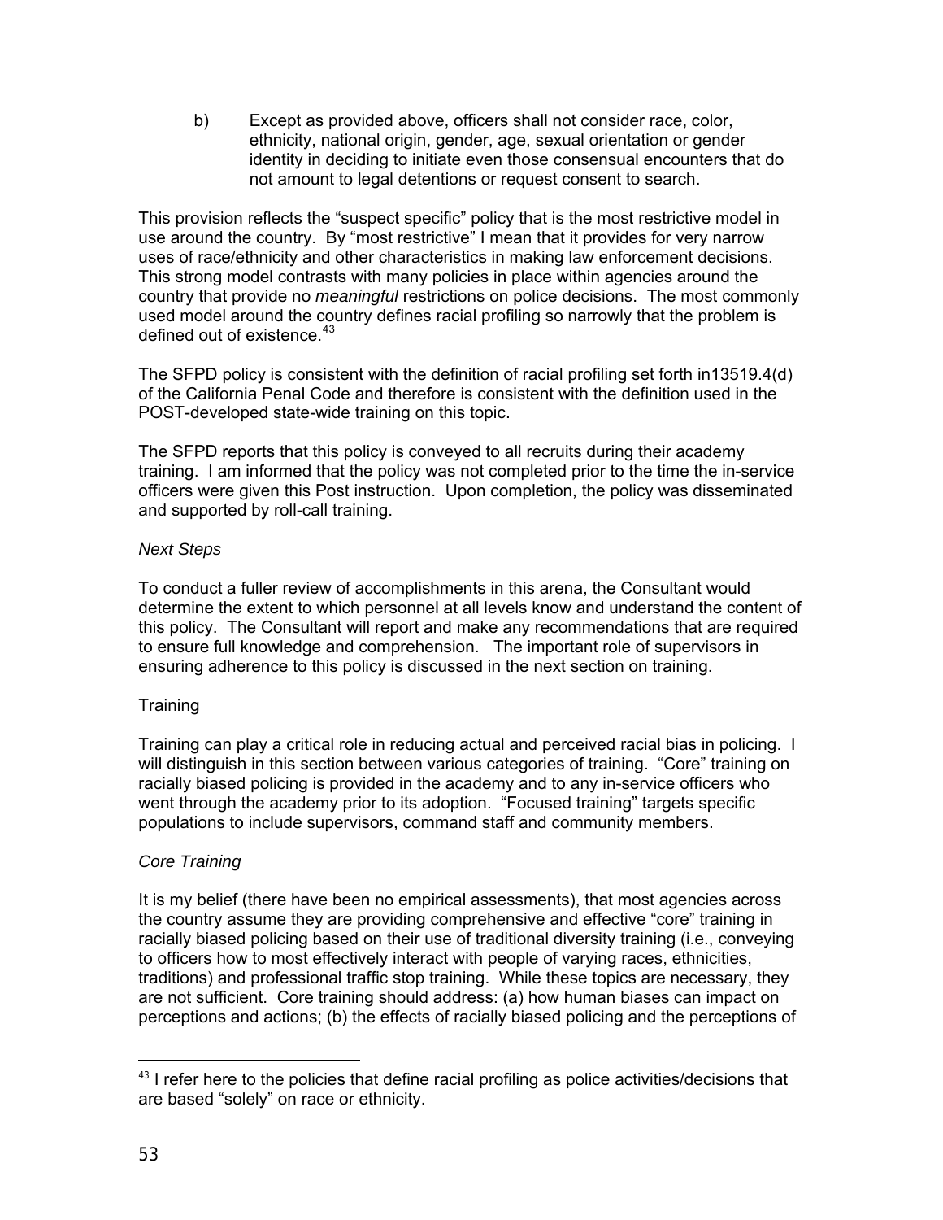b) Except as provided above, officers shall not consider race, color, ethnicity, national origin, gender, age, sexual orientation or gender identity in deciding to initiate even those consensual encounters that do not amount to legal detentions or request consent to search.

This provision reflects the "suspect specific" policy that is the most restrictive model in use around the country. By "most restrictive" I mean that it provides for very narrow uses of race/ethnicity and other characteristics in making law enforcement decisions. This strong model contrasts with many policies in place within agencies around the country that provide no *meaningful* restrictions on police decisions. The most commonly used model around the country defines racial profiling so narrowly that the problem is defined out of existence.[43]

The SFPD policy is consistent with the definition of racial profiling set forth in13519.4(d) of the California Penal Code and therefore is consistent with the definition used in the POST-developed state-wide training on this topic.

The SFPD reports that this policy is conveyed to all recruits during their academy training. I am informed that the policy was not completed prior to the time the in-service officers were given this Post instruction. Upon completion, the policy was disseminated and supported by roll-call training.

*Next Steps*

To conduct a fuller review of accomplishments in this arena, the Consultant would determine the extent to which personnel at all levels know and understand the content of this policy. The Consultant will report and make any recommendations that are required to ensure full knowledge and comprehension. The important role of supervisors in ensuring adherence to this policy is discussed in the next section on training.

Training

Training can play a critical role in reducing actual and perceived racial bias in policing. I will distinguish in this section between various categories of training. "Core" training on racially biased policing is provided in the academy and to any in-service officers who went through the academy prior to its adoption. "Focused training" targets specific populations to include supervisors, command staff and community members.

*Core Training*

It is my belief (there have been no empirical assessments), that most agencies across the country assume they are providing comprehensive and effective "core" training in racially biased policing based on their use of traditional diversity training (i.e., conveying to officers how to most effectively interact with people of varying races, ethnicities, traditions) and professional traffic stop training. While these topics are necessary, they are not sufficient. Core training should address: (a) how human biases can impact on perceptions and actions; (b) the effects of racially biased policing and the perceptions of

[43] I refer here to the policies that define racial profiling as police activities/decisions that are based "solely" on race or ethnicity.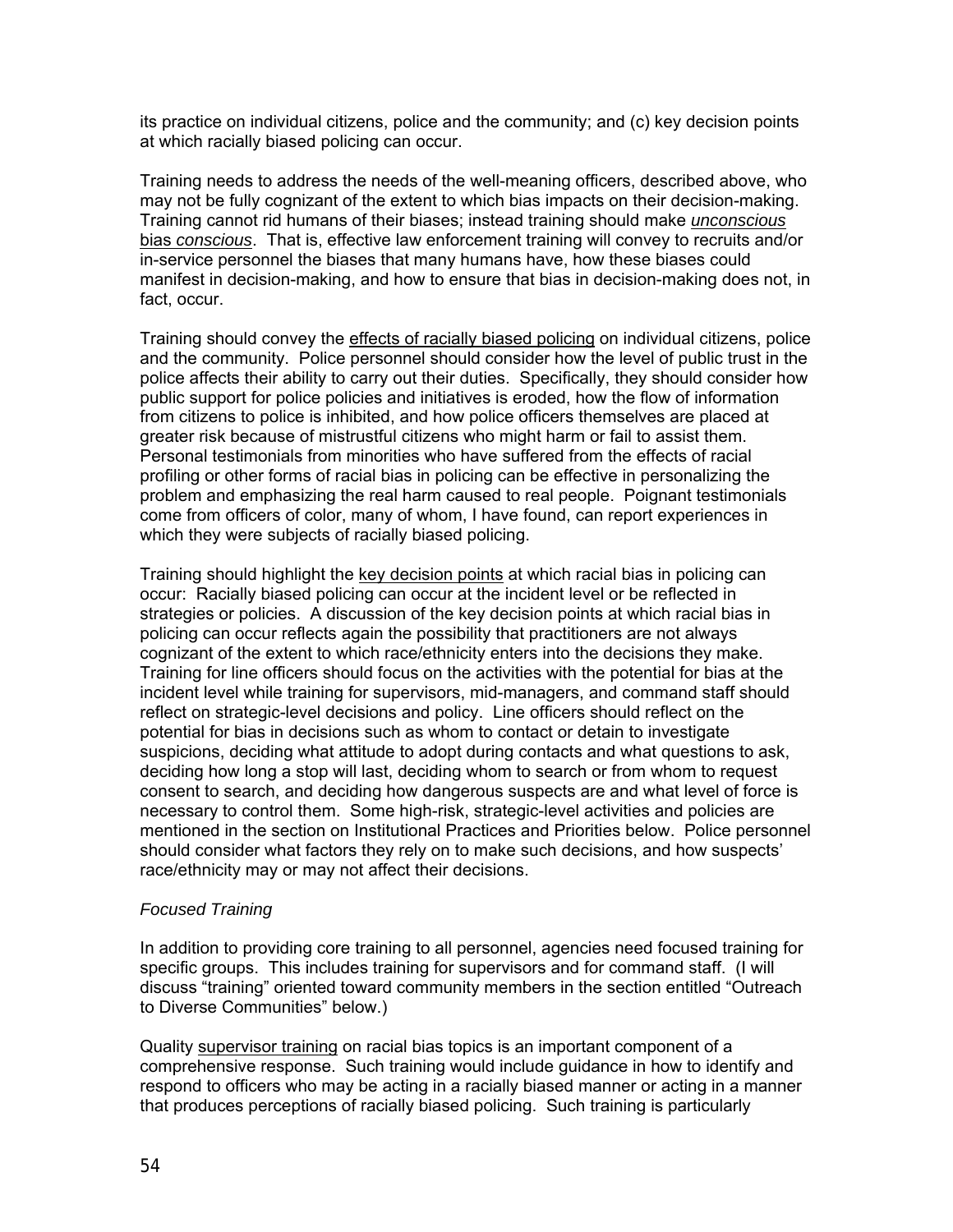its practice on individual citizens, police and the community; and (c) key decision points at which racially biased policing can occur.

Training needs to address the needs of the well-meaning officers, described above, who may not be fully cognizant of the extent to which bias impacts on their decision-making. Training cannot rid humans of their biases; instead training should make *unconscious* bias *conscious*. That is, effective law enforcement training will convey to recruits and/or in-service personnel the biases that many humans have, how these biases could manifest in decision-making, and how to ensure that bias in decision-making does not, in fact, occur.

Training should convey the effects of racially biased policing on individual citizens, police and the community. Police personnel should consider how the level of public trust in the police affects their ability to carry out their duties. Specifically, they should consider how public support for police policies and initiatives is eroded, how the flow of information from citizens to police is inhibited, and how police officers themselves are placed at greater risk because of mistrustful citizens who might harm or fail to assist them. Personal testimonials from minorities who have suffered from the effects of racial profiling or other forms of racial bias in policing can be effective in personalizing the problem and emphasizing the real harm caused to real people. Poignant testimonials come from officers of color, many of whom, I have found, can report experiences in which they were subjects of racially biased policing.

Training should highlight the key decision points at which racial bias in policing can occur: Racially biased policing can occur at the incident level or be reflected in strategies or policies. A discussion of the key decision points at which racial bias in policing can occur reflects again the possibility that practitioners are not always cognizant of the extent to which race/ethnicity enters into the decisions they make. Training for line officers should focus on the activities with the potential for bias at the incident level while training for supervisors, mid-managers, and command staff should reflect on strategic-level decisions and policy. Line officers should reflect on the potential for bias in decisions such as whom to contact or detain to investigate suspicions, deciding what attitude to adopt during contacts and what questions to ask, deciding how long a stop will last, deciding whom to search or from whom to request consent to search, and deciding how dangerous suspects are and what level of force is necessary to control them. Some high-risk, strategic-level activities and policies are mentioned in the section on Institutional Practices and Priorities below. Police personnel should consider what factors they rely on to make such decisions, and how suspects' race/ethnicity may or may not affect their decisions.

*Focused Training*

In addition to providing core training to all personnel, agencies need focused training for specific groups. This includes training for supervisors and for command staff. (I will discuss "training" oriented toward community members in the section entitled "Outreach to Diverse Communities" below.)

Quality supervisor training on racial bias topics is an important component of a comprehensive response. Such training would include guidance in how to identify and respond to officers who may be acting in a racially biased manner or acting in a manner that produces perceptions of racially biased policing. Such training is particularly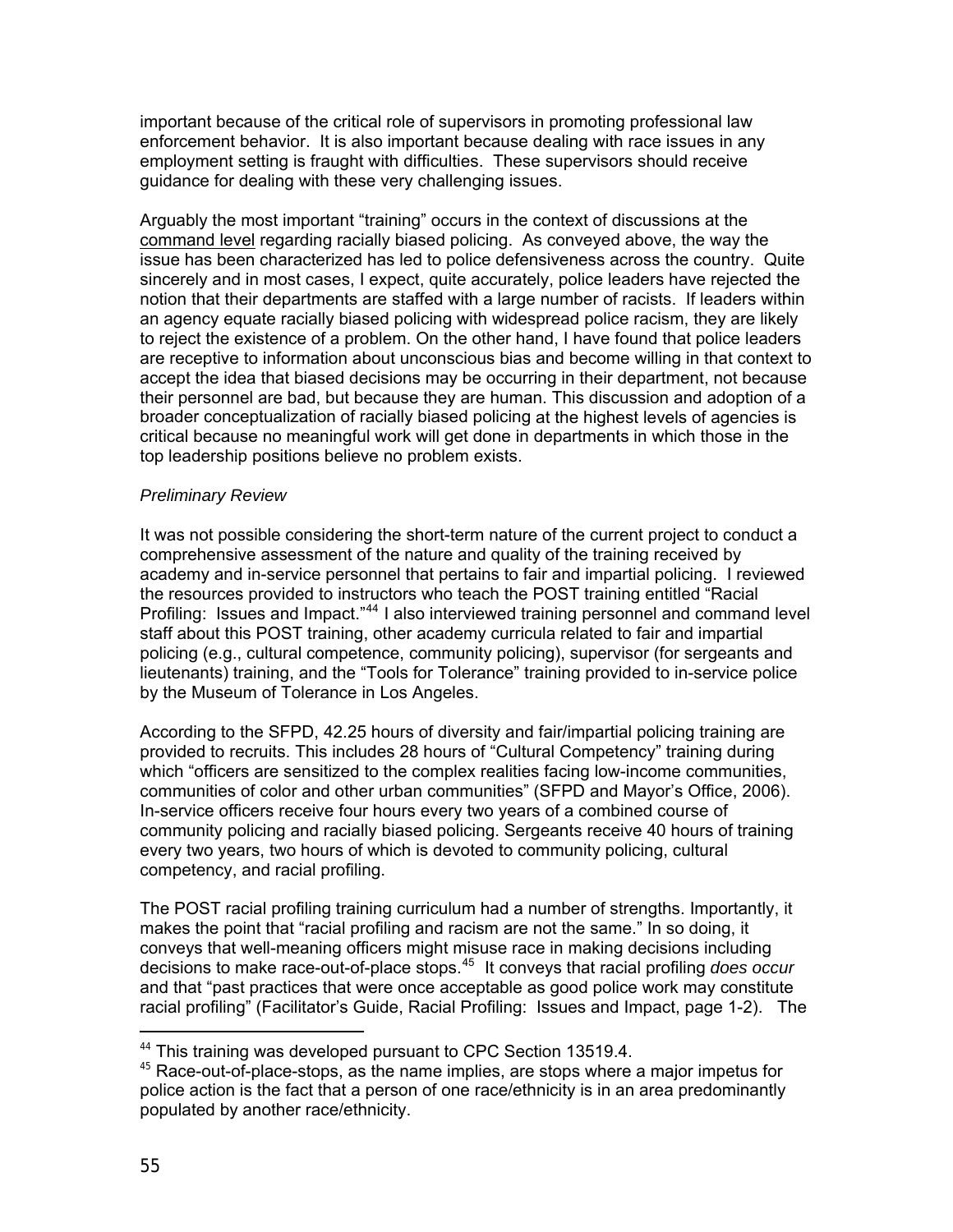important because of the critical role of supervisors in promoting professional law enforcement behavior. It is also important because dealing with race issues in any employment setting is fraught with difficulties. These supervisors should receive guidance for dealing with these very challenging issues.

Arguably the most important "training" occurs in the context of discussions at the command level regarding racially biased policing. As conveyed above, the way the issue has been characterized has led to police defensiveness across the country. Quite sincerely and in most cases, I expect, quite accurately, police leaders have rejected the notion that their departments are staffed with a large number of racists. If leaders within an agency equate racially biased policing with widespread police racism, they are likely to reject the existence of a problem. On the other hand, I have found that police leaders are receptive to information about unconscious bias and become willing in that context to accept the idea that biased decisions may be occurring in their department, not because their personnel are bad, but because they are human. This discussion and adoption of a broader conceptualization of racially biased policing at the highest levels of agencies is critical because no meaningful work will get done in departments in which those in the top leadership positions believe no problem exists.

*Preliminary Review*

It was not possible considering the short-term nature of the current project to conduct a comprehensive assessment of the nature and quality of the training received by academy and in-service personnel that pertains to fair and impartial policing. I reviewed the resources provided to instructors who teach the POST training entitled "Racial Profiling: Issues and Impact."[44] I also interviewed training personnel and command level staff about this POST training, other academy curricula related to fair and impartial policing (e.g., cultural competence, community policing), supervisor (for sergeants and lieutenants) training, and the "Tools for Tolerance" training provided to in-service police by the Museum of Tolerance in Los Angeles.

According to the SFPD, 42.25 hours of diversity and fair/impartial policing training are provided to recruits. This includes 28 hours of "Cultural Competency" training during which "officers are sensitized to the complex realities facing low-income communities, communities of color and other urban communities" (SFPD and Mayor's Office, 2006). In-service officers receive four hours every two years of a combined course of community policing and racially biased policing. Sergeants receive 40 hours of training every two years, two hours of which is devoted to community policing, cultural competency, and racial profiling.

The POST racial profiling training curriculum had a number of strengths. Importantly, it makes the point that "racial profiling and racism are not the same." In so doing, it conveys that well-meaning officers might misuse race in making decisions including decisions to make race-out-of-place stops.[45] It conveys that racial profiling *does occur* and that "past practices that were once acceptable as good police work may constitute racial profiling" (Facilitator's Guide, Racial Profiling: Issues and Impact, page 1-2). The

---

[44] This training was developed pursuant to CPC Section 13519.4.

[45] Race-out-of-place-stops, as the name implies, are stops where a major impetus for police action is the fact that a person of one race/ethnicity is in an area predominantly populated by another race/ethnicity.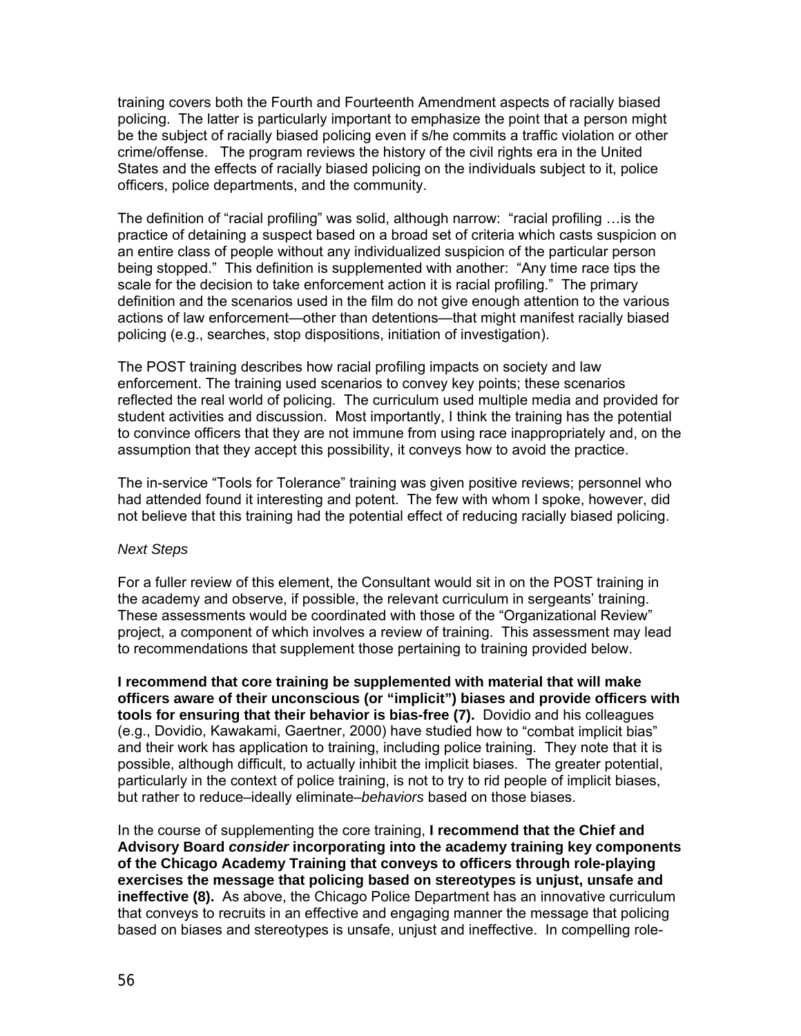training covers both the Fourth and Fourteenth Amendment aspects of racially biased policing. The latter is particularly important to emphasize the point that a person might be the subject of racially biased policing even if s/he commits a traffic violation or other crime/offense. The program reviews the history of the civil rights era in the United States and the effects of racially biased policing on the individuals subject to it, police officers, police departments, and the community.

The definition of "racial profiling" was solid, although narrow: "racial profiling …is the practice of detaining a suspect based on a broad set of criteria which casts suspicion on an entire class of people without any individualized suspicion of the particular person being stopped." This definition is supplemented with another: "Any time race tips the scale for the decision to take enforcement action it is racial profiling." The primary definition and the scenarios used in the film do not give enough attention to the various actions of law enforcement—other than detentions—that might manifest racially biased policing (e.g., searches, stop dispositions, initiation of investigation).

The POST training describes how racial profiling impacts on society and law enforcement. The training used scenarios to convey key points; these scenarios reflected the real world of policing. The curriculum used multiple media and provided for student activities and discussion. Most importantly, I think the training has the potential to convince officers that they are not immune from using race inappropriately and, on the assumption that they accept this possibility, it conveys how to avoid the practice.

The in-service "Tools for Tolerance" training was given positive reviews; personnel who had attended found it interesting and potent. The few with whom I spoke, however, did not believe that this training had the potential effect of reducing racially biased policing.

*Next Steps*

For a fuller review of this element, the Consultant would sit in on the POST training in the academy and observe, if possible, the relevant curriculum in sergeants' training. These assessments would be coordinated with those of the "Organizational Review" project, a component of which involves a review of training. This assessment may lead to recommendations that supplement those pertaining to training provided below.

**I recommend that core training be supplemented with material that will make officers aware of their unconscious (or "implicit") biases and provide officers with tools for ensuring that their behavior is bias-free (7).** Dovidio and his colleagues (e.g., Dovidio, Kawakami, Gaertner, 2000) have studied how to "combat implicit bias" and their work has application to training, including police training. They note that it is possible, although difficult, to actually inhibit the implicit biases. The greater potential, particularly in the context of police training, is not to try to rid people of implicit biases, but rather to reduce–ideally eliminate–*behaviors* based on those biases.

In the course of supplementing the core training, **I recommend that the Chief and Advisory Board *consider* incorporating into the academy training key components of the Chicago Academy Training that conveys to officers through role-playing exercises the message that policing based on stereotypes is unjust, unsafe and ineffective (8).** As above, the Chicago Police Department has an innovative curriculum that conveys to recruits in an effective and engaging manner the message that policing based on biases and stereotypes is unsafe, unjust and ineffective. In compelling role-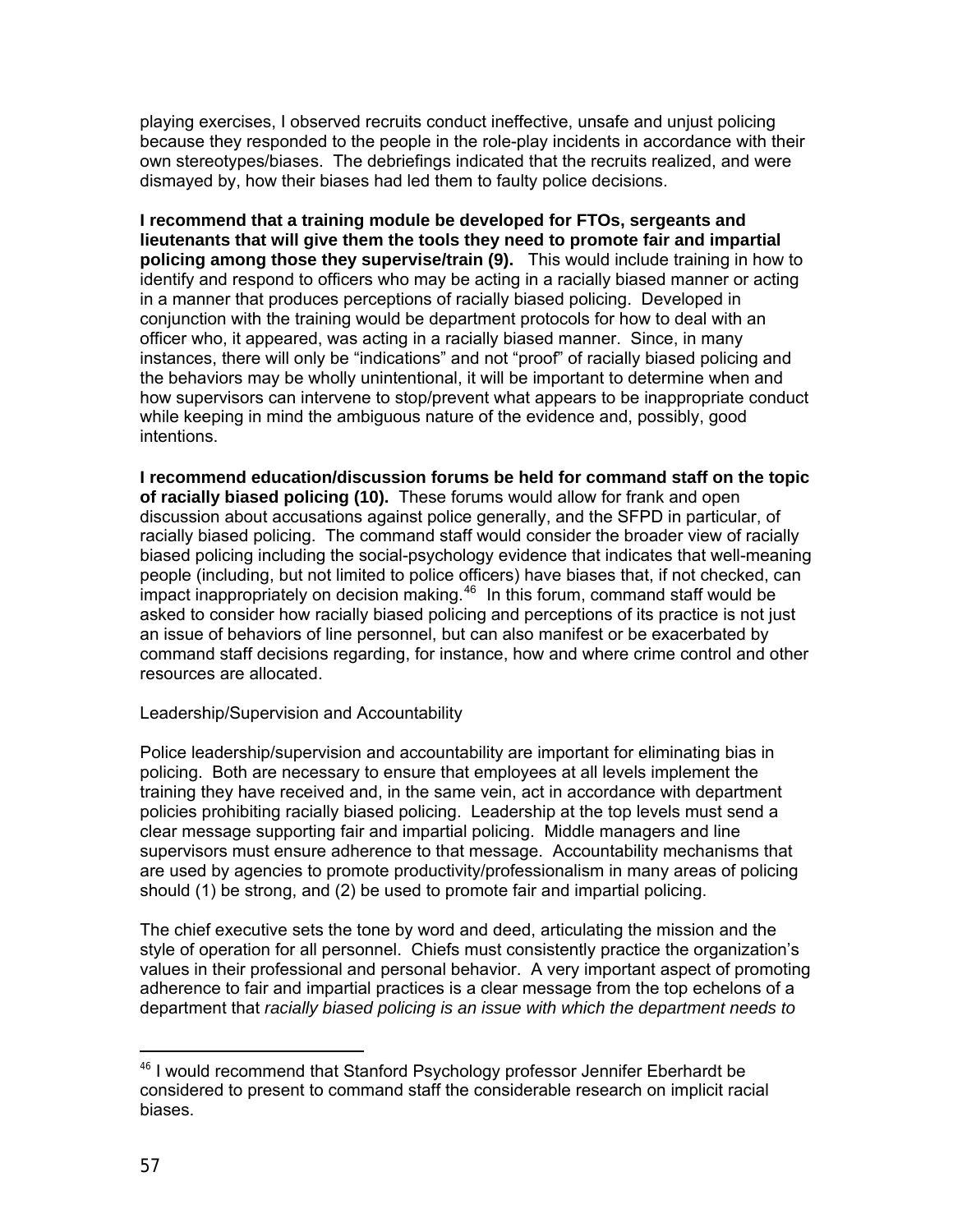playing exercises, I observed recruits conduct ineffective, unsafe and unjust policing because they responded to the people in the role-play incidents in accordance with their own stereotypes/biases. The debriefings indicated that the recruits realized, and were dismayed by, how their biases had led them to faulty police decisions.

**I recommend that a training module be developed for FTOs, sergeants and lieutenants that will give them the tools they need to promote fair and impartial policing among those they supervise/train (9).** This would include training in how to identify and respond to officers who may be acting in a racially biased manner or acting in a manner that produces perceptions of racially biased policing. Developed in conjunction with the training would be department protocols for how to deal with an officer who, it appeared, was acting in a racially biased manner. Since, in many instances, there will only be "indications" and not "proof" of racially biased policing and the behaviors may be wholly unintentional, it will be important to determine when and how supervisors can intervene to stop/prevent what appears to be inappropriate conduct while keeping in mind the ambiguous nature of the evidence and, possibly, good intentions.

**I recommend education/discussion forums be held for command staff on the topic of racially biased policing (10).** These forums would allow for frank and open discussion about accusations against police generally, and the SFPD in particular, of racially biased policing. The command staff would consider the broader view of racially biased policing including the social-psychology evidence that indicates that well-meaning people (including, but not limited to police officers) have biases that, if not checked, can impact inappropriately on decision making.[46] In this forum, command staff would be asked to consider how racially biased policing and perceptions of its practice is not just an issue of behaviors of line personnel, but can also manifest or be exacerbated by command staff decisions regarding, for instance, how and where crime control and other resources are allocated.

Leadership/Supervision and Accountability

Police leadership/supervision and accountability are important for eliminating bias in policing. Both are necessary to ensure that employees at all levels implement the training they have received and, in the same vein, act in accordance with department policies prohibiting racially biased policing. Leadership at the top levels must send a clear message supporting fair and impartial policing. Middle managers and line supervisors must ensure adherence to that message. Accountability mechanisms that are used by agencies to promote productivity/professionalism in many areas of policing should (1) be strong, and (2) be used to promote fair and impartial policing.

The chief executive sets the tone by word and deed, articulating the mission and the style of operation for all personnel. Chiefs must consistently practice the organization's values in their professional and personal behavior. A very important aspect of promoting adherence to fair and impartial practices is a clear message from the top echelons of a department that *racially biased policing is an issue with which the department needs to*

---

[46] I would recommend that Stanford Psychology professor Jennifer Eberhardt be considered to present to command staff the considerable research on implicit racial biases.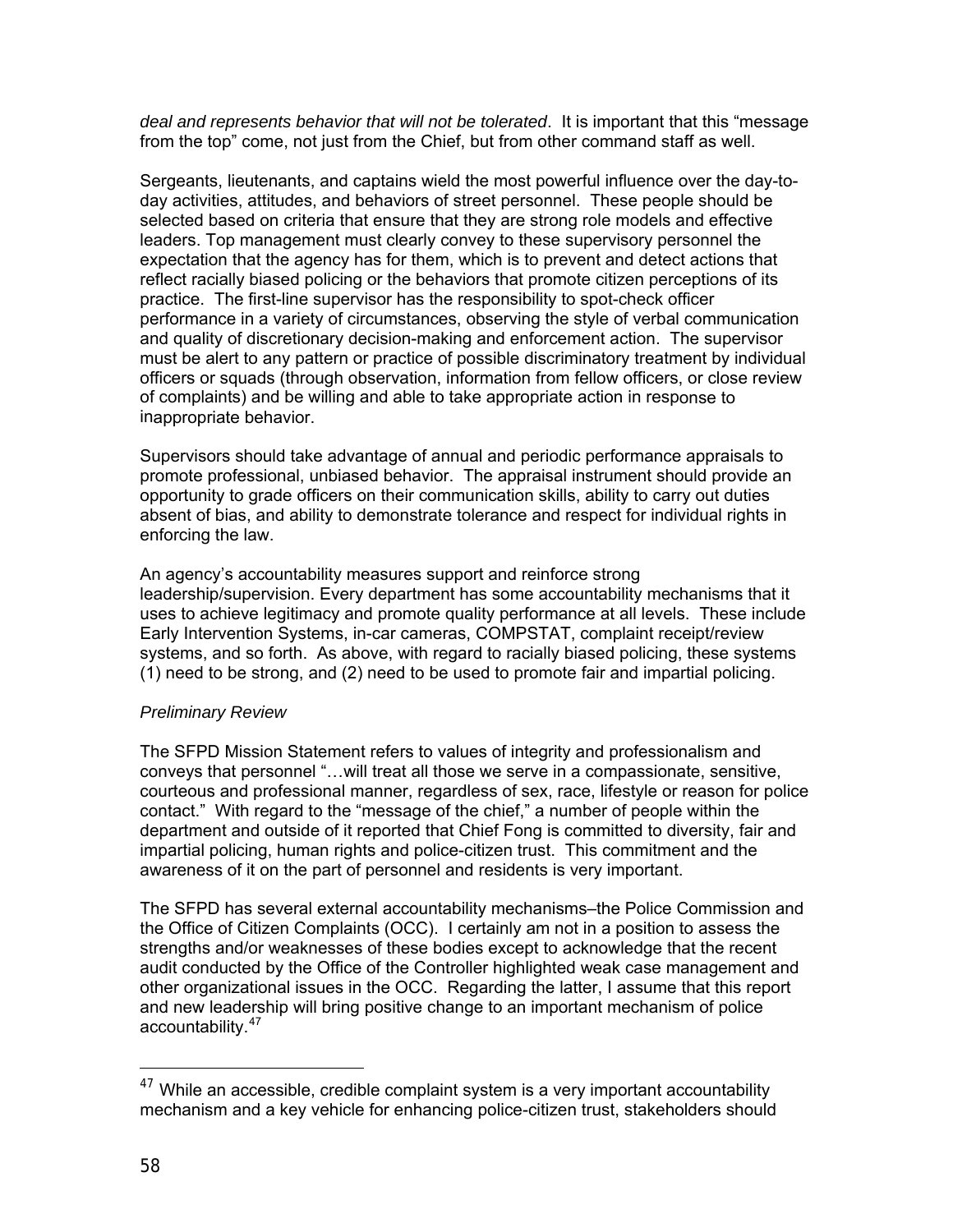*deal and represents behavior that will not be tolerated*. It is important that this "message from the top" come, not just from the Chief, but from other command staff as well.

Sergeants, lieutenants, and captains wield the most powerful influence over the day-to-day activities, attitudes, and behaviors of street personnel. These people should be selected based on criteria that ensure that they are strong role models and effective leaders. Top management must clearly convey to these supervisory personnel the expectation that the agency has for them, which is to prevent and detect actions that reflect racially biased policing or the behaviors that promote citizen perceptions of its practice. The first-line supervisor has the responsibility to spot-check officer performance in a variety of circumstances, observing the style of verbal communication and quality of discretionary decision-making and enforcement action. The supervisor must be alert to any pattern or practice of possible discriminatory treatment by individual officers or squads (through observation, information from fellow officers, or close review of complaints) and be willing and able to take appropriate action in response to inappropriate behavior.

Supervisors should take advantage of annual and periodic performance appraisals to promote professional, unbiased behavior. The appraisal instrument should provide an opportunity to grade officers on their communication skills, ability to carry out duties absent of bias, and ability to demonstrate tolerance and respect for individual rights in enforcing the law.

An agency's accountability measures support and reinforce strong leadership/supervision. Every department has some accountability mechanisms that it uses to achieve legitimacy and promote quality performance at all levels. These include Early Intervention Systems, in-car cameras, COMPSTAT, complaint receipt/review systems, and so forth. As above, with regard to racially biased policing, these systems (1) need to be strong, and (2) need to be used to promote fair and impartial policing.

*Preliminary Review*

The SFPD Mission Statement refers to values of integrity and professionalism and conveys that personnel "…will treat all those we serve in a compassionate, sensitive, courteous and professional manner, regardless of sex, race, lifestyle or reason for police contact." With regard to the "message of the chief," a number of people within the department and outside of it reported that Chief Fong is committed to diversity, fair and impartial policing, human rights and police-citizen trust. This commitment and the awareness of it on the part of personnel and residents is very important.

The SFPD has several external accountability mechanisms–the Police Commission and the Office of Citizen Complaints (OCC). I certainly am not in a position to assess the strengths and/or weaknesses of these bodies except to acknowledge that the recent audit conducted by the Office of the Controller highlighted weak case management and other organizational issues in the OCC. Regarding the latter, I assume that this report and new leadership will bring positive change to an important mechanism of police accountability.[47]

[47] While an accessible, credible complaint system is a very important accountability mechanism and a key vehicle for enhancing police-citizen trust, stakeholders should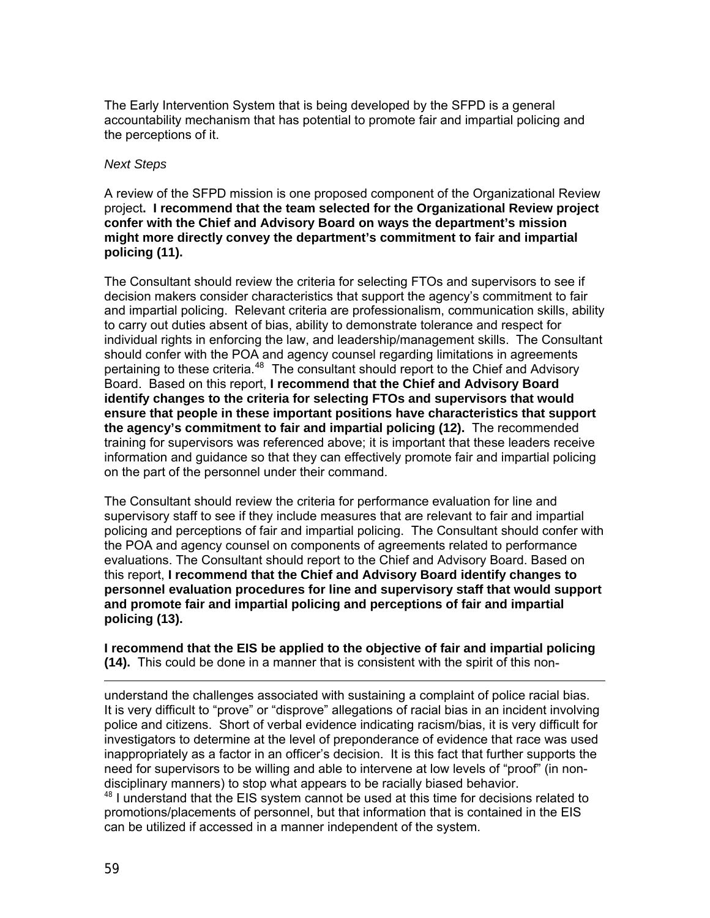The Early Intervention System that is being developed by the SFPD is a general accountability mechanism that has potential to promote fair and impartial policing and the perceptions of it.

*Next Steps*

A review of the SFPD mission is one proposed component of the Organizational Review project**. I recommend that the team selected for the Organizational Review project confer with the Chief and Advisory Board on ways the department's mission might more directly convey the department's commitment to fair and impartial policing (11).**

The Consultant should review the criteria for selecting FTOs and supervisors to see if decision makers consider characteristics that support the agency's commitment to fair and impartial policing. Relevant criteria are professionalism, communication skills, ability to carry out duties absent of bias, ability to demonstrate tolerance and respect for individual rights in enforcing the law, and leadership/management skills. The Consultant should confer with the POA and agency counsel regarding limitations in agreements pertaining to these criteria.[48] The consultant should report to the Chief and Advisory Board. Based on this report, **I recommend that the Chief and Advisory Board identify changes to the criteria for selecting FTOs and supervisors that would ensure that people in these important positions have characteristics that support the agency's commitment to fair and impartial policing (12).** The recommended training for supervisors was referenced above; it is important that these leaders receive information and guidance so that they can effectively promote fair and impartial policing on the part of the personnel under their command.

The Consultant should review the criteria for performance evaluation for line and supervisory staff to see if they include measures that are relevant to fair and impartial policing and perceptions of fair and impartial policing. The Consultant should confer with the POA and agency counsel on components of agreements related to performance evaluations. The Consultant should report to the Chief and Advisory Board. Based on this report, **I recommend that the Chief and Advisory Board identify changes to personnel evaluation procedures for line and supervisory staff that would support and promote fair and impartial policing and perceptions of fair and impartial policing (13).**

**I recommend that the EIS be applied to the objective of fair and impartial policing (14).** This could be done in a manner that is consistent with the spirit of this non-

---

understand the challenges associated with sustaining a complaint of police racial bias. It is very difficult to "prove" or "disprove" allegations of racial bias in an incident involving police and citizens. Short of verbal evidence indicating racism/bias, it is very difficult for investigators to determine at the level of preponderance of evidence that race was used inappropriately as a factor in an officer's decision. It is this fact that further supports the need for supervisors to be willing and able to intervene at low levels of "proof" (in non-disciplinary manners) to stop what appears to be racially biased behavior.

[48] I understand that the EIS system cannot be used at this time for decisions related to promotions/placements of personnel, but that information that is contained in the EIS can be utilized if accessed in a manner independent of the system.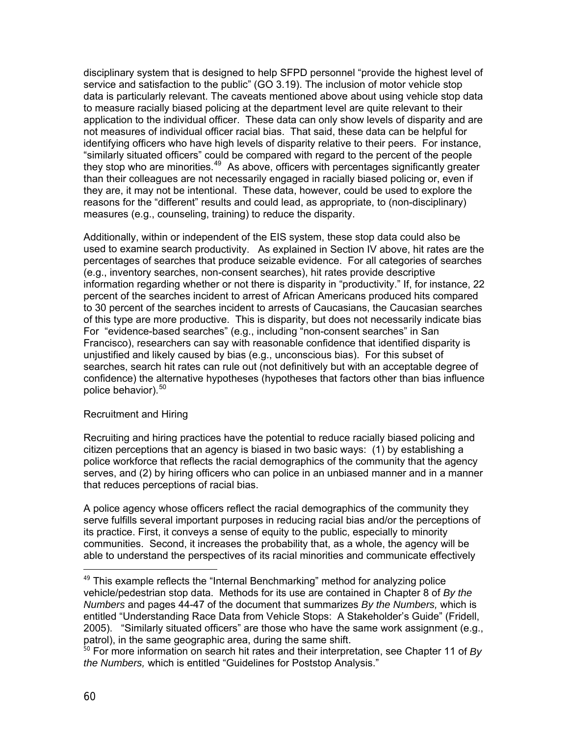disciplinary system that is designed to help SFPD personnel "provide the highest level of service and satisfaction to the public" (GO 3.19). The inclusion of motor vehicle stop data is particularly relevant. The caveats mentioned above about using vehicle stop data to measure racially biased policing at the department level are quite relevant to their application to the individual officer. These data can only show levels of disparity and are not measures of individual officer racial bias. That said, these data can be helpful for identifying officers who have high levels of disparity relative to their peers. For instance, "similarly situated officers" could be compared with regard to the percent of the people they stop who are minorities.[49] As above, officers with percentages significantly greater than their colleagues are not necessarily engaged in racially biased policing or, even if they are, it may not be intentional. These data, however, could be used to explore the reasons for the "different" results and could lead, as appropriate, to (non-disciplinary) measures (e.g., counseling, training) to reduce the disparity.

Additionally, within or independent of the EIS system, these stop data could also be used to examine search productivity. As explained in Section IV above, hit rates are the percentages of searches that produce seizable evidence. For all categories of searches (e.g., inventory searches, non-consent searches), hit rates provide descriptive information regarding whether or not there is disparity in "productivity." If, for instance, 22 percent of the searches incident to arrest of African Americans produced hits compared to 30 percent of the searches incident to arrests of Caucasians, the Caucasian searches of this type are more productive. This is disparity, but does not necessarily indicate bias For "evidence-based searches" (e.g., including "non-consent searches" in San Francisco), researchers can say with reasonable confidence that identified disparity is unjustified and likely caused by bias (e.g., unconscious bias). For this subset of searches, search hit rates can rule out (not definitively but with an acceptable degree of confidence) the alternative hypotheses (hypotheses that factors other than bias influence police behavior).[50]

Recruitment and Hiring

Recruiting and hiring practices have the potential to reduce racially biased policing and citizen perceptions that an agency is biased in two basic ways: (1) by establishing a police workforce that reflects the racial demographics of the community that the agency serves, and (2) by hiring officers who can police in an unbiased manner and in a manner that reduces perceptions of racial bias.

A police agency whose officers reflect the racial demographics of the community they serve fulfills several important purposes in reducing racial bias and/or the perceptions of its practice. First, it conveys a sense of equity to the public, especially to minority communities. Second, it increases the probability that, as a whole, the agency will be able to understand the perspectives of its racial minorities and communicate effectively

---

[49] This example reflects the "Internal Benchmarking" method for analyzing police vehicle/pedestrian stop data. Methods for its use are contained in Chapter 8 of *By the Numbers* and pages 44-47 of the document that summarizes *By the Numbers,* which is entitled "Understanding Race Data from Vehicle Stops: A Stakeholder's Guide" (Fridell, 2005). "Similarly situated officers" are those who have the same work assignment (e.g., patrol), in the same geographic area, during the same shift.

[50] For more information on search hit rates and their interpretation, see Chapter 11 of *By the Numbers,* which is entitled "Guidelines for Poststop Analysis."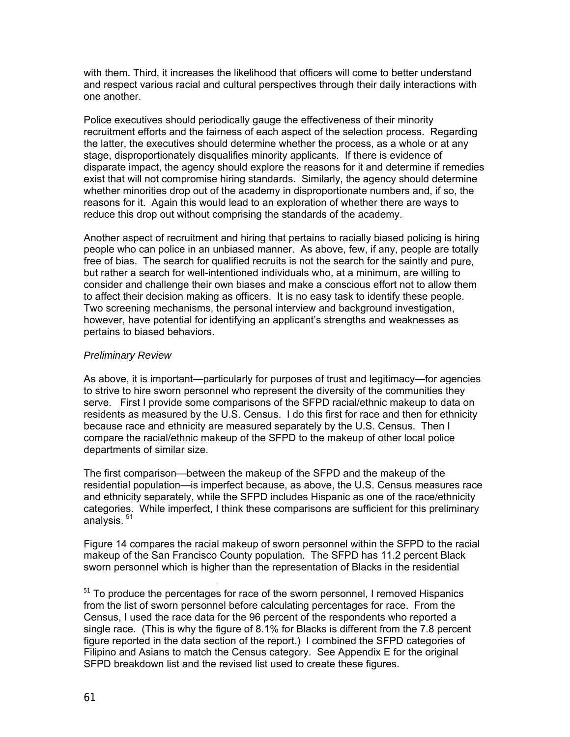with them. Third, it increases the likelihood that officers will come to better understand and respect various racial and cultural perspectives through their daily interactions with one another.

Police executives should periodically gauge the effectiveness of their minority recruitment efforts and the fairness of each aspect of the selection process. Regarding the latter, the executives should determine whether the process, as a whole or at any stage, disproportionately disqualifies minority applicants. If there is evidence of disparate impact, the agency should explore the reasons for it and determine if remedies exist that will not compromise hiring standards. Similarly, the agency should determine whether minorities drop out of the academy in disproportionate numbers and, if so, the reasons for it. Again this would lead to an exploration of whether there are ways to reduce this drop out without comprising the standards of the academy.

Another aspect of recruitment and hiring that pertains to racially biased policing is hiring people who can police in an unbiased manner. As above, few, if any, people are totally free of bias. The search for qualified recruits is not the search for the saintly and pure, but rather a search for well-intentioned individuals who, at a minimum, are willing to consider and challenge their own biases and make a conscious effort not to allow them to affect their decision making as officers. It is no easy task to identify these people. Two screening mechanisms, the personal interview and background investigation, however, have potential for identifying an applicant's strengths and weaknesses as pertains to biased behaviors.

*Preliminary Review*

As above, it is important—particularly for purposes of trust and legitimacy—for agencies to strive to hire sworn personnel who represent the diversity of the communities they serve. First I provide some comparisons of the SFPD racial/ethnic makeup to data on residents as measured by the U.S. Census. I do this first for race and then for ethnicity because race and ethnicity are measured separately by the U.S. Census. Then I compare the racial/ethnic makeup of the SFPD to the makeup of other local police departments of similar size.

The first comparison—between the makeup of the SFPD and the makeup of the residential population—is imperfect because, as above, the U.S. Census measures race and ethnicity separately, while the SFPD includes Hispanic as one of the race/ethnicity categories. While imperfect, I think these comparisons are sufficient for this preliminary analysis. [51]

Figure 14 compares the racial makeup of sworn personnel within the SFPD to the racial makeup of the San Francisco County population. The SFPD has 11.2 percent Black sworn personnel which is higher than the representation of Blacks in the residential

[51] To produce the percentages for race of the sworn personnel, I removed Hispanics from the list of sworn personnel before calculating percentages for race. From the Census, I used the race data for the 96 percent of the respondents who reported a single race. (This is why the figure of 8.1% for Blacks is different from the 7.8 percent figure reported in the data section of the report.) I combined the SFPD categories of Filipino and Asians to match the Census category. See Appendix E for the original SFPD breakdown list and the revised list used to create these figures.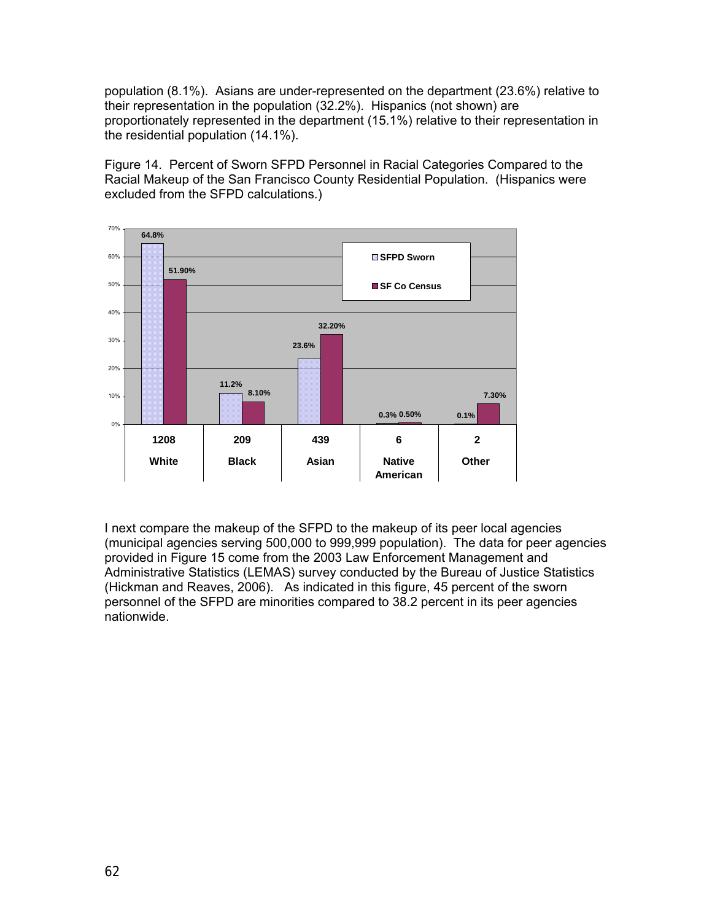population (8.1%). Asians are under-represented on the department (23.6%) relative to their representation in the population (32.2%). Hispanics (not shown) are proportionately represented in the department (15.1%) relative to their representation in the residential population (14.1%).

Figure 14. Percent of Sworn SFPD Personnel in Racial Categories Compared to the Racial Makeup of the San Francisco County Residential Population. (Hispanics were excluded from the SFPD calculations.)

| | White | Black | Asian | Native American | Other |
|---|---|---|---|---|---|
| Count | 1208 | 209 | 439 | 6 | 2 |
| SFPD Sworn | 64.8% | 11.2% | 23.6% | 0.3% | 0.1% |
| SF Co Census | 51.90% | 8.10% | 32.20% | 0.50% | 7.30% |

I next compare the makeup of the SFPD to the makeup of its peer local agencies (municipal agencies serving 500,000 to 999,999 population). The data for peer agencies provided in Figure 15 come from the 2003 Law Enforcement Management and Administrative Statistics (LEMAS) survey conducted by the Bureau of Justice Statistics (Hickman and Reaves, 2006). As indicated in this figure, 45 percent of the sworn personnel of the SFPD are minorities compared to 38.2 percent in its peer agencies nationwide.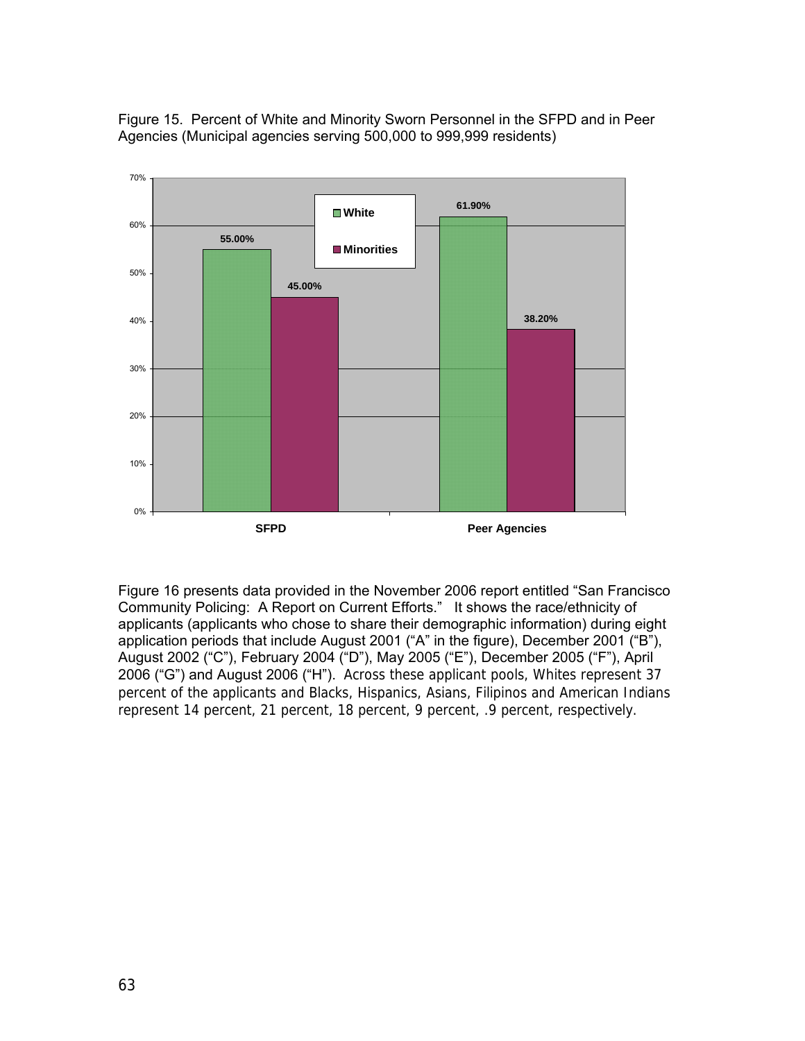Figure 15. Percent of White and Minority Sworn Personnel in the SFPD and in Peer Agencies (Municipal agencies serving 500,000 to 999,999 residents)

| | White | Minorities |
|---|---|---|
| SFPD | 55.00% | 45.00% |
| Peer Agencies | 61.90% | 38.20% |

Figure 16 presents data provided in the November 2006 report entitled "San Francisco Community Policing: A Report on Current Efforts." It shows the race/ethnicity of applicants (applicants who chose to share their demographic information) during eight application periods that include August 2001 ("A" in the figure), December 2001 ("B"), August 2002 ("C"), February 2004 ("D"), May 2005 ("E"), December 2005 ("F"), April 2006 ("G") and August 2006 ("H"). Across these applicant pools, Whites represent 37 percent of the applicants and Blacks, Hispanics, Asians, Filipinos and American Indians represent 14 percent, 21 percent, 18 percent, 9 percent, .9 percent, respectively.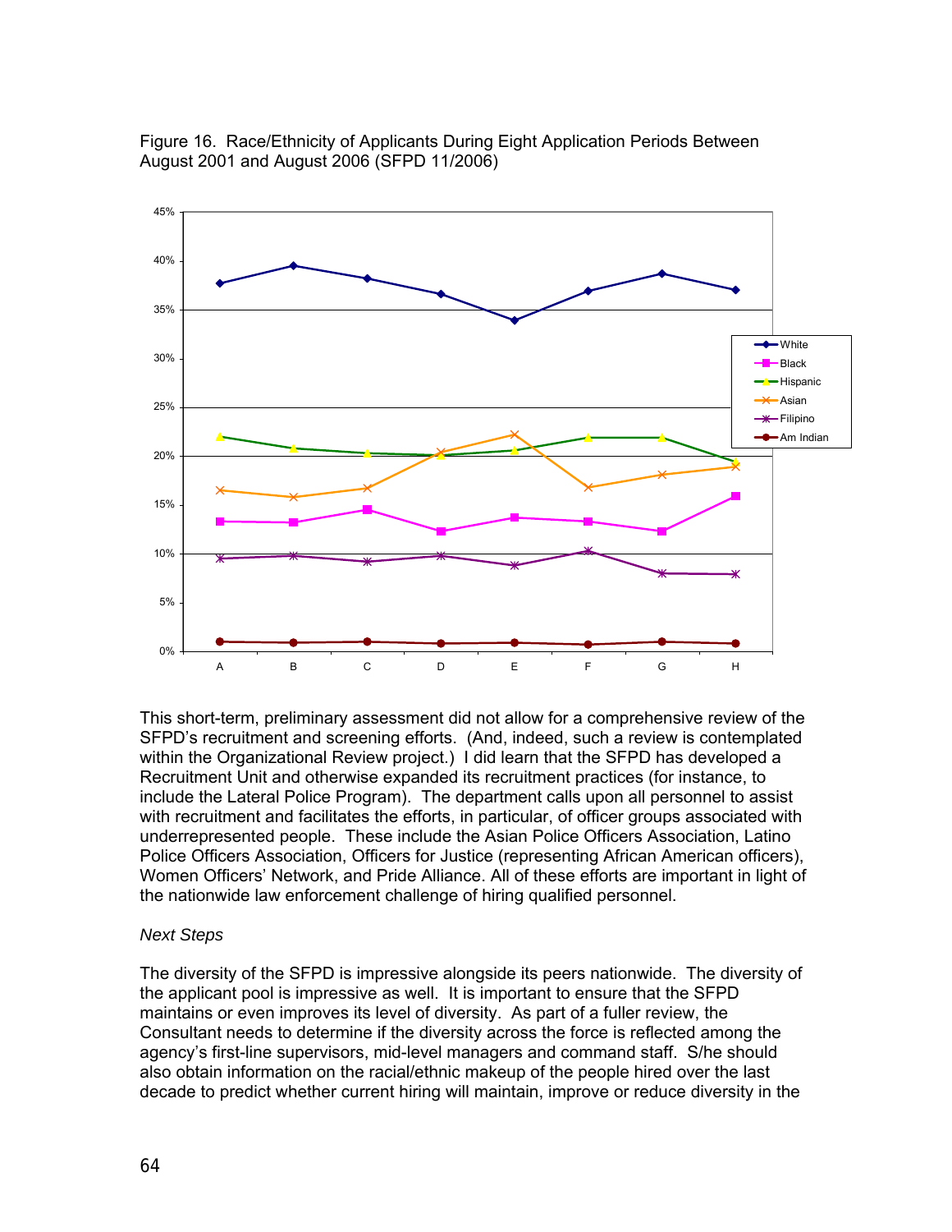Figure 16. Race/Ethnicity of Applicants During Eight Application Periods Between August 2001 and August 2006 (SFPD 11/2006)

This short-term, preliminary assessment did not allow for a comprehensive review of the SFPD's recruitment and screening efforts. (And, indeed, such a review is contemplated within the Organizational Review project.) I did learn that the SFPD has developed a Recruitment Unit and otherwise expanded its recruitment practices (for instance, to include the Lateral Police Program). The department calls upon all personnel to assist with recruitment and facilitates the efforts, in particular, of officer groups associated with underrepresented people. These include the Asian Police Officers Association, Latino Police Officers Association, Officers for Justice (representing African American officers), Women Officers' Network, and Pride Alliance. All of these efforts are important in light of the nationwide law enforcement challenge of hiring qualified personnel.

*Next Steps*

The diversity of the SFPD is impressive alongside its peers nationwide. The diversity of the applicant pool is impressive as well. It is important to ensure that the SFPD maintains or even improves its level of diversity. As part of a fuller review, the Consultant needs to determine if the diversity across the force is reflected among the agency's first-line supervisors, mid-level managers and command staff. S/he should also obtain information on the racial/ethnic makeup of the people hired over the last decade to predict whether current hiring will maintain, improve or reduce diversity in the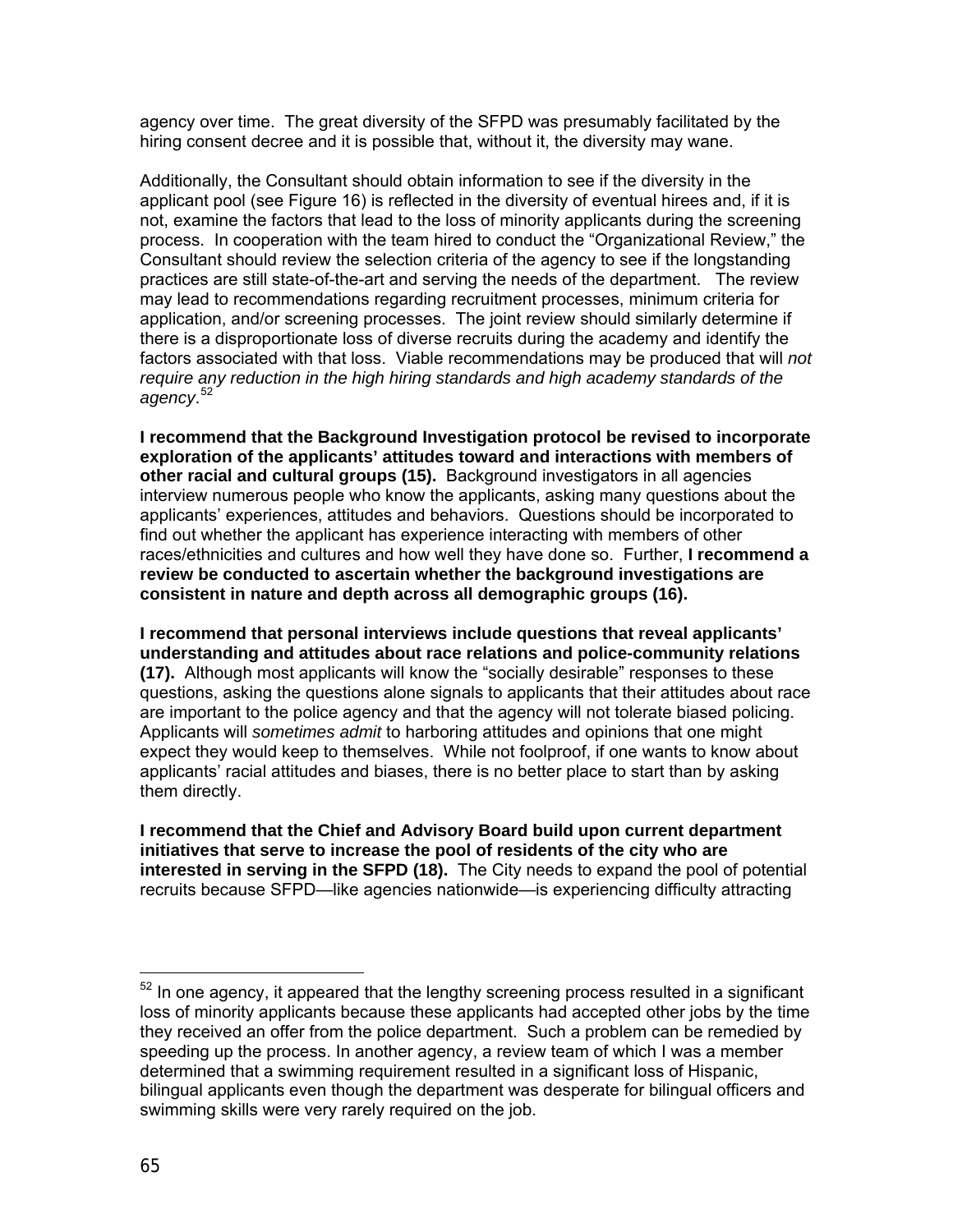agency over time. The great diversity of the SFPD was presumably facilitated by the hiring consent decree and it is possible that, without it, the diversity may wane.

Additionally, the Consultant should obtain information to see if the diversity in the applicant pool (see Figure 16) is reflected in the diversity of eventual hirees and, if it is not, examine the factors that lead to the loss of minority applicants during the screening process. In cooperation with the team hired to conduct the "Organizational Review," the Consultant should review the selection criteria of the agency to see if the longstanding practices are still state-of-the-art and serving the needs of the department. The review may lead to recommendations regarding recruitment processes, minimum criteria for application, and/or screening processes. The joint review should similarly determine if there is a disproportionate loss of diverse recruits during the academy and identify the factors associated with that loss. Viable recommendations may be produced that will *not require any reduction in the high hiring standards and high academy standards of the agency*.[52]

**I recommend that the Background Investigation protocol be revised to incorporate exploration of the applicants' attitudes toward and interactions with members of other racial and cultural groups (15).** Background investigators in all agencies interview numerous people who know the applicants, asking many questions about the applicants' experiences, attitudes and behaviors. Questions should be incorporated to find out whether the applicant has experience interacting with members of other races/ethnicities and cultures and how well they have done so. Further, **I recommend a review be conducted to ascertain whether the background investigations are consistent in nature and depth across all demographic groups (16).**

**I recommend that personal interviews include questions that reveal applicants' understanding and attitudes about race relations and police-community relations (17).** Although most applicants will know the "socially desirable" responses to these questions, asking the questions alone signals to applicants that their attitudes about race are important to the police agency and that the agency will not tolerate biased policing. Applicants will *sometimes admit* to harboring attitudes and opinions that one might expect they would keep to themselves. While not foolproof, if one wants to know about applicants' racial attitudes and biases, there is no better place to start than by asking them directly.

**I recommend that the Chief and Advisory Board build upon current department initiatives that serve to increase the pool of residents of the city who are interested in serving in the SFPD (18).** The City needs to expand the pool of potential recruits because SFPD—like agencies nationwide—is experiencing difficulty attracting

---

[52] In one agency, it appeared that the lengthy screening process resulted in a significant loss of minority applicants because these applicants had accepted other jobs by the time they received an offer from the police department. Such a problem can be remedied by speeding up the process. In another agency, a review team of which I was a member determined that a swimming requirement resulted in a significant loss of Hispanic, bilingual applicants even though the department was desperate for bilingual officers and swimming skills were very rarely required on the job.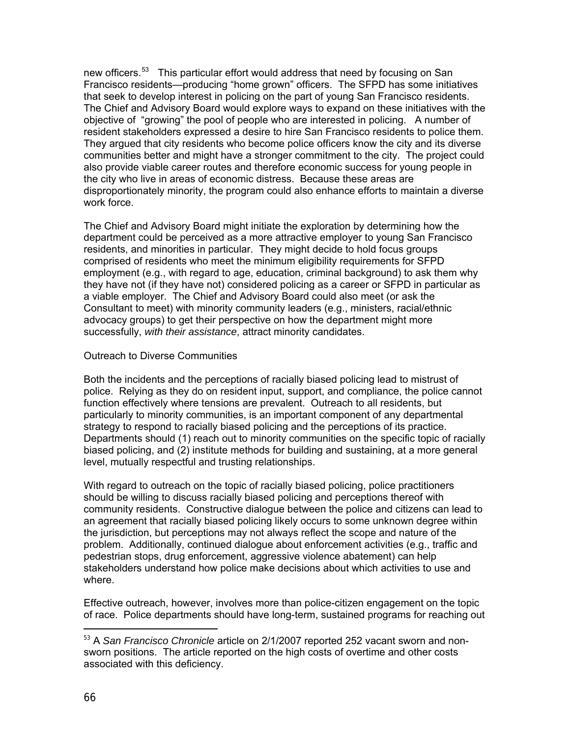new officers.[53] This particular effort would address that need by focusing on San Francisco residents—producing "home grown" officers. The SFPD has some initiatives that seek to develop interest in policing on the part of young San Francisco residents. The Chief and Advisory Board would explore ways to expand on these initiatives with the objective of "growing" the pool of people who are interested in policing. A number of resident stakeholders expressed a desire to hire San Francisco residents to police them. They argued that city residents who become police officers know the city and its diverse communities better and might have a stronger commitment to the city. The project could also provide viable career routes and therefore economic success for young people in the city who live in areas of economic distress. Because these areas are disproportionately minority, the program could also enhance efforts to maintain a diverse work force.

The Chief and Advisory Board might initiate the exploration by determining how the department could be perceived as a more attractive employer to young San Francisco residents, and minorities in particular. They might decide to hold focus groups comprised of residents who meet the minimum eligibility requirements for SFPD employment (e.g., with regard to age, education, criminal background) to ask them why they have not (if they have not) considered policing as a career or SFPD in particular as a viable employer. The Chief and Advisory Board could also meet (or ask the Consultant to meet) with minority community leaders (e.g., ministers, racial/ethnic advocacy groups) to get their perspective on how the department might more successfully, *with their assistance*, attract minority candidates.

Outreach to Diverse Communities

Both the incidents and the perceptions of racially biased policing lead to mistrust of police. Relying as they do on resident input, support, and compliance, the police cannot function effectively where tensions are prevalent. Outreach to all residents, but particularly to minority communities, is an important component of any departmental strategy to respond to racially biased policing and the perceptions of its practice. Departments should (1) reach out to minority communities on the specific topic of racially biased policing, and (2) institute methods for building and sustaining, at a more general level, mutually respectful and trusting relationships.

With regard to outreach on the topic of racially biased policing, police practitioners should be willing to discuss racially biased policing and perceptions thereof with community residents. Constructive dialogue between the police and citizens can lead to an agreement that racially biased policing likely occurs to some unknown degree within the jurisdiction, but perceptions may not always reflect the scope and nature of the problem. Additionally, continued dialogue about enforcement activities (e.g., traffic and pedestrian stops, drug enforcement, aggressive violence abatement) can help stakeholders understand how police make decisions about which activities to use and where.

Effective outreach, however, involves more than police-citizen engagement on the topic of race. Police departments should have long-term, sustained programs for reaching out

[53] A *San Francisco Chronicle* article on 2/1/2007 reported 252 vacant sworn and non-sworn positions. The article reported on the high costs of overtime and other costs associated with this deficiency.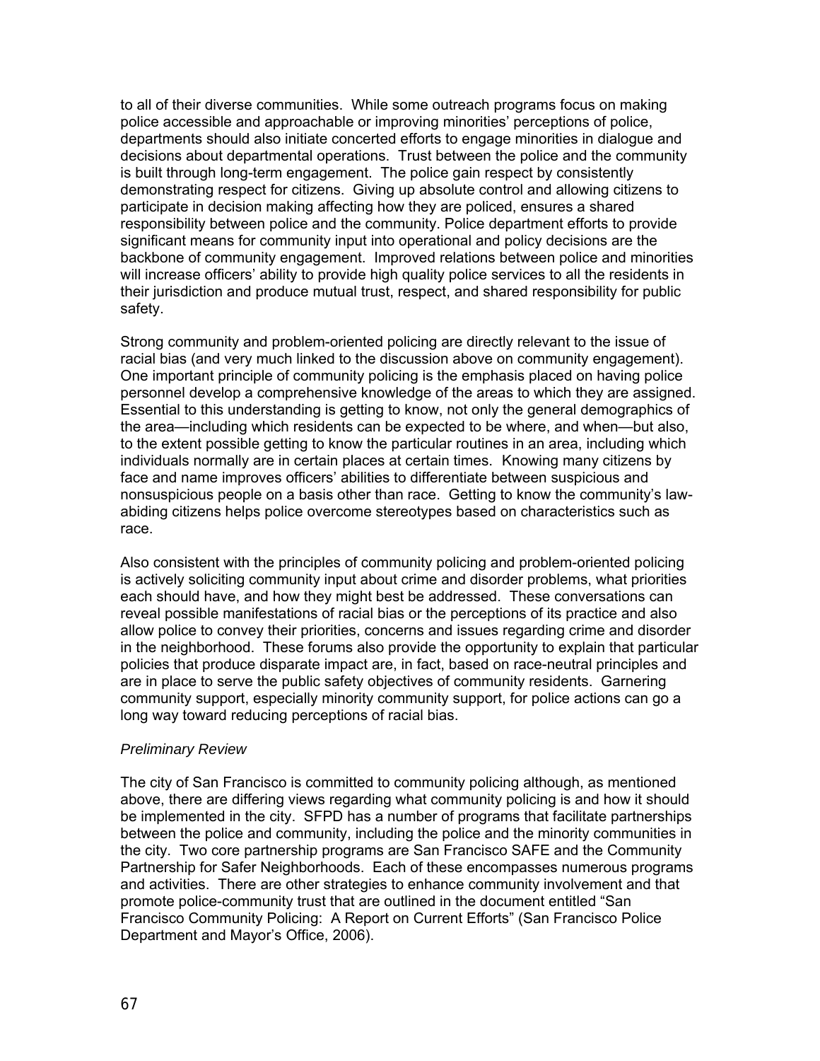to all of their diverse communities. While some outreach programs focus on making police accessible and approachable or improving minorities' perceptions of police, departments should also initiate concerted efforts to engage minorities in dialogue and decisions about departmental operations. Trust between the police and the community is built through long-term engagement. The police gain respect by consistently demonstrating respect for citizens. Giving up absolute control and allowing citizens to participate in decision making affecting how they are policed, ensures a shared responsibility between police and the community. Police department efforts to provide significant means for community input into operational and policy decisions are the backbone of community engagement. Improved relations between police and minorities will increase officers' ability to provide high quality police services to all the residents in their jurisdiction and produce mutual trust, respect, and shared responsibility for public safety.

Strong community and problem-oriented policing are directly relevant to the issue of racial bias (and very much linked to the discussion above on community engagement). One important principle of community policing is the emphasis placed on having police personnel develop a comprehensive knowledge of the areas to which they are assigned. Essential to this understanding is getting to know, not only the general demographics of the area—including which residents can be expected to be where, and when—but also, to the extent possible getting to know the particular routines in an area, including which individuals normally are in certain places at certain times. Knowing many citizens by face and name improves officers' abilities to differentiate between suspicious and nonsuspicious people on a basis other than race. Getting to know the community's law-abiding citizens helps police overcome stereotypes based on characteristics such as race.

Also consistent with the principles of community policing and problem-oriented policing is actively soliciting community input about crime and disorder problems, what priorities each should have, and how they might best be addressed. These conversations can reveal possible manifestations of racial bias or the perceptions of its practice and also allow police to convey their priorities, concerns and issues regarding crime and disorder in the neighborhood. These forums also provide the opportunity to explain that particular policies that produce disparate impact are, in fact, based on race-neutral principles and are in place to serve the public safety objectives of community residents. Garnering community support, especially minority community support, for police actions can go a long way toward reducing perceptions of racial bias.

*Preliminary Review*

The city of San Francisco is committed to community policing although, as mentioned above, there are differing views regarding what community policing is and how it should be implemented in the city. SFPD has a number of programs that facilitate partnerships between the police and community, including the police and the minority communities in the city. Two core partnership programs are San Francisco SAFE and the Community Partnership for Safer Neighborhoods. Each of these encompasses numerous programs and activities. There are other strategies to enhance community involvement and that promote police-community trust that are outlined in the document entitled "San Francisco Community Policing: A Report on Current Efforts" (San Francisco Police Department and Mayor's Office, 2006).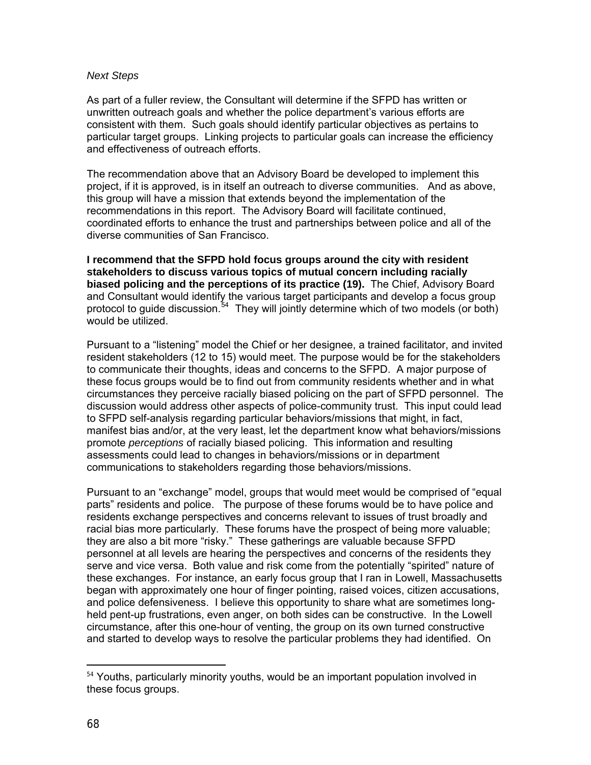*Next Steps*

As part of a fuller review, the Consultant will determine if the SFPD has written or unwritten outreach goals and whether the police department's various efforts are consistent with them. Such goals should identify particular objectives as pertains to particular target groups. Linking projects to particular goals can increase the efficiency and effectiveness of outreach efforts.

The recommendation above that an Advisory Board be developed to implement this project, if it is approved, is in itself an outreach to diverse communities. And as above, this group will have a mission that extends beyond the implementation of the recommendations in this report. The Advisory Board will facilitate continued, coordinated efforts to enhance the trust and partnerships between police and all of the diverse communities of San Francisco.

**I recommend that the SFPD hold focus groups around the city with resident stakeholders to discuss various topics of mutual concern including racially biased policing and the perceptions of its practice (19).** The Chief, Advisory Board and Consultant would identify the various target participants and develop a focus group protocol to guide discussion.[54] They will jointly determine which of two models (or both) would be utilized.

Pursuant to a "listening" model the Chief or her designee, a trained facilitator, and invited resident stakeholders (12 to 15) would meet. The purpose would be for the stakeholders to communicate their thoughts, ideas and concerns to the SFPD. A major purpose of these focus groups would be to find out from community residents whether and in what circumstances they perceive racially biased policing on the part of SFPD personnel. The discussion would address other aspects of police-community trust. This input could lead to SFPD self-analysis regarding particular behaviors/missions that might, in fact, manifest bias and/or, at the very least, let the department know what behaviors/missions promote *perceptions* of racially biased policing. This information and resulting assessments could lead to changes in behaviors/missions or in department communications to stakeholders regarding those behaviors/missions.

Pursuant to an "exchange" model, groups that would meet would be comprised of "equal parts" residents and police. The purpose of these forums would be to have police and residents exchange perspectives and concerns relevant to issues of trust broadly and racial bias more particularly. These forums have the prospect of being more valuable; they are also a bit more "risky." These gatherings are valuable because SFPD personnel at all levels are hearing the perspectives and concerns of the residents they serve and vice versa. Both value and risk come from the potentially "spirited" nature of these exchanges. For instance, an early focus group that I ran in Lowell, Massachusetts began with approximately one hour of finger pointing, raised voices, citizen accusations, and police defensiveness. I believe this opportunity to share what are sometimes long-held pent-up frustrations, even anger, on both sides can be constructive. In the Lowell circumstance, after this one-hour of venting, the group on its own turned constructive and started to develop ways to resolve the particular problems they had identified. On

[54] Youths, particularly minority youths, would be an important population involved in these focus groups.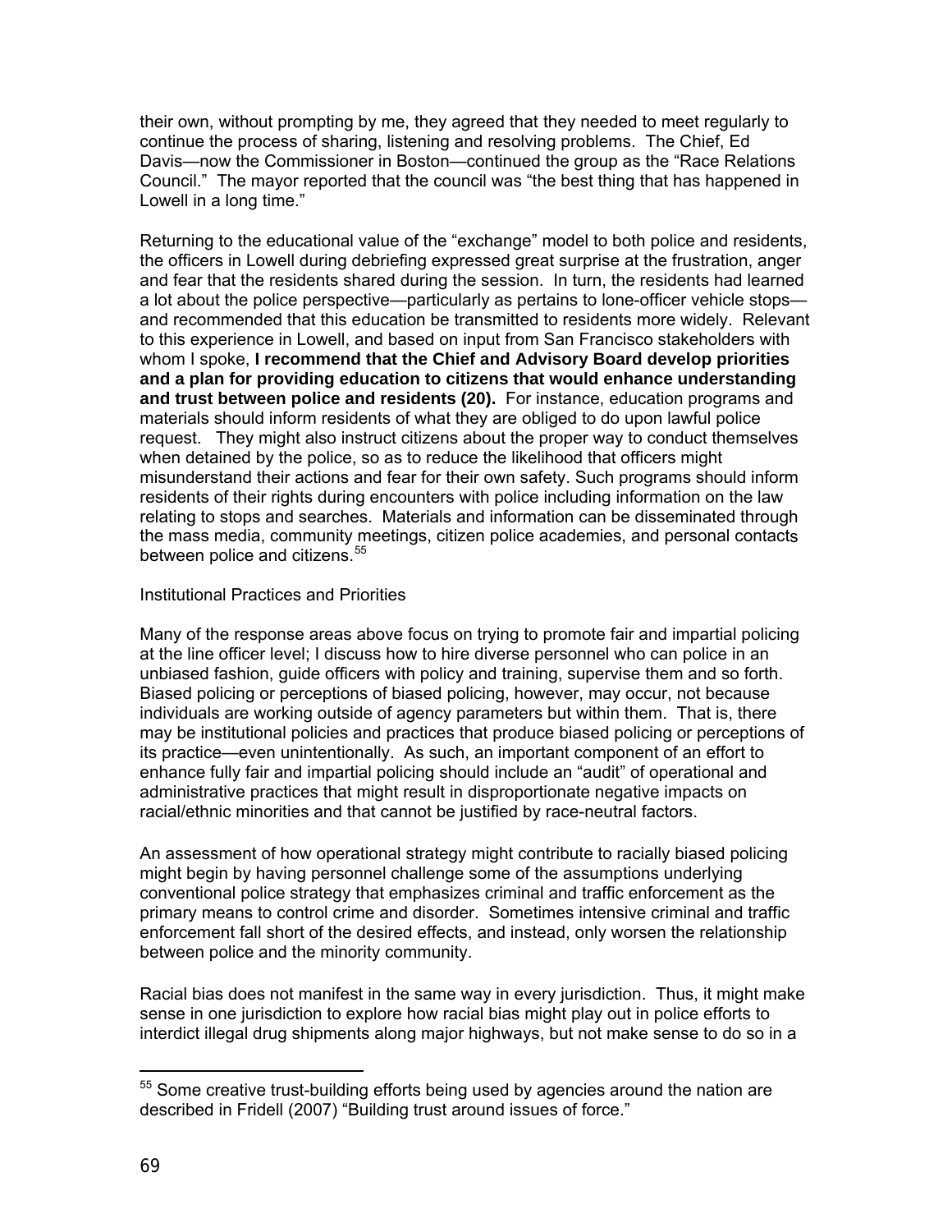their own, without prompting by me, they agreed that they needed to meet regularly to continue the process of sharing, listening and resolving problems. The Chief, Ed Davis—now the Commissioner in Boston—continued the group as the "Race Relations Council." The mayor reported that the council was "the best thing that has happened in Lowell in a long time."

Returning to the educational value of the "exchange" model to both police and residents, the officers in Lowell during debriefing expressed great surprise at the frustration, anger and fear that the residents shared during the session. In turn, the residents had learned a lot about the police perspective—particularly as pertains to lone-officer vehicle stops—and recommended that this education be transmitted to residents more widely. Relevant to this experience in Lowell, and based on input from San Francisco stakeholders with whom I spoke, **I recommend that the Chief and Advisory Board develop priorities and a plan for providing education to citizens that would enhance understanding and trust between police and residents (20).** For instance, education programs and materials should inform residents of what they are obliged to do upon lawful police request. They might also instruct citizens about the proper way to conduct themselves when detained by the police, so as to reduce the likelihood that officers might misunderstand their actions and fear for their own safety. Such programs should inform residents of their rights during encounters with police including information on the law relating to stops and searches. Materials and information can be disseminated through the mass media, community meetings, citizen police academies, and personal contacts between police and citizens.[55]

Institutional Practices and Priorities

Many of the response areas above focus on trying to promote fair and impartial policing at the line officer level; I discuss how to hire diverse personnel who can police in an unbiased fashion, guide officers with policy and training, supervise them and so forth. Biased policing or perceptions of biased policing, however, may occur, not because individuals are working outside of agency parameters but within them. That is, there may be institutional policies and practices that produce biased policing or perceptions of its practice—even unintentionally. As such, an important component of an effort to enhance fully fair and impartial policing should include an "audit" of operational and administrative practices that might result in disproportionate negative impacts on racial/ethnic minorities and that cannot be justified by race-neutral factors.

An assessment of how operational strategy might contribute to racially biased policing might begin by having personnel challenge some of the assumptions underlying conventional police strategy that emphasizes criminal and traffic enforcement as the primary means to control crime and disorder. Sometimes intensive criminal and traffic enforcement fall short of the desired effects, and instead, only worsen the relationship between police and the minority community.

Racial bias does not manifest in the same way in every jurisdiction. Thus, it might make sense in one jurisdiction to explore how racial bias might play out in police efforts to interdict illegal drug shipments along major highways, but not make sense to do so in a

[55] Some creative trust-building efforts being used by agencies around the nation are described in Fridell (2007) "Building trust around issues of force."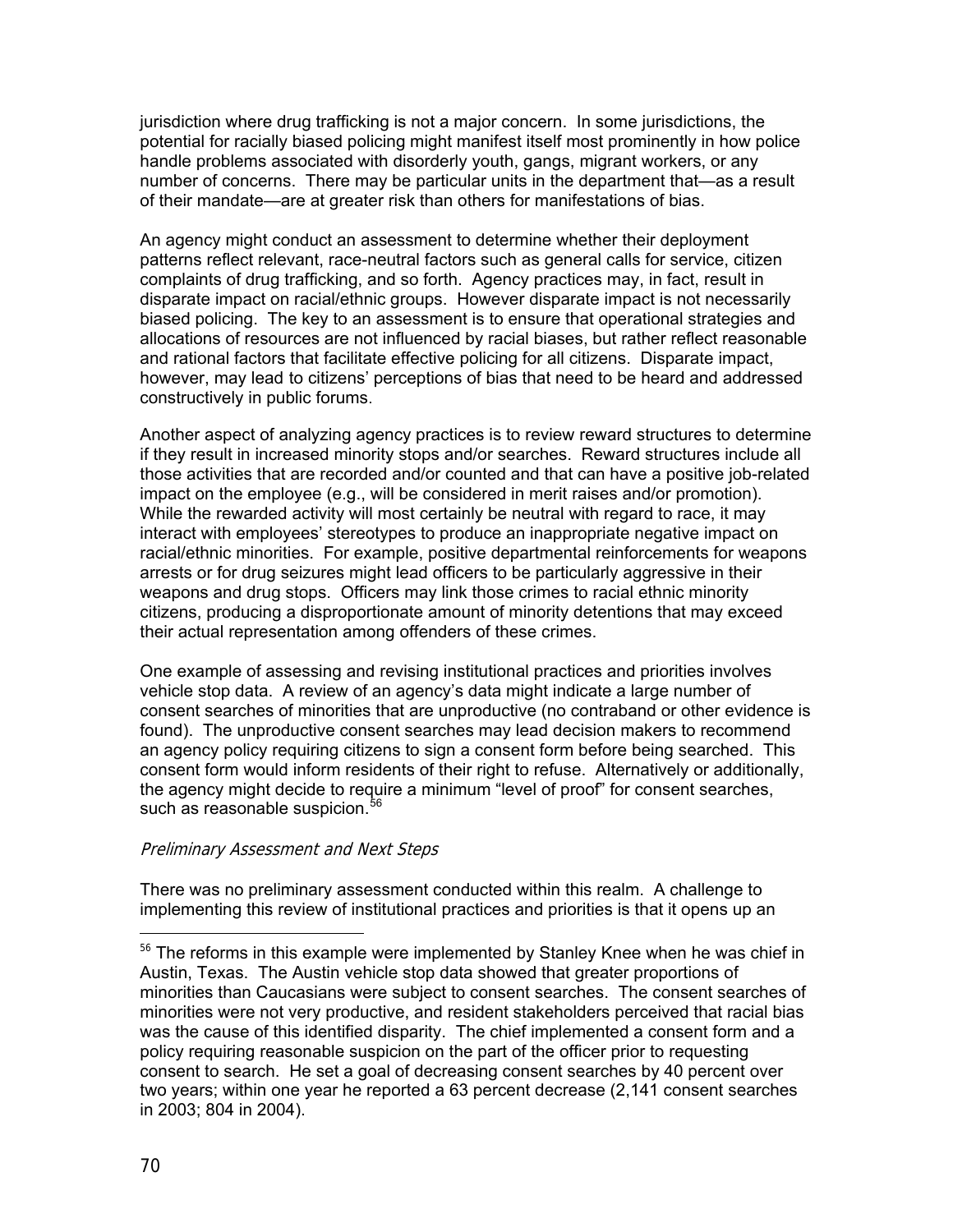jurisdiction where drug trafficking is not a major concern. In some jurisdictions, the potential for racially biased policing might manifest itself most prominently in how police handle problems associated with disorderly youth, gangs, migrant workers, or any number of concerns. There may be particular units in the department that—as a result of their mandate—are at greater risk than others for manifestations of bias.

An agency might conduct an assessment to determine whether their deployment patterns reflect relevant, race-neutral factors such as general calls for service, citizen complaints of drug trafficking, and so forth. Agency practices may, in fact, result in disparate impact on racial/ethnic groups. However disparate impact is not necessarily biased policing. The key to an assessment is to ensure that operational strategies and allocations of resources are not influenced by racial biases, but rather reflect reasonable and rational factors that facilitate effective policing for all citizens. Disparate impact, however, may lead to citizens' perceptions of bias that need to be heard and addressed constructively in public forums.

Another aspect of analyzing agency practices is to review reward structures to determine if they result in increased minority stops and/or searches. Reward structures include all those activities that are recorded and/or counted and that can have a positive job-related impact on the employee (e.g., will be considered in merit raises and/or promotion). While the rewarded activity will most certainly be neutral with regard to race, it may interact with employees' stereotypes to produce an inappropriate negative impact on racial/ethnic minorities. For example, positive departmental reinforcements for weapons arrests or for drug seizures might lead officers to be particularly aggressive in their weapons and drug stops. Officers may link those crimes to racial ethnic minority citizens, producing a disproportionate amount of minority detentions that may exceed their actual representation among offenders of these crimes.

One example of assessing and revising institutional practices and priorities involves vehicle stop data. A review of an agency's data might indicate a large number of consent searches of minorities that are unproductive (no contraband or other evidence is found). The unproductive consent searches may lead decision makers to recommend an agency policy requiring citizens to sign a consent form before being searched. This consent form would inform residents of their right to refuse. Alternatively or additionally, the agency might decide to require a minimum "level of proof" for consent searches, such as reasonable suspicion.[56]

*Preliminary Assessment and Next Steps*

There was no preliminary assessment conducted within this realm. A challenge to implementing this review of institutional practices and priorities is that it opens up an

[56] The reforms in this example were implemented by Stanley Knee when he was chief in Austin, Texas. The Austin vehicle stop data showed that greater proportions of minorities than Caucasians were subject to consent searches. The consent searches of minorities were not very productive, and resident stakeholders perceived that racial bias was the cause of this identified disparity. The chief implemented a consent form and a policy requiring reasonable suspicion on the part of the officer prior to requesting consent to search. He set a goal of decreasing consent searches by 40 percent over two years; within one year he reported a 63 percent decrease (2,141 consent searches in 2003; 804 in 2004).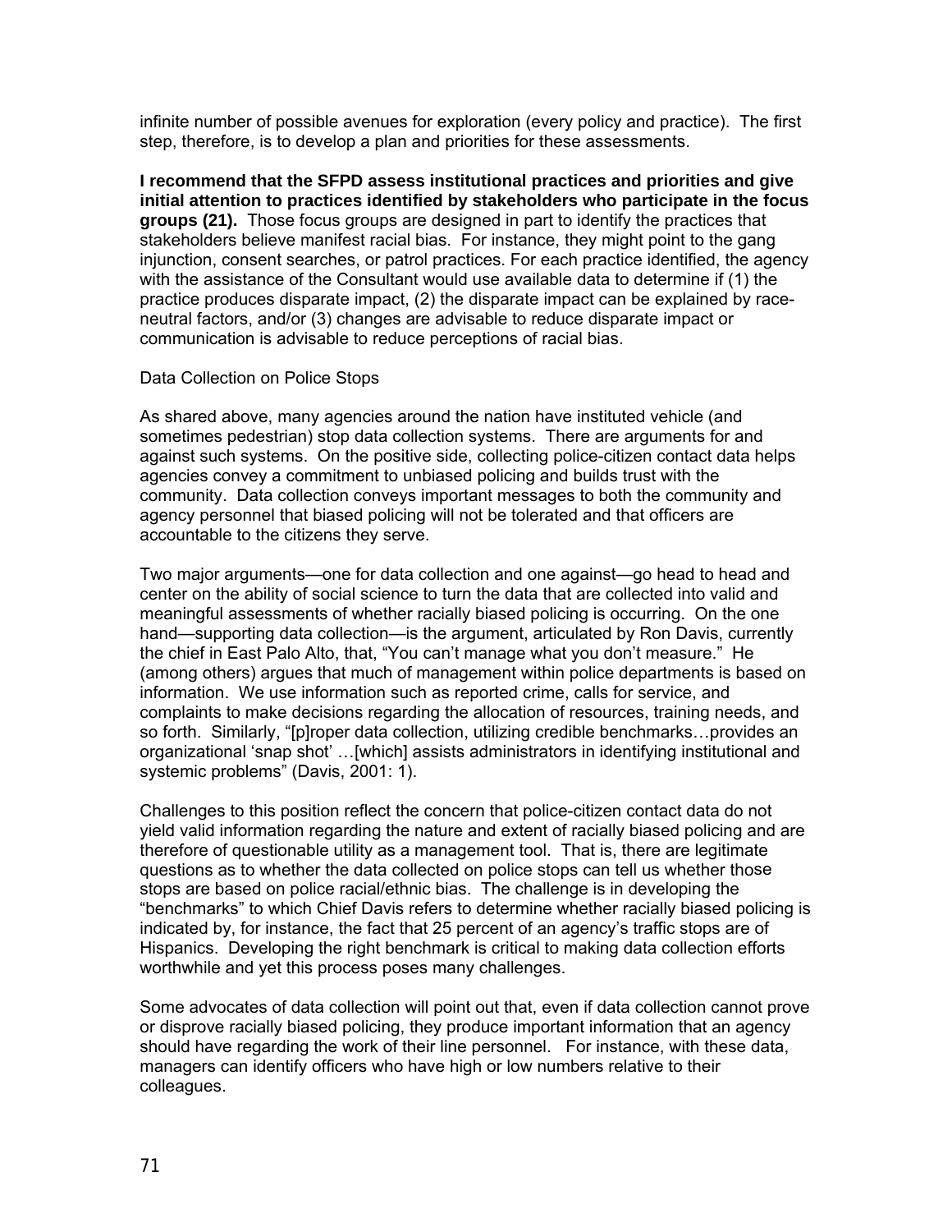infinite number of possible avenues for exploration (every policy and practice). The first step, therefore, is to develop a plan and priorities for these assessments.

**I recommend that the SFPD assess institutional practices and priorities and give initial attention to practices identified by stakeholders who participate in the focus groups (21).** Those focus groups are designed in part to identify the practices that stakeholders believe manifest racial bias. For instance, they might point to the gang injunction, consent searches, or patrol practices. For each practice identified, the agency with the assistance of the Consultant would use available data to determine if (1) the practice produces disparate impact, (2) the disparate impact can be explained by race-neutral factors, and/or (3) changes are advisable to reduce disparate impact or communication is advisable to reduce perceptions of racial bias.

Data Collection on Police Stops

As shared above, many agencies around the nation have instituted vehicle (and sometimes pedestrian) stop data collection systems. There are arguments for and against such systems. On the positive side, collecting police-citizen contact data helps agencies convey a commitment to unbiased policing and builds trust with the community. Data collection conveys important messages to both the community and agency personnel that biased policing will not be tolerated and that officers are accountable to the citizens they serve.

Two major arguments—one for data collection and one against—go head to head and center on the ability of social science to turn the data that are collected into valid and meaningful assessments of whether racially biased policing is occurring. On the one hand—supporting data collection—is the argument, articulated by Ron Davis, currently the chief in East Palo Alto, that, "You can't manage what you don't measure." He (among others) argues that much of management within police departments is based on information. We use information such as reported crime, calls for service, and complaints to make decisions regarding the allocation of resources, training needs, and so forth. Similarly, "[p]roper data collection, utilizing credible benchmarks…provides an organizational 'snap shot' …[which] assists administrators in identifying institutional and systemic problems" (Davis, 2001: 1).

Challenges to this position reflect the concern that police-citizen contact data do not yield valid information regarding the nature and extent of racially biased policing and are therefore of questionable utility as a management tool. That is, there are legitimate questions as to whether the data collected on police stops can tell us whether those stops are based on police racial/ethnic bias. The challenge is in developing the "benchmarks" to which Chief Davis refers to determine whether racially biased policing is indicated by, for instance, the fact that 25 percent of an agency's traffic stops are of Hispanics. Developing the right benchmark is critical to making data collection efforts worthwhile and yet this process poses many challenges.

Some advocates of data collection will point out that, even if data collection cannot prove or disprove racially biased policing, they produce important information that an agency should have regarding the work of their line personnel. For instance, with these data, managers can identify officers who have high or low numbers relative to their colleagues.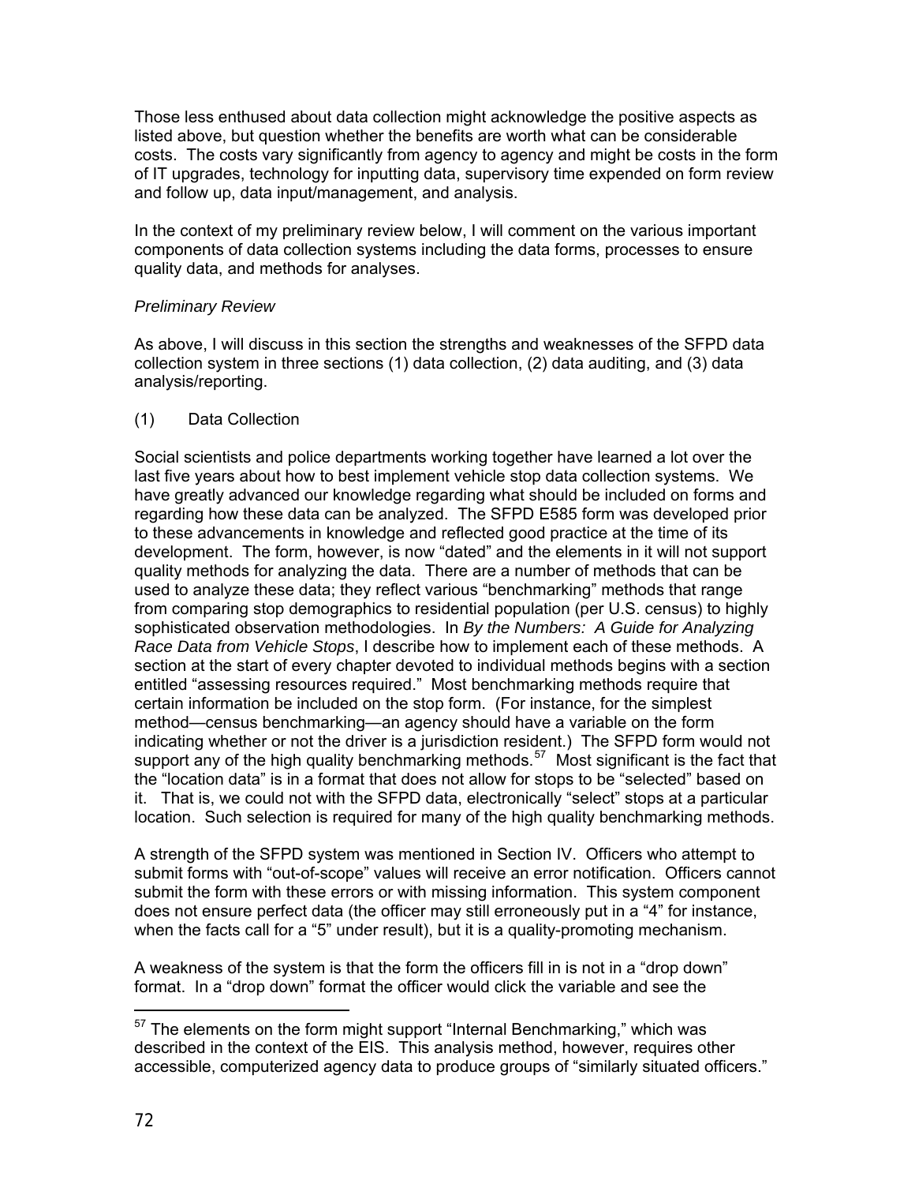Those less enthused about data collection might acknowledge the positive aspects as listed above, but question whether the benefits are worth what can be considerable costs. The costs vary significantly from agency to agency and might be costs in the form of IT upgrades, technology for inputting data, supervisory time expended on form review and follow up, data input/management, and analysis.

In the context of my preliminary review below, I will comment on the various important components of data collection systems including the data forms, processes to ensure quality data, and methods for analyses.

*Preliminary Review*

As above, I will discuss in this section the strengths and weaknesses of the SFPD data collection system in three sections (1) data collection, (2) data auditing, and (3) data analysis/reporting.

(1) Data Collection

Social scientists and police departments working together have learned a lot over the last five years about how to best implement vehicle stop data collection systems. We have greatly advanced our knowledge regarding what should be included on forms and regarding how these data can be analyzed. The SFPD E585 form was developed prior to these advancements in knowledge and reflected good practice at the time of its development. The form, however, is now "dated" and the elements in it will not support quality methods for analyzing the data. There are a number of methods that can be used to analyze these data; they reflect various "benchmarking" methods that range from comparing stop demographics to residential population (per U.S. census) to highly sophisticated observation methodologies. In *By the Numbers: A Guide for Analyzing Race Data from Vehicle Stops*, I describe how to implement each of these methods. A section at the start of every chapter devoted to individual methods begins with a section entitled "assessing resources required." Most benchmarking methods require that certain information be included on the stop form. (For instance, for the simplest method—census benchmarking—an agency should have a variable on the form indicating whether or not the driver is a jurisdiction resident.) The SFPD form would not support any of the high quality benchmarking methods.[57] Most significant is the fact that the "location data" is in a format that does not allow for stops to be "selected" based on it. That is, we could not with the SFPD data, electronically "select" stops at a particular location. Such selection is required for many of the high quality benchmarking methods.

A strength of the SFPD system was mentioned in Section IV. Officers who attempt to submit forms with "out-of-scope" values will receive an error notification. Officers cannot submit the form with these errors or with missing information. This system component does not ensure perfect data (the officer may still erroneously put in a "4" for instance, when the facts call for a "5" under result), but it is a quality-promoting mechanism.

A weakness of the system is that the form the officers fill in is not in a "drop down" format. In a "drop down" format the officer would click the variable and see the

---

[57] The elements on the form might support "Internal Benchmarking," which was described in the context of the EIS. This analysis method, however, requires other accessible, computerized agency data to produce groups of "similarly situated officers."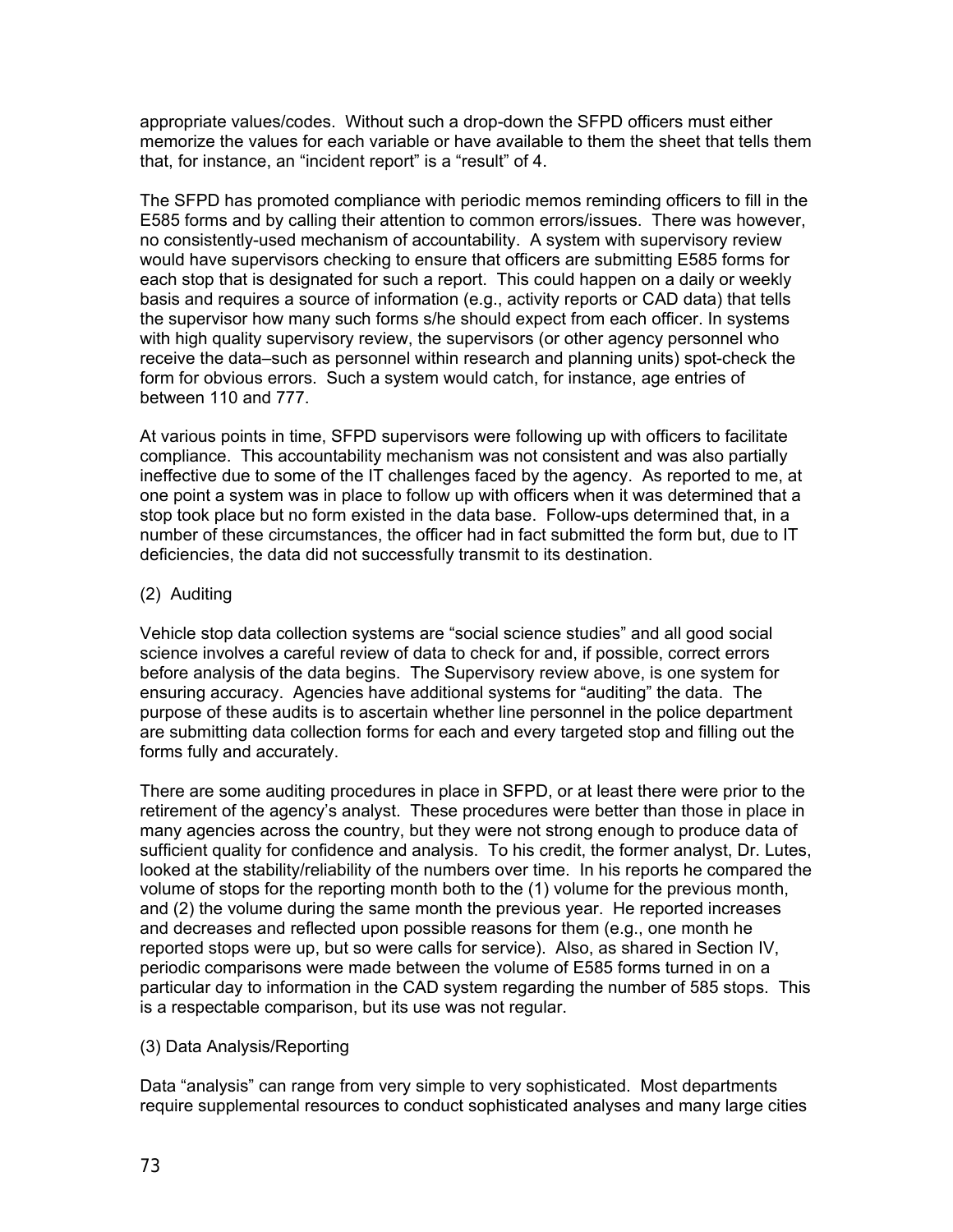appropriate values/codes. Without such a drop-down the SFPD officers must either memorize the values for each variable or have available to them the sheet that tells them that, for instance, an "incident report" is a "result" of 4.

The SFPD has promoted compliance with periodic memos reminding officers to fill in the E585 forms and by calling their attention to common errors/issues. There was however, no consistently-used mechanism of accountability. A system with supervisory review would have supervisors checking to ensure that officers are submitting E585 forms for each stop that is designated for such a report. This could happen on a daily or weekly basis and requires a source of information (e.g., activity reports or CAD data) that tells the supervisor how many such forms s/he should expect from each officer. In systems with high quality supervisory review, the supervisors (or other agency personnel who receive the data–such as personnel within research and planning units) spot-check the form for obvious errors. Such a system would catch, for instance, age entries of between 110 and 777.

At various points in time, SFPD supervisors were following up with officers to facilitate compliance. This accountability mechanism was not consistent and was also partially ineffective due to some of the IT challenges faced by the agency. As reported to me, at one point a system was in place to follow up with officers when it was determined that a stop took place but no form existed in the data base. Follow-ups determined that, in a number of these circumstances, the officer had in fact submitted the form but, due to IT deficiencies, the data did not successfully transmit to its destination.

(2) Auditing

Vehicle stop data collection systems are "social science studies" and all good social science involves a careful review of data to check for and, if possible, correct errors before analysis of the data begins. The Supervisory review above, is one system for ensuring accuracy. Agencies have additional systems for "auditing" the data. The purpose of these audits is to ascertain whether line personnel in the police department are submitting data collection forms for each and every targeted stop and filling out the forms fully and accurately.

There are some auditing procedures in place in SFPD, or at least there were prior to the retirement of the agency's analyst. These procedures were better than those in place in many agencies across the country, but they were not strong enough to produce data of sufficient quality for confidence and analysis. To his credit, the former analyst, Dr. Lutes, looked at the stability/reliability of the numbers over time. In his reports he compared the volume of stops for the reporting month both to the (1) volume for the previous month, and (2) the volume during the same month the previous year. He reported increases and decreases and reflected upon possible reasons for them (e.g., one month he reported stops were up, but so were calls for service). Also, as shared in Section IV, periodic comparisons were made between the volume of E585 forms turned in on a particular day to information in the CAD system regarding the number of 585 stops. This is a respectable comparison, but its use was not regular.

(3) Data Analysis/Reporting

Data "analysis" can range from very simple to very sophisticated. Most departments require supplemental resources to conduct sophisticated analyses and many large cities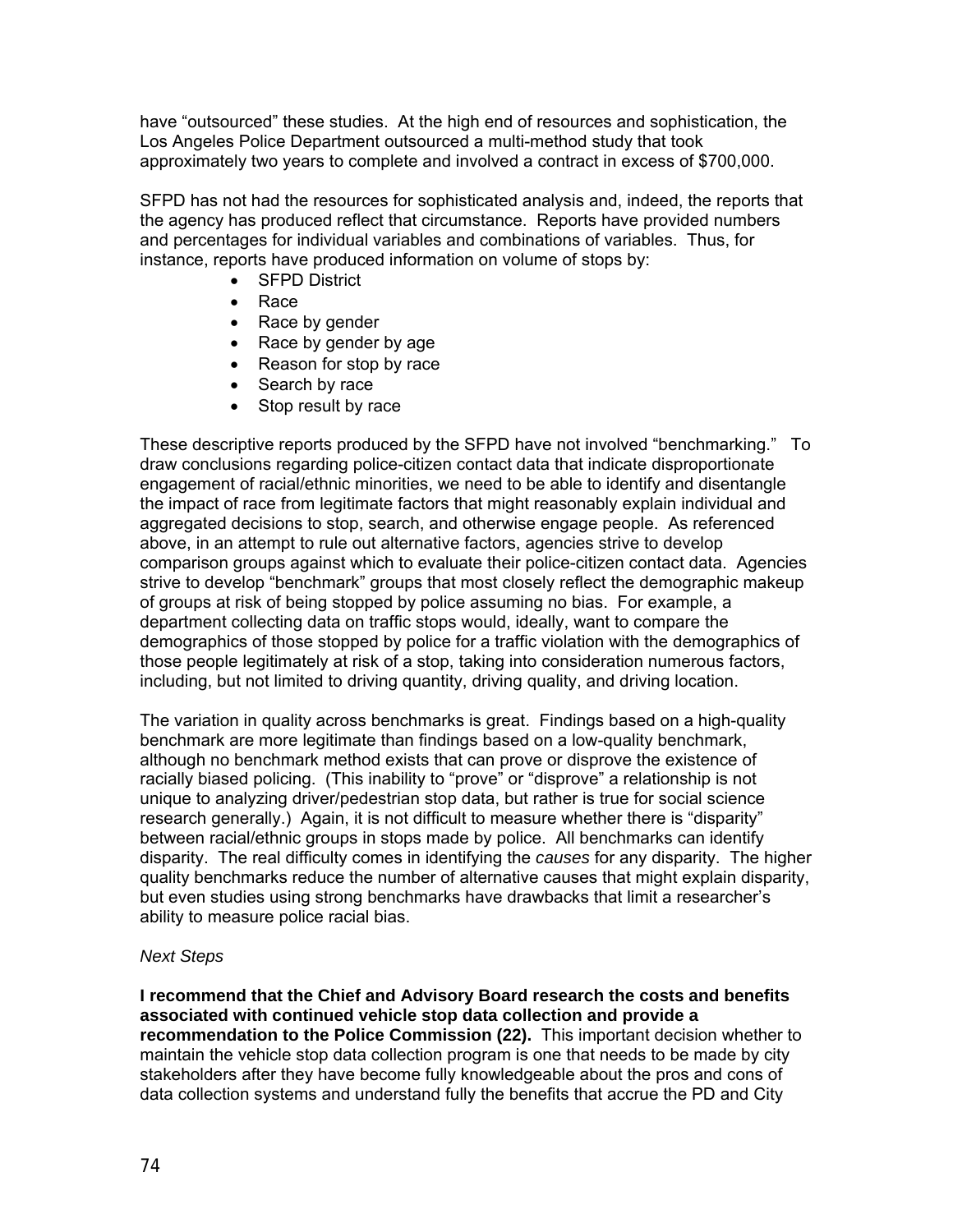have "outsourced" these studies. At the high end of resources and sophistication, the Los Angeles Police Department outsourced a multi-method study that took approximately two years to complete and involved a contract in excess of $700,000.

SFPD has not had the resources for sophisticated analysis and, indeed, the reports that the agency has produced reflect that circumstance. Reports have provided numbers and percentages for individual variables and combinations of variables. Thus, for instance, reports have produced information on volume of stops by:

- SFPD District
- Race
- Race by gender
- Race by gender by age
- Reason for stop by race
- Search by race
- Stop result by race

These descriptive reports produced by the SFPD have not involved "benchmarking." To draw conclusions regarding police-citizen contact data that indicate disproportionate engagement of racial/ethnic minorities, we need to be able to identify and disentangle the impact of race from legitimate factors that might reasonably explain individual and aggregated decisions to stop, search, and otherwise engage people. As referenced above, in an attempt to rule out alternative factors, agencies strive to develop comparison groups against which to evaluate their police-citizen contact data. Agencies strive to develop "benchmark" groups that most closely reflect the demographic makeup of groups at risk of being stopped by police assuming no bias. For example, a department collecting data on traffic stops would, ideally, want to compare the demographics of those stopped by police for a traffic violation with the demographics of those people legitimately at risk of a stop, taking into consideration numerous factors, including, but not limited to driving quantity, driving quality, and driving location.

The variation in quality across benchmarks is great. Findings based on a high-quality benchmark are more legitimate than findings based on a low-quality benchmark, although no benchmark method exists that can prove or disprove the existence of racially biased policing. (This inability to "prove" or "disprove" a relationship is not unique to analyzing driver/pedestrian stop data, but rather is true for social science research generally.) Again, it is not difficult to measure whether there is "disparity" between racial/ethnic groups in stops made by police. All benchmarks can identify disparity. The real difficulty comes in identifying the *causes* for any disparity. The higher quality benchmarks reduce the number of alternative causes that might explain disparity, but even studies using strong benchmarks have drawbacks that limit a researcher's ability to measure police racial bias.

*Next Steps*

**I recommend that the Chief and Advisory Board research the costs and benefits associated with continued vehicle stop data collection and provide a recommendation to the Police Commission (22).** This important decision whether to maintain the vehicle stop data collection program is one that needs to be made by city stakeholders after they have become fully knowledgeable about the pros and cons of data collection systems and understand fully the benefits that accrue the PD and City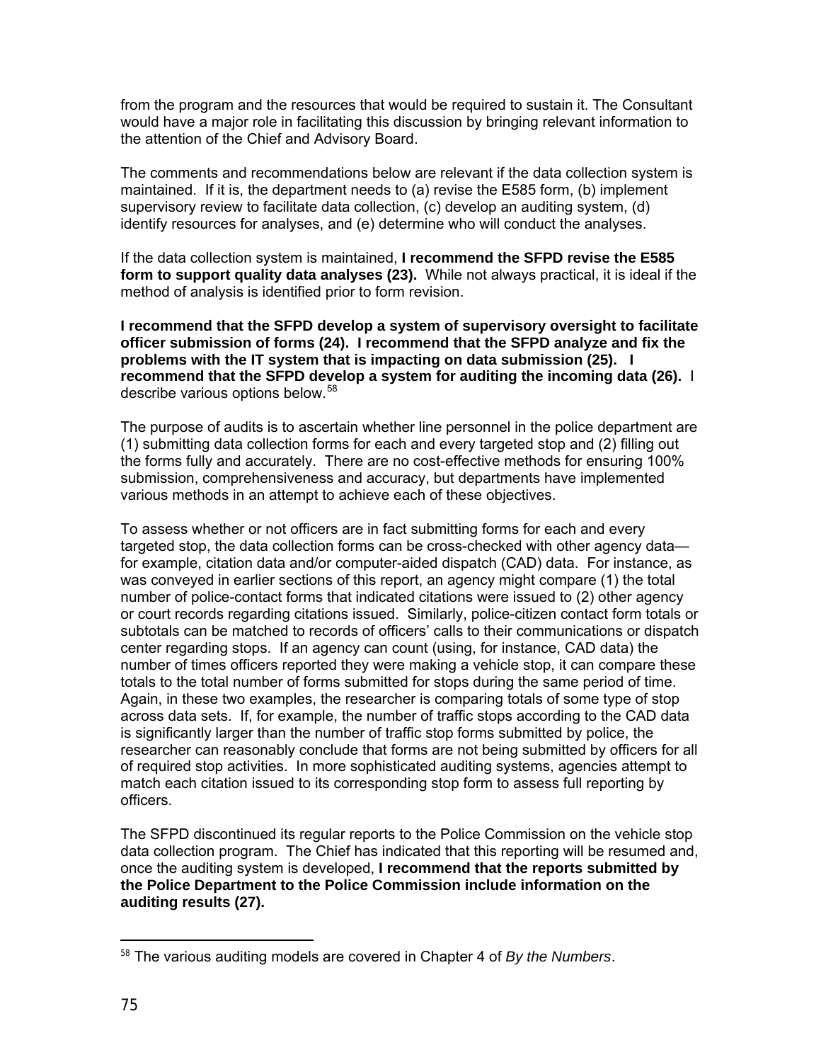from the program and the resources that would be required to sustain it. The Consultant would have a major role in facilitating this discussion by bringing relevant information to the attention of the Chief and Advisory Board.

The comments and recommendations below are relevant if the data collection system is maintained. If it is, the department needs to (a) revise the E585 form, (b) implement supervisory review to facilitate data collection, (c) develop an auditing system, (d) identify resources for analyses, and (e) determine who will conduct the analyses.

If the data collection system is maintained, **I recommend the SFPD revise the E585 form to support quality data analyses (23).** While not always practical, it is ideal if the method of analysis is identified prior to form revision.

**I recommend that the SFPD develop a system of supervisory oversight to facilitate officer submission of forms (24). I recommend that the SFPD analyze and fix the problems with the IT system that is impacting on data submission (25). I recommend that the SFPD develop a system for auditing the incoming data (26).** I describe various options below.[58]

The purpose of audits is to ascertain whether line personnel in the police department are (1) submitting data collection forms for each and every targeted stop and (2) filling out the forms fully and accurately. There are no cost-effective methods for ensuring 100% submission, comprehensiveness and accuracy, but departments have implemented various methods in an attempt to achieve each of these objectives.

To assess whether or not officers are in fact submitting forms for each and every targeted stop, the data collection forms can be cross-checked with other agency data—for example, citation data and/or computer-aided dispatch (CAD) data. For instance, as was conveyed in earlier sections of this report, an agency might compare (1) the total number of police-contact forms that indicated citations were issued to (2) other agency or court records regarding citations issued. Similarly, police-citizen contact form totals or subtotals can be matched to records of officers' calls to their communications or dispatch center regarding stops. If an agency can count (using, for instance, CAD data) the number of times officers reported they were making a vehicle stop, it can compare these totals to the total number of forms submitted for stops during the same period of time. Again, in these two examples, the researcher is comparing totals of some type of stop across data sets. If, for example, the number of traffic stops according to the CAD data is significantly larger than the number of traffic stop forms submitted by police, the researcher can reasonably conclude that forms are not being submitted by officers for all of required stop activities. In more sophisticated auditing systems, agencies attempt to match each citation issued to its corresponding stop form to assess full reporting by officers.

The SFPD discontinued its regular reports to the Police Commission on the vehicle stop data collection program. The Chief has indicated that this reporting will be resumed and, once the auditing system is developed, **I recommend that the reports submitted by the Police Department to the Police Commission include information on the auditing results (27).**

---

[58] The various auditing models are covered in Chapter 4 of *By the Numbers*.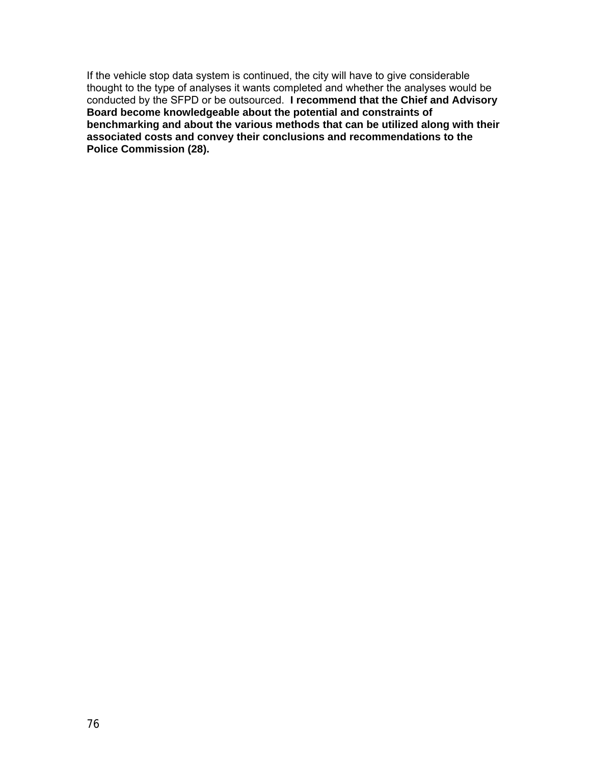If the vehicle stop data system is continued, the city will have to give considerable thought to the type of analyses it wants completed and whether the analyses would be conducted by the SFPD or be outsourced. **I recommend that the Chief and Advisory Board become knowledgeable about the potential and constraints of benchmarking and about the various methods that can be utilized along with their associated costs and convey their conclusions and recommendations to the Police Commission (28).**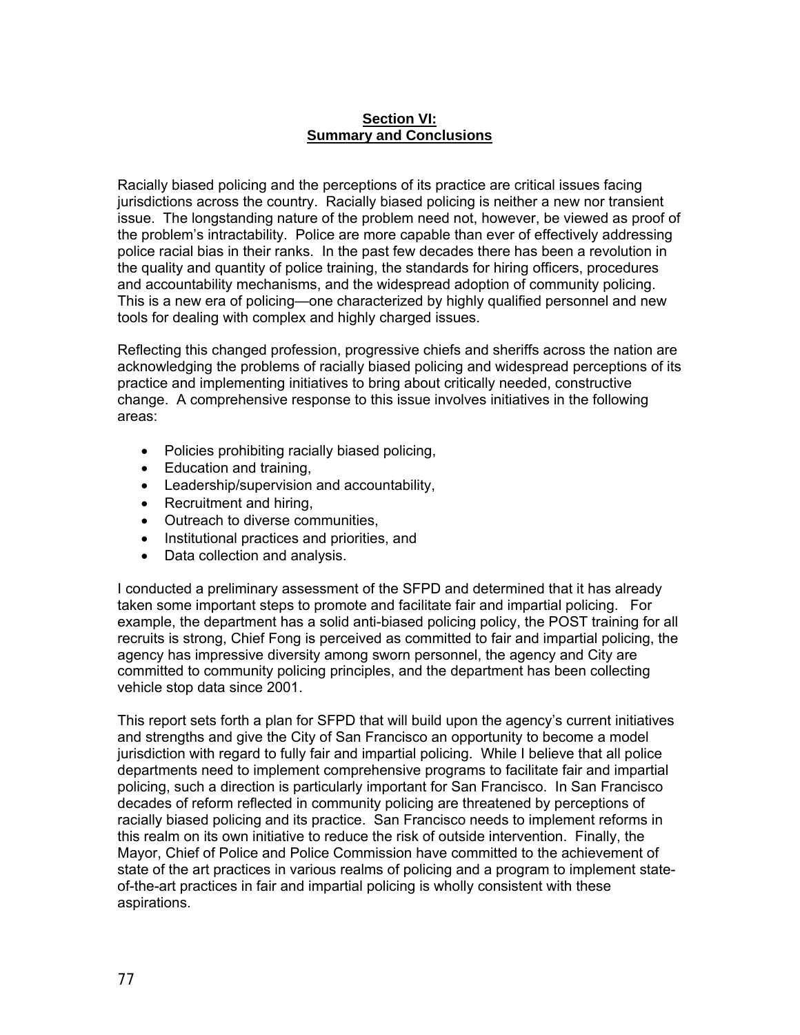## Section VI: Summary and Conclusions

Racially biased policing and the perceptions of its practice are critical issues facing jurisdictions across the country. Racially biased policing is neither a new nor transient issue. The longstanding nature of the problem need not, however, be viewed as proof of the problem's intractability. Police are more capable than ever of effectively addressing police racial bias in their ranks. In the past few decades there has been a revolution in the quality and quantity of police training, the standards for hiring officers, procedures and accountability mechanisms, and the widespread adoption of community policing. This is a new era of policing—one characterized by highly qualified personnel and new tools for dealing with complex and highly charged issues.

Reflecting this changed profession, progressive chiefs and sheriffs across the nation are acknowledging the problems of racially biased policing and widespread perceptions of its practice and implementing initiatives to bring about critically needed, constructive change. A comprehensive response to this issue involves initiatives in the following areas:

- Policies prohibiting racially biased policing,
- Education and training,
- Leadership/supervision and accountability,
- Recruitment and hiring,
- Outreach to diverse communities,
- Institutional practices and priorities, and
- Data collection and analysis.

I conducted a preliminary assessment of the SFPD and determined that it has already taken some important steps to promote and facilitate fair and impartial policing. For example, the department has a solid anti-biased policing policy, the POST training for all recruits is strong, Chief Fong is perceived as committed to fair and impartial policing, the agency has impressive diversity among sworn personnel, the agency and City are committed to community policing principles, and the department has been collecting vehicle stop data since 2001.

This report sets forth a plan for SFPD that will build upon the agency's current initiatives and strengths and give the City of San Francisco an opportunity to become a model jurisdiction with regard to fully fair and impartial policing. While I believe that all police departments need to implement comprehensive programs to facilitate fair and impartial policing, such a direction is particularly important for San Francisco. In San Francisco decades of reform reflected in community policing are threatened by perceptions of racially biased policing and its practice. San Francisco needs to implement reforms in this realm on its own initiative to reduce the risk of outside intervention. Finally, the Mayor, Chief of Police and Police Commission have committed to the achievement of state of the art practices in various realms of policing and a program to implement state-of-the-art practices in fair and impartial policing is wholly consistent with these aspirations.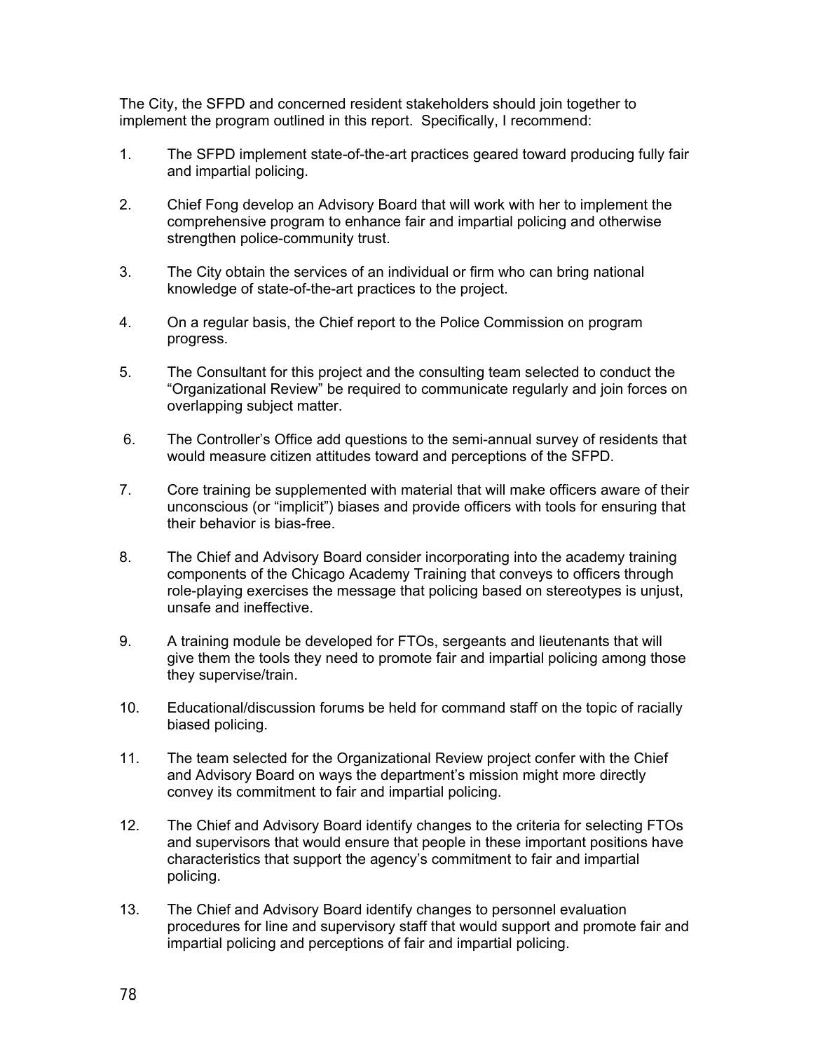The City, the SFPD and concerned resident stakeholders should join together to implement the program outlined in this report. Specifically, I recommend:

1. The SFPD implement state-of-the-art practices geared toward producing fully fair and impartial policing.

2. Chief Fong develop an Advisory Board that will work with her to implement the comprehensive program to enhance fair and impartial policing and otherwise strengthen police-community trust.

3. The City obtain the services of an individual or firm who can bring national knowledge of state-of-the-art practices to the project.

4. On a regular basis, the Chief report to the Police Commission on program progress.

5. The Consultant for this project and the consulting team selected to conduct the "Organizational Review" be required to communicate regularly and join forces on overlapping subject matter.

6. The Controller's Office add questions to the semi-annual survey of residents that would measure citizen attitudes toward and perceptions of the SFPD.

7. Core training be supplemented with material that will make officers aware of their unconscious (or "implicit") biases and provide officers with tools for ensuring that their behavior is bias-free.

8. The Chief and Advisory Board consider incorporating into the academy training components of the Chicago Academy Training that conveys to officers through role-playing exercises the message that policing based on stereotypes is unjust, unsafe and ineffective.

9. A training module be developed for FTOs, sergeants and lieutenants that will give them the tools they need to promote fair and impartial policing among those they supervise/train.

10. Educational/discussion forums be held for command staff on the topic of racially biased policing.

11. The team selected for the Organizational Review project confer with the Chief and Advisory Board on ways the department's mission might more directly convey its commitment to fair and impartial policing.

12. The Chief and Advisory Board identify changes to the criteria for selecting FTOs and supervisors that would ensure that people in these important positions have characteristics that support the agency's commitment to fair and impartial policing.

13. The Chief and Advisory Board identify changes to personnel evaluation procedures for line and supervisory staff that would support and promote fair and impartial policing and perceptions of fair and impartial policing.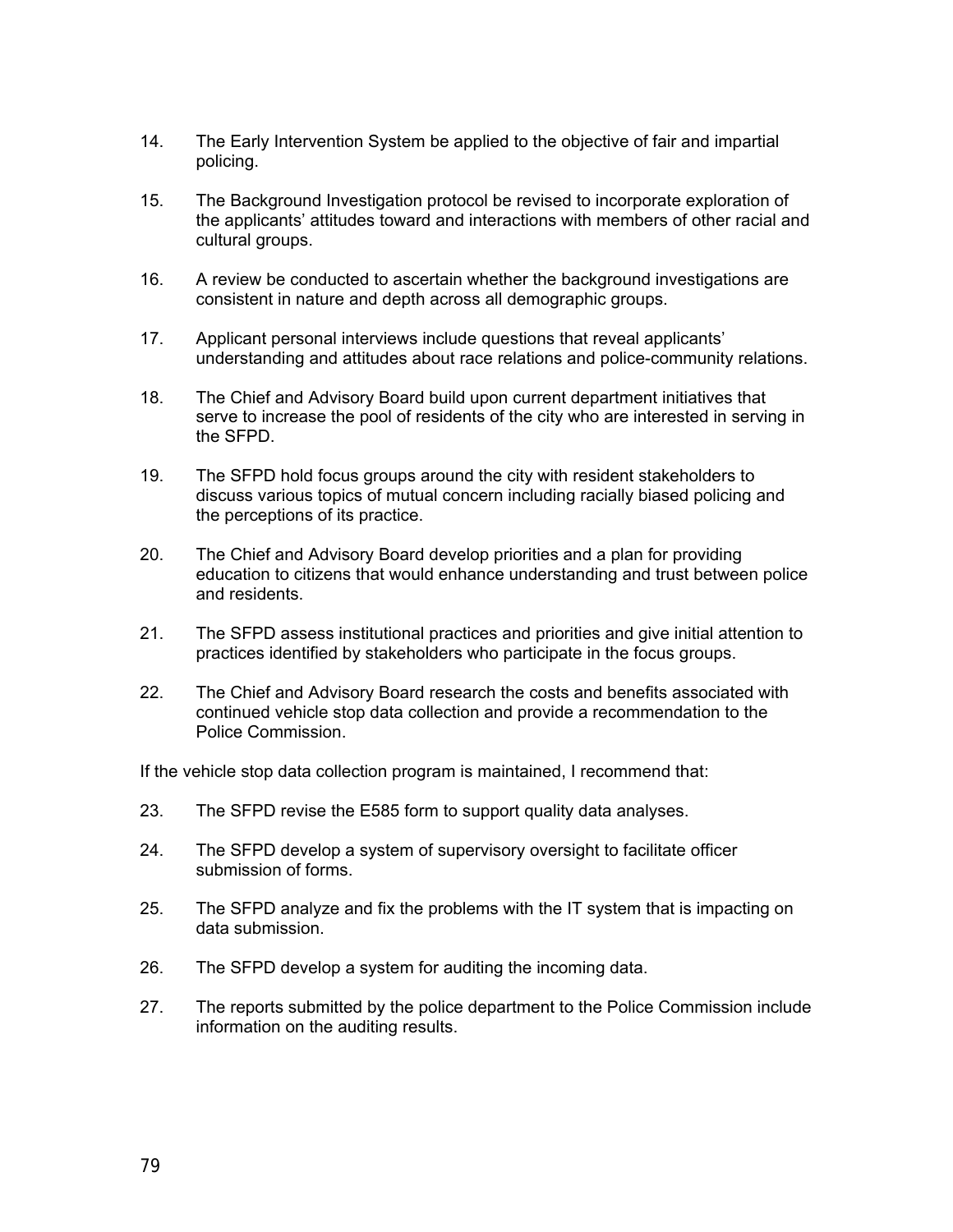14. The Early Intervention System be applied to the objective of fair and impartial policing.

15. The Background Investigation protocol be revised to incorporate exploration of the applicants' attitudes toward and interactions with members of other racial and cultural groups.

16. A review be conducted to ascertain whether the background investigations are consistent in nature and depth across all demographic groups.

17. Applicant personal interviews include questions that reveal applicants' understanding and attitudes about race relations and police-community relations.

18. The Chief and Advisory Board build upon current department initiatives that serve to increase the pool of residents of the city who are interested in serving in the SFPD.

19. The SFPD hold focus groups around the city with resident stakeholders to discuss various topics of mutual concern including racially biased policing and the perceptions of its practice.

20. The Chief and Advisory Board develop priorities and a plan for providing education to citizens that would enhance understanding and trust between police and residents.

21. The SFPD assess institutional practices and priorities and give initial attention to practices identified by stakeholders who participate in the focus groups.

22. The Chief and Advisory Board research the costs and benefits associated with continued vehicle stop data collection and provide a recommendation to the Police Commission.

If the vehicle stop data collection program is maintained, I recommend that:

23. The SFPD revise the E585 form to support quality data analyses.

24. The SFPD develop a system of supervisory oversight to facilitate officer submission of forms.

25. The SFPD analyze and fix the problems with the IT system that is impacting on data submission.

26. The SFPD develop a system for auditing the incoming data.

27. The reports submitted by the police department to the Police Commission include information on the auditing results.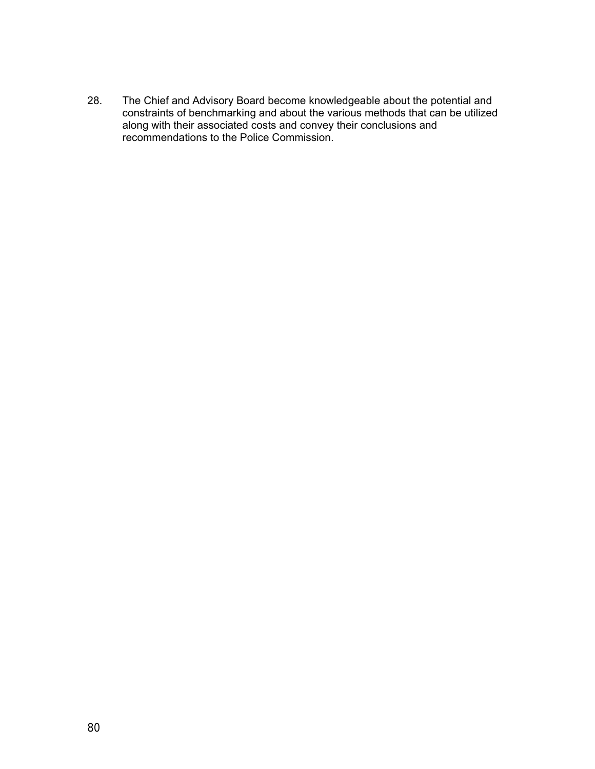28. The Chief and Advisory Board become knowledgeable about the potential and constraints of benchmarking and about the various methods that can be utilized along with their associated costs and convey their conclusions and recommendations to the Police Commission.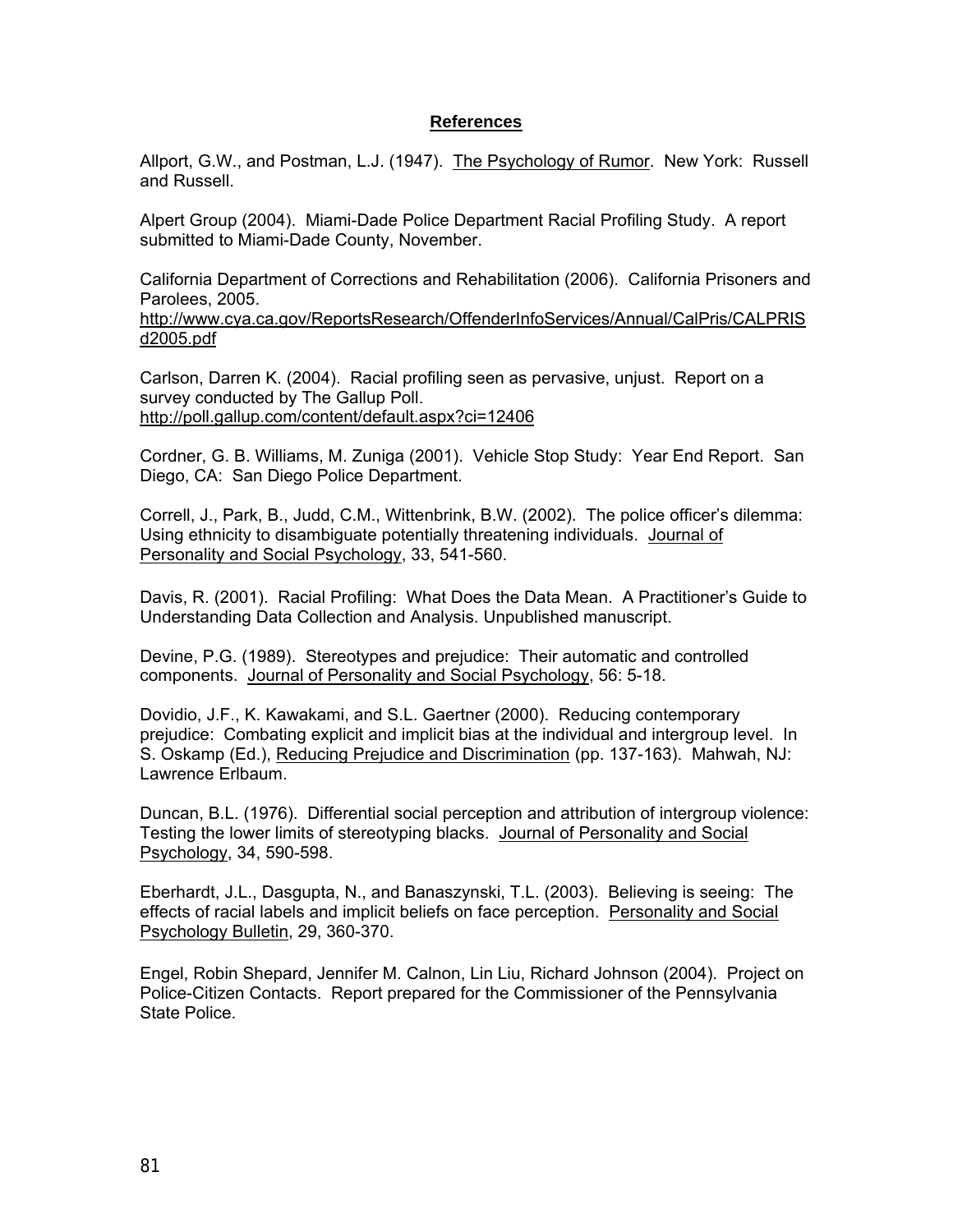## References

Allport, G.W., and Postman, L.J. (1947). The Psychology of Rumor. New York: Russell and Russell.

Alpert Group (2004). Miami-Dade Police Department Racial Profiling Study. A report submitted to Miami-Dade County, November.

California Department of Corrections and Rehabilitation (2006). California Prisoners and Parolees, 2005. http://www.cya.ca.gov/ReportsResearch/OffenderInfoServices/Annual/CalPris/CALPRISd2005.pdf

Carlson, Darren K. (2004). Racial profiling seen as pervasive, unjust. Report on a survey conducted by The Gallup Poll. http://poll.gallup.com/content/default.aspx?ci=12406

Cordner, G. B. Williams, M. Zuniga (2001). Vehicle Stop Study: Year End Report. San Diego, CA: San Diego Police Department.

Correll, J., Park, B., Judd, C.M., Wittenbrink, B.W. (2002). The police officer's dilemma: Using ethnicity to disambiguate potentially threatening individuals. Journal of Personality and Social Psychology, 33, 541-560.

Davis, R. (2001). Racial Profiling: What Does the Data Mean. A Practitioner's Guide to Understanding Data Collection and Analysis. Unpublished manuscript.

Devine, P.G. (1989). Stereotypes and prejudice: Their automatic and controlled components. Journal of Personality and Social Psychology, 56: 5-18.

Dovidio, J.F., K. Kawakami, and S.L. Gaertner (2000). Reducing contemporary prejudice: Combating explicit and implicit bias at the individual and intergroup level. In S. Oskamp (Ed.), Reducing Prejudice and Discrimination (pp. 137-163). Mahwah, NJ: Lawrence Erlbaum.

Duncan, B.L. (1976). Differential social perception and attribution of intergroup violence: Testing the lower limits of stereotyping blacks. Journal of Personality and Social Psychology, 34, 590-598.

Eberhardt, J.L., Dasgupta, N., and Banaszynski, T.L. (2003). Believing is seeing: The effects of racial labels and implicit beliefs on face perception. Personality and Social Psychology Bulletin, 29, 360-370.

Engel, Robin Shepard, Jennifer M. Calnon, Lin Liu, Richard Johnson (2004). Project on Police-Citizen Contacts. Report prepared for the Commissioner of the Pennsylvania State Police.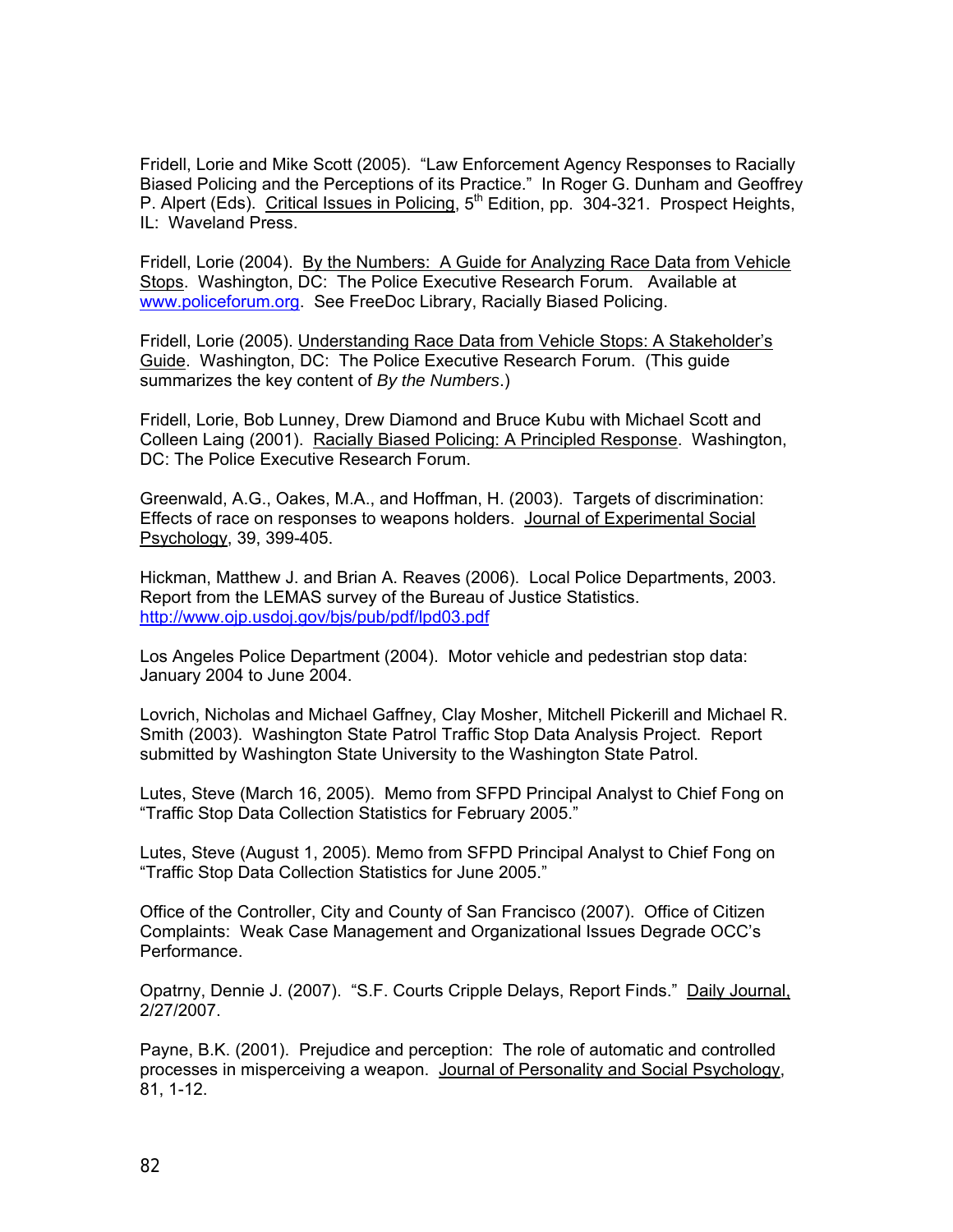Fridell, Lorie and Mike Scott (2005). "Law Enforcement Agency Responses to Racially Biased Policing and the Perceptions of its Practice." In Roger G. Dunham and Geoffrey P. Alpert (Eds). Critical Issues in Policing, 5th Edition, pp. 304-321. Prospect Heights, IL: Waveland Press.

Fridell, Lorie (2004). By the Numbers: A Guide for Analyzing Race Data from Vehicle Stops. Washington, DC: The Police Executive Research Forum. Available at www.policeforum.org. See FreeDoc Library, Racially Biased Policing.

Fridell, Lorie (2005). Understanding Race Data from Vehicle Stops: A Stakeholder's Guide. Washington, DC: The Police Executive Research Forum. (This guide summarizes the key content of *By the Numbers*.)

Fridell, Lorie, Bob Lunney, Drew Diamond and Bruce Kubu with Michael Scott and Colleen Laing (2001). Racially Biased Policing: A Principled Response. Washington, DC: The Police Executive Research Forum.

Greenwald, A.G., Oakes, M.A., and Hoffman, H. (2003). Targets of discrimination: Effects of race on responses to weapons holders. Journal of Experimental Social Psychology, 39, 399-405.

Hickman, Matthew J. and Brian A. Reaves (2006). Local Police Departments, 2003. Report from the LEMAS survey of the Bureau of Justice Statistics. http://www.ojp.usdoj.gov/bjs/pub/pdf/lpd03.pdf

Los Angeles Police Department (2004). Motor vehicle and pedestrian stop data: January 2004 to June 2004.

Lovrich, Nicholas and Michael Gaffney, Clay Mosher, Mitchell Pickerill and Michael R. Smith (2003). Washington State Patrol Traffic Stop Data Analysis Project. Report submitted by Washington State University to the Washington State Patrol.

Lutes, Steve (March 16, 2005). Memo from SFPD Principal Analyst to Chief Fong on "Traffic Stop Data Collection Statistics for February 2005."

Lutes, Steve (August 1, 2005). Memo from SFPD Principal Analyst to Chief Fong on "Traffic Stop Data Collection Statistics for June 2005."

Office of the Controller, City and County of San Francisco (2007). Office of Citizen Complaints: Weak Case Management and Organizational Issues Degrade OCC's Performance.

Opatrny, Dennie J. (2007). "S.F. Courts Cripple Delays, Report Finds." Daily Journal, 2/27/2007.

Payne, B.K. (2001). Prejudice and perception: The role of automatic and controlled processes in misperceiving a weapon. Journal of Personality and Social Psychology, 81, 1-12.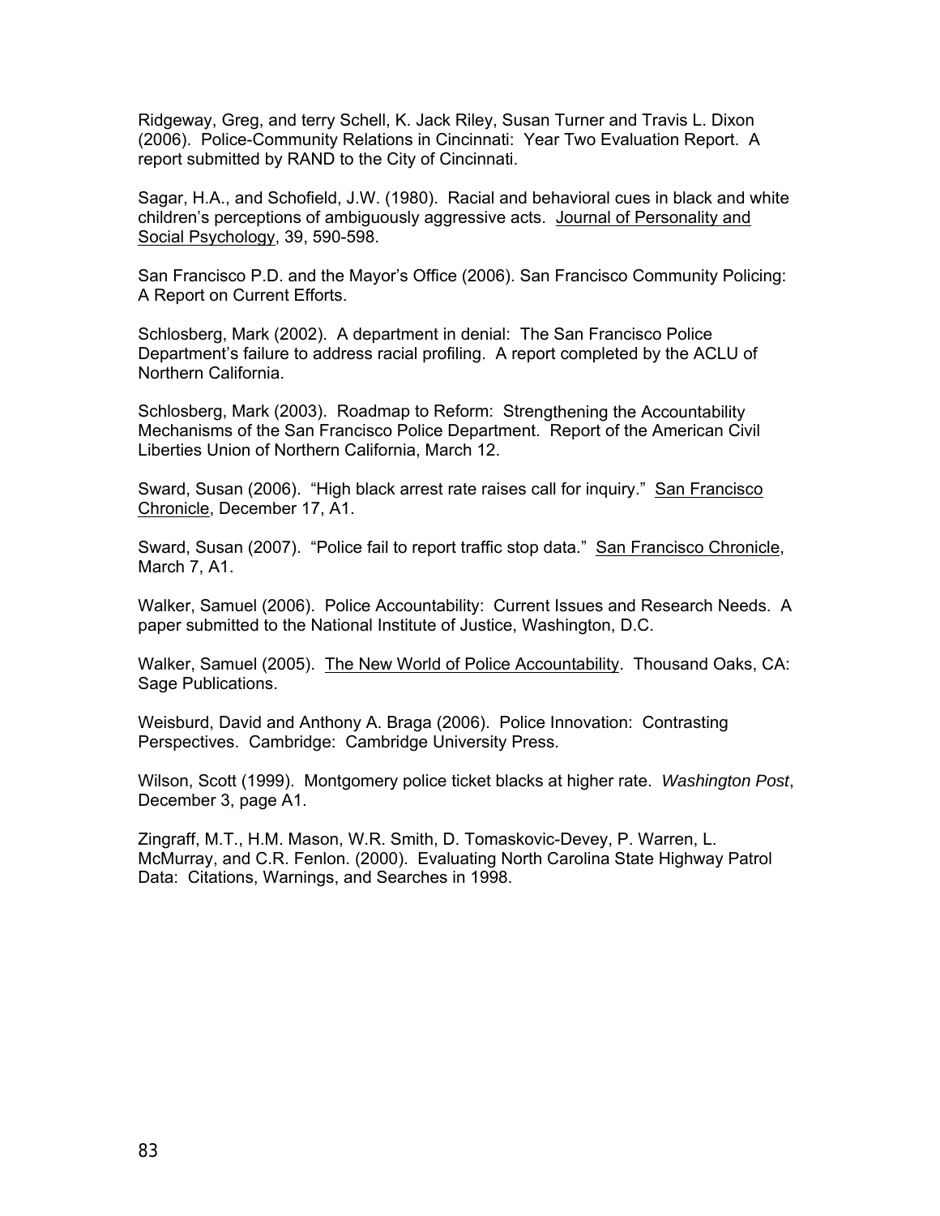Ridgeway, Greg, and terry Schell, K. Jack Riley, Susan Turner and Travis L. Dixon (2006). Police-Community Relations in Cincinnati: Year Two Evaluation Report. A report submitted by RAND to the City of Cincinnati.

Sagar, H.A., and Schofield, J.W. (1980). Racial and behavioral cues in black and white children's perceptions of ambiguously aggressive acts. Journal of Personality and Social Psychology, 39, 590-598.

San Francisco P.D. and the Mayor's Office (2006). San Francisco Community Policing: A Report on Current Efforts.

Schlosberg, Mark (2002). A department in denial: The San Francisco Police Department's failure to address racial profiling. A report completed by the ACLU of Northern California.

Schlosberg, Mark (2003). Roadmap to Reform: Strengthening the Accountability Mechanisms of the San Francisco Police Department. Report of the American Civil Liberties Union of Northern California, March 12.

Sward, Susan (2006). "High black arrest rate raises call for inquiry." San Francisco Chronicle, December 17, A1.

Sward, Susan (2007). "Police fail to report traffic stop data." San Francisco Chronicle, March 7, A1.

Walker, Samuel (2006). Police Accountability: Current Issues and Research Needs. A paper submitted to the National Institute of Justice, Washington, D.C.

Walker, Samuel (2005). The New World of Police Accountability. Thousand Oaks, CA: Sage Publications.

Weisburd, David and Anthony A. Braga (2006). Police Innovation: Contrasting Perspectives. Cambridge: Cambridge University Press.

Wilson, Scott (1999). Montgomery police ticket blacks at higher rate. *Washington Post*, December 3, page A1.

Zingraff, M.T., H.M. Mason, W.R. Smith, D. Tomaskovic-Devey, P. Warren, L. McMurray, and C.R. Fenlon. (2000). Evaluating North Carolina State Highway Patrol Data: Citations, Warnings, and Searches in 1998.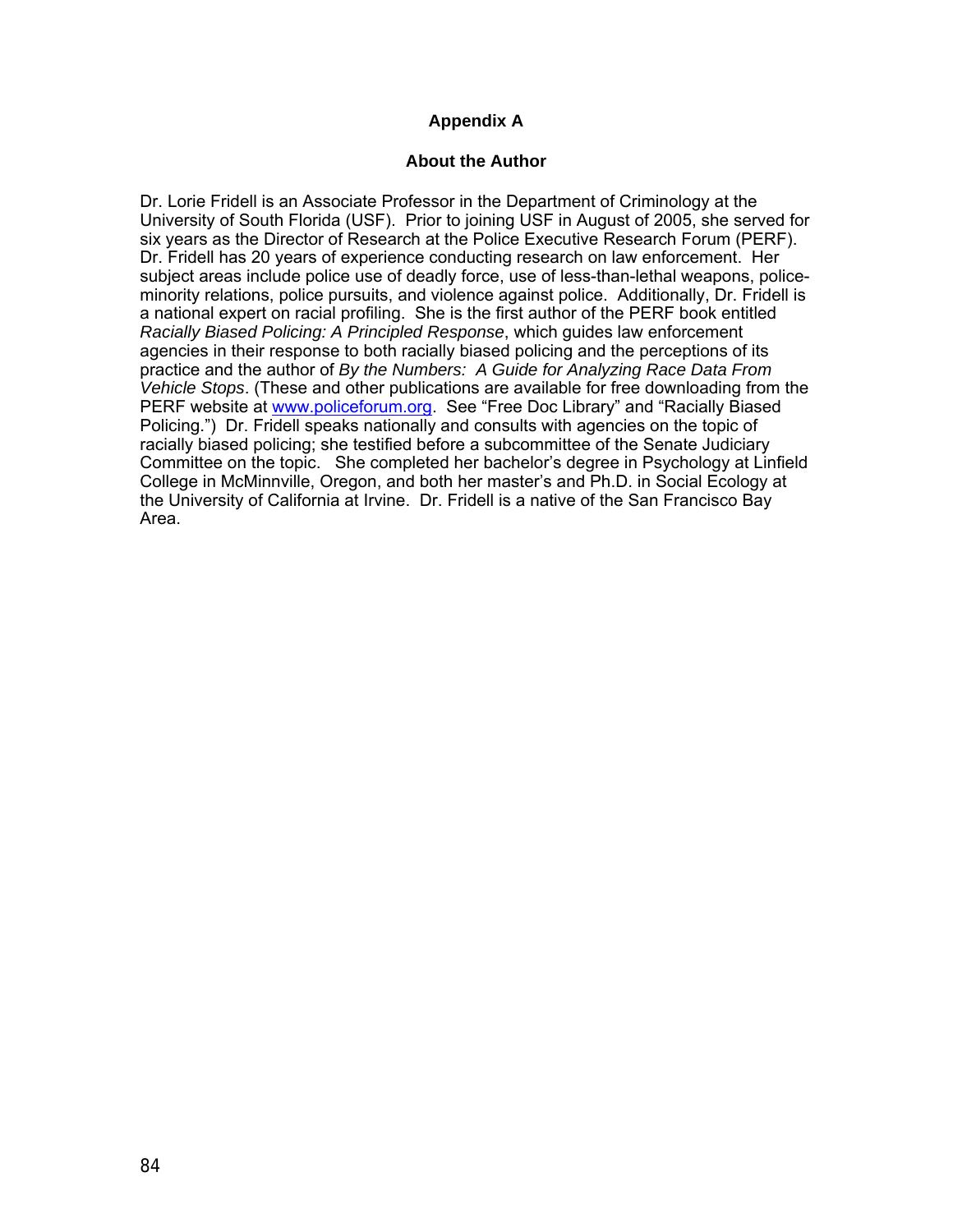# Appendix A

## About the Author

Dr. Lorie Fridell is an Associate Professor in the Department of Criminology at the University of South Florida (USF). Prior to joining USF in August of 2005, she served for six years as the Director of Research at the Police Executive Research Forum (PERF). Dr. Fridell has 20 years of experience conducting research on law enforcement. Her subject areas include police use of deadly force, use of less-than-lethal weapons, police-minority relations, police pursuits, and violence against police. Additionally, Dr. Fridell is a national expert on racial profiling. She is the first author of the PERF book entitled *Racially Biased Policing: A Principled Response*, which guides law enforcement agencies in their response to both racially biased policing and the perceptions of its practice and the author of *By the Numbers: A Guide for Analyzing Race Data From Vehicle Stops*. (These and other publications are available for free downloading from the PERF website at [www.policeforum.org](www.policeforum.org). See "Free Doc Library" and "Racially Biased Policing.") Dr. Fridell speaks nationally and consults with agencies on the topic of racially biased policing; she testified before a subcommittee of the Senate Judiciary Committee on the topic. She completed her bachelor's degree in Psychology at Linfield College in McMinnville, Oregon, and both her master's and Ph.D. in Social Ecology at the University of California at Irvine. Dr. Fridell is a native of the San Francisco Bay Area.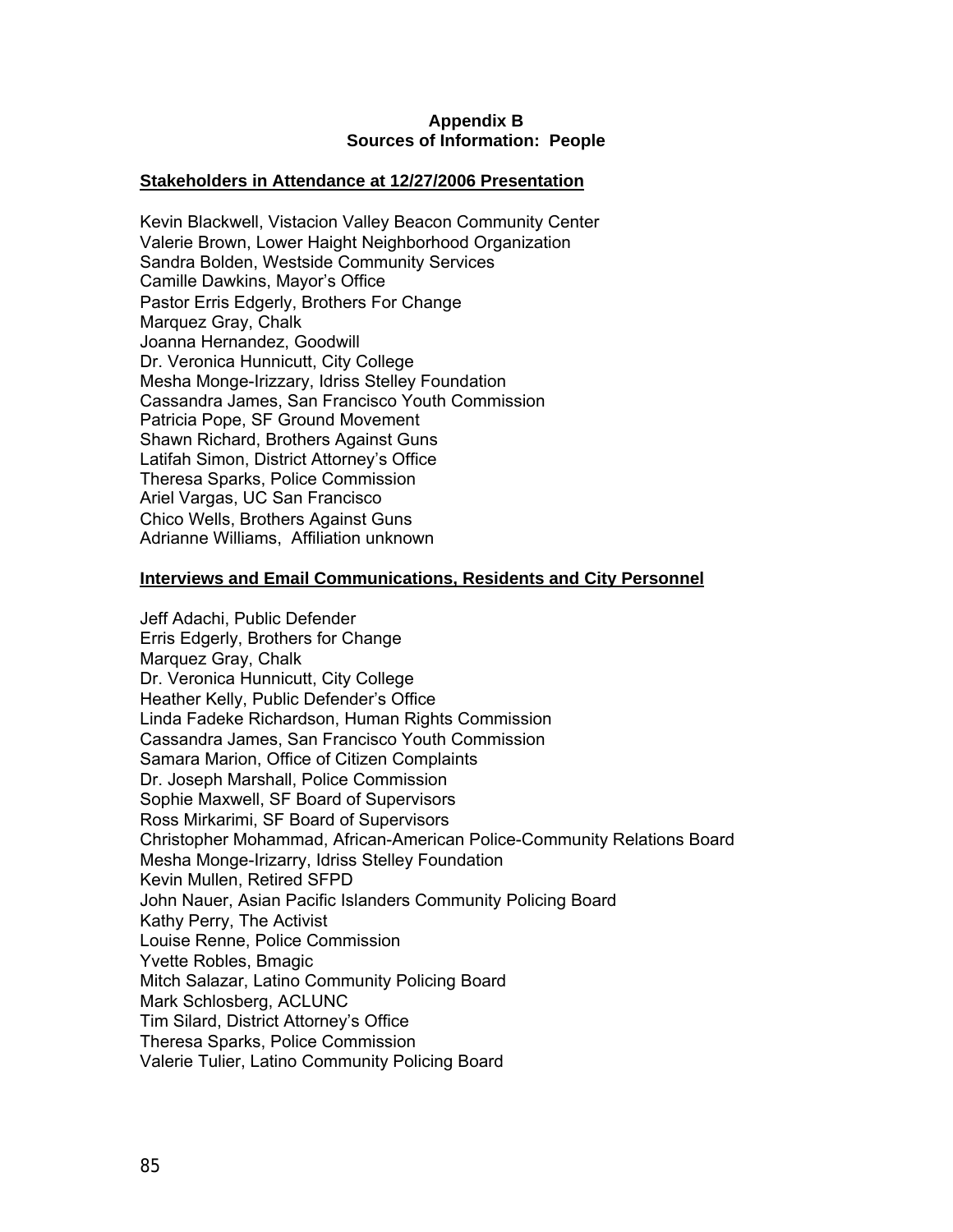# Appendix B
## Sources of Information: People

**Stakeholders in Attendance at 12/27/2006 Presentation**

Kevin Blackwell, Vistacion Valley Beacon Community Center
Valerie Brown, Lower Haight Neighborhood Organization
Sandra Bolden, Westside Community Services
Camille Dawkins, Mayor's Office
Pastor Erris Edgerly, Brothers For Change
Marquez Gray, Chalk
Joanna Hernandez, Goodwill
Dr. Veronica Hunnicutt, City College
Mesha Monge-Irizzary, Idriss Stelley Foundation
Cassandra James, San Francisco Youth Commission
Patricia Pope, SF Ground Movement
Shawn Richard, Brothers Against Guns
Latifah Simon, District Attorney's Office
Theresa Sparks, Police Commission
Ariel Vargas, UC San Francisco
Chico Wells, Brothers Against Guns
Adrianne Williams, Affiliation unknown

**Interviews and Email Communications, Residents and City Personnel**

Jeff Adachi, Public Defender
Erris Edgerly, Brothers for Change
Marquez Gray, Chalk
Dr. Veronica Hunnicutt, City College
Heather Kelly, Public Defender's Office
Linda Fadeke Richardson, Human Rights Commission
Cassandra James, San Francisco Youth Commission
Samara Marion, Office of Citizen Complaints
Dr. Joseph Marshall, Police Commission
Sophie Maxwell, SF Board of Supervisors
Ross Mirkarimi, SF Board of Supervisors
Christopher Mohammad, African-American Police-Community Relations Board
Mesha Monge-Irizarry, Idriss Stelley Foundation
Kevin Mullen, Retired SFPD
John Nauer, Asian Pacific Islanders Community Policing Board
Kathy Perry, The Activist
Louise Renne, Police Commission
Yvette Robles, Bmagic
Mitch Salazar, Latino Community Policing Board
Mark Schlosberg, ACLUNC
Tim Silard, District Attorney's Office
Theresa Sparks, Police Commission
Valerie Tulier, Latino Community Policing Board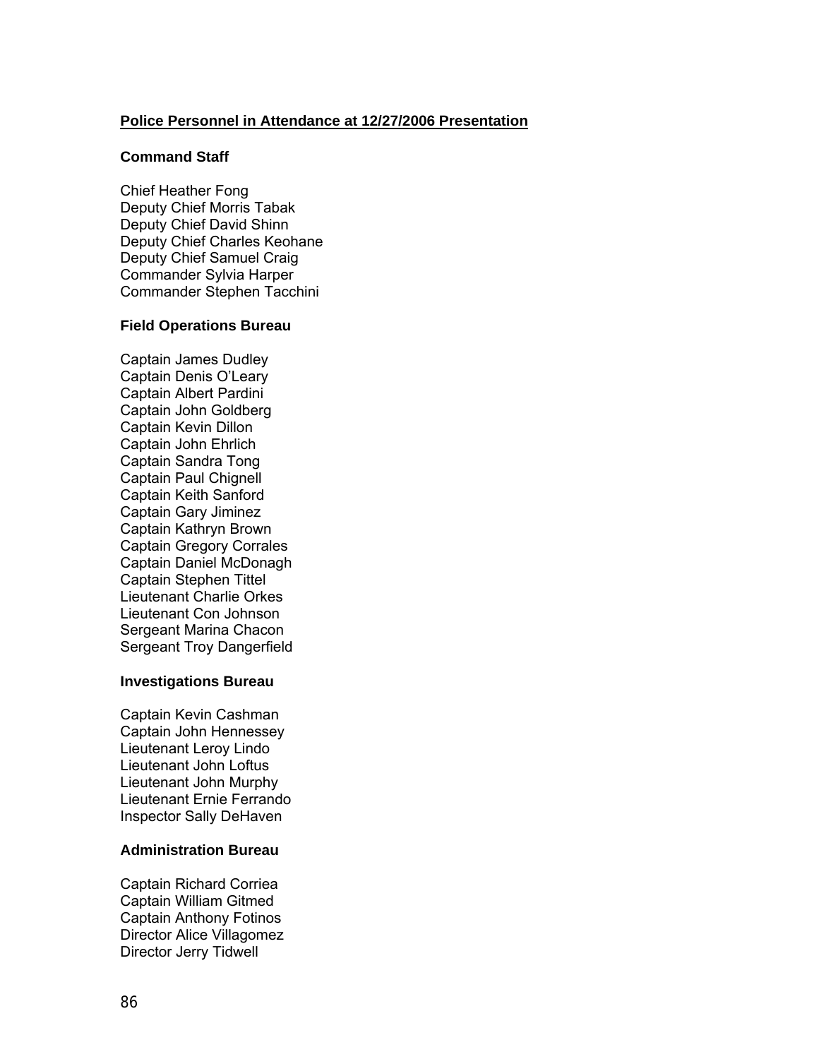## Police Personnel in Attendance at 12/27/2006 Presentation

### Command Staff

Chief Heather Fong
Deputy Chief Morris Tabak
Deputy Chief David Shinn
Deputy Chief Charles Keohane
Deputy Chief Samuel Craig
Commander Sylvia Harper
Commander Stephen Tacchini

### Field Operations Bureau

Captain James Dudley
Captain Denis O'Leary
Captain Albert Pardini
Captain John Goldberg
Captain Kevin Dillon
Captain John Ehrlich
Captain Sandra Tong
Captain Paul Chignell
Captain Keith Sanford
Captain Gary Jiminez
Captain Kathryn Brown
Captain Gregory Corrales
Captain Daniel McDonagh
Captain Stephen Tittel
Lieutenant Charlie Orkes
Lieutenant Con Johnson
Sergeant Marina Chacon
Sergeant Troy Dangerfield

### Investigations Bureau

Captain Kevin Cashman
Captain John Hennessey
Lieutenant Leroy Lindo
Lieutenant John Loftus
Lieutenant John Murphy
Lieutenant Ernie Ferrando
Inspector Sally DeHaven

### Administration Bureau

Captain Richard Corriea
Captain William Gitmed
Captain Anthony Fotinos
Director Alice Villagomez
Director Jerry Tidwell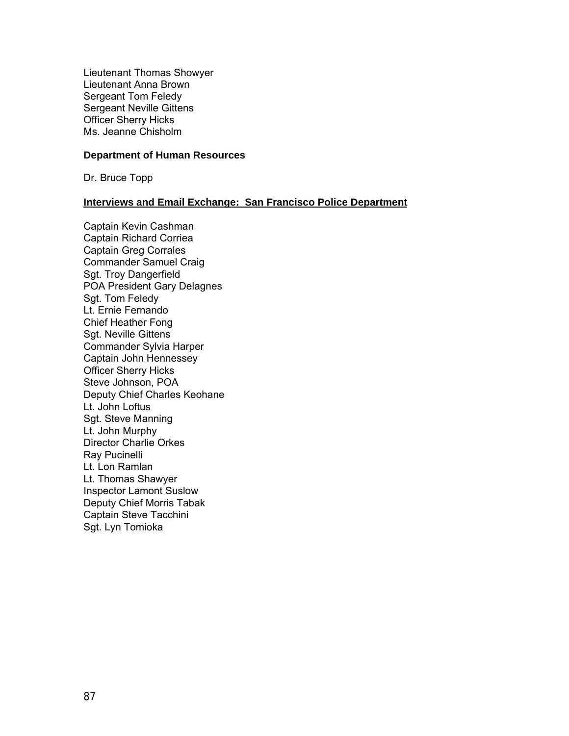Lieutenant Thomas Showyer
Lieutenant Anna Brown
Sergeant Tom Feledy
Sergeant Neville Gittens
Officer Sherry Hicks
Ms. Jeanne Chisholm

**Department of Human Resources**

Dr. Bruce Topp

**Interviews and Email Exchange: San Francisco Police Department**

Captain Kevin Cashman
Captain Richard Corriea
Captain Greg Corrales
Commander Samuel Craig
Sgt. Troy Dangerfield
POA President Gary Delagnes
Sgt. Tom Feledy
Lt. Ernie Fernando
Chief Heather Fong
Sgt. Neville Gittens
Commander Sylvia Harper
Captain John Hennessey
Officer Sherry Hicks
Steve Johnson, POA
Deputy Chief Charles Keohane
Lt. John Loftus
Sgt. Steve Manning
Lt. John Murphy
Director Charlie Orkes
Ray Pucinelli
Lt. Lon Ramlan
Lt. Thomas Shawyer
Inspector Lamont Suslow
Deputy Chief Morris Tabak
Captain Steve Tacchini
Sgt. Lyn Tomioka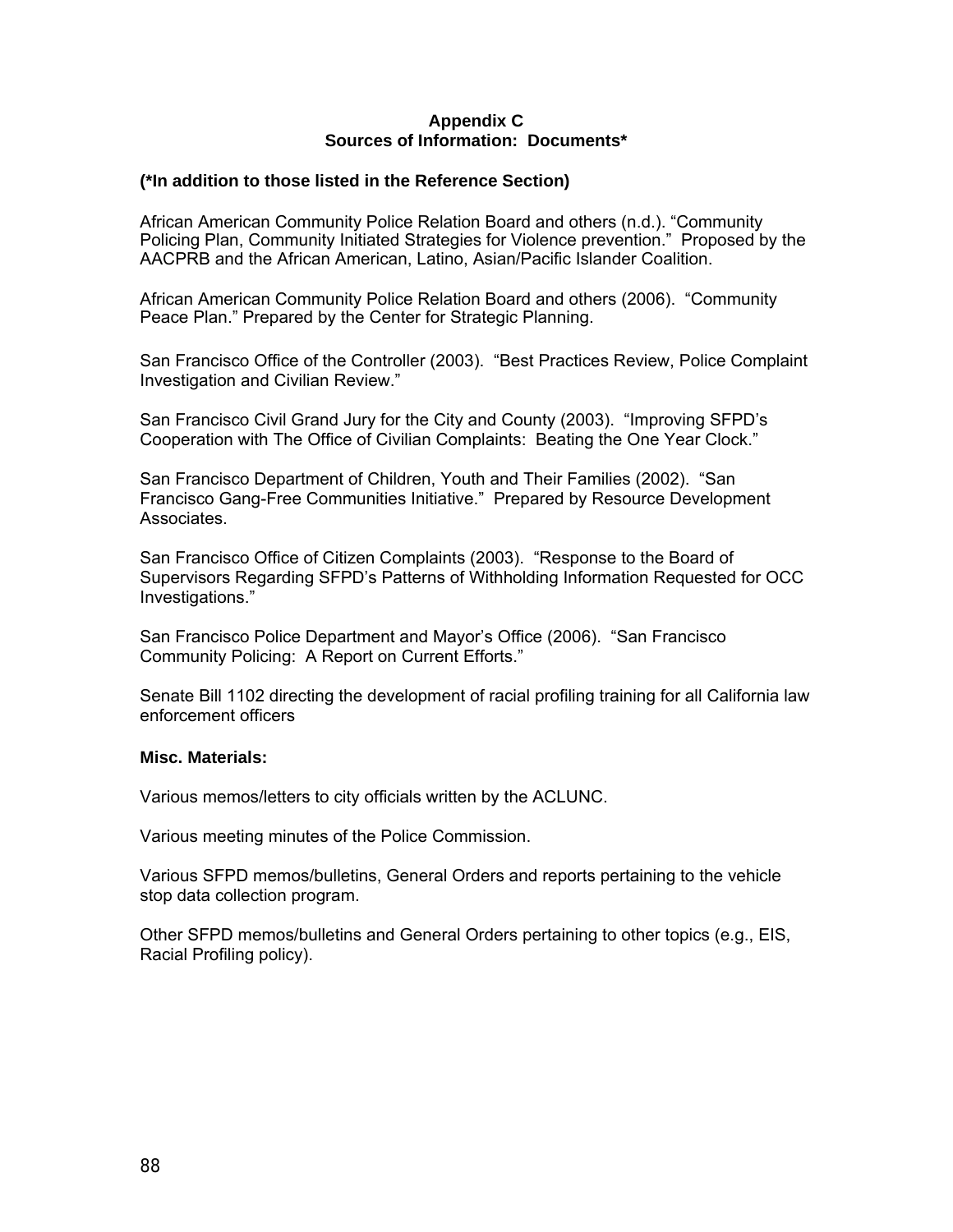# Appendix C
## Sources of Information: Documents*

**(*In addition to those listed in the Reference Section)**

African American Community Police Relation Board and others (n.d.). "Community Policing Plan, Community Initiated Strategies for Violence prevention." Proposed by the AACPRB and the African American, Latino, Asian/Pacific Islander Coalition.

African American Community Police Relation Board and others (2006). "Community Peace Plan." Prepared by the Center for Strategic Planning.

San Francisco Office of the Controller (2003). "Best Practices Review, Police Complaint Investigation and Civilian Review."

San Francisco Civil Grand Jury for the City and County (2003). "Improving SFPD's Cooperation with The Office of Civilian Complaints: Beating the One Year Clock."

San Francisco Department of Children, Youth and Their Families (2002). "San Francisco Gang-Free Communities Initiative." Prepared by Resource Development Associates.

San Francisco Office of Citizen Complaints (2003). "Response to the Board of Supervisors Regarding SFPD's Patterns of Withholding Information Requested for OCC Investigations."

San Francisco Police Department and Mayor's Office (2006). "San Francisco Community Policing: A Report on Current Efforts."

Senate Bill 1102 directing the development of racial profiling training for all California law enforcement officers

**Misc. Materials:**

Various memos/letters to city officials written by the ACLUNC.

Various meeting minutes of the Police Commission.

Various SFPD memos/bulletins, General Orders and reports pertaining to the vehicle stop data collection program.

Other SFPD memos/bulletins and General Orders pertaining to other topics (e.g., EIS, Racial Profiling policy).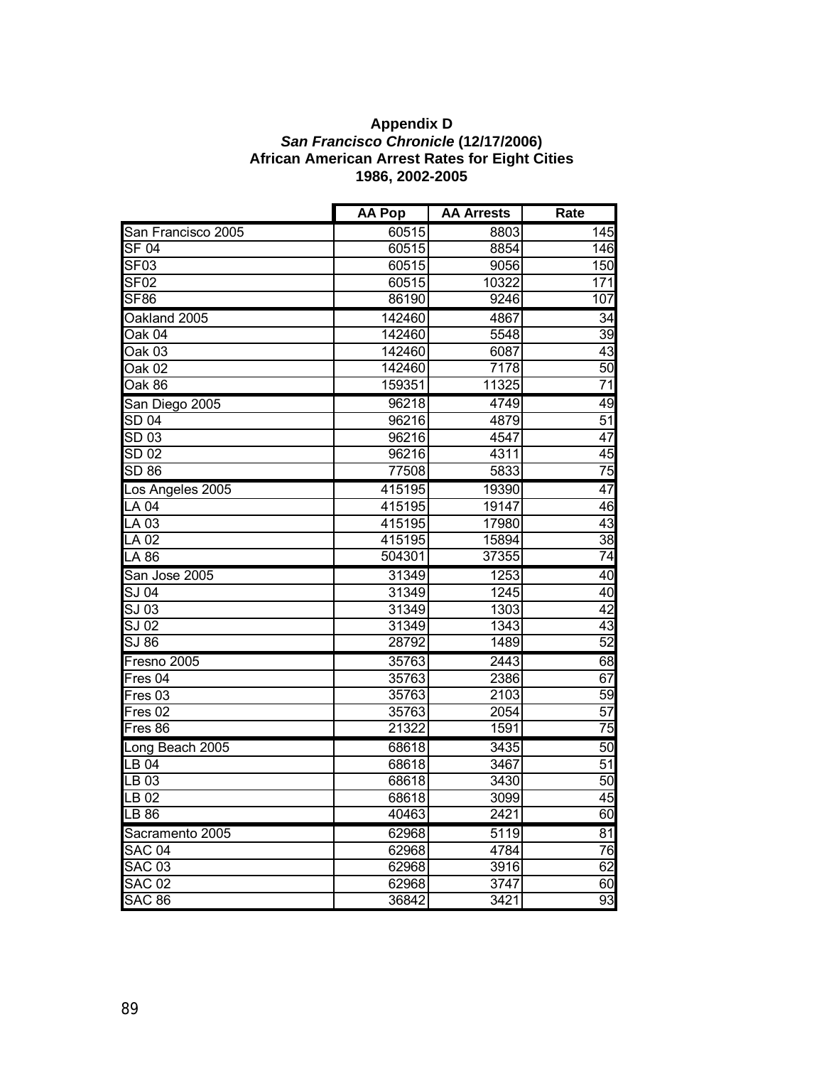**Appendix D**
***San Francisco Chronicle* (12/17/2006)**
**African American Arrest Rates for Eight Cities**
**1986, 2002-2005**

| | AA Pop | AA Arrests | Rate |
|---|---|---|---|
| San Francisco 2005 | 60515 | 8803 | 145 |
| SF 04 | 60515 | 8854 | 146 |
| SF03 | 60515 | 9056 | 150 |
| SF02 | 60515 | 10322 | 171 |
| SF86 | 86190 | 9246 | 107 |
| Oakland 2005 | 142460 | 4867 | 34 |
| Oak 04 | 142460 | 5548 | 39 |
| Oak 03 | 142460 | 6087 | 43 |
| Oak 02 | 142460 | 7178 | 50 |
| Oak 86 | 159351 | 11325 | 71 |
| San Diego 2005 | 96218 | 4749 | 49 |
| SD 04 | 96216 | 4879 | 51 |
| SD 03 | 96216 | 4547 | 47 |
| SD 02 | 96216 | 4311 | 45 |
| SD 86 | 77508 | 5833 | 75 |
| Los Angeles 2005 | 415195 | 19390 | 47 |
| LA 04 | 415195 | 19147 | 46 |
| LA 03 | 415195 | 17980 | 43 |
| LA 02 | 415195 | 15894 | 38 |
| LA 86 | 504301 | 37355 | 74 |
| San Jose 2005 | 31349 | 1253 | 40 |
| SJ 04 | 31349 | 1245 | 40 |
| SJ 03 | 31349 | 1303 | 42 |
| SJ 02 | 31349 | 1343 | 43 |
| SJ 86 | 28792 | 1489 | 52 |
| Fresno 2005 | 35763 | 2443 | 68 |
| Fres 04 | 35763 | 2386 | 67 |
| Fres 03 | 35763 | 2103 | 59 |
| Fres 02 | 35763 | 2054 | 57 |
| Fres 86 | 21322 | 1591 | 75 |
| Long Beach 2005 | 68618 | 3435 | 50 |
| LB 04 | 68618 | 3467 | 51 |
| LB 03 | 68618 | 3430 | 50 |
| LB 02 | 68618 | 3099 | 45 |
| LB 86 | 40463 | 2421 | 60 |
| Sacramento 2005 | 62968 | 5119 | 81 |
| SAC 04 | 62968 | 4784 | 76 |
| SAC 03 | 62968 | 3916 | 62 |
| SAC 02 | 62968 | 3747 | 60 |
| SAC 86 | 36842 | 3421 | 93 |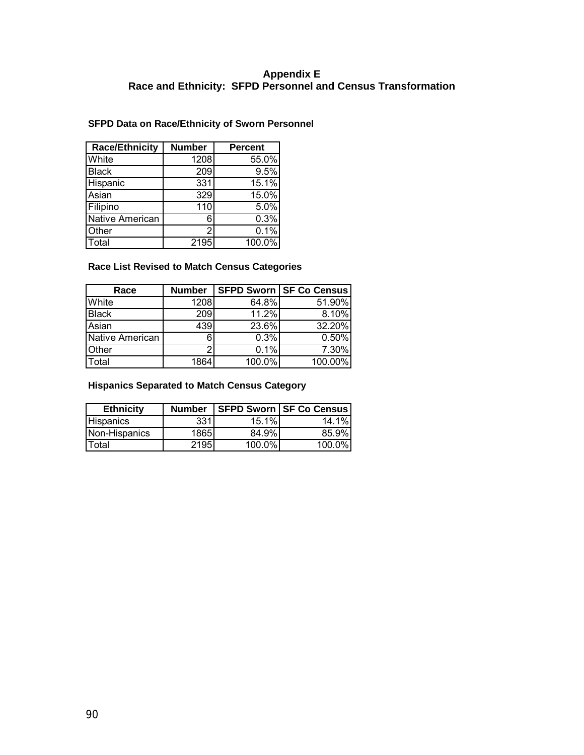# Appendix E
# Race and Ethnicity: SFPD Personnel and Census Transformation

**SFPD Data on Race/Ethnicity of Sworn Personnel**

| Race/Ethnicity | Number | Percent |
|---|---|---|
| White | 1208 | 55.0% |
| Black | 209 | 9.5% |
| Hispanic | 331 | 15.1% |
| Asian | 329 | 15.0% |
| Filipino | 110 | 5.0% |
| Native American | 6 | 0.3% |
| Other | 2 | 0.1% |
| Total | 2195 | 100.0% |

**Race List Revised to Match Census Categories**

| Race | Number | SFPD Sworn | SF Co Census |
|---|---|---|---|
| White | 1208 | 64.8% | 51.90% |
| Black | 209 | 11.2% | 8.10% |
| Asian | 439 | 23.6% | 32.20% |
| Native American | 6 | 0.3% | 0.50% |
| Other | 2 | 0.1% | 7.30% |
| Total | 1864 | 100.0% | 100.00% |

**Hispanics Separated to Match Census Category**

| Ethnicity | Number | SFPD Sworn | SF Co Census |
|---|---|---|---|
| Hispanics | 331 | 15.1% | 14.1% |
| Non-Hispanics | 1865 | 84.9% | 85.9% |
| Total | 2195 | 100.0% | 100.0% |